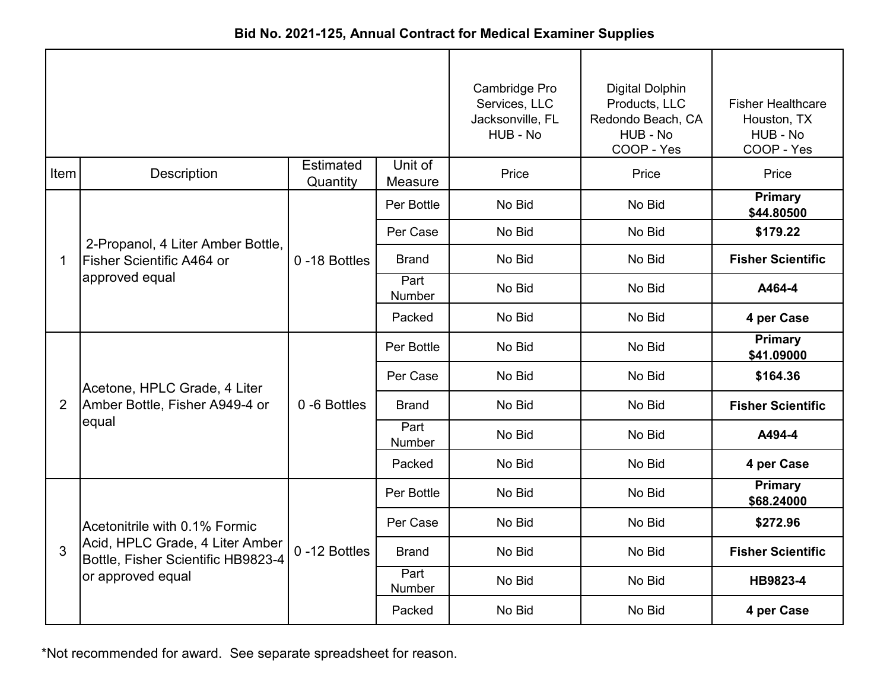**Bid No. 2021-125, Annual Contract for Medical Examiner Supplies**

| | | | | Cambridge Pro Services, LLC Jacksonville, FL HUB - No | Digital Dolphin Products, LLC Redondo Beach, CA HUB - No COOP - Yes | Fisher Healthcare Houston, TX HUB - No COOP - Yes |
|---|---|---|---|---|---|---|
| Item | Description | Estimated Quantity | Unit of Measure | Price | Price | Price |
| 1 | 2-Propanol, 4 Liter Amber Bottle, Fisher Scientific A464 or approved equal | 0 -18 Bottles | Per Bottle | No Bid | No Bid | **Primary $44.80500** |
| | | | Per Case | No Bid | No Bid | **$179.22** |
| | | | Brand | No Bid | No Bid | **Fisher Scientific** |
| | | | Part Number | No Bid | No Bid | **A464-4** |
| | | | Packed | No Bid | No Bid | **4 per Case** |
| 2 | Acetone, HPLC Grade, 4 Liter Amber Bottle, Fisher A949-4 or equal | 0 -6 Bottles | Per Bottle | No Bid | No Bid | **Primary $41.09000** |
| | | | Per Case | No Bid | No Bid | **$164.36** |
| | | | Brand | No Bid | No Bid | **Fisher Scientific** |
| | | | Part Number | No Bid | No Bid | **A494-4** |
| | | | Packed | No Bid | No Bid | **4 per Case** |
| 3 | Acetonitrile with 0.1% Formic Acid, HPLC Grade, 4 Liter Amber Bottle, Fisher Scientific HB9823-4 or approved equal | 0 -12 Bottles | Per Bottle | No Bid | No Bid | **Primary $68.24000** |
| | | | Per Case | No Bid | No Bid | **$272.96** |
| | | | Brand | No Bid | No Bid | **Fisher Scientific** |
| | | | Part Number | No Bid | No Bid | **HB9823-4** |
| | | | Packed | No Bid | No Bid | **4 per Case** |

*Not recommended for award. See separate spreadsheet for reason.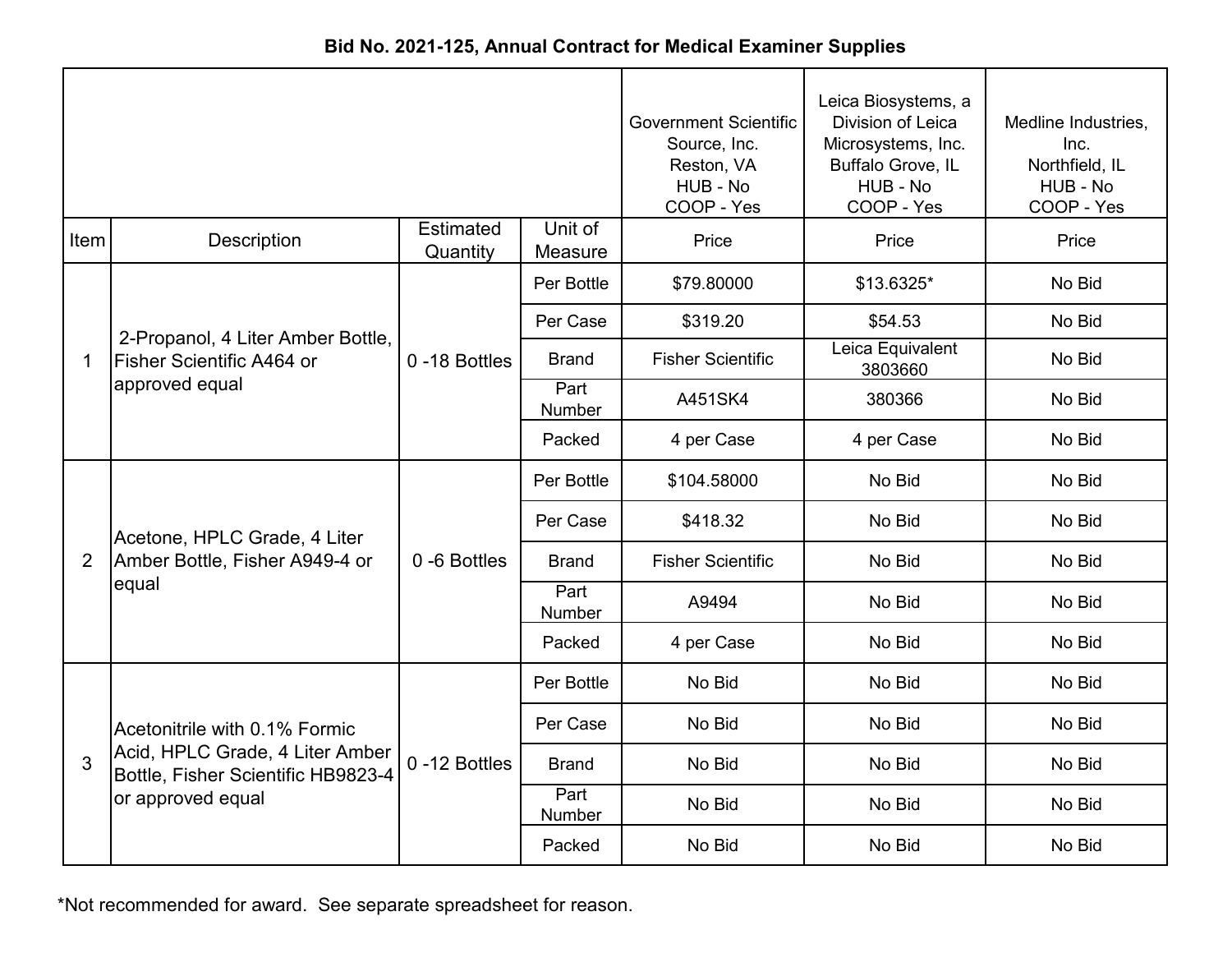**Bid No. 2021-125, Annual Contract for Medical Examiner Supplies**

| Item | Description | Estimated Quantity | Unit of Measure | Government Scientific Source, Inc. Reston, VA HUB - No COOP - Yes | Leica Biosystems, a Division of Leica Microsystems, Inc. Buffalo Grove, IL HUB - No COOP - Yes | Medline Industries, Inc. Northfield, IL HUB - No COOP - Yes |
|---|---|---|---|---|---|---|
| | | | | Price | Price | Price |
| 1 | 2-Propanol, 4 Liter Amber Bottle, Fisher Scientific A464 or approved equal | 0 -18 Bottles | Per Bottle | $79.80000 | $13.6325* | No Bid |
| | | | Per Case | $319.20 | $54.53 | No Bid |
| | | | Brand | Fisher Scientific | Leica Equivalent 3803660 | No Bid |
| | | | Part Number | A451SK4 | 380366 | No Bid |
| | | | Packed | 4 per Case | 4 per Case | No Bid |
| 2 | Acetone, HPLC Grade, 4 Liter Amber Bottle, Fisher A949-4 or equal | 0 -6 Bottles | Per Bottle | $104.58000 | No Bid | No Bid |
| | | | Per Case | $418.32 | No Bid | No Bid |
| | | | Brand | Fisher Scientific | No Bid | No Bid |
| | | | Part Number | A9494 | No Bid | No Bid |
| | | | Packed | 4 per Case | No Bid | No Bid |
| 3 | Acetonitrile with 0.1% Formic Acid, HPLC Grade, 4 Liter Amber Bottle, Fisher Scientific HB9823-4 or approved equal | 0 -12 Bottles | Per Bottle | No Bid | No Bid | No Bid |
| | | | Per Case | No Bid | No Bid | No Bid |
| | | | Brand | No Bid | No Bid | No Bid |
| | | | Part Number | No Bid | No Bid | No Bid |
| | | | Packed | No Bid | No Bid | No Bid |

*Not recommended for award. See separate spreadsheet for reason.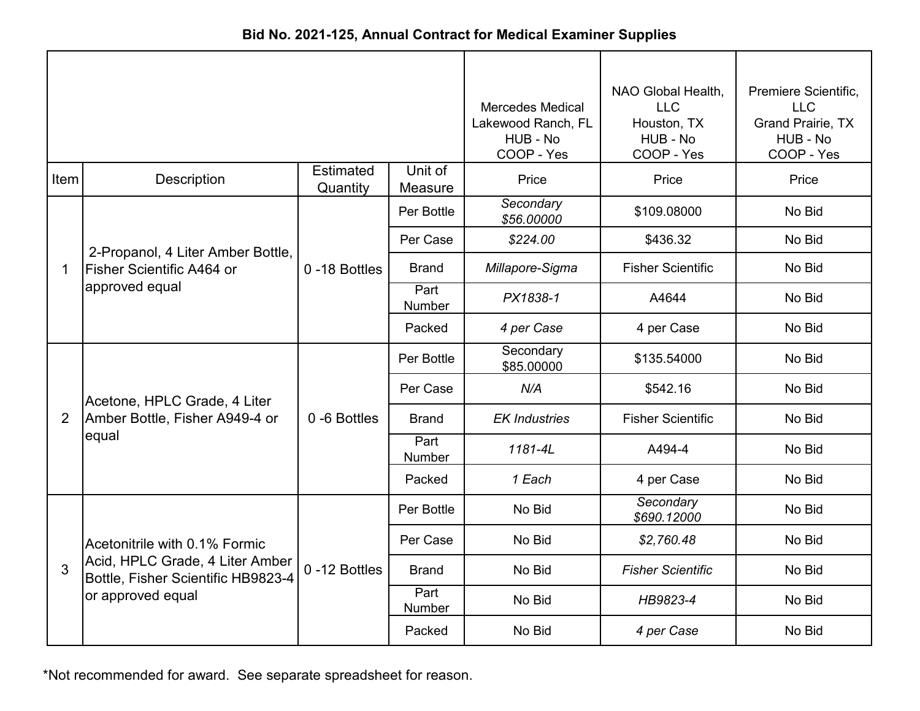**Bid No. 2021-125, Annual Contract for Medical Examiner Supplies**

| Item | Description | Estimated Quantity | Unit of Measure | Mercedes Medical Lakewood Ranch, FL HUB - No COOP - Yes Price | NAO Global Health, LLC Houston, TX HUB - No COOP - Yes Price | Premiere Scientific, LLC Grand Prairie, TX HUB - No COOP - Yes Price |
|---|---|---|---|---|---|---|
| 1 | 2-Propanol, 4 Liter Amber Bottle, Fisher Scientific A464 or approved equal | 0 -18 Bottles | Per Bottle | *Secondary $56.00000* | $109.08000 | No Bid |
| | | | Per Case | *$224.00* | $436.32 | No Bid |
| | | | Brand | *Millapore-Sigma* | Fisher Scientific | No Bid |
| | | | Part Number | *PX1838-1* | A4644 | No Bid |
| | | | Packed | *4 per Case* | 4 per Case | No Bid |
| 2 | Acetone, HPLC Grade, 4 Liter Amber Bottle, Fisher A949-4 or equal | 0 -6 Bottles | Per Bottle | Secondary $85.00000 | $135.54000 | No Bid |
| | | | Per Case | *N/A* | $542.16 | No Bid |
| | | | Brand | *EK Industries* | Fisher Scientific | No Bid |
| | | | Part Number | *1181-4L* | A494-4 | No Bid |
| | | | Packed | *1 Each* | 4 per Case | No Bid |
| 3 | Acetonitrile with 0.1% Formic Acid, HPLC Grade, 4 Liter Amber Bottle, Fisher Scientific HB9823-4 or approved equal | 0 -12 Bottles | Per Bottle | No Bid | *Secondary $690.12000* | No Bid |
| | | | Per Case | No Bid | *$2,760.48* | No Bid |
| | | | Brand | No Bid | *Fisher Scientific* | No Bid |
| | | | Part Number | No Bid | *HB9823-4* | No Bid |
| | | | Packed | No Bid | *4 per Case* | No Bid |

*Not recommended for award. See separate spreadsheet for reason.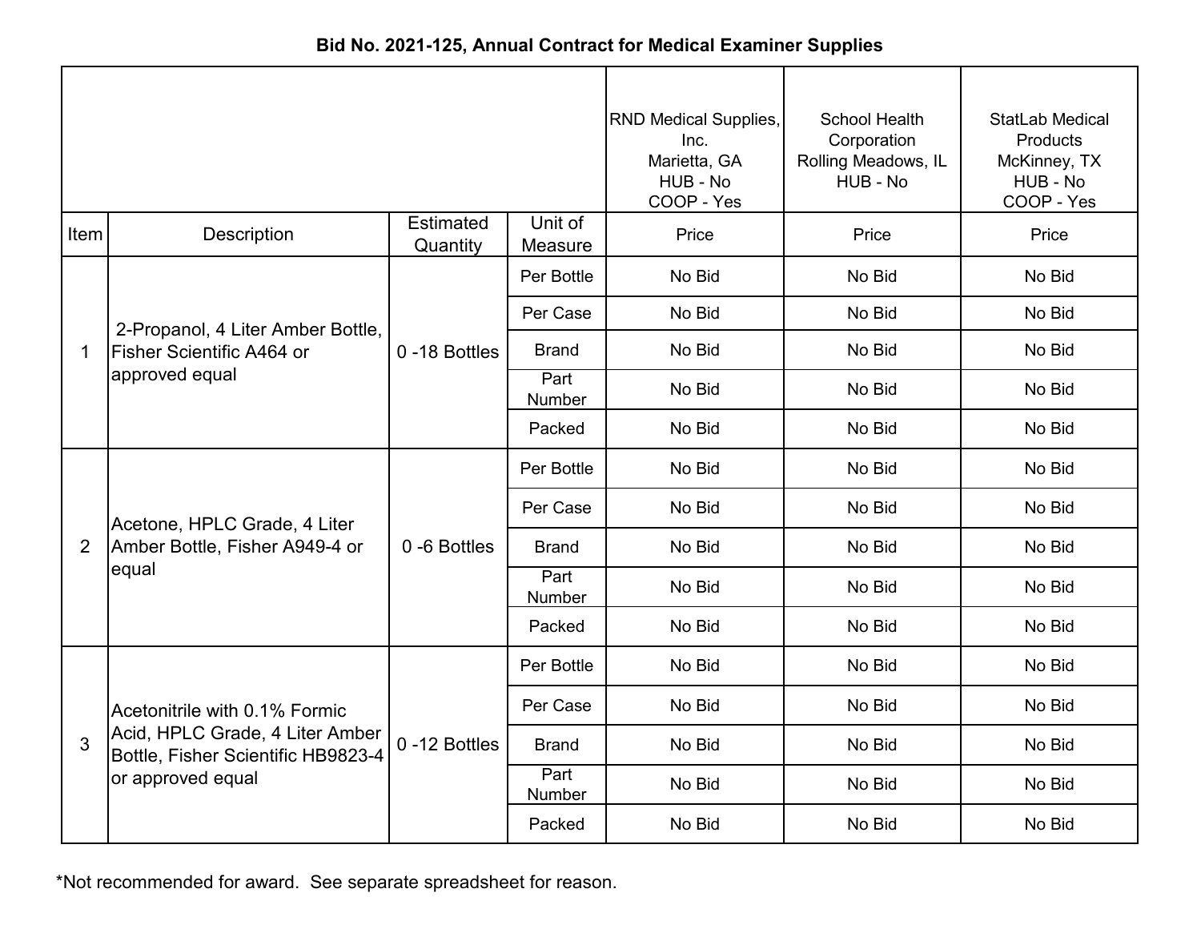**Bid No. 2021-125, Annual Contract for Medical Examiner Supplies**

| Item | Description | Estimated Quantity | Unit of Measure | RND Medical Supplies, Inc. Marietta, GA HUB - No COOP - Yes | School Health Corporation Rolling Meadows, IL HUB - No | StatLab Medical Products McKinney, TX HUB - No COOP - Yes |
|---|---|---|---|---|---|---|
| | | | | Price | Price | Price |
| 1 | 2-Propanol, 4 Liter Amber Bottle, Fisher Scientific A464 or approved equal | 0 -18 Bottles | Per Bottle | No Bid | No Bid | No Bid |
| | | | Per Case | No Bid | No Bid | No Bid |
| | | | Brand | No Bid | No Bid | No Bid |
| | | | Part Number | No Bid | No Bid | No Bid |
| | | | Packed | No Bid | No Bid | No Bid |
| 2 | Acetone, HPLC Grade, 4 Liter Amber Bottle, Fisher A949-4 or equal | 0 -6 Bottles | Per Bottle | No Bid | No Bid | No Bid |
| | | | Per Case | No Bid | No Bid | No Bid |
| | | | Brand | No Bid | No Bid | No Bid |
| | | | Part Number | No Bid | No Bid | No Bid |
| | | | Packed | No Bid | No Bid | No Bid |
| 3 | Acetonitrile with 0.1% Formic Acid, HPLC Grade, 4 Liter Amber Bottle, Fisher Scientific HB9823-4 or approved equal | 0 -12 Bottles | Per Bottle | No Bid | No Bid | No Bid |
| | | | Per Case | No Bid | No Bid | No Bid |
| | | | Brand | No Bid | No Bid | No Bid |
| | | | Part Number | No Bid | No Bid | No Bid |
| | | | Packed | No Bid | No Bid | No Bid |

*Not recommended for award. See separate spreadsheet for reason.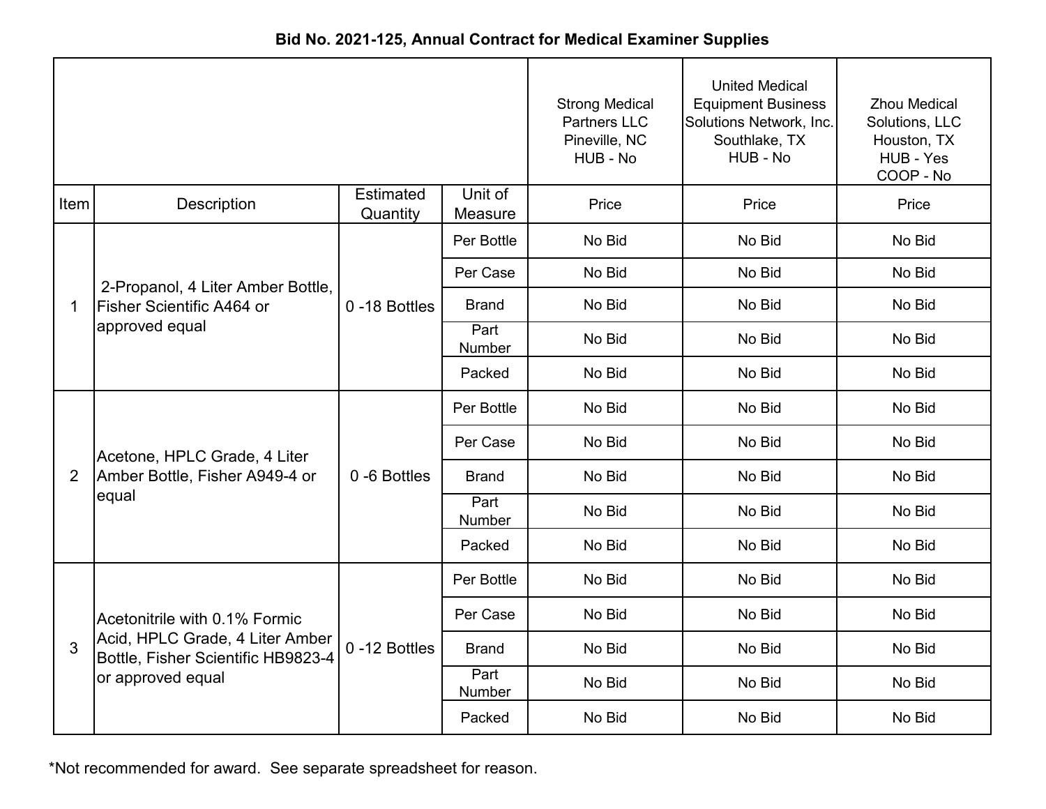**Bid No. 2021-125, Annual Contract for Medical Examiner Supplies**

| | | | | Strong Medical Partners LLC Pineville, NC HUB - No | United Medical Equipment Business Solutions Network, Inc. Southlake, TX HUB - No | Zhou Medical Solutions, LLC Houston, TX HUB - Yes COOP - No |
|---|---|---|---|---|---|---|
| Item | Description | Estimated Quantity | Unit of Measure | Price | Price | Price |
| 1 | 2-Propanol, 4 Liter Amber Bottle, Fisher Scientific A464 or approved equal | 0 -18 Bottles | Per Bottle | No Bid | No Bid | No Bid |
| | | | Per Case | No Bid | No Bid | No Bid |
| | | | Brand | No Bid | No Bid | No Bid |
| | | | Part Number | No Bid | No Bid | No Bid |
| | | | Packed | No Bid | No Bid | No Bid |
| 2 | Acetone, HPLC Grade, 4 Liter Amber Bottle, Fisher A949-4 or equal | 0 -6 Bottles | Per Bottle | No Bid | No Bid | No Bid |
| | | | Per Case | No Bid | No Bid | No Bid |
| | | | Brand | No Bid | No Bid | No Bid |
| | | | Part Number | No Bid | No Bid | No Bid |
| | | | Packed | No Bid | No Bid | No Bid |
| 3 | Acetonitrile with 0.1% Formic Acid, HPLC Grade, 4 Liter Amber Bottle, Fisher Scientific HB9823-4 or approved equal | 0 -12 Bottles | Per Bottle | No Bid | No Bid | No Bid |
| | | | Per Case | No Bid | No Bid | No Bid |
| | | | Brand | No Bid | No Bid | No Bid |
| | | | Part Number | No Bid | No Bid | No Bid |
| | | | Packed | No Bid | No Bid | No Bid |

*Not recommended for award. See separate spreadsheet for reason.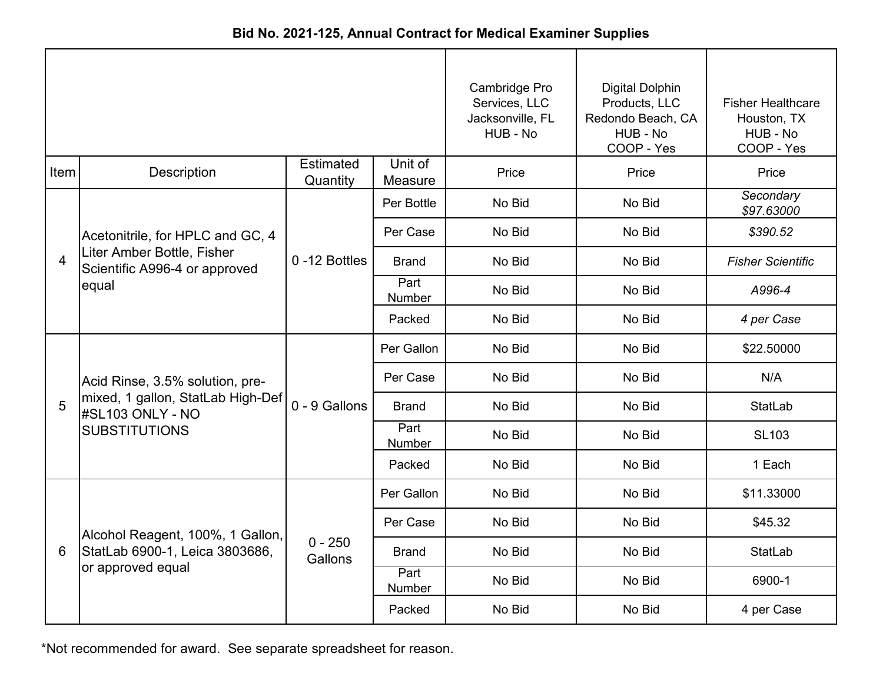**Bid No. 2021-125, Annual Contract for Medical Examiner Supplies**

| | | | | Cambridge Pro Services, LLC Jacksonville, FL HUB - No | Digital Dolphin Products, LLC Redondo Beach, CA HUB - No COOP - Yes | Fisher Healthcare Houston, TX HUB - No COOP - Yes |
|---|---|---|---|---|---|---|
| Item | Description | Estimated Quantity | Unit of Measure | Price | Price | Price |
| 4 | Acetonitrile, for HPLC and GC, 4 Liter Amber Bottle, Fisher Scientific A996-4 or approved equal | 0 -12 Bottles | Per Bottle | No Bid | No Bid | *Secondary $97.63000* |
| | | | Per Case | No Bid | No Bid | *$390.52* |
| | | | Brand | No Bid | No Bid | *Fisher Scientific* |
| | | | Part Number | No Bid | No Bid | *A996-4* |
| | | | Packed | No Bid | No Bid | *4 per Case* |
| 5 | Acid Rinse, 3.5% solution, pre-mixed, 1 gallon, StatLab High-Def #SL103 ONLY - NO SUBSTITUTIONS | 0 - 9 Gallons | Per Gallon | No Bid | No Bid | $22.50000 |
| | | | Per Case | No Bid | No Bid | N/A |
| | | | Brand | No Bid | No Bid | StatLab |
| | | | Part Number | No Bid | No Bid | SL103 |
| | | | Packed | No Bid | No Bid | 1 Each |
| 6 | Alcohol Reagent, 100%, 1 Gallon, StatLab 6900-1, Leica 3803686, or approved equal | 0 - 250 Gallons | Per Gallon | No Bid | No Bid | $11.33000 |
| | | | Per Case | No Bid | No Bid | $45.32 |
| | | | Brand | No Bid | No Bid | StatLab |
| | | | Part Number | No Bid | No Bid | 6900-1 |
| | | | Packed | No Bid | No Bid | 4 per Case |

*Not recommended for award. See separate spreadsheet for reason.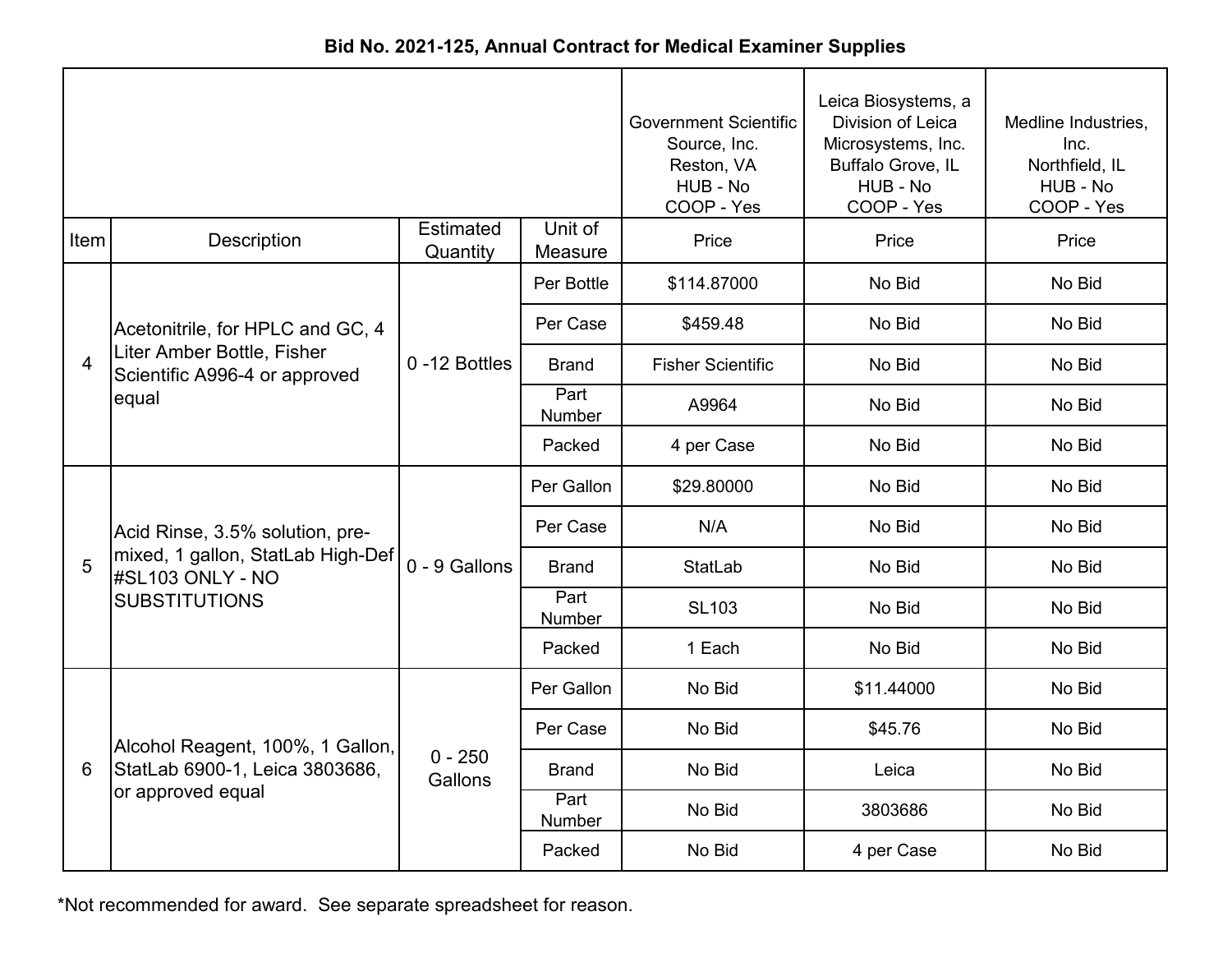**Bid No. 2021-125, Annual Contract for Medical Examiner Supplies**

| | | | | Government Scientific Source, Inc. Reston, VA HUB - No COOP - Yes | Leica Biosystems, a Division of Leica Microsystems, Inc. Buffalo Grove, IL HUB - No COOP - Yes | Medline Industries, Inc. Northfield, IL HUB - No COOP - Yes |
|---|---|---|---|---|---|---|
| Item | Description | Estimated Quantity | Unit of Measure | Price | Price | Price |
| 4 | Acetonitrile, for HPLC and GC, 4 Liter Amber Bottle, Fisher Scientific A996-4 or approved equal | 0 -12 Bottles | Per Bottle | $114.87000 | No Bid | No Bid |
| | | | Per Case | $459.48 | No Bid | No Bid |
| | | | Brand | Fisher Scientific | No Bid | No Bid |
| | | | Part Number | A9964 | No Bid | No Bid |
| | | | Packed | 4 per Case | No Bid | No Bid |
| 5 | Acid Rinse, 3.5% solution, pre-mixed, 1 gallon, StatLab High-Def #SL103 ONLY - NO SUBSTITUTIONS | 0 - 9 Gallons | Per Gallon | $29.80000 | No Bid | No Bid |
| | | | Per Case | N/A | No Bid | No Bid |
| | | | Brand | StatLab | No Bid | No Bid |
| | | | Part Number | SL103 | No Bid | No Bid |
| | | | Packed | 1 Each | No Bid | No Bid |
| 6 | Alcohol Reagent, 100%, 1 Gallon, StatLab 6900-1, Leica 3803686, or approved equal | 0 - 250 Gallons | Per Gallon | No Bid | $11.44000 | No Bid |
| | | | Per Case | No Bid | $45.76 | No Bid |
| | | | Brand | No Bid | Leica | No Bid |
| | | | Part Number | No Bid | 3803686 | No Bid |
| | | | Packed | No Bid | 4 per Case | No Bid |

*Not recommended for award. See separate spreadsheet for reason.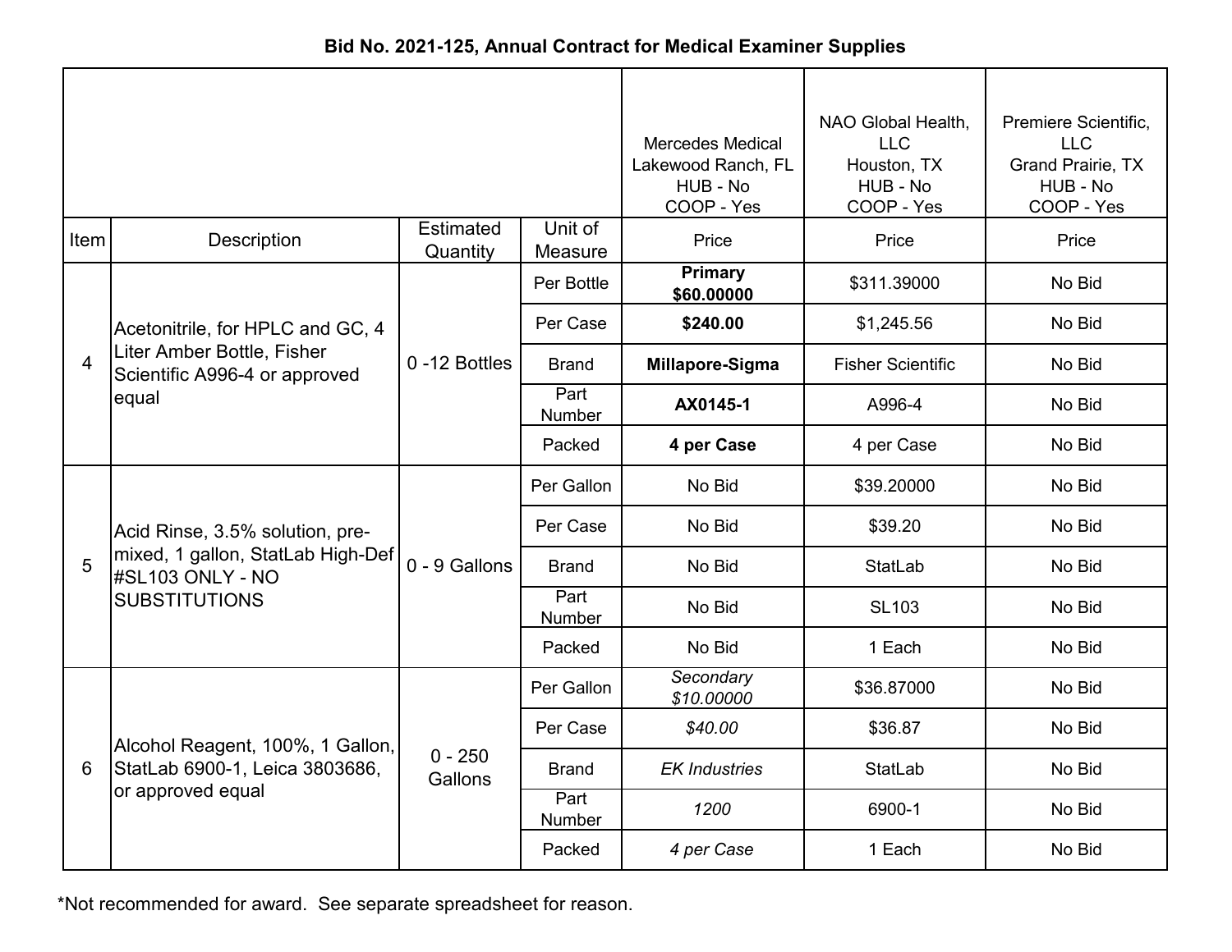## Bid No. 2021-125, Annual Contract for Medical Examiner Supplies

| | | | | Mercedes Medical Lakewood Ranch, FL HUB - No COOP - Yes | NAO Global Health, LLC Houston, TX HUB - No COOP - Yes | Premiere Scientific, LLC Grand Prairie, TX HUB - No COOP - Yes |
|---|---|---|---|---|---|---|
| Item | Description | Estimated Quantity | Unit of Measure | Price | Price | Price |
| 4 | Acetonitrile, for HPLC and GC, 4 Liter Amber Bottle, Fisher Scientific A996-4 or approved equal | 0 -12 Bottles | Per Bottle | **Primary $60.00000** | $311.39000 | No Bid |
| | | | Per Case | **$240.00** | $1,245.56 | No Bid |
| | | | Brand | **Millapore-Sigma** | Fisher Scientific | No Bid |
| | | | Part Number | **AX0145-1** | A996-4 | No Bid |
| | | | Packed | **4 per Case** | 4 per Case | No Bid |
| 5 | Acid Rinse, 3.5% solution, pre-mixed, 1 gallon, StatLab High-Def #SL103 ONLY - NO SUBSTITUTIONS | 0 - 9 Gallons | Per Gallon | No Bid | $39.20000 | No Bid |
| | | | Per Case | No Bid | $39.20 | No Bid |
| | | | Brand | No Bid | StatLab | No Bid |
| | | | Part Number | No Bid | SL103 | No Bid |
| | | | Packed | No Bid | 1 Each | No Bid |
| 6 | Alcohol Reagent, 100%, 1 Gallon, StatLab 6900-1, Leica 3803686, or approved equal | 0 - 250 Gallons | Per Gallon | *Secondary $10.00000* | $36.87000 | No Bid |
| | | | Per Case | *$40.00* | $36.87 | No Bid |
| | | | Brand | *EK Industries* | StatLab | No Bid |
| | | | Part Number | *1200* | 6900-1 | No Bid |
| | | | Packed | *4 per Case* | 1 Each | No Bid |

*Not recommended for award. See separate spreadsheet for reason.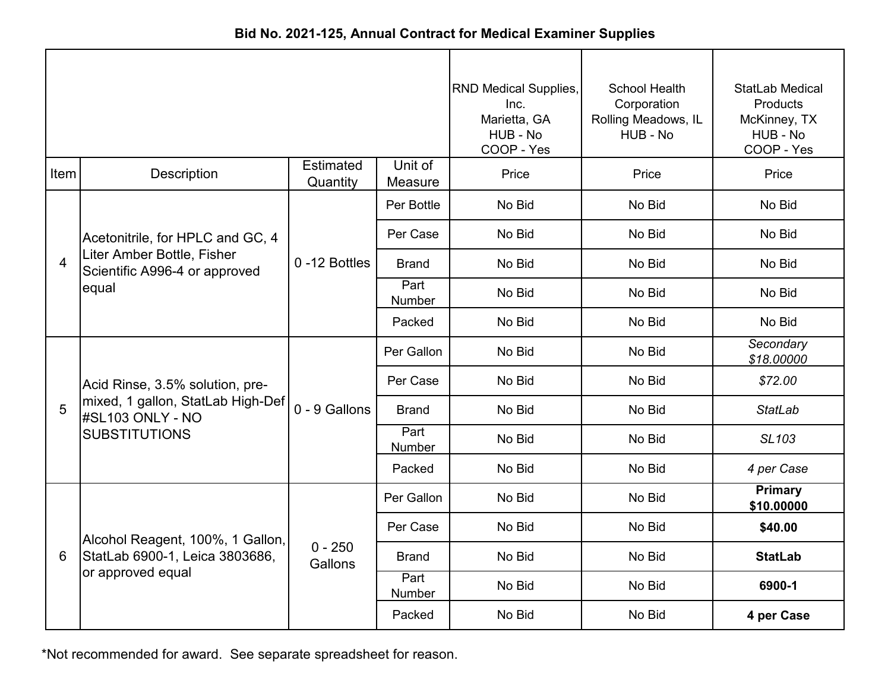# Bid No. 2021-125, Annual Contract for Medical Examiner Supplies

| | | | | RND Medical Supplies, Inc. Marietta, GA HUB - No COOP - Yes | School Health Corporation Rolling Meadows, IL HUB - No | StatLab Medical Products McKinney, TX HUB - No COOP - Yes |
|---|---|---|---|---|---|---|
| Item | Description | Estimated Quantity | Unit of Measure | Price | Price | Price |
| 4 | Acetonitrile, for HPLC and GC, 4 Liter Amber Bottle, Fisher Scientific A996-4 or approved equal | 0 -12 Bottles | Per Bottle | No Bid | No Bid | No Bid |
| | | | Per Case | No Bid | No Bid | No Bid |
| | | | Brand | No Bid | No Bid | No Bid |
| | | | Part Number | No Bid | No Bid | No Bid |
| | | | Packed | No Bid | No Bid | No Bid |
| 5 | Acid Rinse, 3.5% solution, pre-mixed, 1 gallon, StatLab High-Def #SL103 ONLY - NO SUBSTITUTIONS | 0 - 9 Gallons | Per Gallon | No Bid | No Bid | *Secondary $18.00000* |
| | | | Per Case | No Bid | No Bid | *$72.00* |
| | | | Brand | No Bid | No Bid | *StatLab* |
| | | | Part Number | No Bid | No Bid | *SL103* |
| | | | Packed | No Bid | No Bid | *4 per Case* |
| 6 | Alcohol Reagent, 100%, 1 Gallon, StatLab 6900-1, Leica 3803686, or approved equal | 0 - 250 Gallons | Per Gallon | No Bid | No Bid | **Primary $10.00000** |
| | | | Per Case | No Bid | No Bid | **$40.00** |
| | | | Brand | No Bid | No Bid | **StatLab** |
| | | | Part Number | No Bid | No Bid | **6900-1** |
| | | | Packed | No Bid | No Bid | **4 per Case** |

*Not recommended for award. See separate spreadsheet for reason.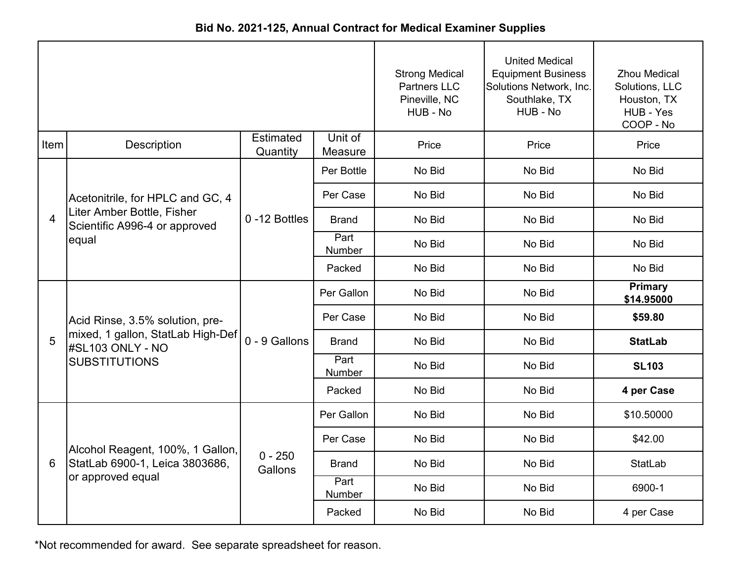**Bid No. 2021-125, Annual Contract for Medical Examiner Supplies**

| | | | | Strong Medical Partners LLC Pineville, NC HUB - No | United Medical Equipment Business Solutions Network, Inc. Southlake, TX HUB - No | Zhou Medical Solutions, LLC Houston, TX HUB - Yes COOP - No |
|---|---|---|---|---|---|---|
| Item | Description | Estimated Quantity | Unit of Measure | Price | Price | Price |
| 4 | Acetonitrile, for HPLC and GC, 4 Liter Amber Bottle, Fisher Scientific A996-4 or approved equal | 0 -12 Bottles | Per Bottle | No Bid | No Bid | No Bid |
| | | | Per Case | No Bid | No Bid | No Bid |
| | | | Brand | No Bid | No Bid | No Bid |
| | | | Part Number | No Bid | No Bid | No Bid |
| | | | Packed | No Bid | No Bid | No Bid |
| 5 | Acid Rinse, 3.5% solution, pre-mixed, 1 gallon, StatLab High-Def #SL103 ONLY - NO SUBSTITUTIONS | 0 - 9 Gallons | Per Gallon | No Bid | No Bid | **Primary $14.95000** |
| | | | Per Case | No Bid | No Bid | **$59.80** |
| | | | Brand | No Bid | No Bid | **StatLab** |
| | | | Part Number | No Bid | No Bid | **SL103** |
| | | | Packed | No Bid | No Bid | **4 per Case** |
| 6 | Alcohol Reagent, 100%, 1 Gallon, StatLab 6900-1, Leica 3803686, or approved equal | 0 - 250 Gallons | Per Gallon | No Bid | No Bid | $10.50000 |
| | | | Per Case | No Bid | No Bid | $42.00 |
| | | | Brand | No Bid | No Bid | StatLab |
| | | | Part Number | No Bid | No Bid | 6900-1 |
| | | | Packed | No Bid | No Bid | 4 per Case |

*Not recommended for award. See separate spreadsheet for reason.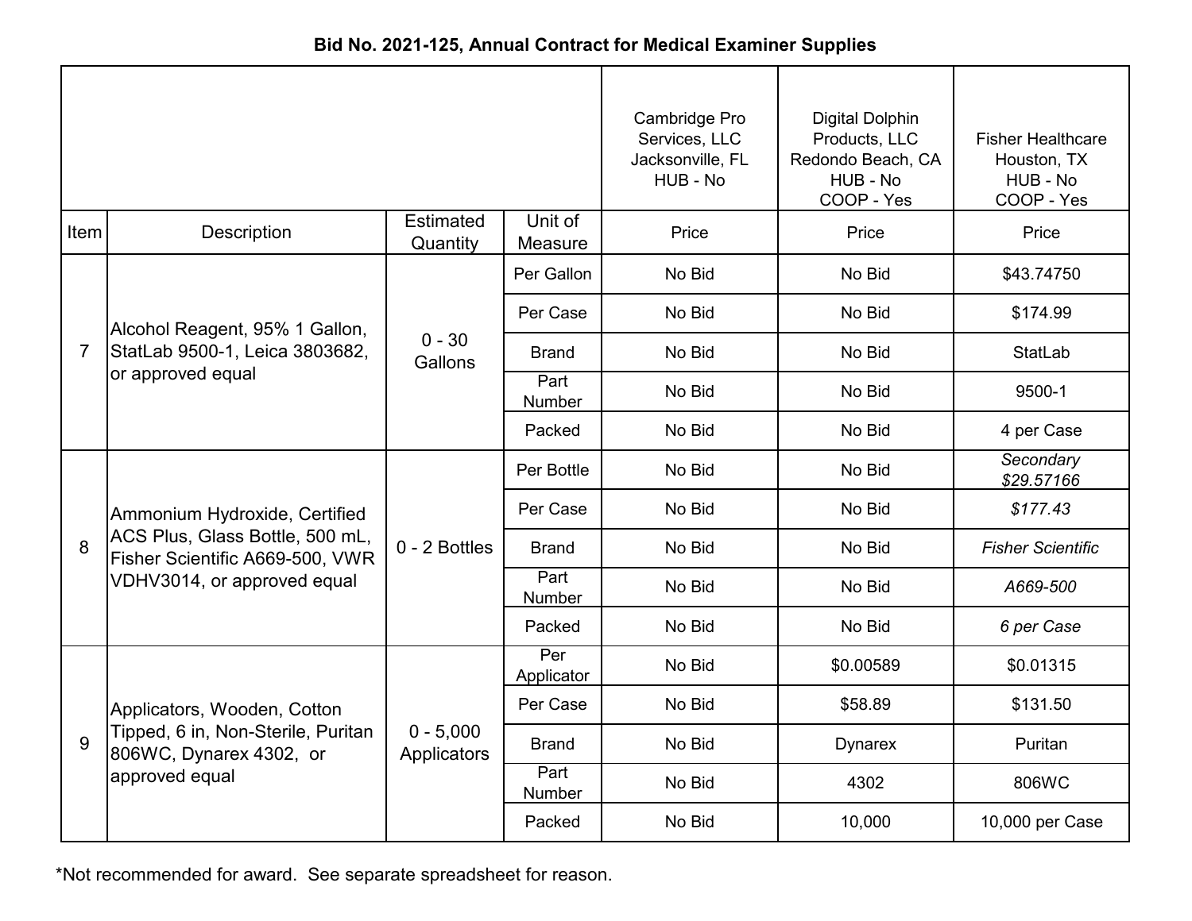**Bid No. 2021-125, Annual Contract for Medical Examiner Supplies**

| | | | | Cambridge Pro Services, LLC Jacksonville, FL HUB - No | Digital Dolphin Products, LLC Redondo Beach, CA HUB - No COOP - Yes | Fisher Healthcare Houston, TX HUB - No COOP - Yes |
|---|---|---|---|---|---|---|
| Item | Description | Estimated Quantity | Unit of Measure | Price | Price | Price |
| 7 | Alcohol Reagent, 95% 1 Gallon, StatLab 9500-1, Leica 3803682, or approved equal | 0 - 30 Gallons | Per Gallon | No Bid | No Bid | $43.74750 |
| | | | Per Case | No Bid | No Bid | $174.99 |
| | | | Brand | No Bid | No Bid | StatLab |
| | | | Part Number | No Bid | No Bid | 9500-1 |
| | | | Packed | No Bid | No Bid | 4 per Case |
| 8 | Ammonium Hydroxide, Certified ACS Plus, Glass Bottle, 500 mL, Fisher Scientific A669-500, VWR VDHV3014, or approved equal | 0 - 2 Bottles | Per Bottle | No Bid | No Bid | *Secondary $29.57166* |
| | | | Per Case | No Bid | No Bid | *$177.43* |
| | | | Brand | No Bid | No Bid | *Fisher Scientific* |
| | | | Part Number | No Bid | No Bid | *A669-500* |
| | | | Packed | No Bid | No Bid | *6 per Case* |
| 9 | Applicators, Wooden, Cotton Tipped, 6 in, Non-Sterile, Puritan 806WC, Dynarex 4302, or approved equal | 0 - 5,000 Applicators | Per Applicator | No Bid | $0.00589 | $0.01315 |
| | | | Per Case | No Bid | $58.89 | $131.50 |
| | | | Brand | No Bid | Dynarex | Puritan |
| | | | Part Number | No Bid | 4302 | 806WC |
| | | | Packed | No Bid | 10,000 | 10,000 per Case |

*Not recommended for award. See separate spreadsheet for reason.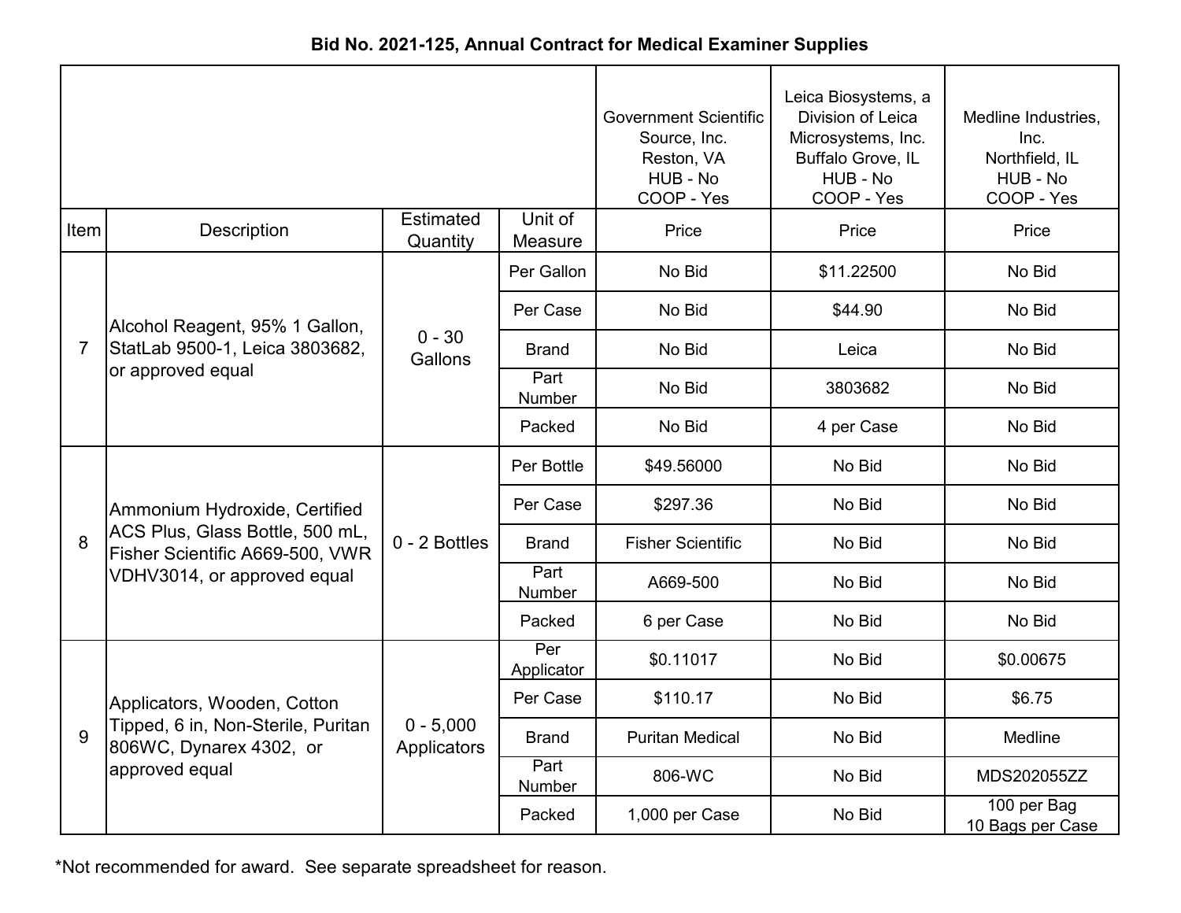**Bid No. 2021-125, Annual Contract for Medical Examiner Supplies**

| Item | Description | Estimated Quantity | Unit of Measure | Government Scientific Source, Inc. Reston, VA HUB - No COOP - Yes Price | Leica Biosystems, a Division of Leica Microsystems, Inc. Buffalo Grove, IL HUB - No COOP - Yes Price | Medline Industries, Inc. Northfield, IL HUB - No COOP - Yes Price |
|---|---|---|---|---|---|---|
| 7 | Alcohol Reagent, 95% 1 Gallon, StatLab 9500-1, Leica 3803682, or approved equal | 0 - 30 Gallons | Per Gallon | No Bid | $11.22500 | No Bid |
| | | | Per Case | No Bid | $44.90 | No Bid |
| | | | Brand | No Bid | Leica | No Bid |
| | | | Part Number | No Bid | 3803682 | No Bid |
| | | | Packed | No Bid | 4 per Case | No Bid |
| 8 | Ammonium Hydroxide, Certified ACS Plus, Glass Bottle, 500 mL, Fisher Scientific A669-500, VWR VDHV3014, or approved equal | 0 - 2 Bottles | Per Bottle | $49.56000 | No Bid | No Bid |
| | | | Per Case | $297.36 | No Bid | No Bid |
| | | | Brand | Fisher Scientific | No Bid | No Bid |
| | | | Part Number | A669-500 | No Bid | No Bid |
| | | | Packed | 6 per Case | No Bid | No Bid |
| 9 | Applicators, Wooden, Cotton Tipped, 6 in, Non-Sterile, Puritan 806WC, Dynarex 4302, or approved equal | 0 - 5,000 Applicators | Per Applicator | $0.11017 | No Bid | $0.00675 |
| | | | Per Case | $110.17 | No Bid | $6.75 |
| | | | Brand | Puritan Medical | No Bid | Medline |
| | | | Part Number | 806-WC | No Bid | MDS202055ZZ |
| | | | Packed | 1,000 per Case | No Bid | 100 per Bag 10 Bags per Case |

*Not recommended for award. See separate spreadsheet for reason.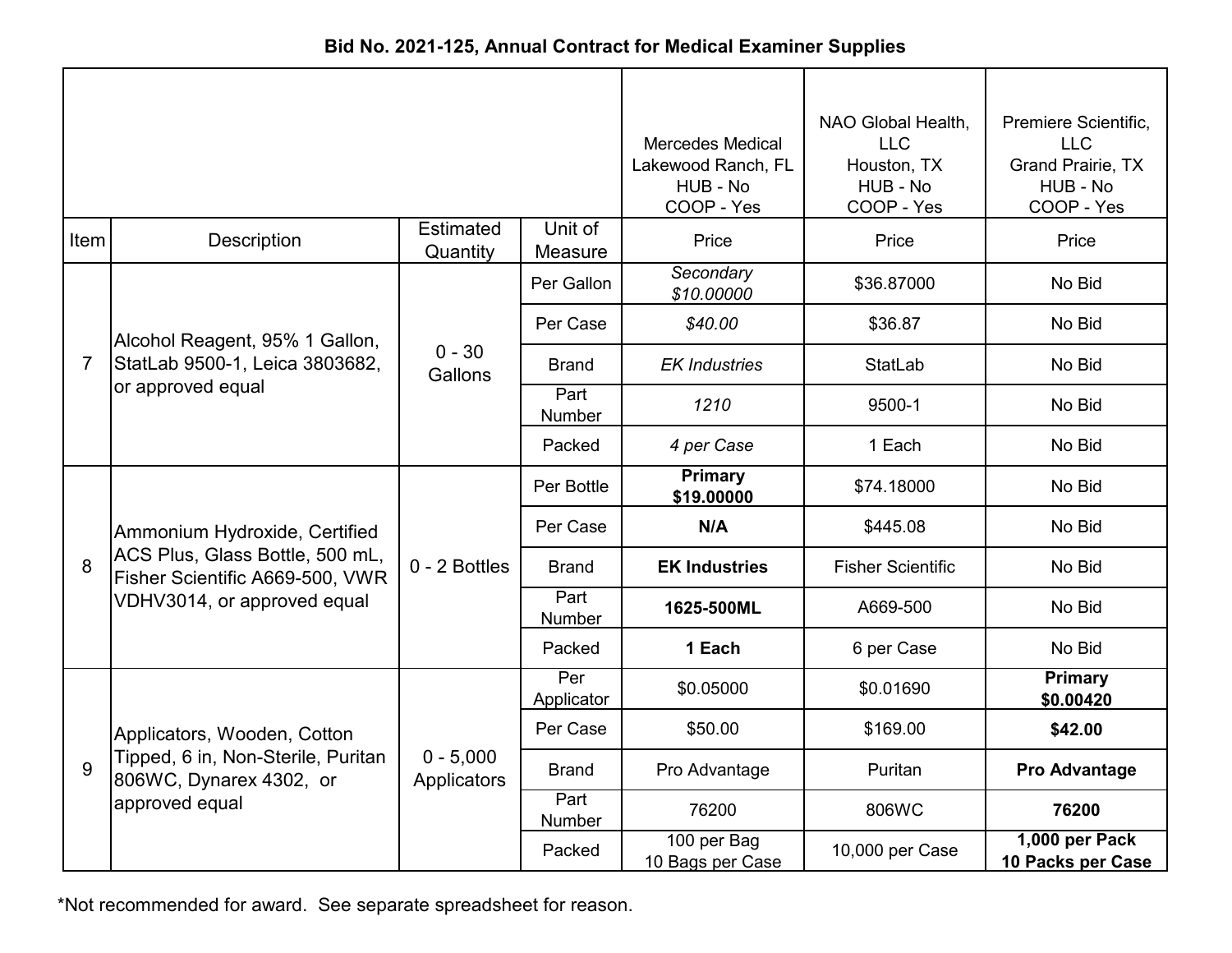### Bid No. 2021-125, Annual Contract for Medical Examiner Supplies

| Item | Description | Estimated Quantity | Unit of Measure | Mercedes Medical Lakewood Ranch, FL HUB - No COOP - Yes Price | NAO Global Health, LLC Houston, TX HUB - No COOP - Yes Price | Premiere Scientific, LLC Grand Prairie, TX HUB - No COOP - Yes Price |
|---|---|---|---|---|---|---|
| 7 | Alcohol Reagent, 95% 1 Gallon, StatLab 9500-1, Leica 3803682, or approved equal | 0 - 30 Gallons | Per Gallon | *Secondary $10.00000* | $36.87000 | No Bid |
| | | | Per Case | *$40.00* | $36.87 | No Bid |
| | | | Brand | *EK Industries* | StatLab | No Bid |
| | | | Part Number | *1210* | 9500-1 | No Bid |
| | | | Packed | *4 per Case* | 1 Each | No Bid |
| 8 | Ammonium Hydroxide, Certified ACS Plus, Glass Bottle, 500 mL, Fisher Scientific A669-500, VWR VDHV3014, or approved equal | 0 - 2 Bottles | Per Bottle | **Primary $19.00000** | $74.18000 | No Bid |
| | | | Per Case | **N/A** | $445.08 | No Bid |
| | | | Brand | **EK Industries** | Fisher Scientific | No Bid |
| | | | Part Number | **1625-500ML** | A669-500 | No Bid |
| | | | Packed | **1 Each** | 6 per Case | No Bid |
| 9 | Applicators, Wooden, Cotton Tipped, 6 in, Non-Sterile, Puritan 806WC, Dynarex 4302, or approved equal | 0 - 5,000 Applicators | Per Applicator | $0.05000 | $0.01690 | **Primary $0.00420** |
| | | | Per Case | $50.00 | $169.00 | **$42.00** |
| | | | Brand | Pro Advantage | Puritan | **Pro Advantage** |
| | | | Part Number | 76200 | 806WC | **76200** |
| | | | Packed | 100 per Bag 10 Bags per Case | 10,000 per Case | **1,000 per Pack 10 Packs per Case** |

*Not recommended for award. See separate spreadsheet for reason.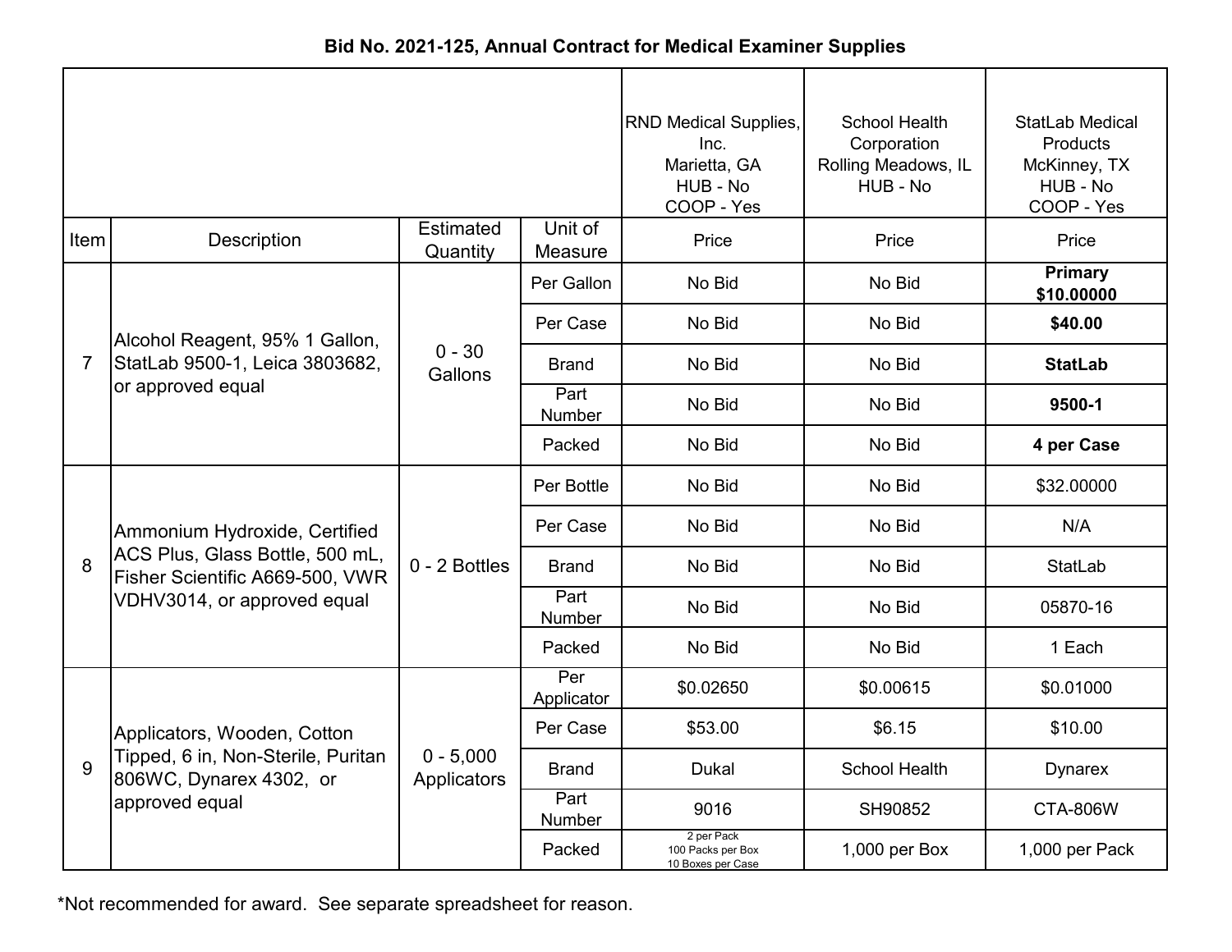## Bid No. 2021-125, Annual Contract for Medical Examiner Supplies

| Item | Description | Estimated Quantity | Unit of Measure | RND Medical Supplies, Inc. Marietta, GA HUB - No COOP - Yes | School Health Corporation Rolling Meadows, IL HUB - No | StatLab Medical Products McKinney, TX HUB - No COOP - Yes |
|---|---|---|---|---|---|---|
| | | | | Price | Price | Price |
| 7 | Alcohol Reagent, 95% 1 Gallon, StatLab 9500-1, Leica 3803682, or approved equal | 0 - 30 Gallons | Per Gallon | No Bid | No Bid | **Primary $10.00000** |
| | | | Per Case | No Bid | No Bid | **$40.00** |
| | | | Brand | No Bid | No Bid | **StatLab** |
| | | | Part Number | No Bid | No Bid | **9500-1** |
| | | | Packed | No Bid | No Bid | **4 per Case** |
| 8 | Ammonium Hydroxide, Certified ACS Plus, Glass Bottle, 500 mL, Fisher Scientific A669-500, VWR VDHV3014, or approved equal | 0 - 2 Bottles | Per Bottle | No Bid | No Bid | $32.00000 |
| | | | Per Case | No Bid | No Bid | N/A |
| | | | Brand | No Bid | No Bid | StatLab |
| | | | Part Number | No Bid | No Bid | 05870-16 |
| | | | Packed | No Bid | No Bid | 1 Each |
| 9 | Applicators, Wooden, Cotton Tipped, 6 in, Non-Sterile, Puritan 806WC, Dynarex 4302, or approved equal | 0 - 5,000 Applicators | Per Applicator | $0.02650 | $0.00615 | $0.01000 |
| | | | Per Case | $53.00 | $6.15 | $10.00 |
| | | | Brand | Dukal | School Health | Dynarex |
| | | | Part Number | 9016 | SH90852 | CTA-806W |
| | | | Packed | 2 per Pack 100 Packs per Box 10 Boxes per Case | 1,000 per Box | 1,000 per Pack |

*Not recommended for award. See separate spreadsheet for reason.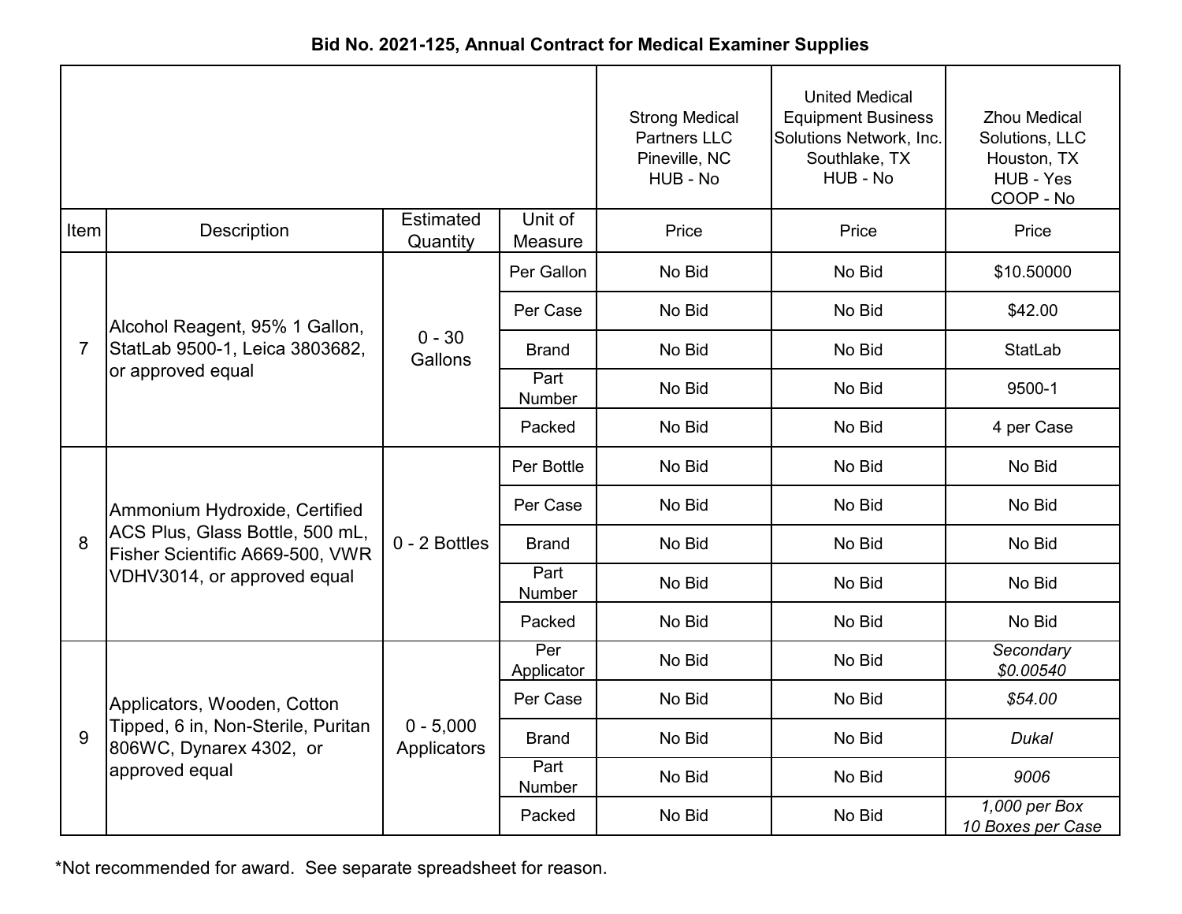**Bid No. 2021-125, Annual Contract for Medical Examiner Supplies**

| Item | Description | Estimated Quantity | Unit of Measure | Strong Medical Partners LLC Pineville, NC HUB - No | United Medical Equipment Business Solutions Network, Inc. Southlake, TX HUB - No | Zhou Medical Solutions, LLC Houston, TX HUB - Yes COOP - No |
|---|---|---|---|---|---|---|
| | | | | Price | Price | Price |
| 7 | Alcohol Reagent, 95% 1 Gallon, StatLab 9500-1, Leica 3803682, or approved equal | 0 - 30 Gallons | Per Gallon | No Bid | No Bid | $10.50000 |
| | | | Per Case | No Bid | No Bid | $42.00 |
| | | | Brand | No Bid | No Bid | StatLab |
| | | | Part Number | No Bid | No Bid | 9500-1 |
| | | | Packed | No Bid | No Bid | 4 per Case |
| 8 | Ammonium Hydroxide, Certified ACS Plus, Glass Bottle, 500 mL, Fisher Scientific A669-500, VWR VDHV3014, or approved equal | 0 - 2 Bottles | Per Bottle | No Bid | No Bid | No Bid |
| | | | Per Case | No Bid | No Bid | No Bid |
| | | | Brand | No Bid | No Bid | No Bid |
| | | | Part Number | No Bid | No Bid | No Bid |
| | | | Packed | No Bid | No Bid | No Bid |
| 9 | Applicators, Wooden, Cotton Tipped, 6 in, Non-Sterile, Puritan 806WC, Dynarex 4302, or approved equal | 0 - 5,000 Applicators | Per Applicator | No Bid | No Bid | *Secondary $0.00540* |
| | | | Per Case | No Bid | No Bid | *$54.00* |
| | | | Brand | No Bid | No Bid | *Dukal* |
| | | | Part Number | No Bid | No Bid | *9006* |
| | | | Packed | No Bid | No Bid | *1,000 per Box 10 Boxes per Case* |

*Not recommended for award. See separate spreadsheet for reason.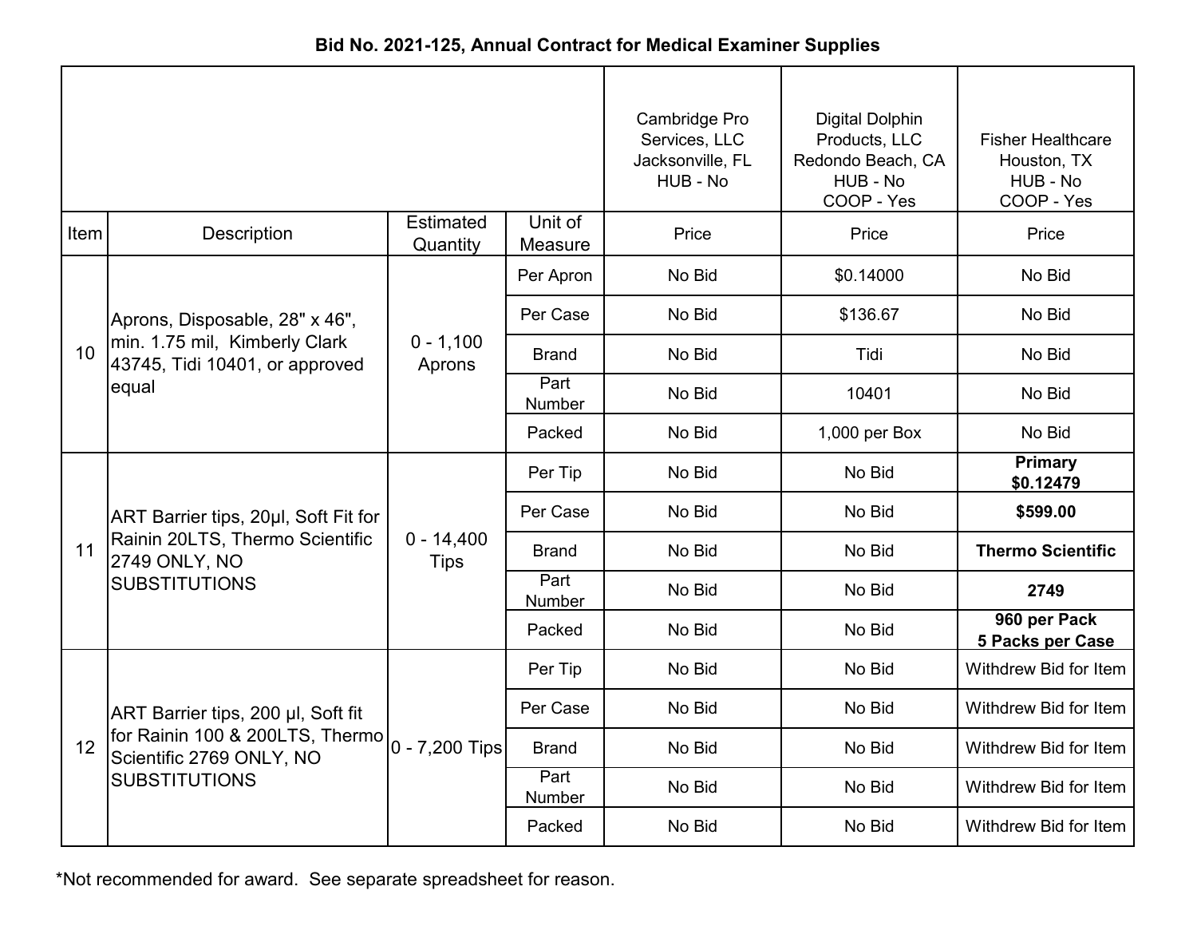**Bid No. 2021-125, Annual Contract for Medical Examiner Supplies**

| | | | | Cambridge Pro Services, LLC Jacksonville, FL HUB - No | Digital Dolphin Products, LLC Redondo Beach, CA HUB - No COOP - Yes | Fisher Healthcare Houston, TX HUB - No COOP - Yes |
|---|---|---|---|---|---|---|
| Item | Description | Estimated Quantity | Unit of Measure | Price | Price | Price |
| 10 | Aprons, Disposable, 28" x 46", min. 1.75 mil, Kimberly Clark 43745, Tidi 10401, or approved equal | 0 - 1,100 Aprons | Per Apron | No Bid | $0.14000 | No Bid |
| | | | Per Case | No Bid | $136.67 | No Bid |
| | | | Brand | No Bid | Tidi | No Bid |
| | | | Part Number | No Bid | 10401 | No Bid |
| | | | Packed | No Bid | 1,000 per Box | No Bid |
| 11 | ART Barrier tips, 20µl, Soft Fit for Rainin 20LTS, Thermo Scientific 2749 ONLY, NO SUBSTITUTIONS | 0 - 14,400 Tips | Per Tip | No Bid | No Bid | **Primary $0.12479** |
| | | | Per Case | No Bid | No Bid | **$599.00** |
| | | | Brand | No Bid | No Bid | **Thermo Scientific** |
| | | | Part Number | No Bid | No Bid | **2749** |
| | | | Packed | No Bid | No Bid | **960 per Pack 5 Packs per Case** |
| 12 | ART Barrier tips, 200 µl, Soft fit for Rainin 100 & 200LTS, Thermo Scientific 2769 ONLY, NO SUBSTITUTIONS | 0 - 7,200 Tips | Per Tip | No Bid | No Bid | Withdrew Bid for Item |
| | | | Per Case | No Bid | No Bid | Withdrew Bid for Item |
| | | | Brand | No Bid | No Bid | Withdrew Bid for Item |
| | | | Part Number | No Bid | No Bid | Withdrew Bid for Item |
| | | | Packed | No Bid | No Bid | Withdrew Bid for Item |

*Not recommended for award. See separate spreadsheet for reason.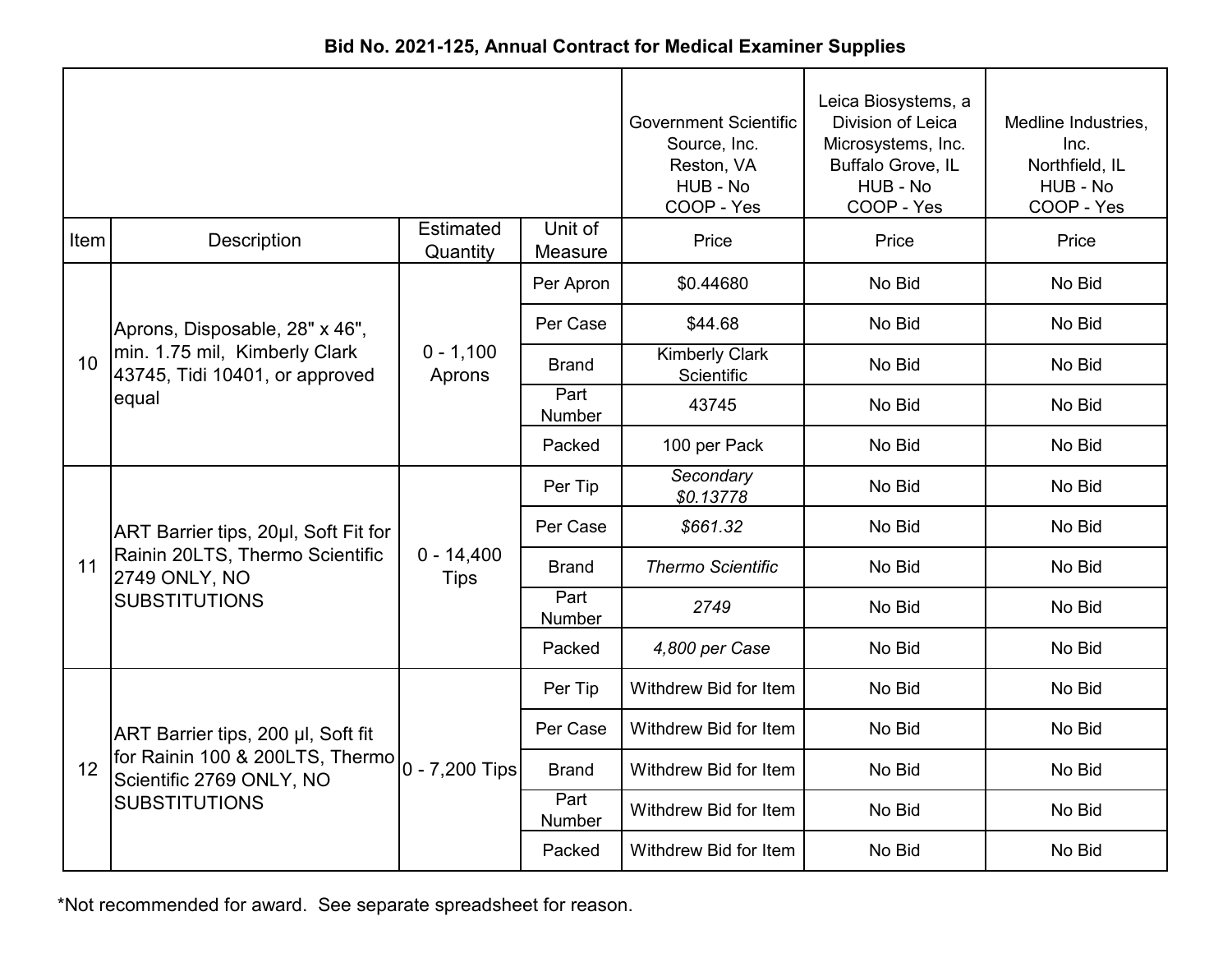**Bid No. 2021-125, Annual Contract for Medical Examiner Supplies**

| | | | | Government Scientific Source, Inc. Reston, VA HUB - No COOP - Yes | Leica Biosystems, a Division of Leica Microsystems, Inc. Buffalo Grove, IL HUB - No COOP - Yes | Medline Industries, Inc. Northfield, IL HUB - No COOP - Yes |
|---|---|---|---|---|---|---|
| Item | Description | Estimated Quantity | Unit of Measure | Price | Price | Price |
| 10 | Aprons, Disposable, 28" x 46", min. 1.75 mil, Kimberly Clark 43745, Tidi 10401, or approved equal | 0 - 1,100 Aprons | Per Apron | $0.44680 | No Bid | No Bid |
| | | | Per Case | $44.68 | No Bid | No Bid |
| | | | Brand | Kimberly Clark Scientific | No Bid | No Bid |
| | | | Part Number | 43745 | No Bid | No Bid |
| | | | Packed | 100 per Pack | No Bid | No Bid |
| 11 | ART Barrier tips, 20µl, Soft Fit for Rainin 20LTS, Thermo Scientific 2749 ONLY, NO SUBSTITUTIONS | 0 - 14,400 Tips | Per Tip | *Secondary $0.13778* | No Bid | No Bid |
| | | | Per Case | *$661.32* | No Bid | No Bid |
| | | | Brand | *Thermo Scientific* | No Bid | No Bid |
| | | | Part Number | *2749* | No Bid | No Bid |
| | | | Packed | *4,800 per Case* | No Bid | No Bid |
| 12 | ART Barrier tips, 200 µl, Soft fit for Rainin 100 & 200LTS, Thermo Scientific 2769 ONLY, NO SUBSTITUTIONS | 0 - 7,200 Tips | Per Tip | Withdrew Bid for Item | No Bid | No Bid |
| | | | Per Case | Withdrew Bid for Item | No Bid | No Bid |
| | | | Brand | Withdrew Bid for Item | No Bid | No Bid |
| | | | Part Number | Withdrew Bid for Item | No Bid | No Bid |
| | | | Packed | Withdrew Bid for Item | No Bid | No Bid |

*Not recommended for award. See separate spreadsheet for reason.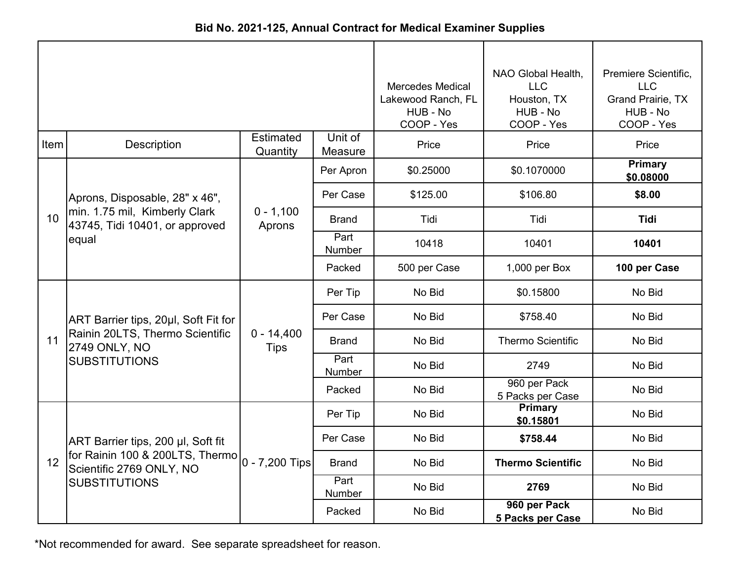**Bid No. 2021-125, Annual Contract for Medical Examiner Supplies**

| | | | | Mercedes Medical Lakewood Ranch, FL HUB - No COOP - Yes | NAO Global Health, LLC Houston, TX HUB - No COOP - Yes | Premiere Scientific, LLC Grand Prairie, TX HUB - No COOP - Yes |
|---|---|---|---|---|---|---|
| Item | Description | Estimated Quantity | Unit of Measure | Price | Price | Price |
| 10 | Aprons, Disposable, 28" x 46", min. 1.75 mil, Kimberly Clark 43745, Tidi 10401, or approved equal | 0 - 1,100 Aprons | Per Apron | $0.25000 | $0.1070000 | **Primary $0.08000** |
| | | | Per Case | $125.00 | $106.80 | **$8.00** |
| | | | Brand | Tidi | Tidi | **Tidi** |
| | | | Part Number | 10418 | 10401 | **10401** |
| | | | Packed | 500 per Case | 1,000 per Box | **100 per Case** |
| 11 | ART Barrier tips, 20µl, Soft Fit for Rainin 20LTS, Thermo Scientific 2749 ONLY, NO SUBSTITUTIONS | 0 - 14,400 Tips | Per Tip | No Bid | $0.15800 | No Bid |
| | | | Per Case | No Bid | $758.40 | No Bid |
| | | | Brand | No Bid | Thermo Scientific | No Bid |
| | | | Part Number | No Bid | 2749 | No Bid |
| | | | Packed | No Bid | 960 per Pack 5 Packs per Case | No Bid |
| 12 | ART Barrier tips, 200 µl, Soft fit for Rainin 100 & 200LTS, Thermo Scientific 2769 ONLY, NO SUBSTITUTIONS | 0 - 7,200 Tips | Per Tip | No Bid | **Primary $0.15801** | No Bid |
| | | | Per Case | No Bid | **$758.44** | No Bid |
| | | | Brand | No Bid | **Thermo Scientific** | No Bid |
| | | | Part Number | No Bid | **2769** | No Bid |
| | | | Packed | No Bid | **960 per Pack 5 Packs per Case** | No Bid |

*Not recommended for award. See separate spreadsheet for reason.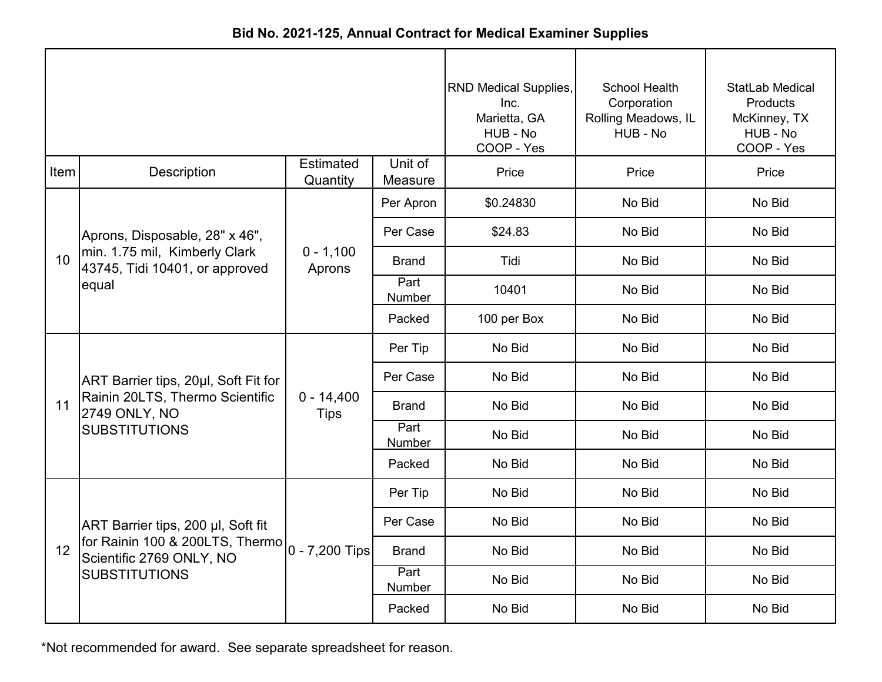**Bid No. 2021-125, Annual Contract for Medical Examiner Supplies**

| | | | | RND Medical Supplies, Inc.<br>Marietta, GA<br>HUB - No<br>COOP - Yes | School Health Corporation<br>Rolling Meadows, IL<br>HUB - No | StatLab Medical Products<br>McKinney, TX<br>HUB - No<br>COOP - Yes |
|---|---|---|---|---|---|---|
| Item | Description | Estimated Quantity | Unit of Measure | Price | Price | Price |
| 10 | Aprons, Disposable, 28" x 46", min. 1.75 mil, Kimberly Clark 43745, Tidi 10401, or approved equal | 0 - 1,100 Aprons | Per Apron | $0.24830 | No Bid | No Bid |
| | | | Per Case | $24.83 | No Bid | No Bid |
| | | | Brand | Tidi | No Bid | No Bid |
| | | | Part Number | 10401 | No Bid | No Bid |
| | | | Packed | 100 per Box | No Bid | No Bid |
| 11 | ART Barrier tips, 20µl, Soft Fit for Rainin 20LTS, Thermo Scientific 2749 ONLY, NO SUBSTITUTIONS | 0 - 14,400 Tips | Per Tip | No Bid | No Bid | No Bid |
| | | | Per Case | No Bid | No Bid | No Bid |
| | | | Brand | No Bid | No Bid | No Bid |
| | | | Part Number | No Bid | No Bid | No Bid |
| | | | Packed | No Bid | No Bid | No Bid |
| 12 | ART Barrier tips, 200 µl, Soft fit for Rainin 100 & 200LTS, Thermo Scientific 2769 ONLY, NO SUBSTITUTIONS | 0 - 7,200 Tips | Per Tip | No Bid | No Bid | No Bid |
| | | | Per Case | No Bid | No Bid | No Bid |
| | | | Brand | No Bid | No Bid | No Bid |
| | | | Part Number | No Bid | No Bid | No Bid |
| | | | Packed | No Bid | No Bid | No Bid |

*Not recommended for award. See separate spreadsheet for reason.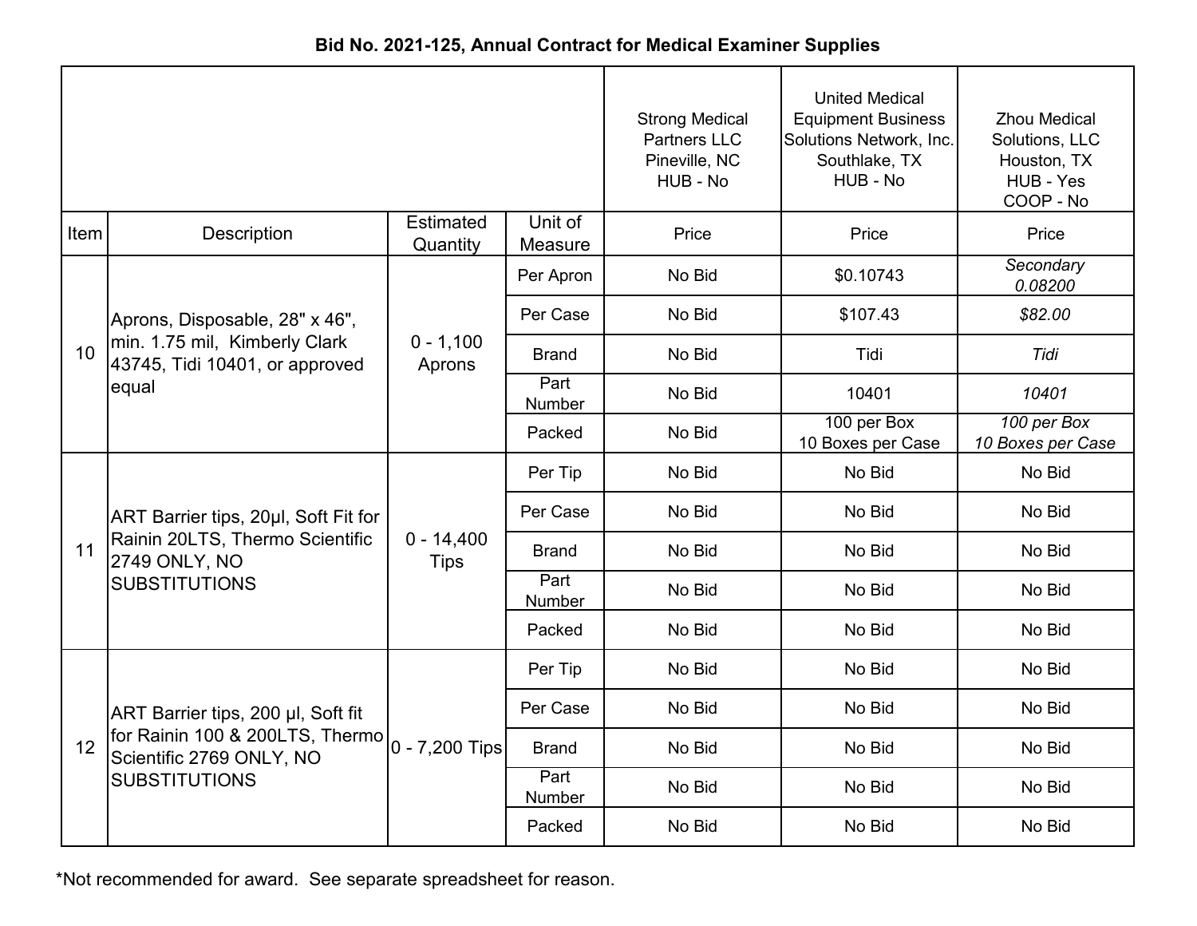**Bid No. 2021-125, Annual Contract for Medical Examiner Supplies**

| | | | | Strong Medical Partners LLC Pineville, NC HUB - No | United Medical Equipment Business Solutions Network, Inc. Southlake, TX HUB - No | Zhou Medical Solutions, LLC Houston, TX HUB - Yes COOP - No |
|---|---|---|---|---|---|---|
| Item | Description | Estimated Quantity | Unit of Measure | Price | Price | Price |
| 10 | Aprons, Disposable, 28" x 46", min. 1.75 mil, Kimberly Clark 43745, Tidi 10401, or approved equal | 0 - 1,100 Aprons | Per Apron | No Bid | $0.10743 | *Secondary 0.08200* |
| | | | Per Case | No Bid | $107.43 | *$82.00* |
| | | | Brand | No Bid | Tidi | *Tidi* |
| | | | Part Number | No Bid | 10401 | *10401* |
| | | | Packed | No Bid | 100 per Box 10 Boxes per Case | *100 per Box 10 Boxes per Case* |
| 11 | ART Barrier tips, 20µl, Soft Fit for Rainin 20LTS, Thermo Scientific 2749 ONLY, NO SUBSTITUTIONS | 0 - 14,400 Tips | Per Tip | No Bid | No Bid | No Bid |
| | | | Per Case | No Bid | No Bid | No Bid |
| | | | Brand | No Bid | No Bid | No Bid |
| | | | Part Number | No Bid | No Bid | No Bid |
| | | | Packed | No Bid | No Bid | No Bid |
| 12 | ART Barrier tips, 200 µl, Soft fit for Rainin 100 & 200LTS, Thermo Scientific 2769 ONLY, NO SUBSTITUTIONS | 0 - 7,200 Tips | Per Tip | No Bid | No Bid | No Bid |
| | | | Per Case | No Bid | No Bid | No Bid |
| | | | Brand | No Bid | No Bid | No Bid |
| | | | Part Number | No Bid | No Bid | No Bid |
| | | | Packed | No Bid | No Bid | No Bid |

*Not recommended for award. See separate spreadsheet for reason.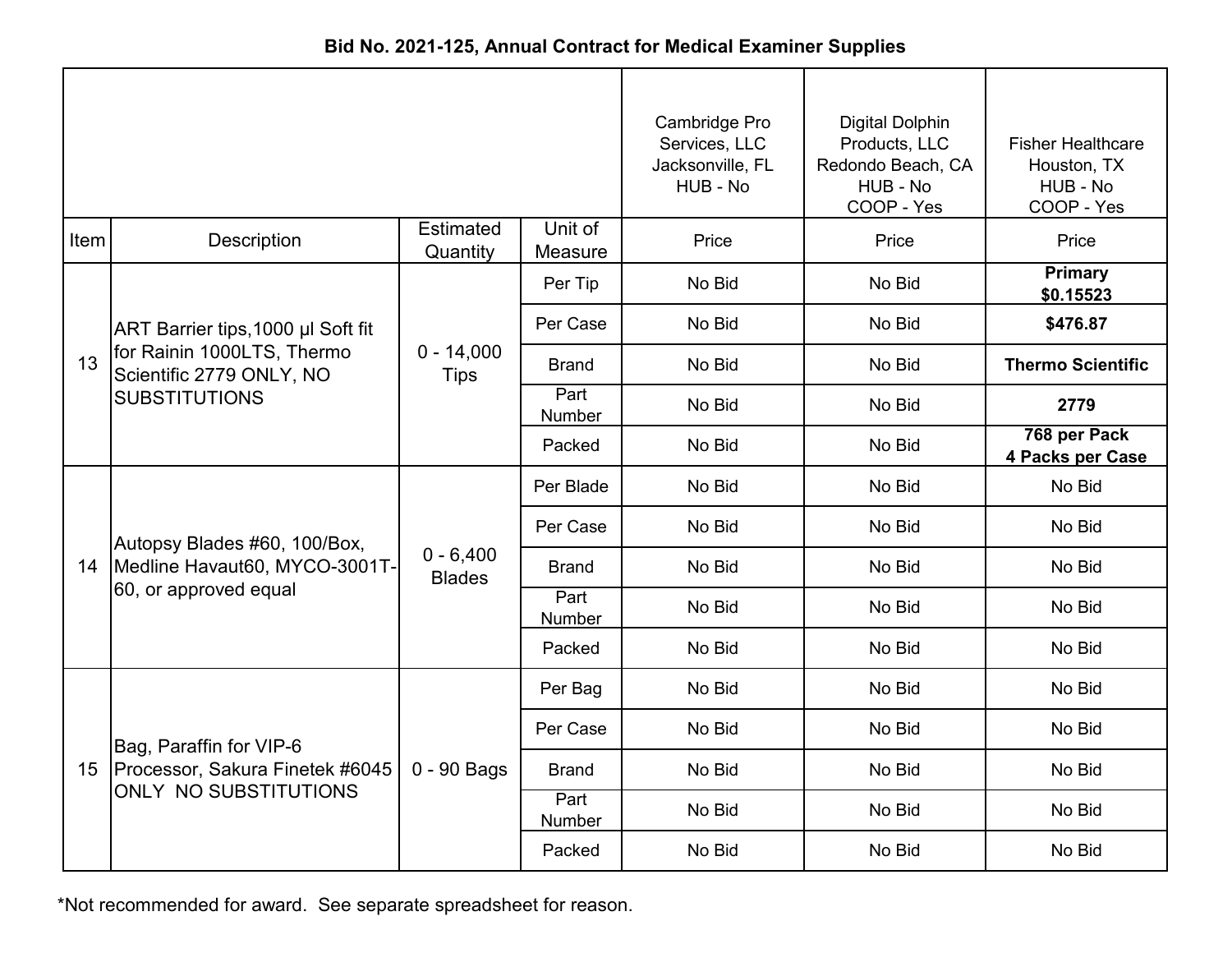**Bid No. 2021-125, Annual Contract for Medical Examiner Supplies**

| | | | | Cambridge Pro Services, LLC Jacksonville, FL HUB - No | Digital Dolphin Products, LLC Redondo Beach, CA HUB - No COOP - Yes | Fisher Healthcare Houston, TX HUB - No COOP - Yes |
|---|---|---|---|---|---|---|
| Item | Description | Estimated Quantity | Unit of Measure | Price | Price | Price |
| 13 | ART Barrier tips,1000 µl Soft fit for Rainin 1000LTS, Thermo Scientific 2779 ONLY, NO SUBSTITUTIONS | 0 - 14,000 Tips | Per Tip | No Bid | No Bid | **Primary $0.15523** |
| | | | Per Case | No Bid | No Bid | **$476.87** |
| | | | Brand | No Bid | No Bid | **Thermo Scientific** |
| | | | Part Number | No Bid | No Bid | **2779** |
| | | | Packed | No Bid | No Bid | **768 per Pack 4 Packs per Case** |
| 14 | Autopsy Blades #60, 100/Box, Medline Havaut60, MYCO-3001T-60, or approved equal | 0 - 6,400 Blades | Per Blade | No Bid | No Bid | No Bid |
| | | | Per Case | No Bid | No Bid | No Bid |
| | | | Brand | No Bid | No Bid | No Bid |
| | | | Part Number | No Bid | No Bid | No Bid |
| | | | Packed | No Bid | No Bid | No Bid |
| 15 | Bag, Paraffin for VIP-6 Processor, Sakura Finetek #6045 ONLY NO SUBSTITUTIONS | 0 - 90 Bags | Per Bag | No Bid | No Bid | No Bid |
| | | | Per Case | No Bid | No Bid | No Bid |
| | | | Brand | No Bid | No Bid | No Bid |
| | | | Part Number | No Bid | No Bid | No Bid |
| | | | Packed | No Bid | No Bid | No Bid |

*Not recommended for award. See separate spreadsheet for reason.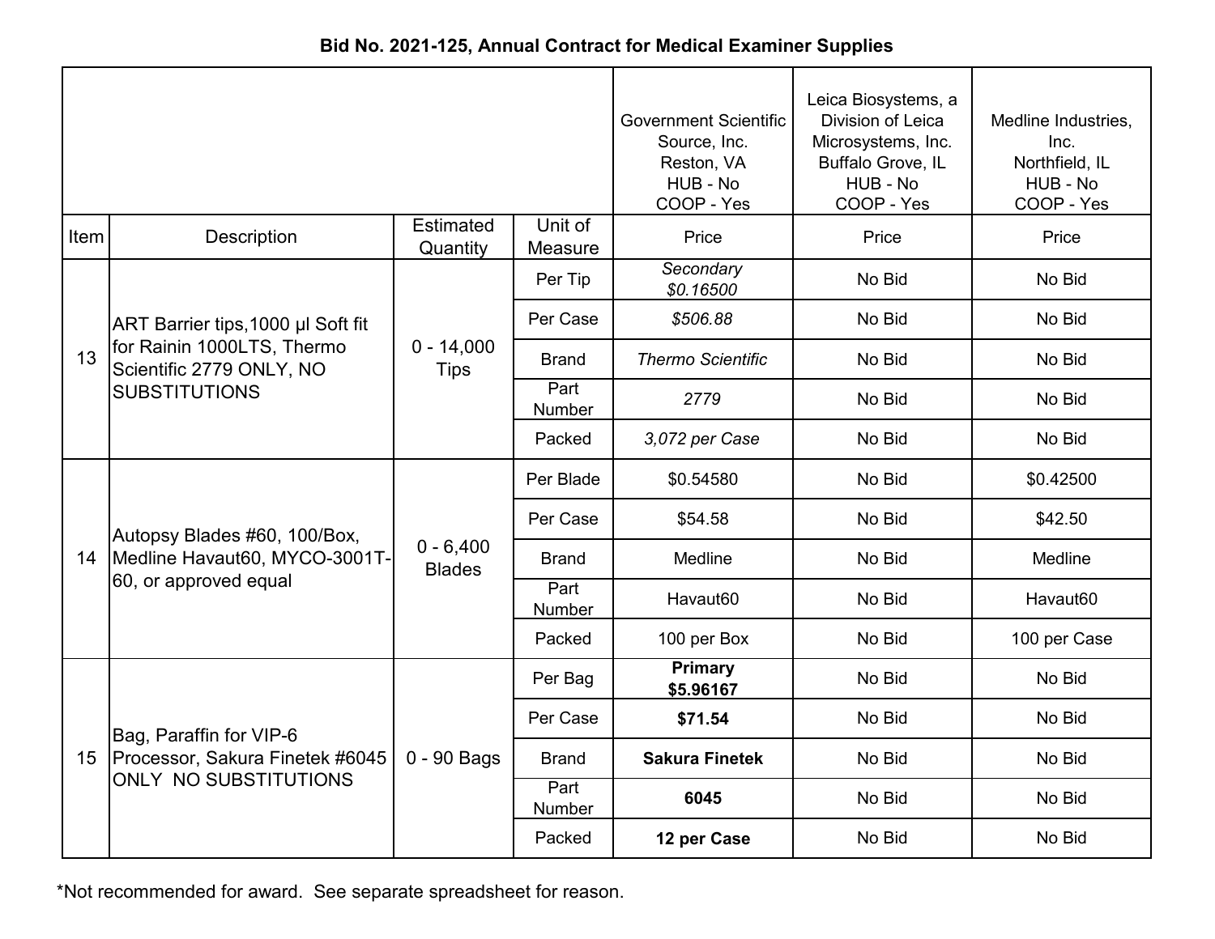**Bid No. 2021-125, Annual Contract for Medical Examiner Supplies**

| | | | | Government Scientific Source, Inc. Reston, VA HUB - No COOP - Yes | Leica Biosystems, a Division of Leica Microsystems, Inc. Buffalo Grove, IL HUB - No COOP - Yes | Medline Industries, Inc. Northfield, IL HUB - No COOP - Yes |
|---|---|---|---|---|---|---|
| Item | Description | Estimated Quantity | Unit of Measure | Price | Price | Price |
| 13 | ART Barrier tips,1000 µl Soft fit for Rainin 1000LTS, Thermo Scientific 2779 ONLY, NO SUBSTITUTIONS | 0 - 14,000 Tips | Per Tip | *Secondary $0.16500* | No Bid | No Bid |
| | | | Per Case | *$506.88* | No Bid | No Bid |
| | | | Brand | *Thermo Scientific* | No Bid | No Bid |
| | | | Part Number | *2779* | No Bid | No Bid |
| | | | Packed | *3,072 per Case* | No Bid | No Bid |
| 14 | Autopsy Blades #60, 100/Box, Medline Havaut60, MYCO-3001T-60, or approved equal | 0 - 6,400 Blades | Per Blade | $0.54580 | No Bid | $0.42500 |
| | | | Per Case | $54.58 | No Bid | $42.50 |
| | | | Brand | Medline | No Bid | Medline |
| | | | Part Number | Havaut60 | No Bid | Havaut60 |
| | | | Packed | 100 per Box | No Bid | 100 per Case |
| 15 | Bag, Paraffin for VIP-6 Processor, Sakura Finetek #6045 ONLY NO SUBSTITUTIONS | 0 - 90 Bags | Per Bag | **Primary $5.96167** | No Bid | No Bid |
| | | | Per Case | **$71.54** | No Bid | No Bid |
| | | | Brand | **Sakura Finetek** | No Bid | No Bid |
| | | | Part Number | **6045** | No Bid | No Bid |
| | | | Packed | **12 per Case** | No Bid | No Bid |

*Not recommended for award. See separate spreadsheet for reason.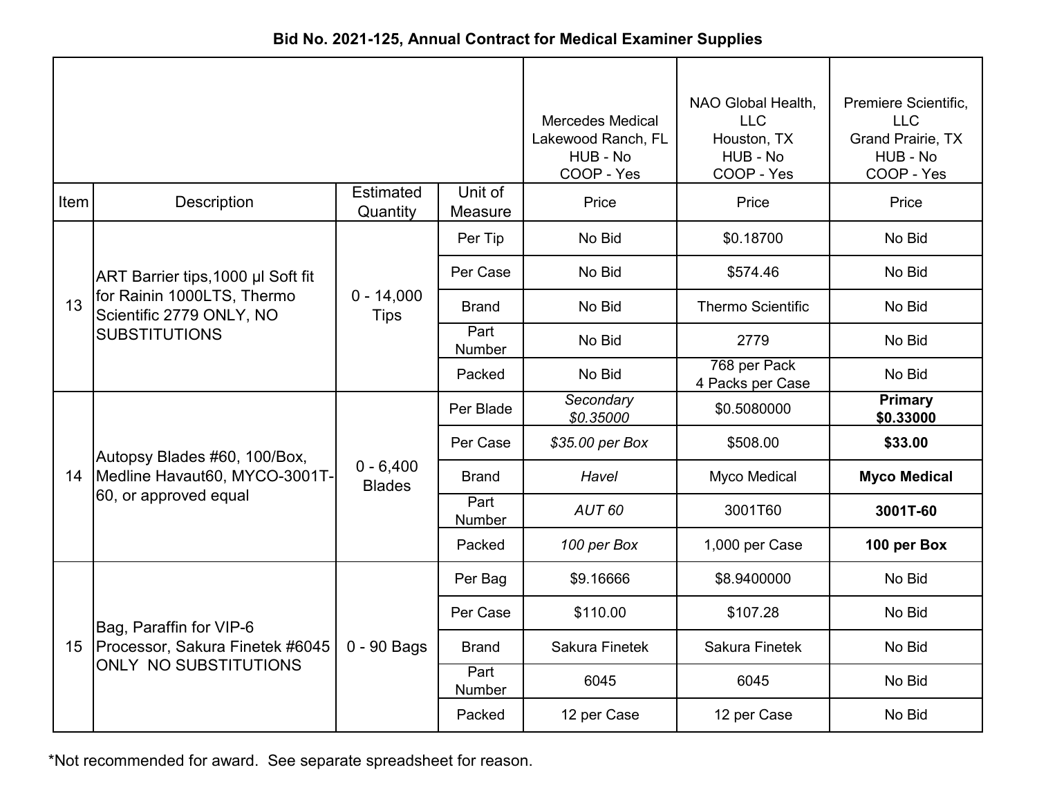## Bid No. 2021-125, Annual Contract for Medical Examiner Supplies

| Item | Description | Estimated Quantity | Unit of Measure | Mercedes Medical Lakewood Ranch, FL HUB - No COOP - Yes | NAO Global Health, LLC Houston, TX HUB - No COOP - Yes | Premiere Scientific, LLC Grand Prairie, TX HUB - No COOP - Yes |
|---|---|---|---|---|---|---|
| | | | | Price | Price | Price |
| 13 | ART Barrier tips,1000 µl Soft fit for Rainin 1000LTS, Thermo Scientific 2779 ONLY, NO SUBSTITUTIONS | 0 - 14,000 Tips | Per Tip | No Bid | $0.18700 | No Bid |
| | | | Per Case | No Bid | $574.46 | No Bid |
| | | | Brand | No Bid | Thermo Scientific | No Bid |
| | | | Part Number | No Bid | 2779 | No Bid |
| | | | Packed | No Bid | 768 per Pack 4 Packs per Case | No Bid |
| 14 | Autopsy Blades #60, 100/Box, Medline Havaut60, MYCO-3001T-60, or approved equal | 0 - 6,400 Blades | Per Blade | *Secondary $0.35000* | $0.5080000 | **Primary $0.33000** |
| | | | Per Case | *$35.00 per Box* | $508.00 | **$33.00** |
| | | | Brand | *Havel* | Myco Medical | **Myco Medical** |
| | | | Part Number | *AUT 60* | 3001T60 | **3001T-60** |
| | | | Packed | *100 per Box* | 1,000 per Case | **100 per Box** |
| 15 | Bag, Paraffin for VIP-6 Processor, Sakura Finetek #6045 ONLY NO SUBSTITUTIONS | 0 - 90 Bags | Per Bag | $9.16666 | $8.9400000 | No Bid |
| | | | Per Case | $110.00 | $107.28 | No Bid |
| | | | Brand | Sakura Finetek | Sakura Finetek | No Bid |
| | | | Part Number | 6045 | 6045 | No Bid |
| | | | Packed | 12 per Case | 12 per Case | No Bid |

*Not recommended for award. See separate spreadsheet for reason.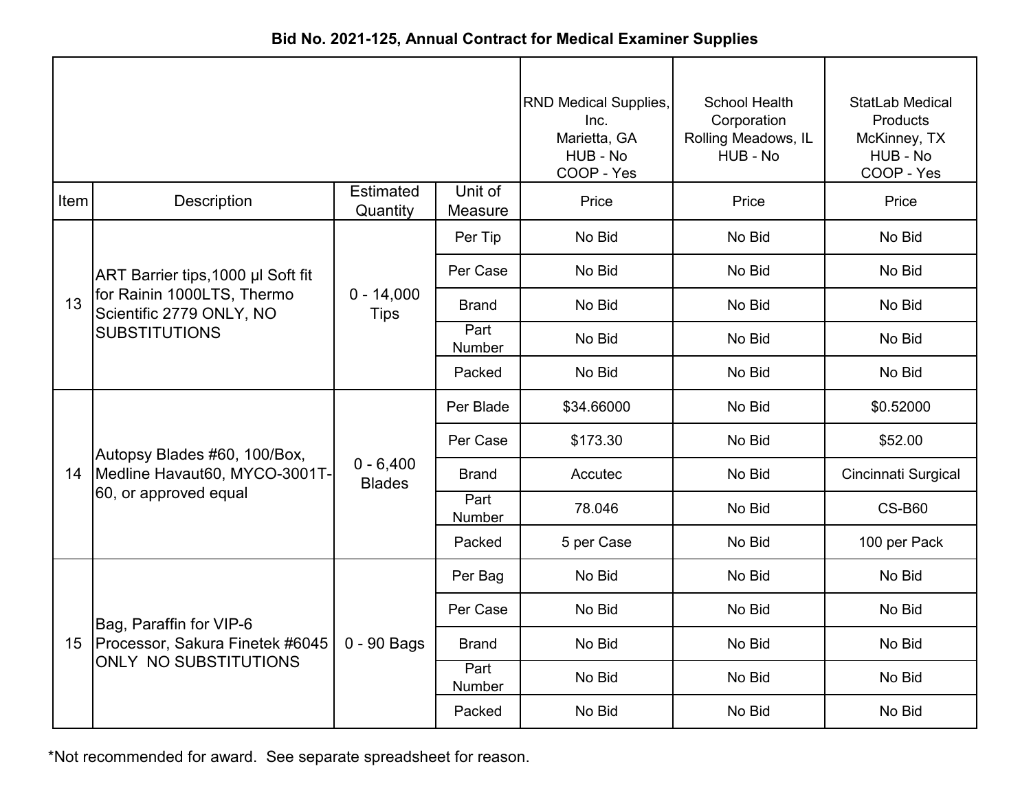**Bid No. 2021-125, Annual Contract for Medical Examiner Supplies**

| | | | | RND Medical Supplies, Inc.<br>Marietta, GA<br>HUB - No<br>COOP - Yes | School Health Corporation<br>Rolling Meadows, IL<br>HUB - No | StatLab Medical Products<br>McKinney, TX<br>HUB - No<br>COOP - Yes |
|---|---|---|---|---|---|---|
| Item | Description | Estimated Quantity | Unit of Measure | Price | Price | Price |
| 13 | ART Barrier tips,1000 µl Soft fit for Rainin 1000LTS, Thermo Scientific 2779 ONLY, NO SUBSTITUTIONS | 0 - 14,000 Tips | Per Tip | No Bid | No Bid | No Bid |
| | | | Per Case | No Bid | No Bid | No Bid |
| | | | Brand | No Bid | No Bid | No Bid |
| | | | Part Number | No Bid | No Bid | No Bid |
| | | | Packed | No Bid | No Bid | No Bid |
| 14 | Autopsy Blades #60, 100/Box, Medline Havaut60, MYCO-3001T-60, or approved equal | 0 - 6,400 Blades | Per Blade | $34.66000 | No Bid | $0.52000 |
| | | | Per Case | $173.30 | No Bid | $52.00 |
| | | | Brand | Accutec | No Bid | Cincinnati Surgical |
| | | | Part Number | 78.046 | No Bid | CS-B60 |
| | | | Packed | 5 per Case | No Bid | 100 per Pack |
| 15 | Bag, Paraffin for VIP-6 Processor, Sakura Finetek #6045 ONLY NO SUBSTITUTIONS | 0 - 90 Bags | Per Bag | No Bid | No Bid | No Bid |
| | | | Per Case | No Bid | No Bid | No Bid |
| | | | Brand | No Bid | No Bid | No Bid |
| | | | Part Number | No Bid | No Bid | No Bid |
| | | | Packed | No Bid | No Bid | No Bid |

*Not recommended for award. See separate spreadsheet for reason.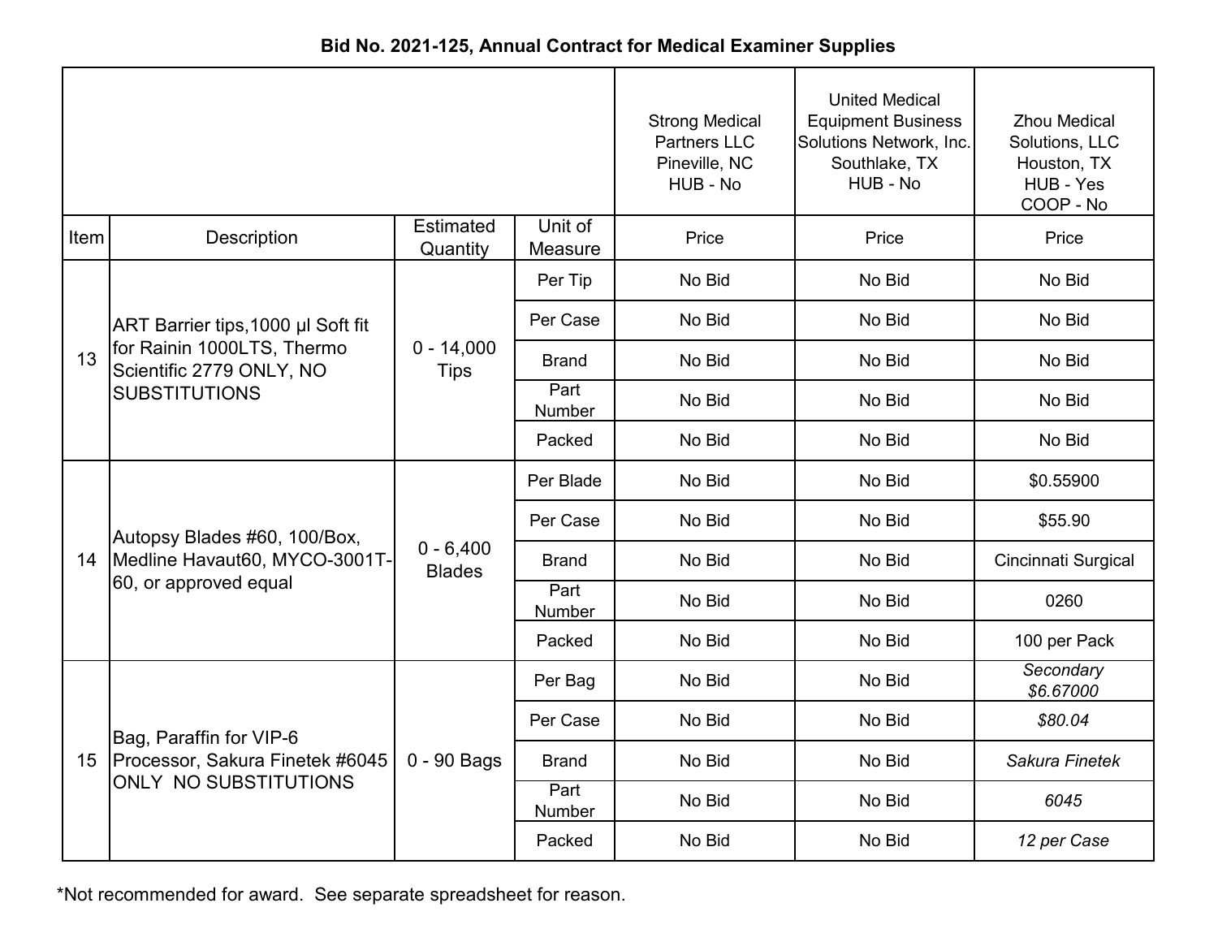**Bid No. 2021-125, Annual Contract for Medical Examiner Supplies**

| | | | | Strong Medical Partners LLC Pineville, NC HUB - No | United Medical Equipment Business Solutions Network, Inc. Southlake, TX HUB - No | Zhou Medical Solutions, LLC Houston, TX HUB - Yes COOP - No |
|---|---|---|---|---|---|---|
| Item | Description | Estimated Quantity | Unit of Measure | Price | Price | Price |
| 13 | ART Barrier tips,1000 µl Soft fit for Rainin 1000LTS, Thermo Scientific 2779 ONLY, NO SUBSTITUTIONS | 0 - 14,000 Tips | Per Tip | No Bid | No Bid | No Bid |
| | | | Per Case | No Bid | No Bid | No Bid |
| | | | Brand | No Bid | No Bid | No Bid |
| | | | Part Number | No Bid | No Bid | No Bid |
| | | | Packed | No Bid | No Bid | No Bid |
| 14 | Autopsy Blades #60, 100/Box, Medline Havaut60, MYCO-3001T-60, or approved equal | 0 - 6,400 Blades | Per Blade | No Bid | No Bid | $0.55900 |
| | | | Per Case | No Bid | No Bid | $55.90 |
| | | | Brand | No Bid | No Bid | Cincinnati Surgical |
| | | | Part Number | No Bid | No Bid | 0260 |
| | | | Packed | No Bid | No Bid | 100 per Pack |
| 15 | Bag, Paraffin for VIP-6 Processor, Sakura Finetek #6045 ONLY NO SUBSTITUTIONS | 0 - 90 Bags | Per Bag | No Bid | No Bid | *Secondary $6.67000* |
| | | | Per Case | No Bid | No Bid | *$80.04* |
| | | | Brand | No Bid | No Bid | *Sakura Finetek* |
| | | | Part Number | No Bid | No Bid | *6045* |
| | | | Packed | No Bid | No Bid | *12 per Case* |

*Not recommended for award. See separate spreadsheet for reason.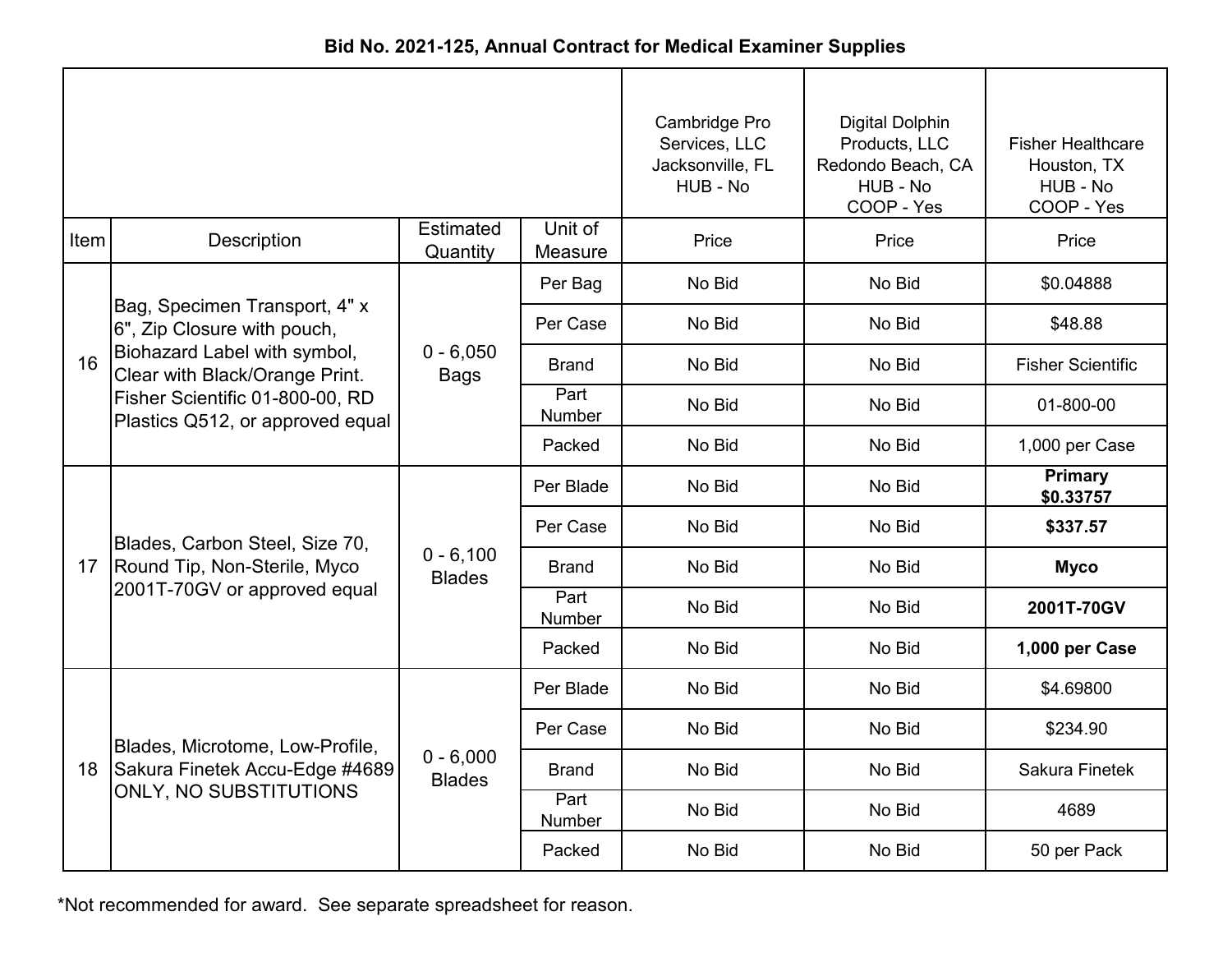**Bid No. 2021-125, Annual Contract for Medical Examiner Supplies**

| Item | Description | Estimated Quantity | Unit of Measure | Cambridge Pro Services, LLC Jacksonville, FL HUB - No | Digital Dolphin Products, LLC Redondo Beach, CA HUB - No COOP - Yes | Fisher Healthcare Houston, TX HUB - No COOP - Yes |
|---|---|---|---|---|---|---|
| | | | | Price | Price | Price |
| 16 | Bag, Specimen Transport, 4" x 6", Zip Closure with pouch, Biohazard Label with symbol, Clear with Black/Orange Print. Fisher Scientific 01-800-00, RD Plastics Q512, or approved equal | 0 - 6,050 Bags | Per Bag | No Bid | No Bid | $0.04888 |
| | | | Per Case | No Bid | No Bid | $48.88 |
| | | | Brand | No Bid | No Bid | Fisher Scientific |
| | | | Part Number | No Bid | No Bid | 01-800-00 |
| | | | Packed | No Bid | No Bid | 1,000 per Case |
| 17 | Blades, Carbon Steel, Size 70, Round Tip, Non-Sterile, Myco 2001T-70GV or approved equal | 0 - 6,100 Blades | Per Blade | No Bid | No Bid | **Primary $0.33757** |
| | | | Per Case | No Bid | No Bid | **$337.57** |
| | | | Brand | No Bid | No Bid | **Myco** |
| | | | Part Number | No Bid | No Bid | **2001T-70GV** |
| | | | Packed | No Bid | No Bid | **1,000 per Case** |
| 18 | Blades, Microtome, Low-Profile, Sakura Finetek Accu-Edge #4689 ONLY, NO SUBSTITUTIONS | 0 - 6,000 Blades | Per Blade | No Bid | No Bid | $4.69800 |
| | | | Per Case | No Bid | No Bid | $234.90 |
| | | | Brand | No Bid | No Bid | Sakura Finetek |
| | | | Part Number | No Bid | No Bid | 4689 |
| | | | Packed | No Bid | No Bid | 50 per Pack |

*Not recommended for award. See separate spreadsheet for reason.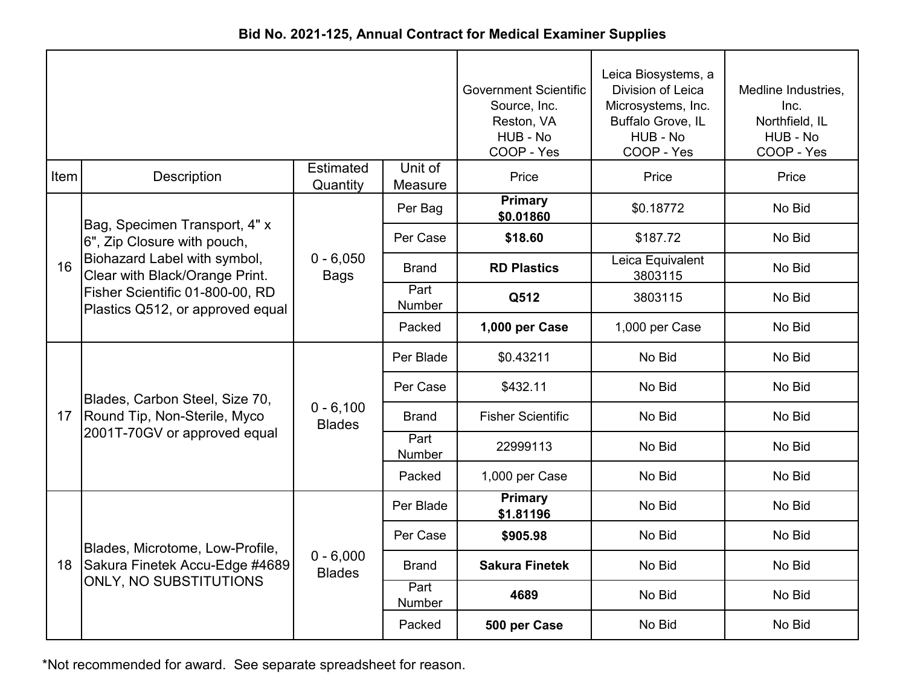### Bid No. 2021-125, Annual Contract for Medical Examiner Supplies

| Item | Description | Estimated Quantity | Unit of Measure | Government Scientific Source, Inc. Reston, VA HUB - No COOP - Yes Price | Leica Biosystems, a Division of Leica Microsystems, Inc. Buffalo Grove, IL HUB - No COOP - Yes Price | Medline Industries, Inc. Northfield, IL HUB - No COOP - Yes Price |
|---|---|---|---|---|---|---|
| 16 | Bag, Specimen Transport, 4" x 6", Zip Closure with pouch, Biohazard Label with symbol, Clear with Black/Orange Print. Fisher Scientific 01-800-00, RD Plastics Q512, or approved equal | 0 - 6,050 Bags | Per Bag | **Primary $0.01860** | $0.18772 | No Bid |
| | | | Per Case | **$18.60** | $187.72 | No Bid |
| | | | Brand | **RD Plastics** | Leica Equivalent 3803115 | No Bid |
| | | | Part Number | **Q512** | 3803115 | No Bid |
| | | | Packed | **1,000 per Case** | 1,000 per Case | No Bid |
| 17 | Blades, Carbon Steel, Size 70, Round Tip, Non-Sterile, Myco 2001T-70GV or approved equal | 0 - 6,100 Blades | Per Blade | $0.43211 | No Bid | No Bid |
| | | | Per Case | $432.11 | No Bid | No Bid |
| | | | Brand | Fisher Scientific | No Bid | No Bid |
| | | | Part Number | 22999113 | No Bid | No Bid |
| | | | Packed | 1,000 per Case | No Bid | No Bid |
| 18 | Blades, Microtome, Low-Profile, Sakura Finetek Accu-Edge #4689 ONLY, NO SUBSTITUTIONS | 0 - 6,000 Blades | Per Blade | **Primary $1.81196** | No Bid | No Bid |
| | | | Per Case | **$905.98** | No Bid | No Bid |
| | | | Brand | **Sakura Finetek** | No Bid | No Bid |
| | | | Part Number | **4689** | No Bid | No Bid |
| | | | Packed | **500 per Case** | No Bid | No Bid |

*Not recommended for award. See separate spreadsheet for reason.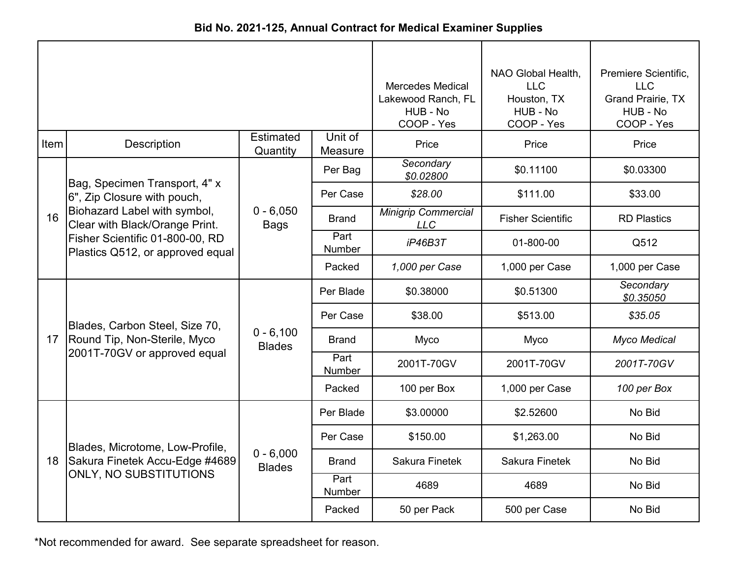**Bid No. 2021-125, Annual Contract for Medical Examiner Supplies**

| Item | Description | Estimated Quantity | Unit of Measure | Mercedes Medical Lakewood Ranch, FL HUB - No COOP - Yes Price | NAO Global Health, LLC Houston, TX HUB - No COOP - Yes Price | Premiere Scientific, LLC Grand Prairie, TX HUB - No COOP - Yes Price |
|---|---|---|---|---|---|---|
| 16 | Bag, Specimen Transport, 4" x 6", Zip Closure with pouch, Biohazard Label with symbol, Clear with Black/Orange Print. Fisher Scientific 01-800-00, RD Plastics Q512, or approved equal | 0 - 6,050 Bags | Per Bag | *Secondary $0.02800* | $0.11100 | $0.03300 |
| | | | Per Case | *$28.00* | $111.00 | $33.00 |
| | | | Brand | *Minigrip Commercial LLC* | Fisher Scientific | RD Plastics |
| | | | Part Number | *iP46B3T* | 01-800-00 | Q512 |
| | | | Packed | *1,000 per Case* | 1,000 per Case | 1,000 per Case |
| 17 | Blades, Carbon Steel, Size 70, Round Tip, Non-Sterile, Myco 2001T-70GV or approved equal | 0 - 6,100 Blades | Per Blade | $0.38000 | $0.51300 | *Secondary $0.35050* |
| | | | Per Case | $38.00 | $513.00 | *$35.05* |
| | | | Brand | Myco | Myco | *Myco Medical* |
| | | | Part Number | 2001T-70GV | 2001T-70GV | *2001T-70GV* |
| | | | Packed | 100 per Box | 1,000 per Case | *100 per Box* |
| 18 | Blades, Microtome, Low-Profile, Sakura Finetek Accu-Edge #4689 ONLY, NO SUBSTITUTIONS | 0 - 6,000 Blades | Per Blade | $3.00000 | $2.52600 | No Bid |
| | | | Per Case | $150.00 | $1,263.00 | No Bid |
| | | | Brand | Sakura Finetek | Sakura Finetek | No Bid |
| | | | Part Number | 4689 | 4689 | No Bid |
| | | | Packed | 50 per Pack | 500 per Case | No Bid |

*Not recommended for award. See separate spreadsheet for reason.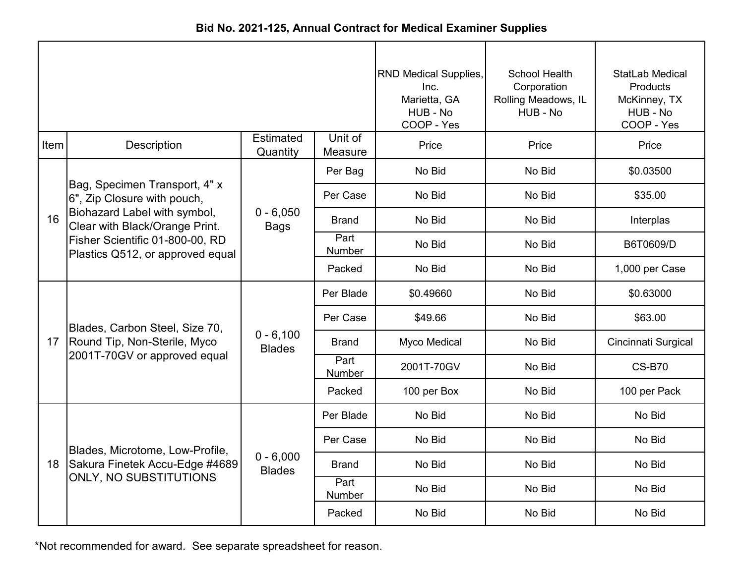**Bid No. 2021-125, Annual Contract for Medical Examiner Supplies**

| Item | Description | Estimated Quantity | Unit of Measure | RND Medical Supplies, Inc. Marietta, GA HUB - No COOP - Yes | School Health Corporation Rolling Meadows, IL HUB - No | StatLab Medical Products McKinney, TX HUB - No COOP - Yes |
|---|---|---|---|---|---|---|
| | | | | Price | Price | Price |
| 16 | Bag, Specimen Transport, 4" x 6", Zip Closure with pouch, Biohazard Label with symbol, Clear with Black/Orange Print. Fisher Scientific 01-800-00, RD Plastics Q512, or approved equal | 0 - 6,050 Bags | Per Bag | No Bid | No Bid | $0.03500 |
| | | | Per Case | No Bid | No Bid | $35.00 |
| | | | Brand | No Bid | No Bid | Interplas |
| | | | Part Number | No Bid | No Bid | B6T0609/D |
| | | | Packed | No Bid | No Bid | 1,000 per Case |
| 17 | Blades, Carbon Steel, Size 70, Round Tip, Non-Sterile, Myco 2001T-70GV or approved equal | 0 - 6,100 Blades | Per Blade | $0.49660 | No Bid | $0.63000 |
| | | | Per Case | $49.66 | No Bid | $63.00 |
| | | | Brand | Myco Medical | No Bid | Cincinnati Surgical |
| | | | Part Number | 2001T-70GV | No Bid | CS-B70 |
| | | | Packed | 100 per Box | No Bid | 100 per Pack |
| 18 | Blades, Microtome, Low-Profile, Sakura Finetek Accu-Edge #4689 ONLY, NO SUBSTITUTIONS | 0 - 6,000 Blades | Per Blade | No Bid | No Bid | No Bid |
| | | | Per Case | No Bid | No Bid | No Bid |
| | | | Brand | No Bid | No Bid | No Bid |
| | | | Part Number | No Bid | No Bid | No Bid |
| | | | Packed | No Bid | No Bid | No Bid |

*Not recommended for award. See separate spreadsheet for reason.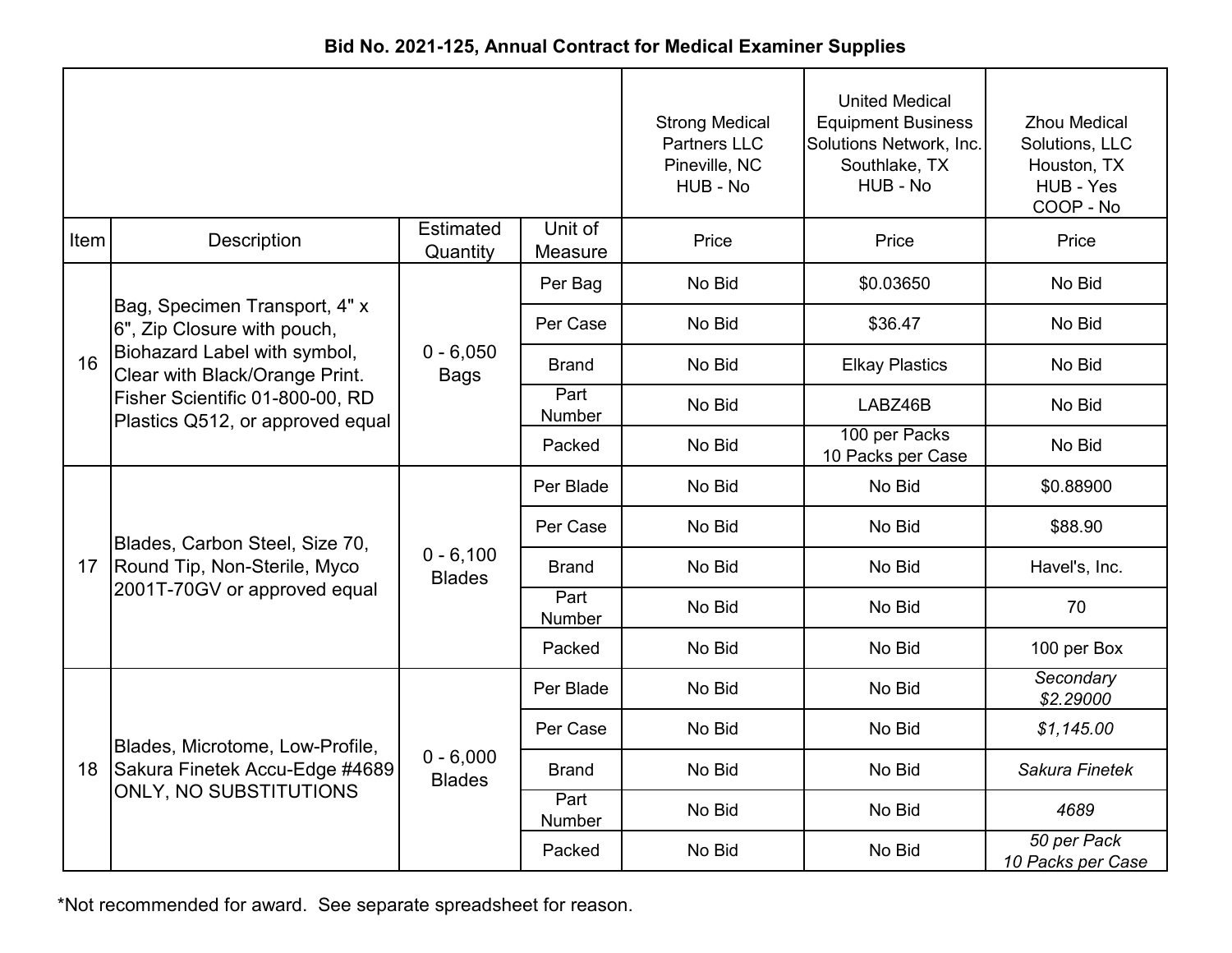**Bid No. 2021-125, Annual Contract for Medical Examiner Supplies**

| Item | Description | Estimated Quantity | Unit of Measure | Strong Medical Partners LLC<br>Pineville, NC<br>HUB - No<br>Price | United Medical Equipment Business Solutions Network, Inc.<br>Southlake, TX<br>HUB - No<br>Price | Zhou Medical Solutions, LLC<br>Houston, TX<br>HUB - Yes<br>COOP - No<br>Price |
|---|---|---|---|---|---|---|
| 16 | Bag, Specimen Transport, 4" x 6", Zip Closure with pouch, Biohazard Label with symbol, Clear with Black/Orange Print. Fisher Scientific 01-800-00, RD Plastics Q512, or approved equal | 0 - 6,050 Bags | Per Bag | No Bid | $0.03650 | No Bid |
| | | | Per Case | No Bid | $36.47 | No Bid |
| | | | Brand | No Bid | Elkay Plastics | No Bid |
| | | | Part Number | No Bid | LABZ46B | No Bid |
| | | | Packed | No Bid | 100 per Packs<br>10 Packs per Case | No Bid |
| 17 | Blades, Carbon Steel, Size 70, Round Tip, Non-Sterile, Myco 2001T-70GV or approved equal | 0 - 6,100 Blades | Per Blade | No Bid | No Bid | $0.88900 |
| | | | Per Case | No Bid | No Bid | $88.90 |
| | | | Brand | No Bid | No Bid | Havel's, Inc. |
| | | | Part Number | No Bid | No Bid | 70 |
| | | | Packed | No Bid | No Bid | 100 per Box |
| 18 | Blades, Microtome, Low-Profile, Sakura Finetek Accu-Edge #4689 ONLY, NO SUBSTITUTIONS | 0 - 6,000 Blades | Per Blade | No Bid | No Bid | *Secondary*<br>*$2.29000* |
| | | | Per Case | No Bid | No Bid | *$1,145.00* |
| | | | Brand | No Bid | No Bid | *Sakura Finetek* |
| | | | Part Number | No Bid | No Bid | *4689* |
| | | | Packed | No Bid | No Bid | *50 per Pack*<br>*10 Packs per Case* |

*Not recommended for award. See separate spreadsheet for reason.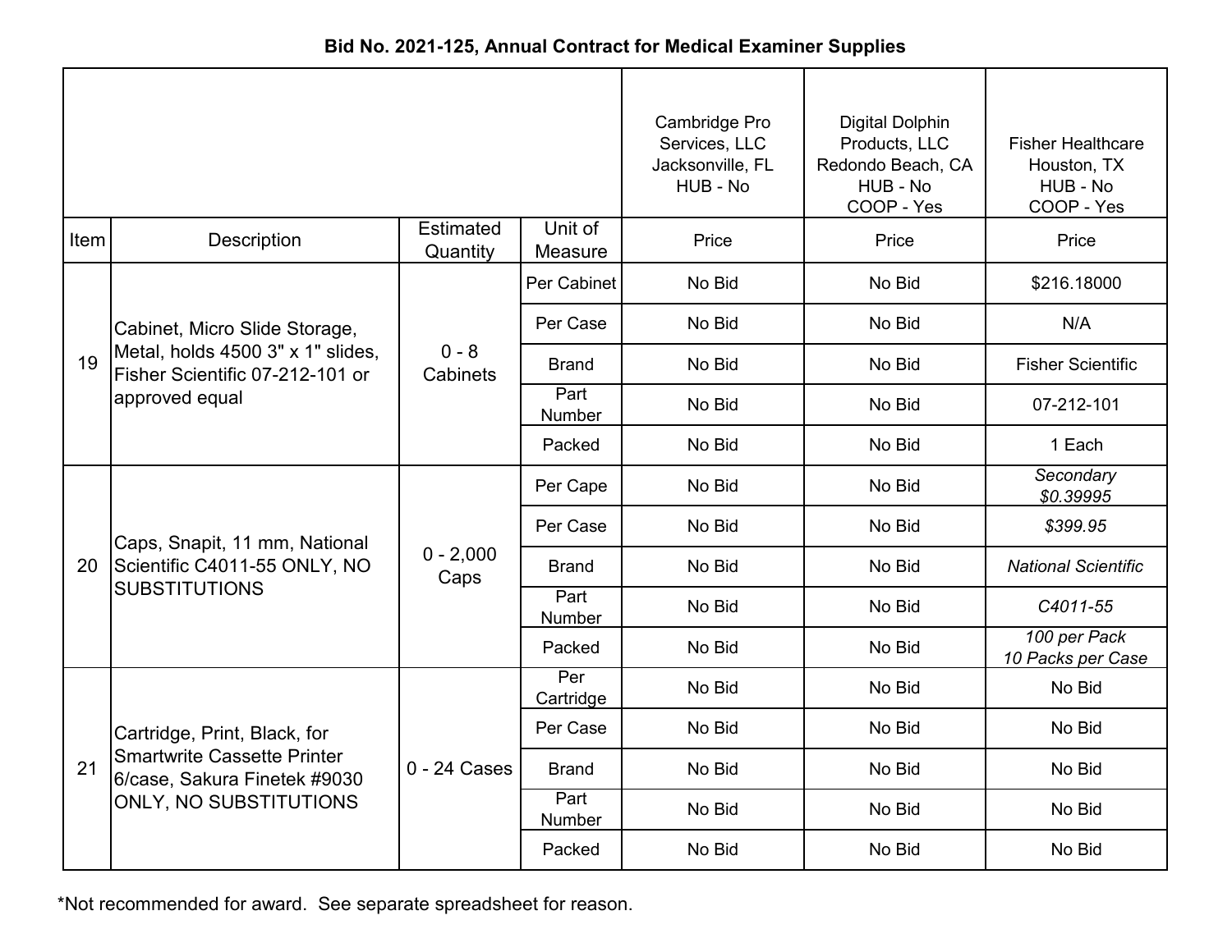# Bid No. 2021-125, Annual Contract for Medical Examiner Supplies

| Item | Description | Estimated Quantity | Unit of Measure | Cambridge Pro Services, LLC<br>Jacksonville, FL<br>HUB - No<br>Price | Digital Dolphin Products, LLC<br>Redondo Beach, CA<br>HUB - No<br>COOP - Yes<br>Price | Fisher Healthcare<br>Houston, TX<br>HUB - No<br>COOP - Yes<br>Price |
|---|---|---|---|---|---|---|
| 19 | Cabinet, Micro Slide Storage, Metal, holds 4500 3" x 1" slides, Fisher Scientific 07-212-101 or approved equal | 0 - 8 Cabinets | Per Cabinet | No Bid | No Bid | $216.18000 |
| | | | Per Case | No Bid | No Bid | N/A |
| | | | Brand | No Bid | No Bid | Fisher Scientific |
| | | | Part Number | No Bid | No Bid | 07-212-101 |
| | | | Packed | No Bid | No Bid | 1 Each |
| 20 | Caps, Snapit, 11 mm, National Scientific C4011-55 ONLY, NO SUBSTITUTIONS | 0 - 2,000 Caps | Per Cape | No Bid | No Bid | *Secondary $0.39995* |
| | | | Per Case | No Bid | No Bid | *$399.95* |
| | | | Brand | No Bid | No Bid | *National Scientific* |
| | | | Part Number | No Bid | No Bid | *C4011-55* |
| | | | Packed | No Bid | No Bid | *100 per Pack<br>10 Packs per Case* |
| 21 | Cartridge, Print, Black, for Smartwrite Cassette Printer 6/case, Sakura Finetek #9030 ONLY, NO SUBSTITUTIONS | 0 - 24 Cases | Per Cartridge | No Bid | No Bid | No Bid |
| | | | Per Case | No Bid | No Bid | No Bid |
| | | | Brand | No Bid | No Bid | No Bid |
| | | | Part Number | No Bid | No Bid | No Bid |
| | | | Packed | No Bid | No Bid | No Bid |

*Not recommended for award. See separate spreadsheet for reason.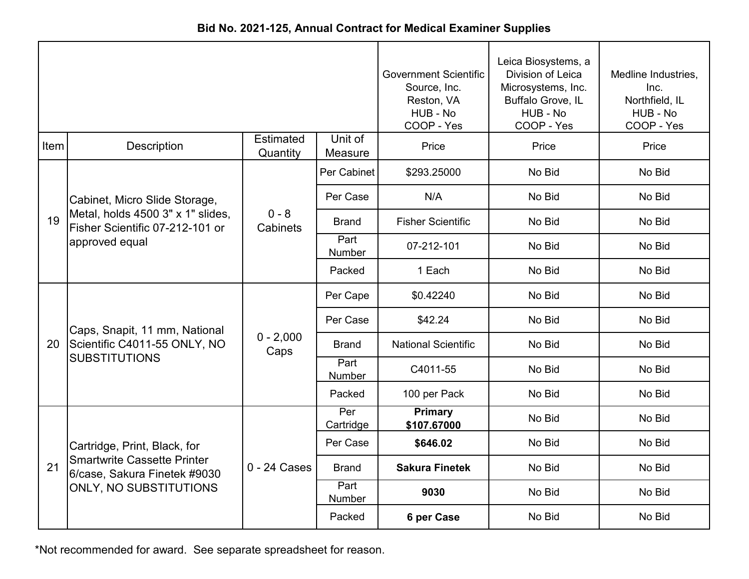**Bid No. 2021-125, Annual Contract for Medical Examiner Supplies**

| | | | | Government Scientific Source, Inc. Reston, VA HUB - No COOP - Yes | Leica Biosystems, a Division of Leica Microsystems, Inc. Buffalo Grove, IL HUB - No COOP - Yes | Medline Industries, Inc. Northfield, IL HUB - No COOP - Yes |
|---|---|---|---|---|---|---|
| Item | Description | Estimated Quantity | Unit of Measure | Price | Price | Price |
| 19 | Cabinet, Micro Slide Storage, Metal, holds 4500 3" x 1" slides, Fisher Scientific 07-212-101 or approved equal | 0 - 8 Cabinets | Per Cabinet | $293.25000 | No Bid | No Bid |
| | | | Per Case | N/A | No Bid | No Bid |
| | | | Brand | Fisher Scientific | No Bid | No Bid |
| | | | Part Number | 07-212-101 | No Bid | No Bid |
| | | | Packed | 1 Each | No Bid | No Bid |
| 20 | Caps, Snapit, 11 mm, National Scientific C4011-55 ONLY, NO SUBSTITUTIONS | 0 - 2,000 Caps | Per Cape | $0.42240 | No Bid | No Bid |
| | | | Per Case | $42.24 | No Bid | No Bid |
| | | | Brand | National Scientific | No Bid | No Bid |
| | | | Part Number | C4011-55 | No Bid | No Bid |
| | | | Packed | 100 per Pack | No Bid | No Bid |
| 21 | Cartridge, Print, Black, for Smartwrite Cassette Printer 6/case, Sakura Finetek #9030 ONLY, NO SUBSTITUTIONS | 0 - 24 Cases | Per Cartridge | **Primary $107.67000** | No Bid | No Bid |
| | | | Per Case | **$646.02** | No Bid | No Bid |
| | | | Brand | **Sakura Finetek** | No Bid | No Bid |
| | | | Part Number | **9030** | No Bid | No Bid |
| | | | Packed | **6 per Case** | No Bid | No Bid |

*Not recommended for award. See separate spreadsheet for reason.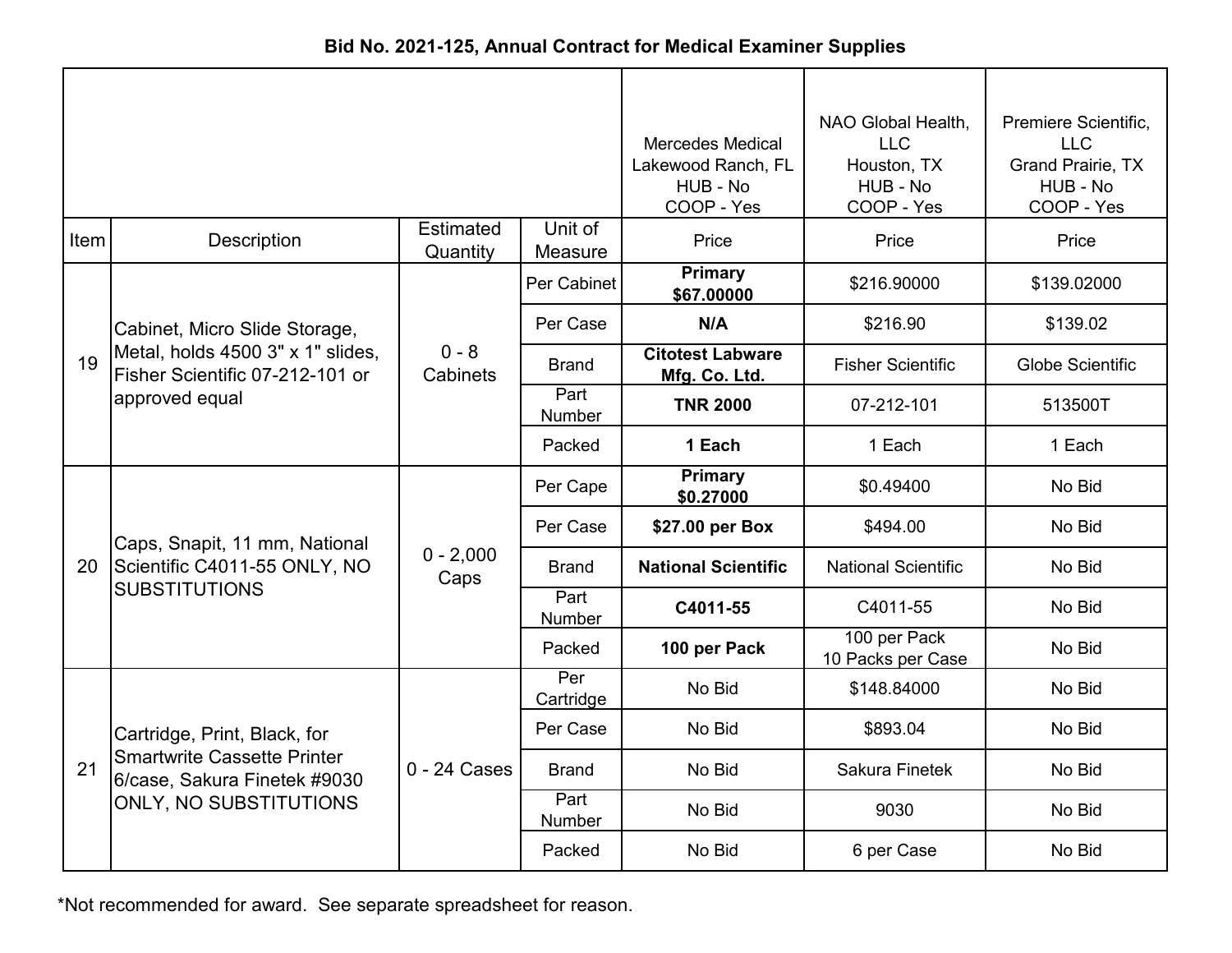**Bid No. 2021-125, Annual Contract for Medical Examiner Supplies**

| Item | Description | Estimated Quantity | Unit of Measure | Mercedes Medical Lakewood Ranch, FL HUB - No COOP - Yes Price | NAO Global Health, LLC Houston, TX HUB - No COOP - Yes Price | Premiere Scientific, LLC Grand Prairie, TX HUB - No COOP - Yes Price |
|---|---|---|---|---|---|---|
| 19 | Cabinet, Micro Slide Storage, Metal, holds 4500 3" x 1" slides, Fisher Scientific 07-212-101 or approved equal | 0 - 8 Cabinets | Per Cabinet | **Primary $67.00000** | $216.90000 | $139.02000 |
| | | | Per Case | **N/A** | $216.90 | $139.02 |
| | | | Brand | **Citotest Labware Mfg. Co. Ltd.** | Fisher Scientific | Globe Scientific |
| | | | Part Number | **TNR 2000** | 07-212-101 | 513500T |
| | | | Packed | **1 Each** | 1 Each | 1 Each |
| 20 | Caps, Snapit, 11 mm, National Scientific C4011-55 ONLY, NO SUBSTITUTIONS | 0 - 2,000 Caps | Per Cape | **Primary $0.27000** | $0.49400 | No Bid |
| | | | Per Case | **$27.00 per Box** | $494.00 | No Bid |
| | | | Brand | **National Scientific** | National Scientific | No Bid |
| | | | Part Number | **C4011-55** | C4011-55 | No Bid |
| | | | Packed | **100 per Pack** | 100 per Pack 10 Packs per Case | No Bid |
| 21 | Cartridge, Print, Black, for Smartwrite Cassette Printer 6/case, Sakura Finetek #9030 ONLY, NO SUBSTITUTIONS | 0 - 24 Cases | Per Cartridge | No Bid | $148.84000 | No Bid |
| | | | Per Case | No Bid | $893.04 | No Bid |
| | | | Brand | No Bid | Sakura Finetek | No Bid |
| | | | Part Number | No Bid | 9030 | No Bid |
| | | | Packed | No Bid | 6 per Case | No Bid |

*Not recommended for award. See separate spreadsheet for reason.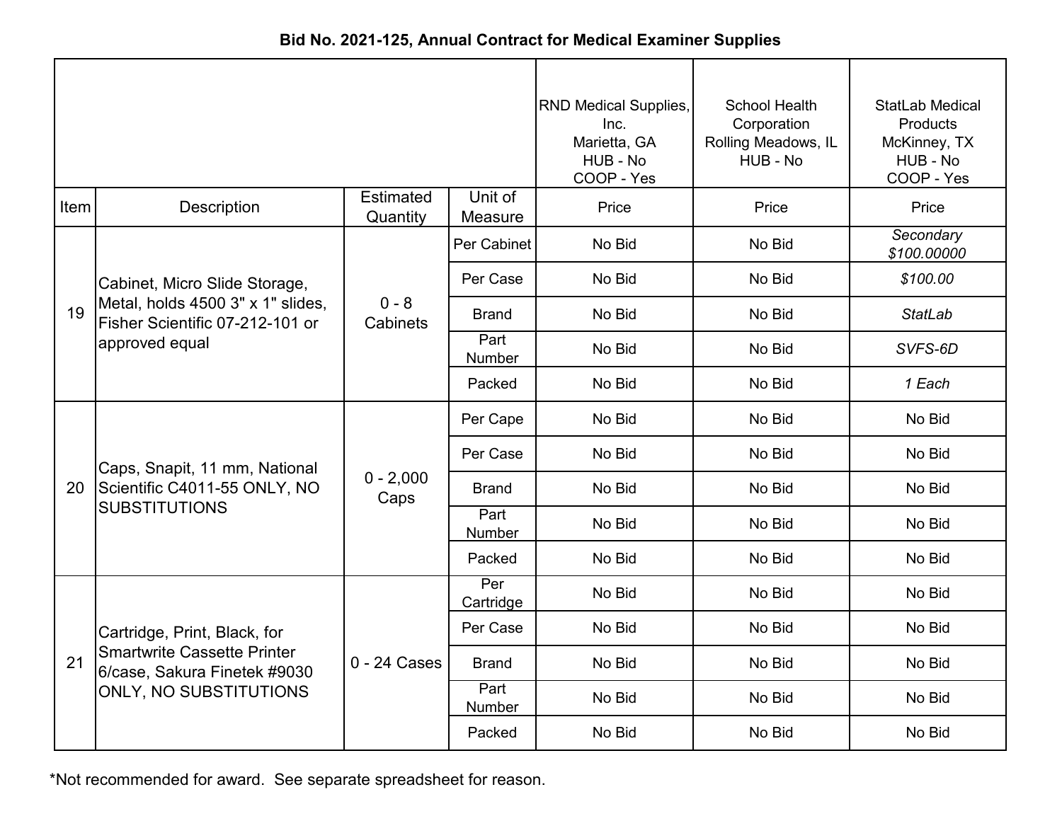**Bid No. 2021-125, Annual Contract for Medical Examiner Supplies**

| Item | Description | Estimated Quantity | Unit of Measure | RND Medical Supplies, Inc.<br>Marietta, GA<br>HUB - No<br>COOP - Yes<br>Price | School Health Corporation<br>Rolling Meadows, IL<br>HUB - No<br>Price | StatLab Medical Products<br>McKinney, TX<br>HUB - No<br>COOP - Yes<br>Price |
|---|---|---|---|---|---|---|
| 19 | Cabinet, Micro Slide Storage, Metal, holds 4500 3" x 1" slides, Fisher Scientific 07-212-101 or approved equal | 0 - 8 Cabinets | Per Cabinet | No Bid | No Bid | *Secondary $100.00000* |
| | | | Per Case | No Bid | No Bid | *$100.00* |
| | | | Brand | No Bid | No Bid | *StatLab* |
| | | | Part Number | No Bid | No Bid | *SVFS-6D* |
| | | | Packed | No Bid | No Bid | *1 Each* |
| 20 | Caps, Snapit, 11 mm, National Scientific C4011-55 ONLY, NO SUBSTITUTIONS | 0 - 2,000 Caps | Per Cape | No Bid | No Bid | No Bid |
| | | | Per Case | No Bid | No Bid | No Bid |
| | | | Brand | No Bid | No Bid | No Bid |
| | | | Part Number | No Bid | No Bid | No Bid |
| | | | Packed | No Bid | No Bid | No Bid |
| 21 | Cartridge, Print, Black, for Smartwrite Cassette Printer 6/case, Sakura Finetek #9030 ONLY, NO SUBSTITUTIONS | 0 - 24 Cases | Per Cartridge | No Bid | No Bid | No Bid |
| | | | Per Case | No Bid | No Bid | No Bid |
| | | | Brand | No Bid | No Bid | No Bid |
| | | | Part Number | No Bid | No Bid | No Bid |
| | | | Packed | No Bid | No Bid | No Bid |

*Not recommended for award. See separate spreadsheet for reason.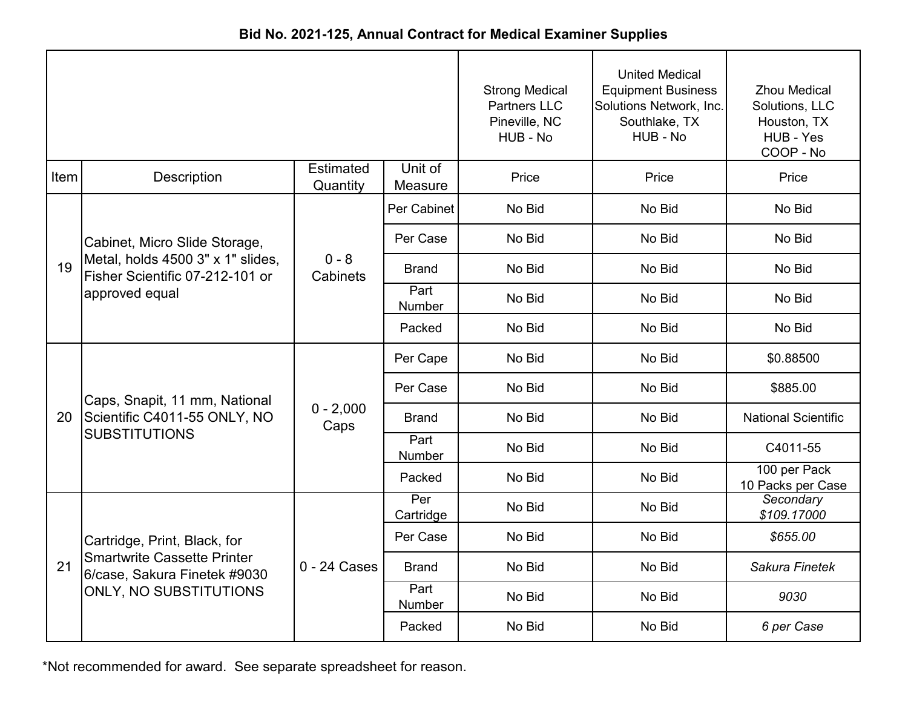**Bid No. 2021-125, Annual Contract for Medical Examiner Supplies**

| | | | | Strong Medical Partners LLC Pineville, NC HUB - No | United Medical Equipment Business Solutions Network, Inc. Southlake, TX HUB - No | Zhou Medical Solutions, LLC Houston, TX HUB - Yes COOP - No |
|---|---|---|---|---|---|---|
| Item | Description | Estimated Quantity | Unit of Measure | Price | Price | Price |
| 19 | Cabinet, Micro Slide Storage, Metal, holds 4500 3" x 1" slides, Fisher Scientific 07-212-101 or approved equal | 0 - 8 Cabinets | Per Cabinet | No Bid | No Bid | No Bid |
| | | | Per Case | No Bid | No Bid | No Bid |
| | | | Brand | No Bid | No Bid | No Bid |
| | | | Part Number | No Bid | No Bid | No Bid |
| | | | Packed | No Bid | No Bid | No Bid |
| 20 | Caps, Snapit, 11 mm, National Scientific C4011-55 ONLY, NO SUBSTITUTIONS | 0 - 2,000 Caps | Per Cape | No Bid | No Bid | $0.88500 |
| | | | Per Case | No Bid | No Bid | $885.00 |
| | | | Brand | No Bid | No Bid | National Scientific |
| | | | Part Number | No Bid | No Bid | C4011-55 |
| | | | Packed | No Bid | No Bid | 100 per Pack 10 Packs per Case |
| 21 | Cartridge, Print, Black, for Smartwrite Cassette Printer 6/case, Sakura Finetek #9030 ONLY, NO SUBSTITUTIONS | 0 - 24 Cases | Per Cartridge | No Bid | No Bid | *Secondary $109.17000* |
| | | | Per Case | No Bid | No Bid | *$655.00* |
| | | | Brand | No Bid | No Bid | *Sakura Finetek* |
| | | | Part Number | No Bid | No Bid | *9030* |
| | | | Packed | No Bid | No Bid | *6 per Case* |

*Not recommended for award. See separate spreadsheet for reason.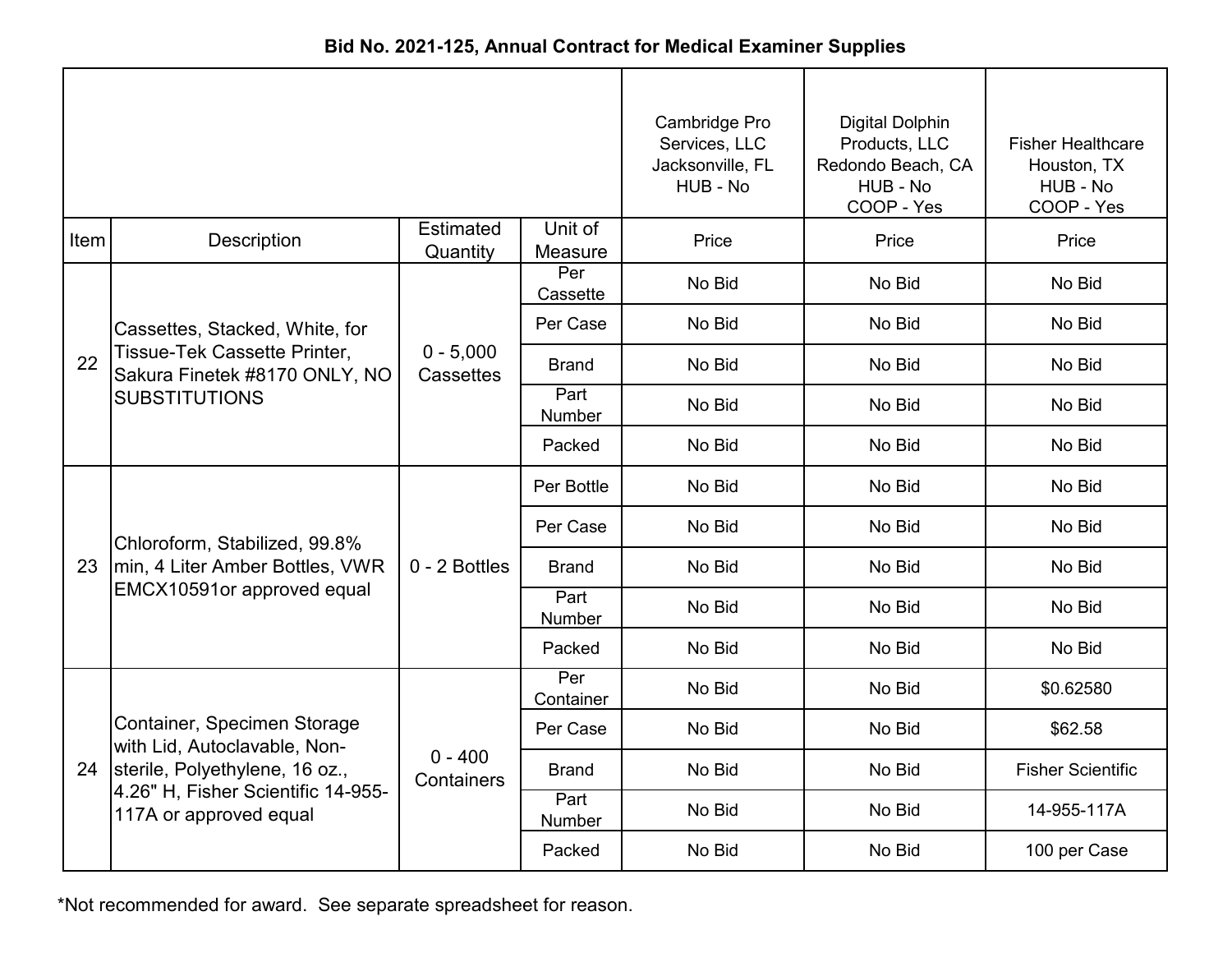**Bid No. 2021-125, Annual Contract for Medical Examiner Supplies**

| | | | | Cambridge Pro Services, LLC Jacksonville, FL HUB - No | Digital Dolphin Products, LLC Redondo Beach, CA HUB - No COOP - Yes | Fisher Healthcare Houston, TX HUB - No COOP - Yes |
|---|---|---|---|---|---|---|
| Item | Description | Estimated Quantity | Unit of Measure | Price | Price | Price |
| 22 | Cassettes, Stacked, White, for Tissue-Tek Cassette Printer, Sakura Finetek #8170 ONLY, NO SUBSTITUTIONS | 0 - 5,000 Cassettes | Per Cassette | No Bid | No Bid | No Bid |
| | | | Per Case | No Bid | No Bid | No Bid |
| | | | Brand | No Bid | No Bid | No Bid |
| | | | Part Number | No Bid | No Bid | No Bid |
| | | | Packed | No Bid | No Bid | No Bid |
| 23 | Chloroform, Stabilized, 99.8% min, 4 Liter Amber Bottles, VWR EMCX10591or approved equal | 0 - 2 Bottles | Per Bottle | No Bid | No Bid | No Bid |
| | | | Per Case | No Bid | No Bid | No Bid |
| | | | Brand | No Bid | No Bid | No Bid |
| | | | Part Number | No Bid | No Bid | No Bid |
| | | | Packed | No Bid | No Bid | No Bid |
| 24 | Container, Specimen Storage with Lid, Autoclavable, Non-sterile, Polyethylene, 16 oz., 4.26" H, Fisher Scientific 14-955-117A or approved equal | 0 - 400 Containers | Per Container | No Bid | No Bid | $0.62580 |
| | | | Per Case | No Bid | No Bid | $62.58 |
| | | | Brand | No Bid | No Bid | Fisher Scientific |
| | | | Part Number | No Bid | No Bid | 14-955-117A |
| | | | Packed | No Bid | No Bid | 100 per Case |

*Not recommended for award. See separate spreadsheet for reason.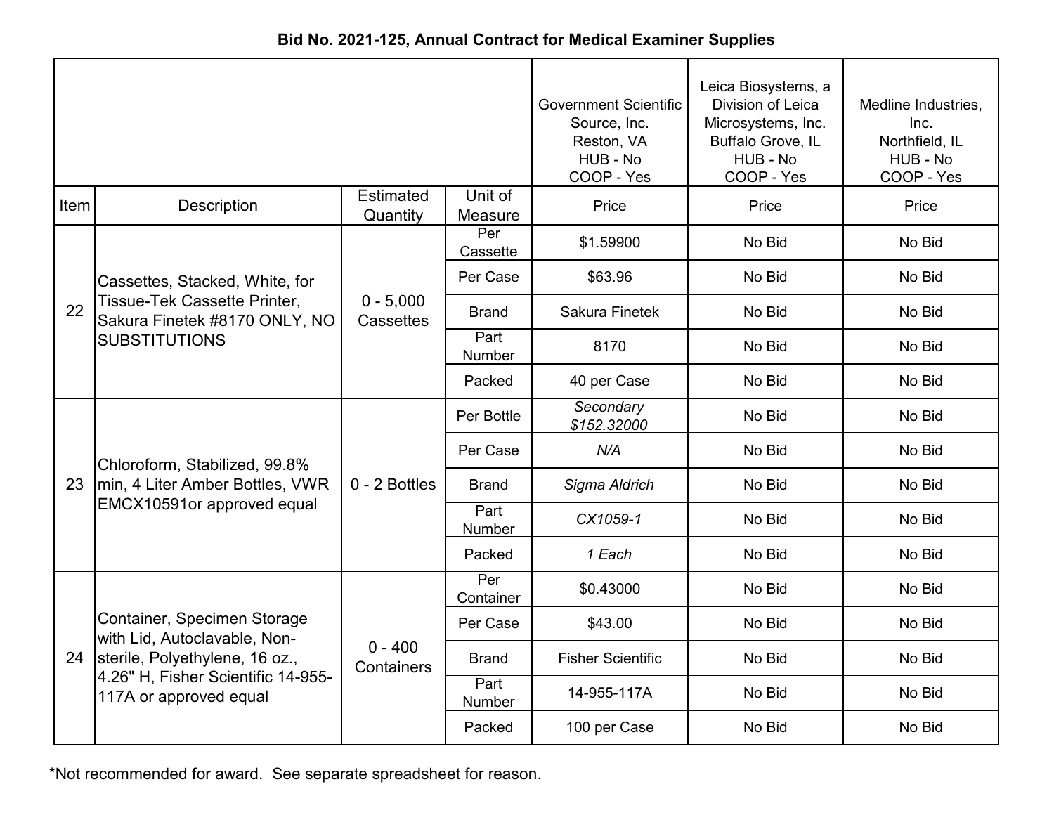**Bid No. 2021-125, Annual Contract for Medical Examiner Supplies**

| | | | | Government Scientific Source, Inc. Reston, VA HUB - No COOP - Yes | Leica Biosystems, a Division of Leica Microsystems, Inc. Buffalo Grove, IL HUB - No COOP - Yes | Medline Industries, Inc. Northfield, IL HUB - No COOP - Yes |
|---|---|---|---|---|---|---|
| Item | Description | Estimated Quantity | Unit of Measure | Price | Price | Price |
| 22 | Cassettes, Stacked, White, for Tissue-Tek Cassette Printer, Sakura Finetek #8170 ONLY, NO SUBSTITUTIONS | 0 - 5,000 Cassettes | Per Cassette | $1.59900 | No Bid | No Bid |
| | | | Per Case | $63.96 | No Bid | No Bid |
| | | | Brand | Sakura Finetek | No Bid | No Bid |
| | | | Part Number | 8170 | No Bid | No Bid |
| | | | Packed | 40 per Case | No Bid | No Bid |
| 23 | Chloroform, Stabilized, 99.8% min, 4 Liter Amber Bottles, VWR EMCX10591or approved equal | 0 - 2 Bottles | Per Bottle | *Secondary $152.32000* | No Bid | No Bid |
| | | | Per Case | *N/A* | No Bid | No Bid |
| | | | Brand | *Sigma Aldrich* | No Bid | No Bid |
| | | | Part Number | *CX1059-1* | No Bid | No Bid |
| | | | Packed | *1 Each* | No Bid | No Bid |
| 24 | Container, Specimen Storage with Lid, Autoclavable, Non-sterile, Polyethylene, 16 oz., 4.26" H, Fisher Scientific 14-955-117A or approved equal | 0 - 400 Containers | Per Container | $0.43000 | No Bid | No Bid |
| | | | Per Case | $43.00 | No Bid | No Bid |
| | | | Brand | Fisher Scientific | No Bid | No Bid |
| | | | Part Number | 14-955-117A | No Bid | No Bid |
| | | | Packed | 100 per Case | No Bid | No Bid |

*Not recommended for award. See separate spreadsheet for reason.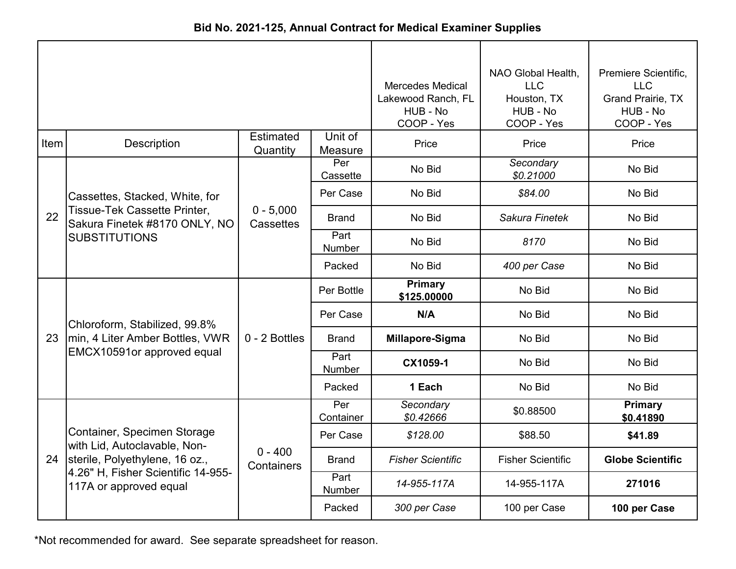**Bid No. 2021-125, Annual Contract for Medical Examiner Supplies**

| | | | | Mercedes Medical<br>Lakewood Ranch, FL<br>HUB - No<br>COOP - Yes | NAO Global Health, LLC<br>Houston, TX<br>HUB - No<br>COOP - Yes | Premiere Scientific, LLC<br>Grand Prairie, TX<br>HUB - No<br>COOP - Yes |
|---|---|---|---|---|---|---|
| Item | Description | Estimated Quantity | Unit of Measure | Price | Price | Price |
| 22 | Cassettes, Stacked, White, for Tissue-Tek Cassette Printer, Sakura Finetek #8170 ONLY, NO SUBSTITUTIONS | 0 - 5,000 Cassettes | Per Cassette | No Bid | *Secondary $0.21000* | No Bid |
| | | | Per Case | No Bid | *$84.00* | No Bid |
| | | | Brand | No Bid | *Sakura Finetek* | No Bid |
| | | | Part Number | No Bid | *8170* | No Bid |
| | | | Packed | No Bid | *400 per Case* | No Bid |
| 23 | Chloroform, Stabilized, 99.8% min, 4 Liter Amber Bottles, VWR EMCX10591or approved equal | 0 - 2 Bottles | Per Bottle | **Primary $125.00000** | No Bid | No Bid |
| | | | Per Case | **N/A** | No Bid | No Bid |
| | | | Brand | **Millapore-Sigma** | No Bid | No Bid |
| | | | Part Number | **CX1059-1** | No Bid | No Bid |
| | | | Packed | **1 Each** | No Bid | No Bid |
| 24 | Container, Specimen Storage with Lid, Autoclavable, Non-sterile, Polyethylene, 16 oz., 4.26" H, Fisher Scientific 14-955-117A or approved equal | 0 - 400 Containers | Per Container | *Secondary $0.42666* | $0.88500 | **Primary $0.41890** |
| | | | Per Case | *$128.00* | $88.50 | **$41.89** |
| | | | Brand | *Fisher Scientific* | Fisher Scientific | **Globe Scientific** |
| | | | Part Number | *14-955-117A* | 14-955-117A | **271016** |
| | | | Packed | *300 per Case* | 100 per Case | **100 per Case** |

*Not recommended for award. See separate spreadsheet for reason.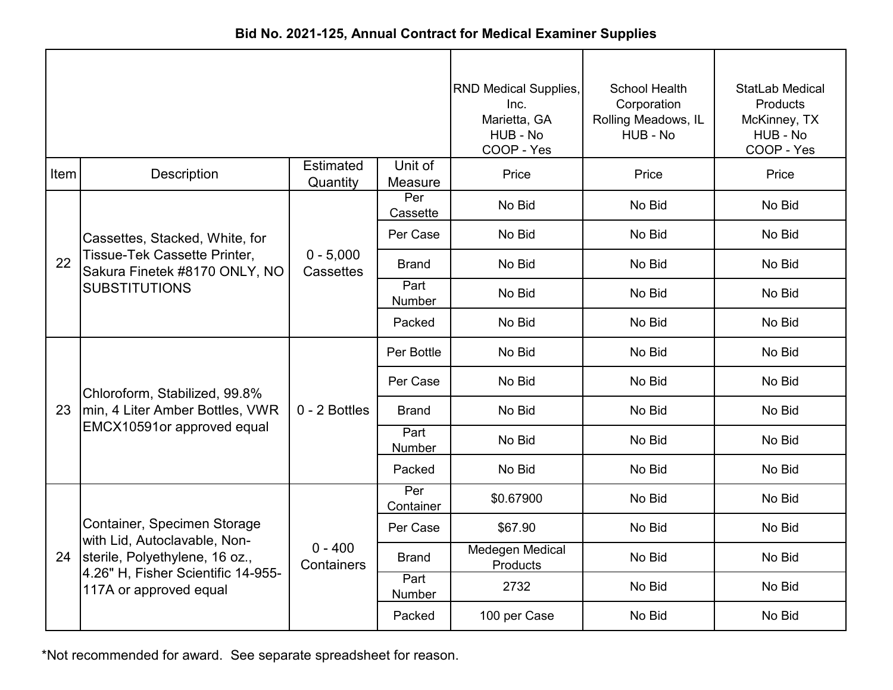**Bid No. 2021-125, Annual Contract for Medical Examiner Supplies**

| | | | | RND Medical Supplies, Inc. Marietta, GA HUB - No COOP - Yes | School Health Corporation Rolling Meadows, IL HUB - No | StatLab Medical Products McKinney, TX HUB - No COOP - Yes |
|---|---|---|---|---|---|---|
| Item | Description | Estimated Quantity | Unit of Measure | Price | Price | Price |
| 22 | Cassettes, Stacked, White, for Tissue-Tek Cassette Printer, Sakura Finetek #8170 ONLY, NO SUBSTITUTIONS | 0 - 5,000 Cassettes | Per Cassette | No Bid | No Bid | No Bid |
| | | | Per Case | No Bid | No Bid | No Bid |
| | | | Brand | No Bid | No Bid | No Bid |
| | | | Part Number | No Bid | No Bid | No Bid |
| | | | Packed | No Bid | No Bid | No Bid |
| 23 | Chloroform, Stabilized, 99.8% min, 4 Liter Amber Bottles, VWR EMCX10591or approved equal | 0 - 2 Bottles | Per Bottle | No Bid | No Bid | No Bid |
| | | | Per Case | No Bid | No Bid | No Bid |
| | | | Brand | No Bid | No Bid | No Bid |
| | | | Part Number | No Bid | No Bid | No Bid |
| | | | Packed | No Bid | No Bid | No Bid |
| 24 | Container, Specimen Storage with Lid, Autoclavable, Non-sterile, Polyethylene, 16 oz., 4.26" H, Fisher Scientific 14-955-117A or approved equal | 0 - 400 Containers | Per Container | $0.67900 | No Bid | No Bid |
| | | | Per Case | $67.90 | No Bid | No Bid |
| | | | Brand | Medegen Medical Products | No Bid | No Bid |
| | | | Part Number | 2732 | No Bid | No Bid |
| | | | Packed | 100 per Case | No Bid | No Bid |

*Not recommended for award. See separate spreadsheet for reason.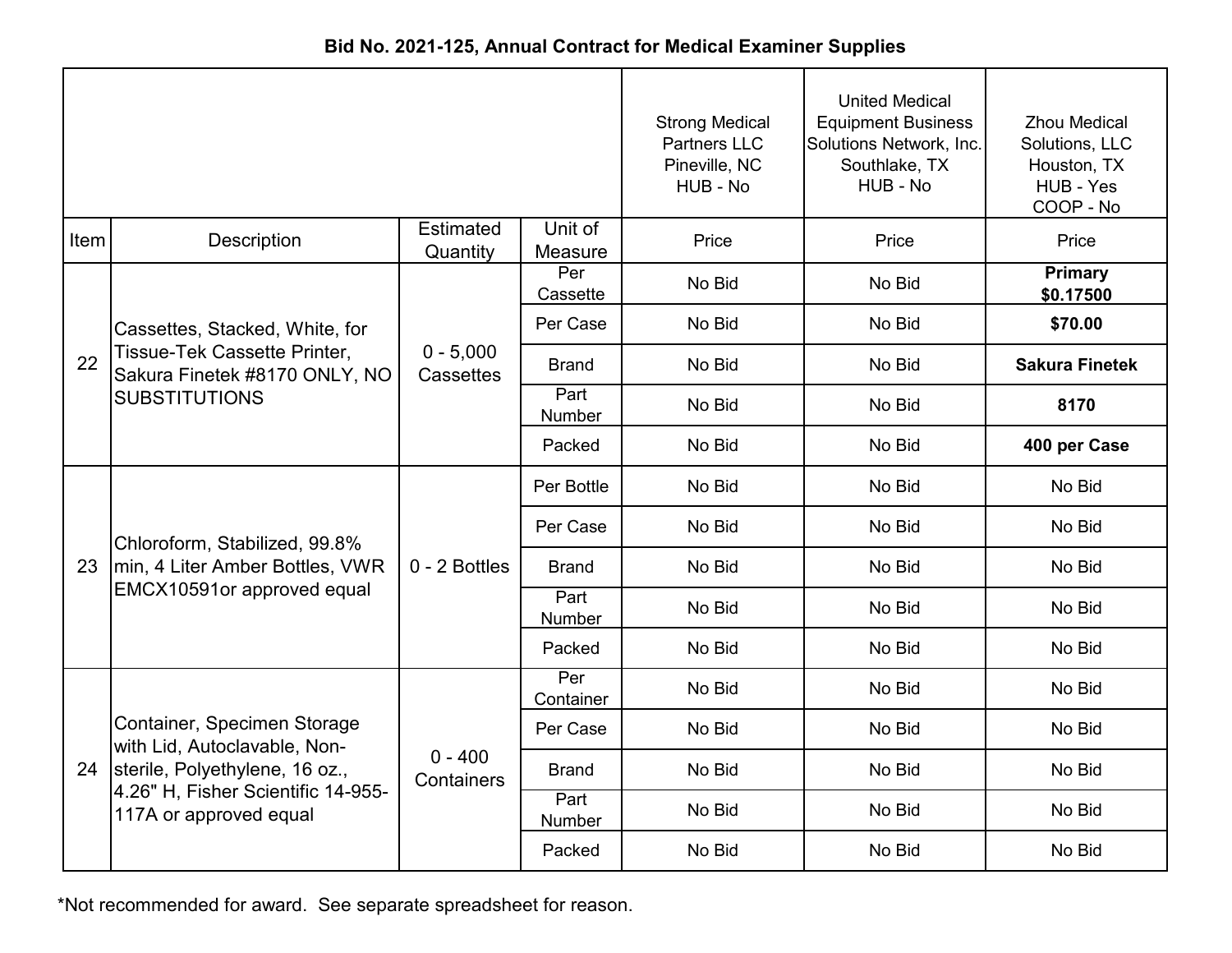**Bid No. 2021-125, Annual Contract for Medical Examiner Supplies**

| | | | | Strong Medical Partners LLC Pineville, NC HUB - No | United Medical Equipment Business Solutions Network, Inc. Southlake, TX HUB - No | Zhou Medical Solutions, LLC Houston, TX HUB - Yes COOP - No |
|---|---|---|---|---|---|---|
| Item | Description | Estimated Quantity | Unit of Measure | Price | Price | Price |
| 22 | Cassettes, Stacked, White, for Tissue-Tek Cassette Printer, Sakura Finetek #8170 ONLY, NO SUBSTITUTIONS | 0 - 5,000 Cassettes | Per Cassette | No Bid | No Bid | **Primary $0.17500** |
| | | | Per Case | No Bid | No Bid | **$70.00** |
| | | | Brand | No Bid | No Bid | **Sakura Finetek** |
| | | | Part Number | No Bid | No Bid | **8170** |
| | | | Packed | No Bid | No Bid | **400 per Case** |
| 23 | Chloroform, Stabilized, 99.8% min, 4 Liter Amber Bottles, VWR EMCX10591or approved equal | 0 - 2 Bottles | Per Bottle | No Bid | No Bid | No Bid |
| | | | Per Case | No Bid | No Bid | No Bid |
| | | | Brand | No Bid | No Bid | No Bid |
| | | | Part Number | No Bid | No Bid | No Bid |
| | | | Packed | No Bid | No Bid | No Bid |
| 24 | Container, Specimen Storage with Lid, Autoclavable, Non-sterile, Polyethylene, 16 oz., 4.26" H, Fisher Scientific 14-955-117A or approved equal | 0 - 400 Containers | Per Container | No Bid | No Bid | No Bid |
| | | | Per Case | No Bid | No Bid | No Bid |
| | | | Brand | No Bid | No Bid | No Bid |
| | | | Part Number | No Bid | No Bid | No Bid |
| | | | Packed | No Bid | No Bid | No Bid |

*Not recommended for award. See separate spreadsheet for reason.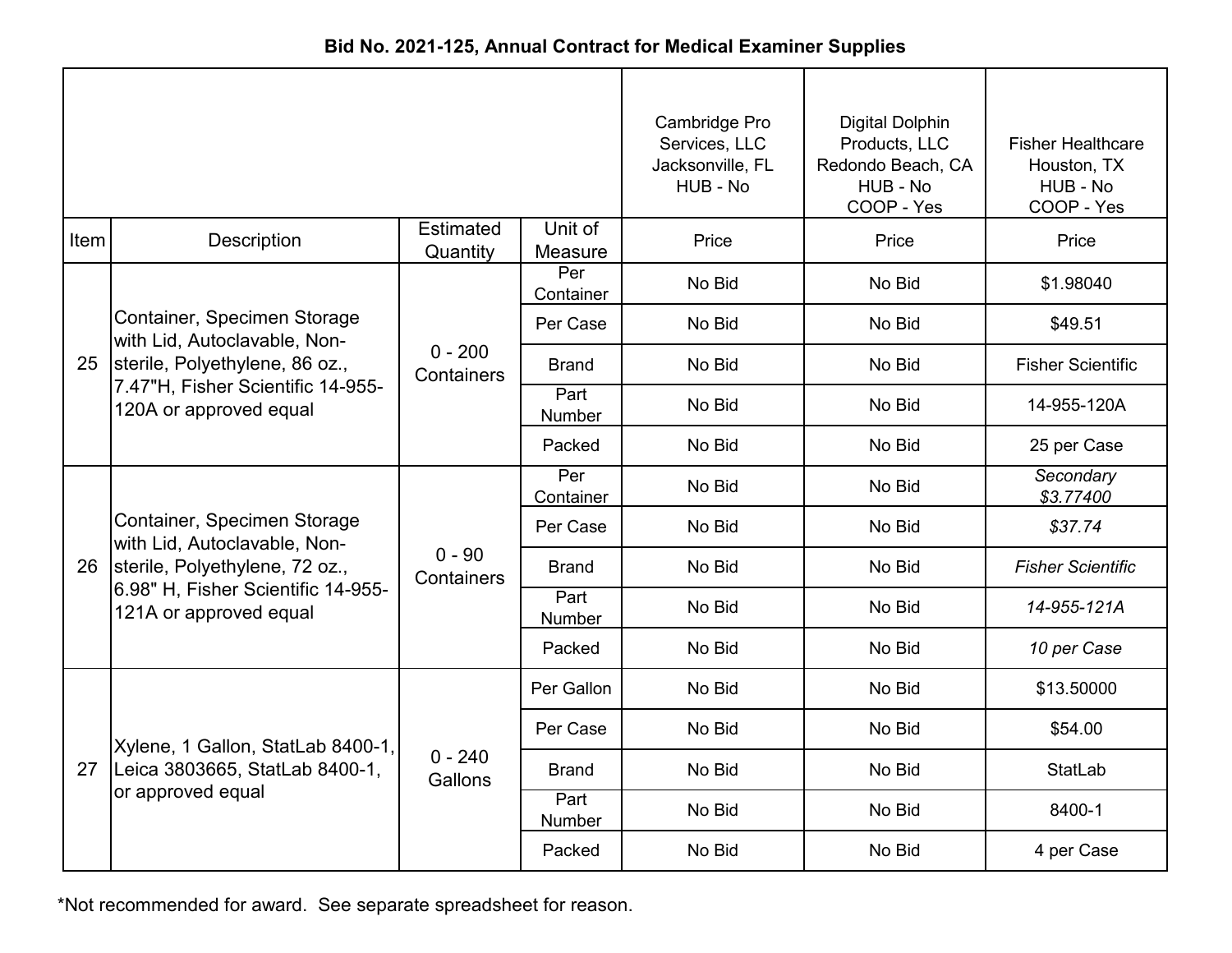**Bid No. 2021-125, Annual Contract for Medical Examiner Supplies**

| | | | | Cambridge Pro Services, LLC Jacksonville, FL HUB - No | Digital Dolphin Products, LLC Redondo Beach, CA HUB - No COOP - Yes | Fisher Healthcare Houston, TX HUB - No COOP - Yes |
|---|---|---|---|---|---|---|
| Item | Description | Estimated Quantity | Unit of Measure | Price | Price | Price |
| 25 | Container, Specimen Storage with Lid, Autoclavable, Non-sterile, Polyethylene, 86 oz., 7.47"H, Fisher Scientific 14-955-120A or approved equal | 0 - 200 Containers | Per Container | No Bid | No Bid | $1.98040 |
| | | | Per Case | No Bid | No Bid | $49.51 |
| | | | Brand | No Bid | No Bid | Fisher Scientific |
| | | | Part Number | No Bid | No Bid | 14-955-120A |
| | | | Packed | No Bid | No Bid | 25 per Case |
| 26 | Container, Specimen Storage with Lid, Autoclavable, Non-sterile, Polyethylene, 72 oz., 6.98" H, Fisher Scientific 14-955-121A or approved equal | 0 - 90 Containers | Per Container | No Bid | No Bid | *Secondary $3.77400* |
| | | | Per Case | No Bid | No Bid | *$37.74* |
| | | | Brand | No Bid | No Bid | *Fisher Scientific* |
| | | | Part Number | No Bid | No Bid | *14-955-121A* |
| | | | Packed | No Bid | No Bid | *10 per Case* |
| 27 | Xylene, 1 Gallon, StatLab 8400-1, Leica 3803665, StatLab 8400-1, or approved equal | 0 - 240 Gallons | Per Gallon | No Bid | No Bid | $13.50000 |
| | | | Per Case | No Bid | No Bid | $54.00 |
| | | | Brand | No Bid | No Bid | StatLab |
| | | | Part Number | No Bid | No Bid | 8400-1 |
| | | | Packed | No Bid | No Bid | 4 per Case |

*Not recommended for award. See separate spreadsheet for reason.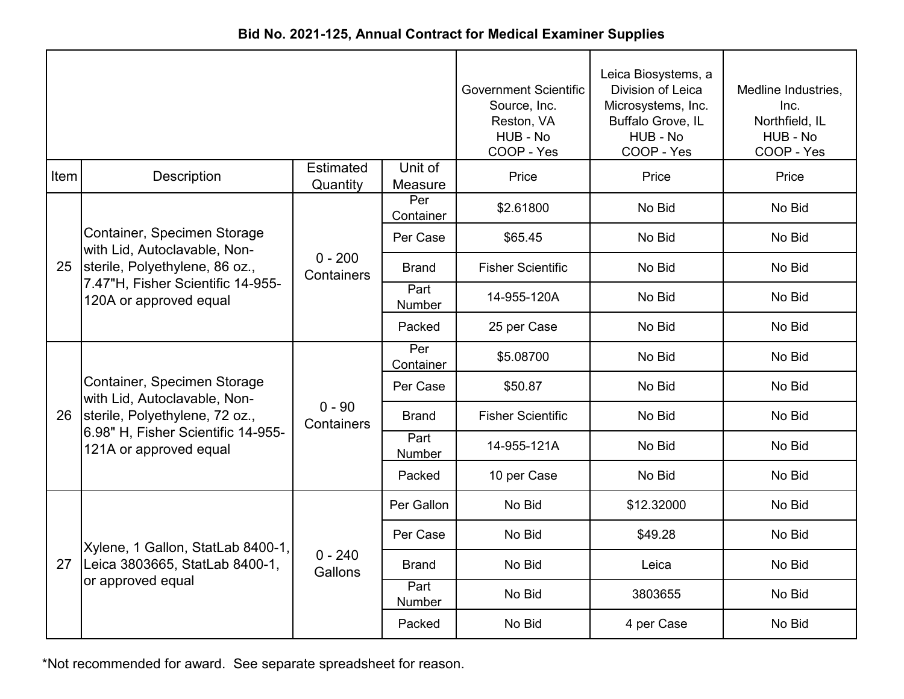**Bid No. 2021-125, Annual Contract for Medical Examiner Supplies**

| | | | | Government Scientific Source, Inc. Reston, VA HUB - No COOP - Yes | Leica Biosystems, a Division of Leica Microsystems, Inc. Buffalo Grove, IL HUB - No COOP - Yes | Medline Industries, Inc. Northfield, IL HUB - No COOP - Yes |
|---|---|---|---|---|---|---|
| Item | Description | Estimated Quantity | Unit of Measure | Price | Price | Price |
| 25 | Container, Specimen Storage with Lid, Autoclavable, Non-sterile, Polyethylene, 86 oz., 7.47"H, Fisher Scientific 14-955-120A or approved equal | 0 - 200 Containers | Per Container | $2.61800 | No Bid | No Bid |
| | | | Per Case | $65.45 | No Bid | No Bid |
| | | | Brand | Fisher Scientific | No Bid | No Bid |
| | | | Part Number | 14-955-120A | No Bid | No Bid |
| | | | Packed | 25 per Case | No Bid | No Bid |
| 26 | Container, Specimen Storage with Lid, Autoclavable, Non-sterile, Polyethylene, 72 oz., 6.98" H, Fisher Scientific 14-955-121A or approved equal | 0 - 90 Containers | Per Container | $5.08700 | No Bid | No Bid |
| | | | Per Case | $50.87 | No Bid | No Bid |
| | | | Brand | Fisher Scientific | No Bid | No Bid |
| | | | Part Number | 14-955-121A | No Bid | No Bid |
| | | | Packed | 10 per Case | No Bid | No Bid |
| 27 | Xylene, 1 Gallon, StatLab 8400-1, Leica 3803665, StatLab 8400-1, or approved equal | 0 - 240 Gallons | Per Gallon | No Bid | $12.32000 | No Bid |
| | | | Per Case | No Bid | $49.28 | No Bid |
| | | | Brand | No Bid | Leica | No Bid |
| | | | Part Number | No Bid | 3803655 | No Bid |
| | | | Packed | No Bid | 4 per Case | No Bid |

*Not recommended for award. See separate spreadsheet for reason.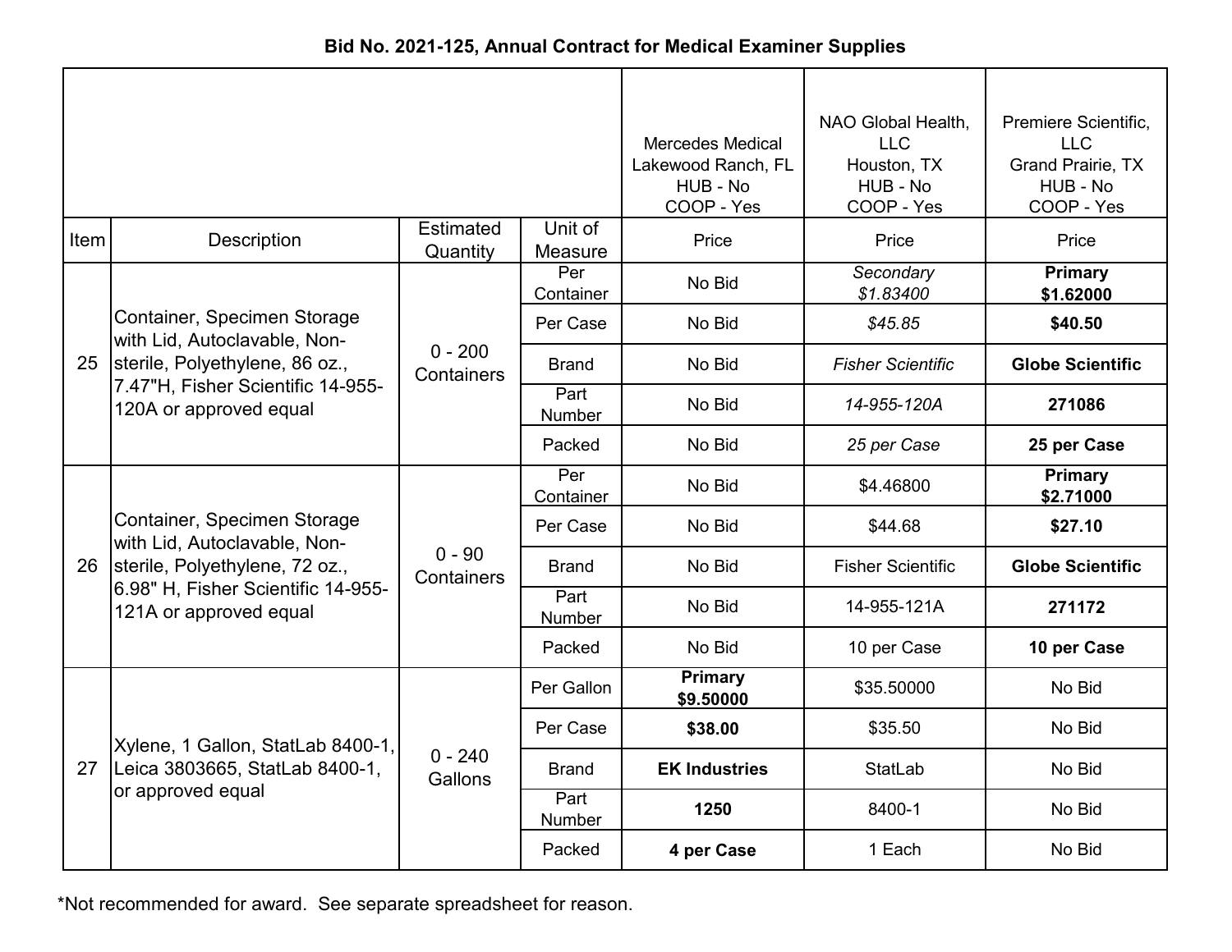**Bid No. 2021-125, Annual Contract for Medical Examiner Supplies**

| Item | Description | Estimated Quantity | Unit of Measure | Mercedes Medical Lakewood Ranch, FL HUB - No COOP - Yes Price | NAO Global Health, LLC Houston, TX HUB - No COOP - Yes Price | Premiere Scientific, LLC Grand Prairie, TX HUB - No COOP - Yes Price |
|---|---|---|---|---|---|---|
| 25 | Container, Specimen Storage with Lid, Autoclavable, Non-sterile, Polyethylene, 86 oz., 7.47"H, Fisher Scientific 14-955-120A or approved equal | 0 - 200 Containers | Per Container | No Bid | *Secondary $1.83400* | **Primary $1.62000** |
| | | | Per Case | No Bid | *$45.85* | **$40.50** |
| | | | Brand | No Bid | *Fisher Scientific* | **Globe Scientific** |
| | | | Part Number | No Bid | *14-955-120A* | **271086** |
| | | | Packed | No Bid | *25 per Case* | **25 per Case** |
| 26 | Container, Specimen Storage with Lid, Autoclavable, Non-sterile, Polyethylene, 72 oz., 6.98" H, Fisher Scientific 14-955-121A or approved equal | 0 - 90 Containers | Per Container | No Bid | $4.46800 | **Primary $2.71000** |
| | | | Per Case | No Bid | $44.68 | **$27.10** |
| | | | Brand | No Bid | Fisher Scientific | **Globe Scientific** |
| | | | Part Number | No Bid | 14-955-121A | **271172** |
| | | | Packed | No Bid | 10 per Case | **10 per Case** |
| 27 | Xylene, 1 Gallon, StatLab 8400-1, Leica 3803665, StatLab 8400-1, or approved equal | 0 - 240 Gallons | Per Gallon | **Primary $9.50000** | $35.50000 | No Bid |
| | | | Per Case | **$38.00** | $35.50 | No Bid |
| | | | Brand | **EK Industries** | StatLab | No Bid |
| | | | Part Number | **1250** | 8400-1 | No Bid |
| | | | Packed | **4 per Case** | 1 Each | No Bid |

*Not recommended for award. See separate spreadsheet for reason.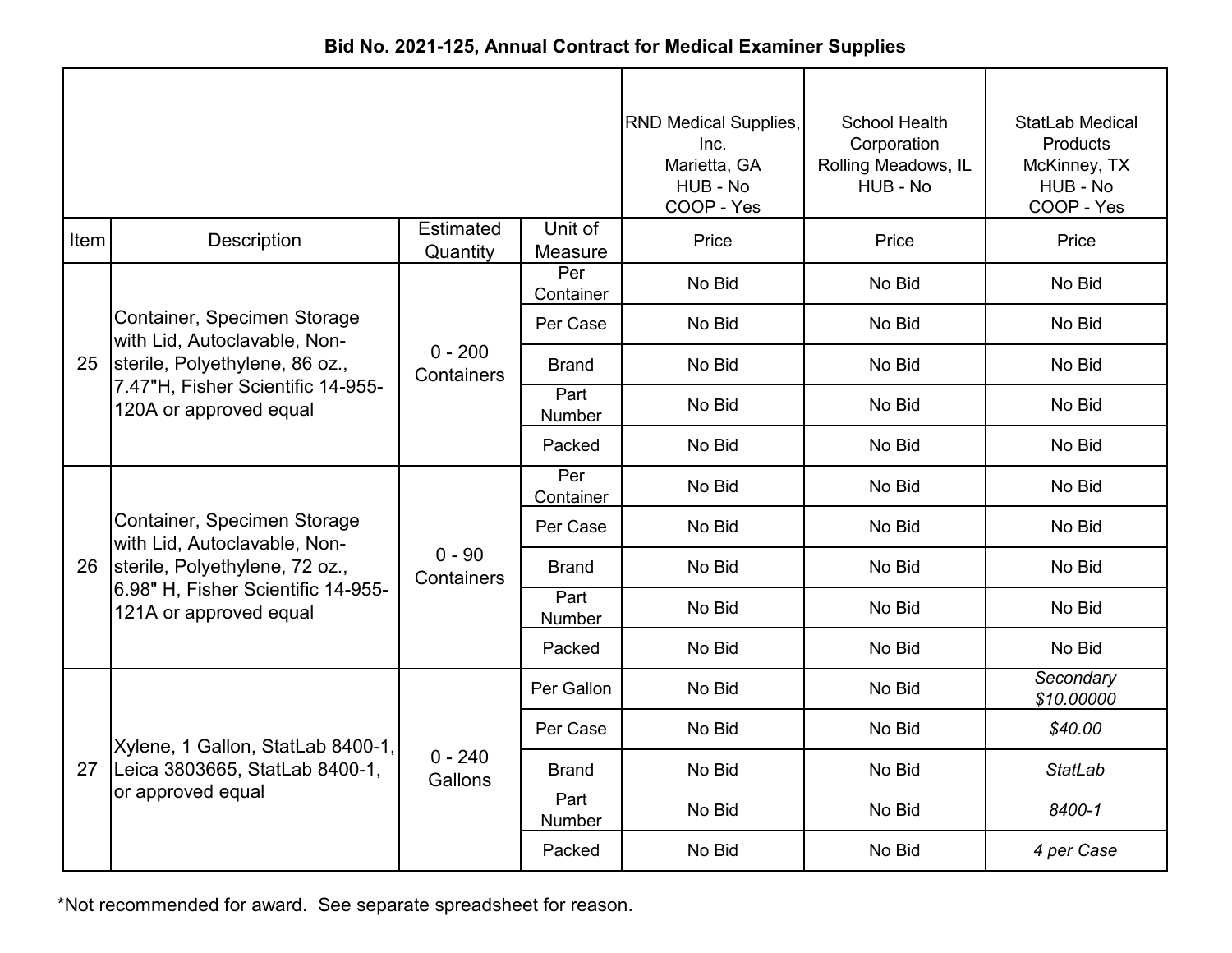**Bid No. 2021-125, Annual Contract for Medical Examiner Supplies**

| Item | Description | Estimated Quantity | Unit of Measure | RND Medical Supplies, Inc.<br>Marietta, GA<br>HUB - No<br>COOP - Yes<br>Price | School Health Corporation<br>Rolling Meadows, IL<br>HUB - No<br>Price | StatLab Medical Products<br>McKinney, TX<br>HUB - No<br>COOP - Yes<br>Price |
|---|---|---|---|---|---|---|
| 25 | Container, Specimen Storage with Lid, Autoclavable, Non-sterile, Polyethylene, 86 oz., 7.47"H, Fisher Scientific 14-955-120A or approved equal | 0 - 200 Containers | Per Container | No Bid | No Bid | No Bid |
| | | | Per Case | No Bid | No Bid | No Bid |
| | | | Brand | No Bid | No Bid | No Bid |
| | | | Part Number | No Bid | No Bid | No Bid |
| | | | Packed | No Bid | No Bid | No Bid |
| 26 | Container, Specimen Storage with Lid, Autoclavable, Non-sterile, Polyethylene, 72 oz., 6.98" H, Fisher Scientific 14-955-121A or approved equal | 0 - 90 Containers | Per Container | No Bid | No Bid | No Bid |
| | | | Per Case | No Bid | No Bid | No Bid |
| | | | Brand | No Bid | No Bid | No Bid |
| | | | Part Number | No Bid | No Bid | No Bid |
| | | | Packed | No Bid | No Bid | No Bid |
| 27 | Xylene, 1 Gallon, StatLab 8400-1, Leica 3803665, StatLab 8400-1, or approved equal | 0 - 240 Gallons | Per Gallon | No Bid | No Bid | *Secondary $10.00000* |
| | | | Per Case | No Bid | No Bid | *$40.00* |
| | | | Brand | No Bid | No Bid | *StatLab* |
| | | | Part Number | No Bid | No Bid | *8400-1* |
| | | | Packed | No Bid | No Bid | *4 per Case* |

*Not recommended for award. See separate spreadsheet for reason.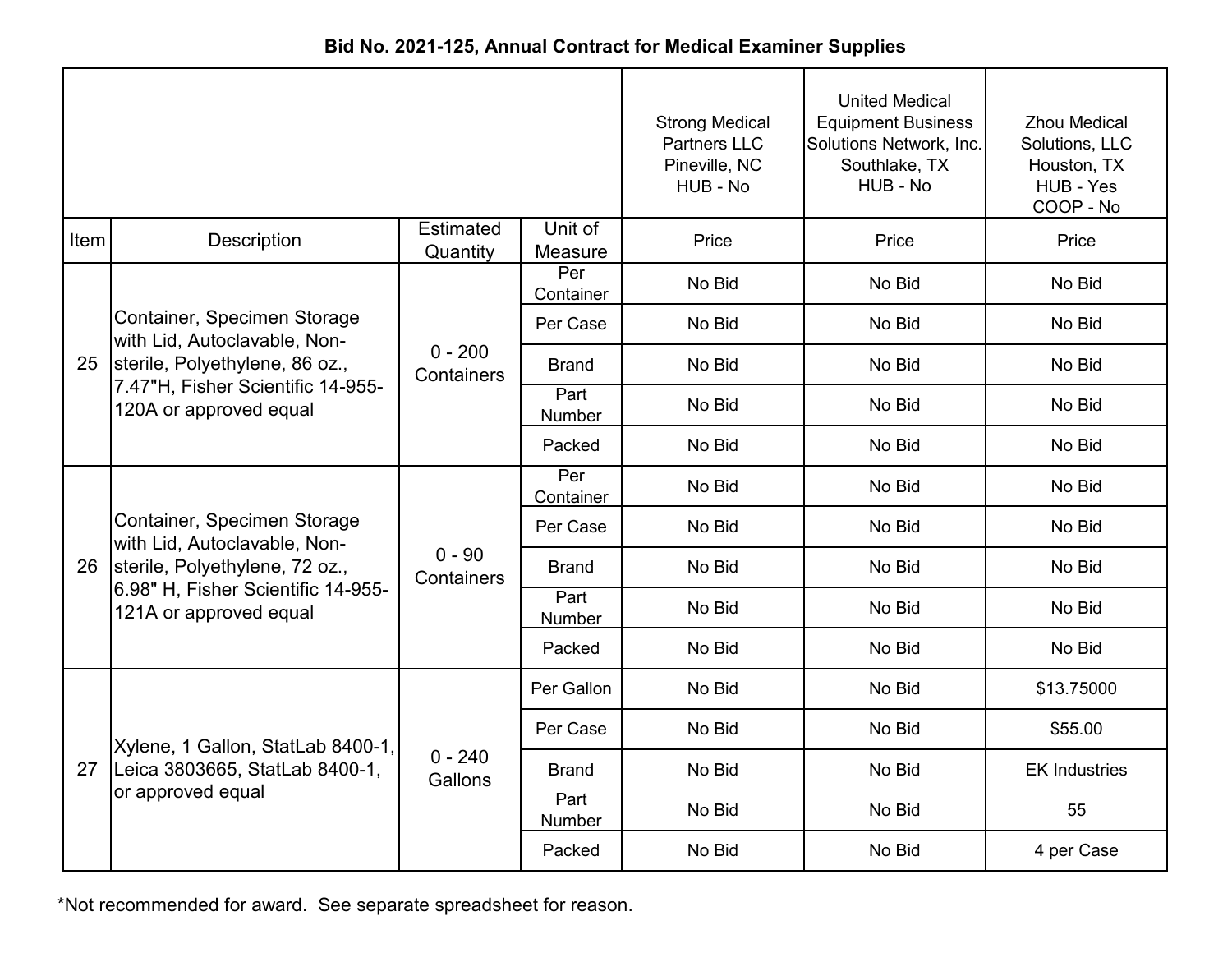**Bid No. 2021-125, Annual Contract for Medical Examiner Supplies**

| | | | | Strong Medical Partners LLC Pineville, NC HUB - No | United Medical Equipment Business Solutions Network, Inc. Southlake, TX HUB - No | Zhou Medical Solutions, LLC Houston, TX HUB - Yes COOP - No |
|---|---|---|---|---|---|---|
| Item | Description | Estimated Quantity | Unit of Measure | Price | Price | Price |
| 25 | Container, Specimen Storage with Lid, Autoclavable, Non-sterile, Polyethylene, 86 oz., 7.47"H, Fisher Scientific 14-955-120A or approved equal | 0 - 200 Containers | Per Container | No Bid | No Bid | No Bid |
| | | | Per Case | No Bid | No Bid | No Bid |
| | | | Brand | No Bid | No Bid | No Bid |
| | | | Part Number | No Bid | No Bid | No Bid |
| | | | Packed | No Bid | No Bid | No Bid |
| 26 | Container, Specimen Storage with Lid, Autoclavable, Non-sterile, Polyethylene, 72 oz., 6.98" H, Fisher Scientific 14-955-121A or approved equal | 0 - 90 Containers | Per Container | No Bid | No Bid | No Bid |
| | | | Per Case | No Bid | No Bid | No Bid |
| | | | Brand | No Bid | No Bid | No Bid |
| | | | Part Number | No Bid | No Bid | No Bid |
| | | | Packed | No Bid | No Bid | No Bid |
| 27 | Xylene, 1 Gallon, StatLab 8400-1, Leica 3803665, StatLab 8400-1, or approved equal | 0 - 240 Gallons | Per Gallon | No Bid | No Bid | $13.75000 |
| | | | Per Case | No Bid | No Bid | $55.00 |
| | | | Brand | No Bid | No Bid | EK Industries |
| | | | Part Number | No Bid | No Bid | 55 |
| | | | Packed | No Bid | No Bid | 4 per Case |

*Not recommended for award. See separate spreadsheet for reason.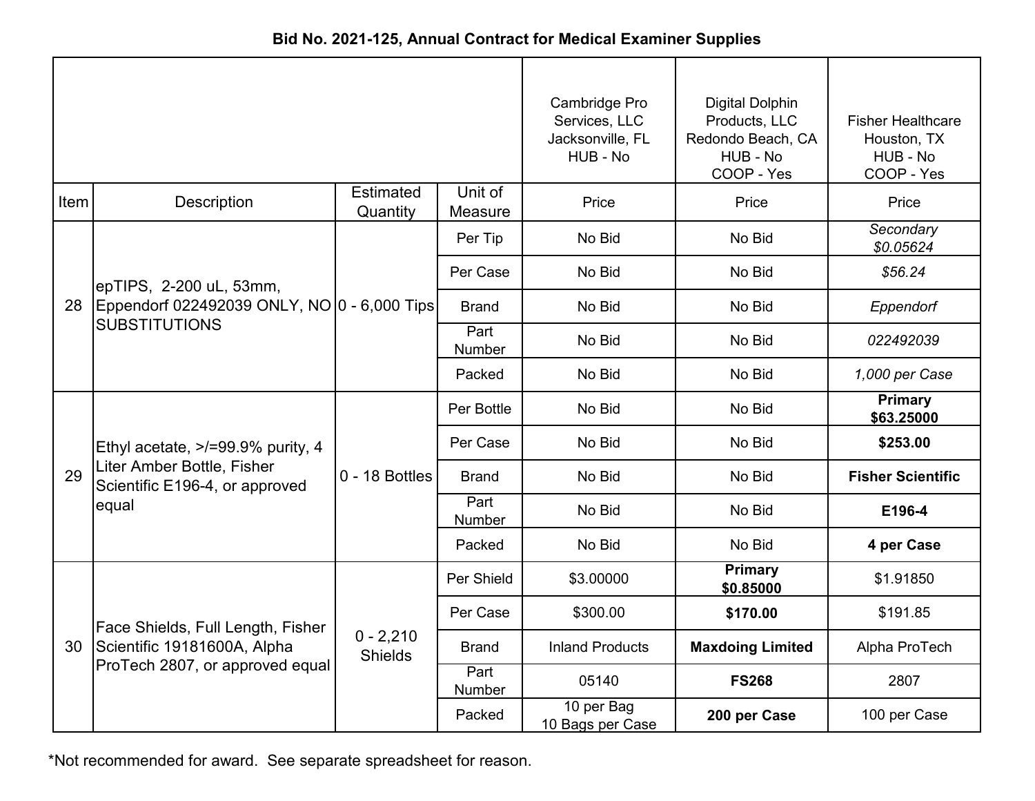**Bid No. 2021-125, Annual Contract for Medical Examiner Supplies**

| Item | Description | Estimated Quantity | Unit of Measure | Cambridge Pro Services, LLC Jacksonville, FL HUB - No | Digital Dolphin Products, LLC Redondo Beach, CA HUB - No COOP - Yes | Fisher Healthcare Houston, TX HUB - No COOP - Yes |
|---|---|---|---|---|---|---|
| | | | | Price | Price | Price |
| 28 | epTIPS, 2-200 uL, 53mm, Eppendorf 022492039 ONLY, NO SUBSTITUTIONS | 0 - 6,000 Tips | Per Tip | No Bid | No Bid | *Secondary $0.05624* |
| | | | Per Case | No Bid | No Bid | *$56.24* |
| | | | Brand | No Bid | No Bid | *Eppendorf* |
| | | | Part Number | No Bid | No Bid | *022492039* |
| | | | Packed | No Bid | No Bid | *1,000 per Case* |
| 29 | Ethyl acetate, >/=99.9% purity, 4 Liter Amber Bottle, Fisher Scientific E196-4, or approved equal | 0 - 18 Bottles | Per Bottle | No Bid | No Bid | **Primary $63.25000** |
| | | | Per Case | No Bid | No Bid | **$253.00** |
| | | | Brand | No Bid | No Bid | **Fisher Scientific** |
| | | | Part Number | No Bid | No Bid | **E196-4** |
| | | | Packed | No Bid | No Bid | **4 per Case** |
| 30 | Face Shields, Full Length, Fisher Scientific 19181600A, Alpha ProTech 2807, or approved equal | 0 - 2,210 Shields | Per Shield | $3.00000 | **Primary $0.85000** | $1.91850 |
| | | | Per Case | $300.00 | **$170.00** | $191.85 |
| | | | Brand | Inland Products | **Maxdoing Limited** | Alpha ProTech |
| | | | Part Number | 05140 | **FS268** | 2807 |
| | | | Packed | 10 per Bag 10 Bags per Case | **200 per Case** | 100 per Case |

*Not recommended for award. See separate spreadsheet for reason.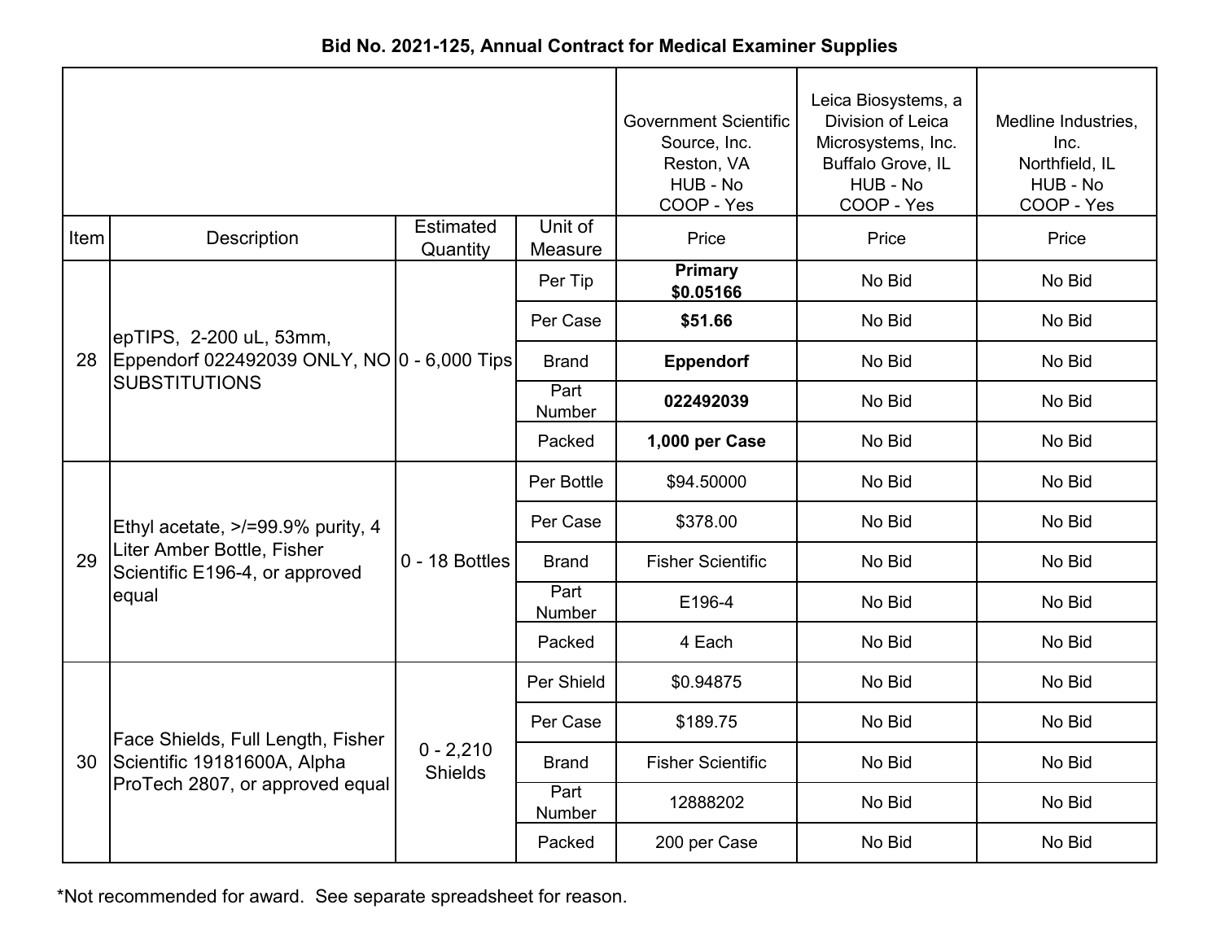**Bid No. 2021-125, Annual Contract for Medical Examiner Supplies**

| Item | Description | Estimated Quantity | Unit of Measure | Government Scientific Source, Inc. Reston, VA HUB - No COOP - Yes Price | Leica Biosystems, a Division of Leica Microsystems, Inc. Buffalo Grove, IL HUB - No COOP - Yes Price | Medline Industries, Inc. Northfield, IL HUB - No COOP - Yes Price |
|---|---|---|---|---|---|---|
| 28 | epTIPS, 2-200 uL, 53mm, Eppendorf 022492039 ONLY, NO SUBSTITUTIONS | 0 - 6,000 Tips | Per Tip | **Primary $0.05166** | No Bid | No Bid |
| | | | Per Case | **$51.66** | No Bid | No Bid |
| | | | Brand | **Eppendorf** | No Bid | No Bid |
| | | | Part Number | **022492039** | No Bid | No Bid |
| | | | Packed | **1,000 per Case** | No Bid | No Bid |
| 29 | Ethyl acetate, >/=99.9% purity, 4 Liter Amber Bottle, Fisher Scientific E196-4, or approved equal | 0 - 18 Bottles | Per Bottle | $94.50000 | No Bid | No Bid |
| | | | Per Case | $378.00 | No Bid | No Bid |
| | | | Brand | Fisher Scientific | No Bid | No Bid |
| | | | Part Number | E196-4 | No Bid | No Bid |
| | | | Packed | 4 Each | No Bid | No Bid |
| 30 | Face Shields, Full Length, Fisher Scientific 19181600A, Alpha ProTech 2807, or approved equal | 0 - 2,210 Shields | Per Shield | $0.94875 | No Bid | No Bid |
| | | | Per Case | $189.75 | No Bid | No Bid |
| | | | Brand | Fisher Scientific | No Bid | No Bid |
| | | | Part Number | 12888202 | No Bid | No Bid |
| | | | Packed | 200 per Case | No Bid | No Bid |

*Not recommended for award. See separate spreadsheet for reason.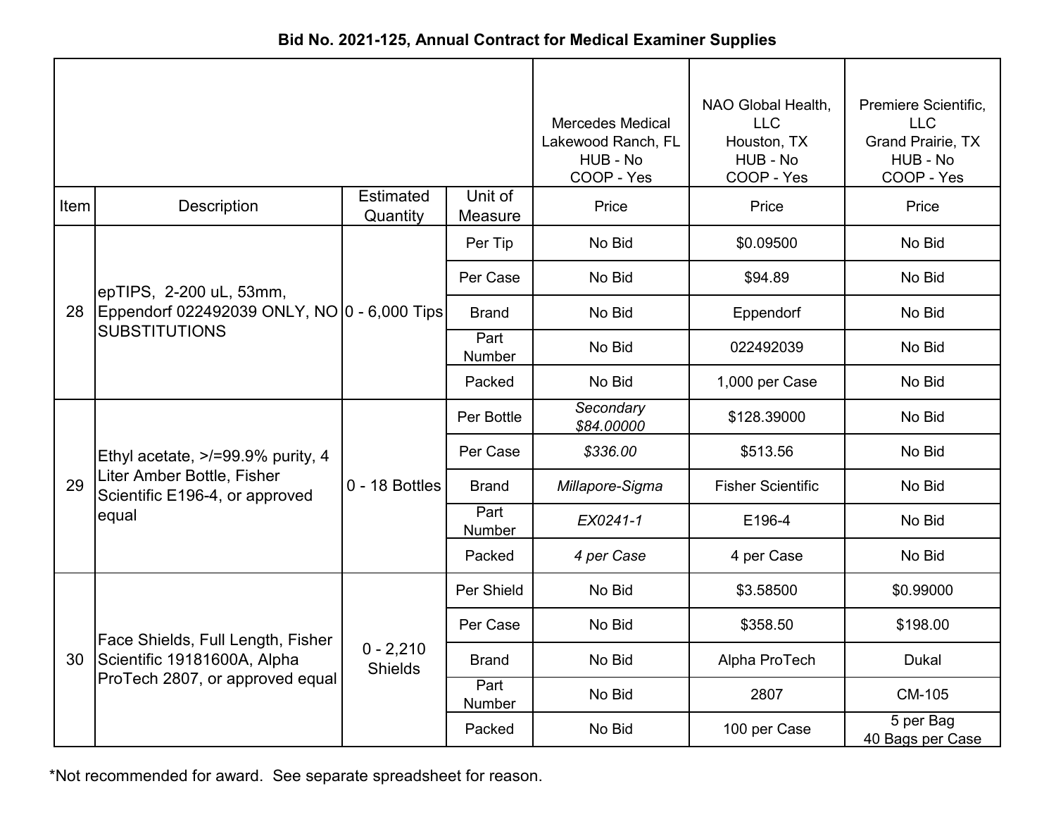## Bid No. 2021-125, Annual Contract for Medical Examiner Supplies

| Item | Description | Estimated Quantity | Unit of Measure | Mercedes Medical Lakewood Ranch, FL HUB - No COOP - Yes Price | NAO Global Health, LLC Houston, TX HUB - No COOP - Yes Price | Premiere Scientific, LLC Grand Prairie, TX HUB - No COOP - Yes Price |
|---|---|---|---|---|---|---|
| 28 | epTIPS, 2-200 uL, 53mm, Eppendorf 022492039 ONLY, NO SUBSTITUTIONS | 0 - 6,000 Tips | Per Tip | No Bid | $0.09500 | No Bid |
| | | | Per Case | No Bid | $94.89 | No Bid |
| | | | Brand | No Bid | Eppendorf | No Bid |
| | | | Part Number | No Bid | 022492039 | No Bid |
| | | | Packed | No Bid | 1,000 per Case | No Bid |
| 29 | Ethyl acetate, >/=99.9% purity, 4 Liter Amber Bottle, Fisher Scientific E196-4, or approved equal | 0 - 18 Bottles | Per Bottle | *Secondary $84.00000* | $128.39000 | No Bid |
| | | | Per Case | *$336.00* | $513.56 | No Bid |
| | | | Brand | *Millapore-Sigma* | Fisher Scientific | No Bid |
| | | | Part Number | *EX0241-1* | E196-4 | No Bid |
| | | | Packed | *4 per Case* | 4 per Case | No Bid |
| 30 | Face Shields, Full Length, Fisher Scientific 19181600A, Alpha ProTech 2807, or approved equal | 0 - 2,210 Shields | Per Shield | No Bid | $3.58500 | $0.99000 |
| | | | Per Case | No Bid | $358.50 | $198.00 |
| | | | Brand | No Bid | Alpha ProTech | Dukal |
| | | | Part Number | No Bid | 2807 | CM-105 |
| | | | Packed | No Bid | 100 per Case | 5 per Bag 40 Bags per Case |

*Not recommended for award. See separate spreadsheet for reason.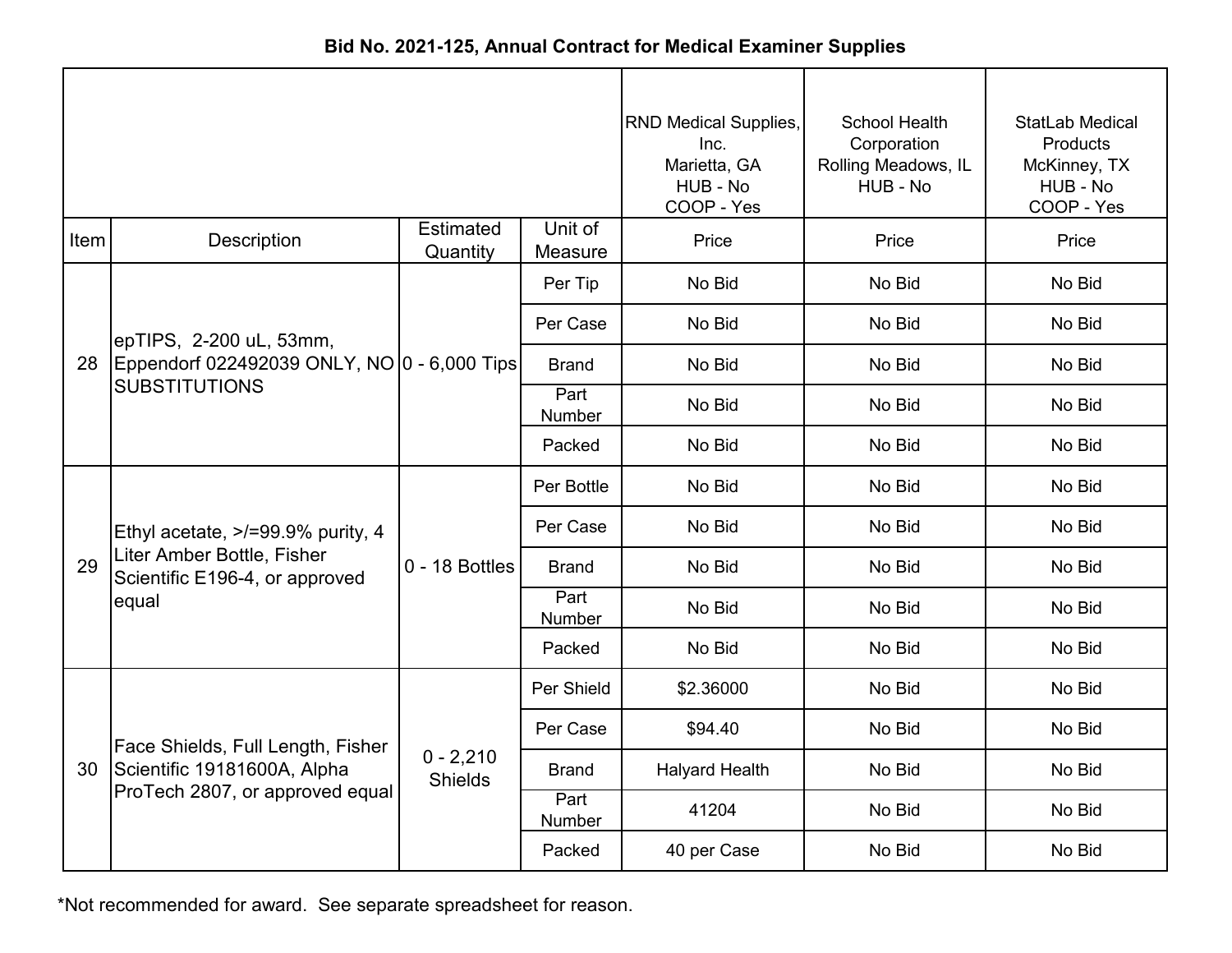**Bid No. 2021-125, Annual Contract for Medical Examiner Supplies**

| | | | | RND Medical Supplies, Inc. Marietta, GA HUB - No COOP - Yes | School Health Corporation Rolling Meadows, IL HUB - No | StatLab Medical Products McKinney, TX HUB - No COOP - Yes |
|---|---|---|---|---|---|---|
| Item | Description | Estimated Quantity | Unit of Measure | Price | Price | Price |
| 28 | epTIPS, 2-200 uL, 53mm, Eppendorf 022492039 ONLY, NO SUBSTITUTIONS | 0 - 6,000 Tips | Per Tip | No Bid | No Bid | No Bid |
| | | | Per Case | No Bid | No Bid | No Bid |
| | | | Brand | No Bid | No Bid | No Bid |
| | | | Part Number | No Bid | No Bid | No Bid |
| | | | Packed | No Bid | No Bid | No Bid |
| 29 | Ethyl acetate, >/=99.9% purity, 4 Liter Amber Bottle, Fisher Scientific E196-4, or approved equal | 0 - 18 Bottles | Per Bottle | No Bid | No Bid | No Bid |
| | | | Per Case | No Bid | No Bid | No Bid |
| | | | Brand | No Bid | No Bid | No Bid |
| | | | Part Number | No Bid | No Bid | No Bid |
| | | | Packed | No Bid | No Bid | No Bid |
| 30 | Face Shields, Full Length, Fisher Scientific 19181600A, Alpha ProTech 2807, or approved equal | 0 - 2,210 Shields | Per Shield | $2.36000 | No Bid | No Bid |
| | | | Per Case | $94.40 | No Bid | No Bid |
| | | | Brand | Halyard Health | No Bid | No Bid |
| | | | Part Number | 41204 | No Bid | No Bid |
| | | | Packed | 40 per Case | No Bid | No Bid |

*Not recommended for award. See separate spreadsheet for reason.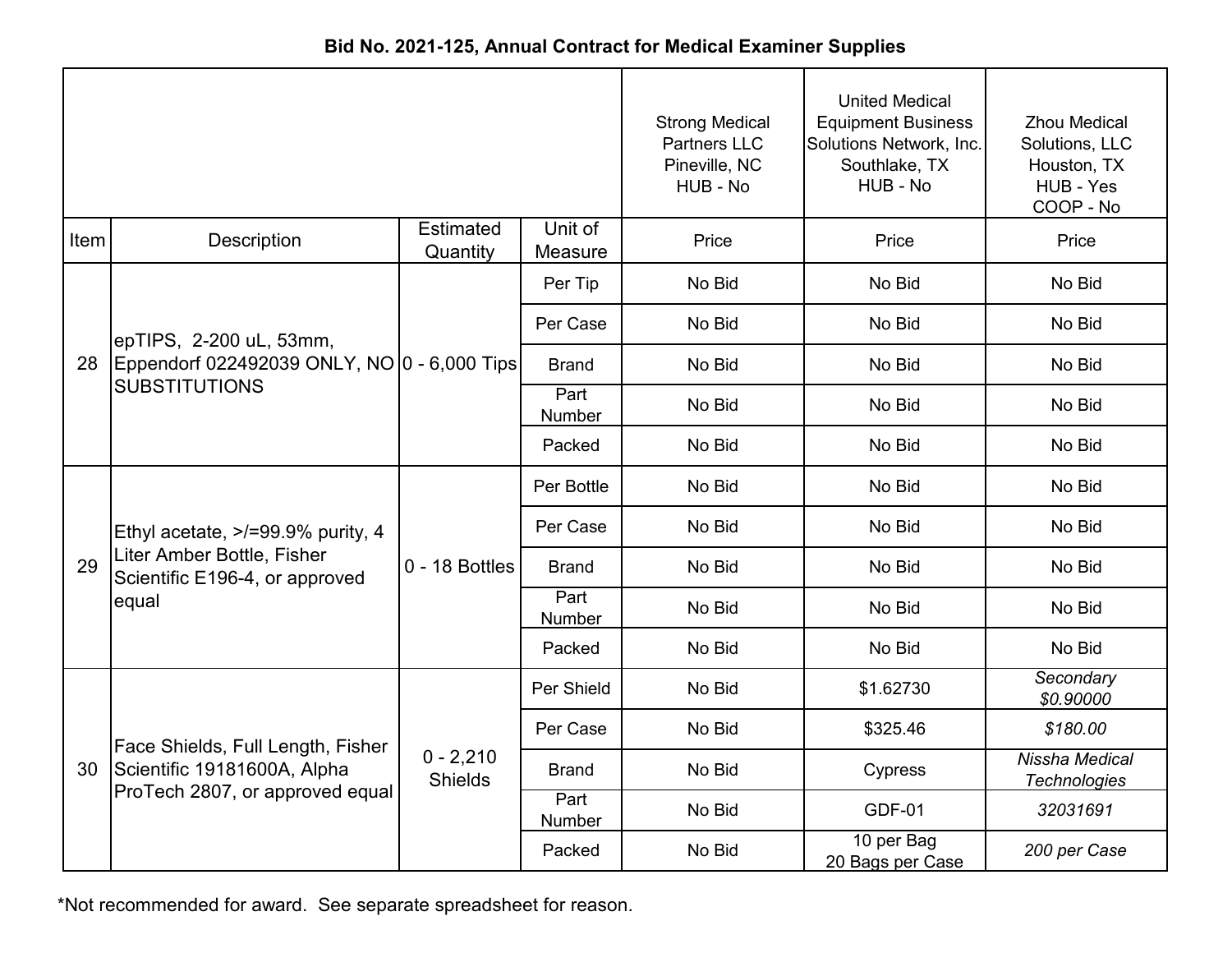**Bid No. 2021-125, Annual Contract for Medical Examiner Supplies**

| Item | Description | Estimated Quantity | Unit of Measure | Strong Medical Partners LLC Pineville, NC HUB - No | United Medical Equipment Business Solutions Network, Inc. Southlake, TX HUB - No | Zhou Medical Solutions, LLC Houston, TX HUB - Yes COOP - No |
|---|---|---|---|---|---|---|
| | | | | Price | Price | Price |
| 28 | epTIPS, 2-200 uL, 53mm, Eppendorf 022492039 ONLY, NO SUBSTITUTIONS | 0 - 6,000 Tips | Per Tip | No Bid | No Bid | No Bid |
| | | | Per Case | No Bid | No Bid | No Bid |
| | | | Brand | No Bid | No Bid | No Bid |
| | | | Part Number | No Bid | No Bid | No Bid |
| | | | Packed | No Bid | No Bid | No Bid |
| 29 | Ethyl acetate, >/=99.9% purity, 4 Liter Amber Bottle, Fisher Scientific E196-4, or approved equal | 0 - 18 Bottles | Per Bottle | No Bid | No Bid | No Bid |
| | | | Per Case | No Bid | No Bid | No Bid |
| | | | Brand | No Bid | No Bid | No Bid |
| | | | Part Number | No Bid | No Bid | No Bid |
| | | | Packed | No Bid | No Bid | No Bid |
| 30 | Face Shields, Full Length, Fisher Scientific 19181600A, Alpha ProTech 2807, or approved equal | 0 - 2,210 Shields | Per Shield | No Bid | $1.62730 | *Secondary $0.90000* |
| | | | Per Case | No Bid | $325.46 | *$180.00* |
| | | | Brand | No Bid | Cypress | *Nissha Medical Technologies* |
| | | | Part Number | No Bid | GDF-01 | *32031691* |
| | | | Packed | No Bid | 10 per Bag 20 Bags per Case | *200 per Case* |

*Not recommended for award. See separate spreadsheet for reason.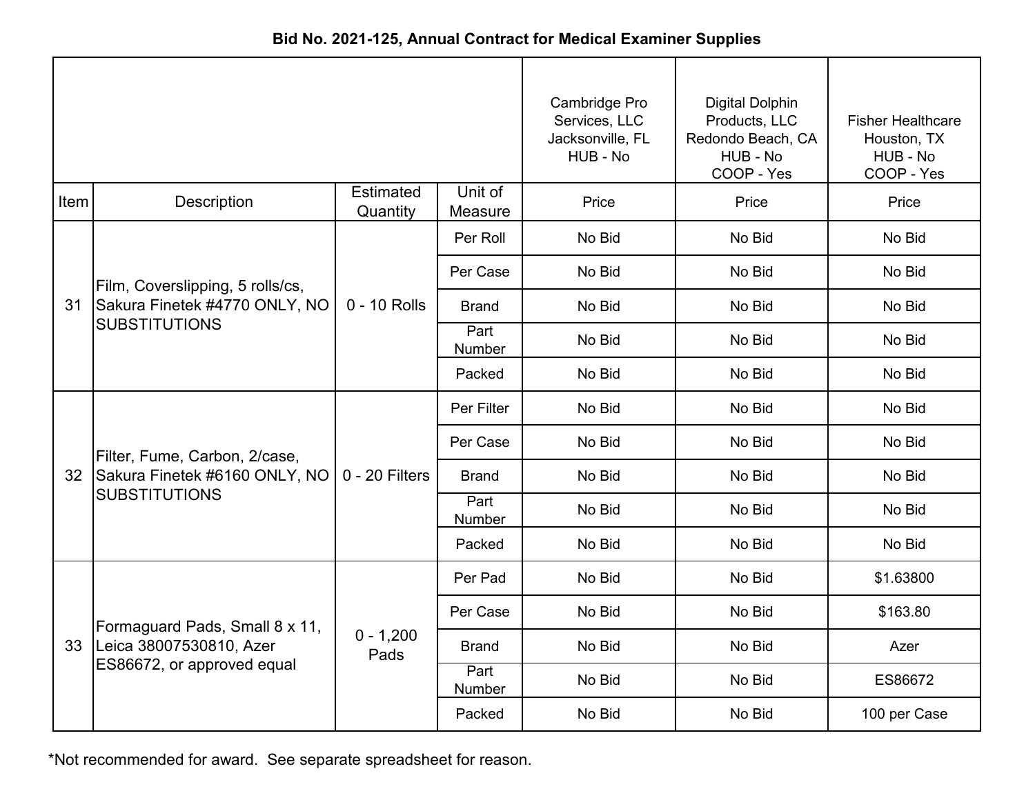**Bid No. 2021-125, Annual Contract for Medical Examiner Supplies**

| | | | | Cambridge Pro Services, LLC Jacksonville, FL HUB - No | Digital Dolphin Products, LLC Redondo Beach, CA HUB - No COOP - Yes | Fisher Healthcare Houston, TX HUB - No COOP - Yes |
|---|---|---|---|---|---|---|
| Item | Description | Estimated Quantity | Unit of Measure | Price | Price | Price |
| 31 | Film, Coverslipping, 5 rolls/cs, Sakura Finetek #4770 ONLY, NO SUBSTITUTIONS | 0 - 10 Rolls | Per Roll | No Bid | No Bid | No Bid |
| | | | Per Case | No Bid | No Bid | No Bid |
| | | | Brand | No Bid | No Bid | No Bid |
| | | | Part Number | No Bid | No Bid | No Bid |
| | | | Packed | No Bid | No Bid | No Bid |
| 32 | Filter, Fume, Carbon, 2/case, Sakura Finetek #6160 ONLY, NO SUBSTITUTIONS | 0 - 20 Filters | Per Filter | No Bid | No Bid | No Bid |
| | | | Per Case | No Bid | No Bid | No Bid |
| | | | Brand | No Bid | No Bid | No Bid |
| | | | Part Number | No Bid | No Bid | No Bid |
| | | | Packed | No Bid | No Bid | No Bid |
| 33 | Formaguard Pads, Small 8 x 11, Leica 38007530810, Azer ES86672, or approved equal | 0 - 1,200 Pads | Per Pad | No Bid | No Bid | $1.63800 |
| | | | Per Case | No Bid | No Bid | $163.80 |
| | | | Brand | No Bid | No Bid | Azer |
| | | | Part Number | No Bid | No Bid | ES86672 |
| | | | Packed | No Bid | No Bid | 100 per Case |

*Not recommended for award. See separate spreadsheet for reason.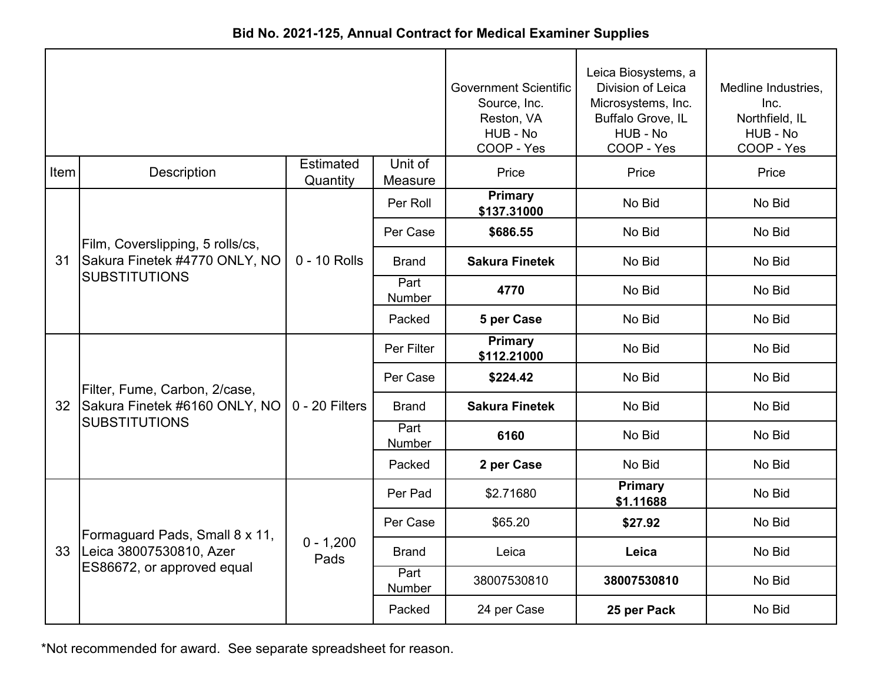# Bid No. 2021-125, Annual Contract for Medical Examiner Supplies

| Item | Description | Estimated Quantity | Unit of Measure | Government Scientific Source, Inc. Reston, VA HUB - No COOP - Yes Price | Leica Biosystems, a Division of Leica Microsystems, Inc. Buffalo Grove, IL HUB - No COOP - Yes Price | Medline Industries, Inc. Northfield, IL HUB - No COOP - Yes Price |
|---|---|---|---|---|---|---|
| 31 | Film, Coverslipping, 5 rolls/cs, Sakura Finetek #4770 ONLY, NO SUBSTITUTIONS | 0 - 10 Rolls | Per Roll | **Primary $137.31000** | No Bid | No Bid |
| | | | Per Case | **$686.55** | No Bid | No Bid |
| | | | Brand | **Sakura Finetek** | No Bid | No Bid |
| | | | Part Number | **4770** | No Bid | No Bid |
| | | | Packed | **5 per Case** | No Bid | No Bid |
| 32 | Filter, Fume, Carbon, 2/case, Sakura Finetek #6160 ONLY, NO SUBSTITUTIONS | 0 - 20 Filters | Per Filter | **Primary $112.21000** | No Bid | No Bid |
| | | | Per Case | **$224.42** | No Bid | No Bid |
| | | | Brand | **Sakura Finetek** | No Bid | No Bid |
| | | | Part Number | **6160** | No Bid | No Bid |
| | | | Packed | **2 per Case** | No Bid | No Bid |
| 33 | Formaguard Pads, Small 8 x 11, Leica 38007530810, Azer ES86672, or approved equal | 0 - 1,200 Pads | Per Pad | $2.71680 | **Primary $1.11688** | No Bid |
| | | | Per Case | $65.20 | **$27.92** | No Bid |
| | | | Brand | Leica | **Leica** | No Bid |
| | | | Part Number | 38007530810 | **38007530810** | No Bid |
| | | | Packed | 24 per Case | **25 per Pack** | No Bid |

*Not recommended for award. See separate spreadsheet for reason.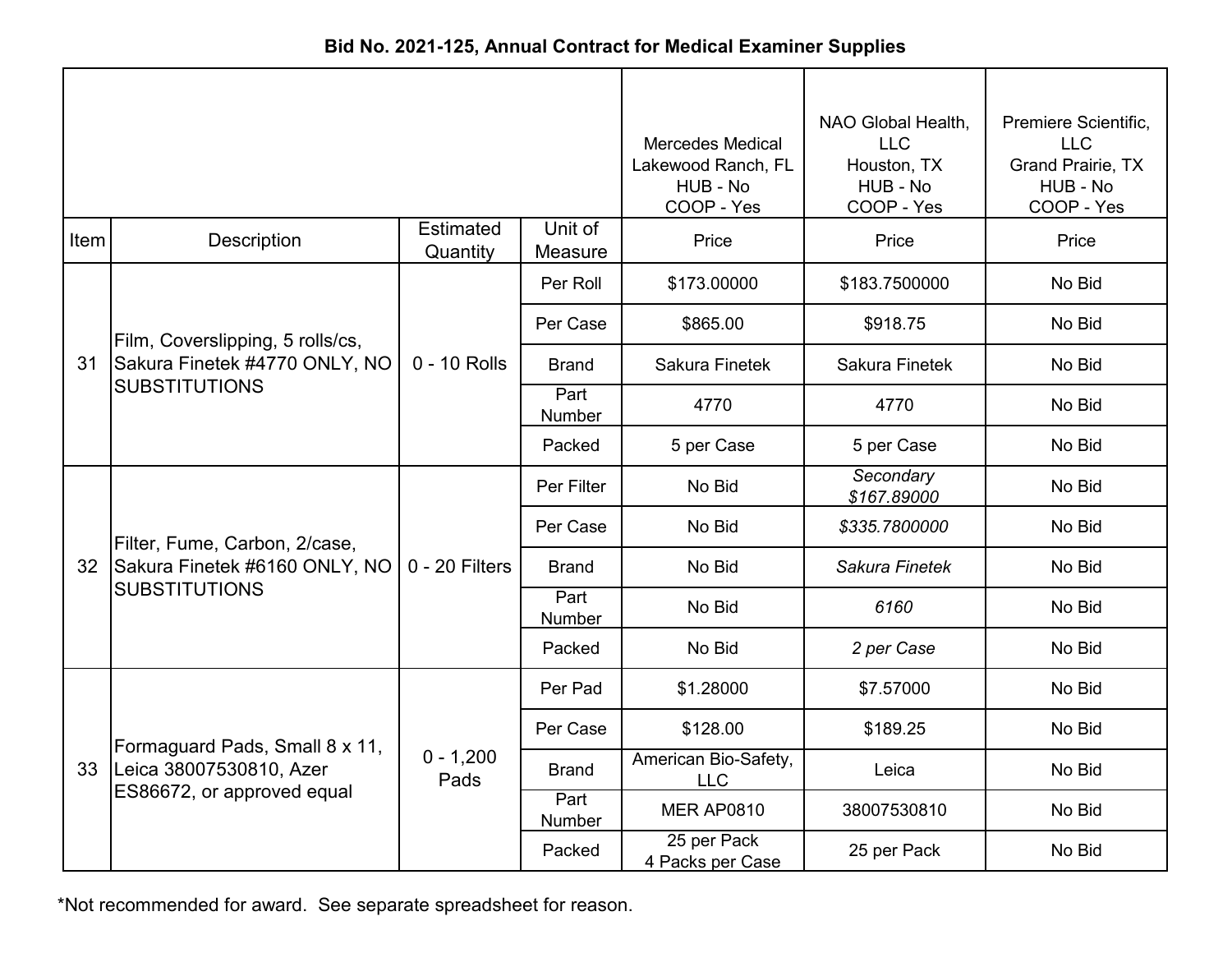**Bid No. 2021-125, Annual Contract for Medical Examiner Supplies**

| | | | | Mercedes Medical Lakewood Ranch, FL HUB - No COOP - Yes | NAO Global Health, LLC Houston, TX HUB - No COOP - Yes | Premiere Scientific, LLC Grand Prairie, TX HUB - No COOP - Yes |
|---|---|---|---|---|---|---|
| Item | Description | Estimated Quantity | Unit of Measure | Price | Price | Price |
| 31 | Film, Coverslipping, 5 rolls/cs, Sakura Finetek #4770 ONLY, NO SUBSTITUTIONS | 0 - 10 Rolls | Per Roll | $173.00000 | $183.7500000 | No Bid |
| | | | Per Case | $865.00 | $918.75 | No Bid |
| | | | Brand | Sakura Finetek | Sakura Finetek | No Bid |
| | | | Part Number | 4770 | 4770 | No Bid |
| | | | Packed | 5 per Case | 5 per Case | No Bid |
| 32 | Filter, Fume, Carbon, 2/case, Sakura Finetek #6160 ONLY, NO SUBSTITUTIONS | 0 - 20 Filters | Per Filter | No Bid | *Secondary $167.89000* | No Bid |
| | | | Per Case | No Bid | *$335.7800000* | No Bid |
| | | | Brand | No Bid | *Sakura Finetek* | No Bid |
| | | | Part Number | No Bid | *6160* | No Bid |
| | | | Packed | No Bid | *2 per Case* | No Bid |
| 33 | Formaguard Pads, Small 8 x 11, Leica 38007530810, Azer ES86672, or approved equal | 0 - 1,200 Pads | Per Pad | $1.28000 | $7.57000 | No Bid |
| | | | Per Case | $128.00 | $189.25 | No Bid |
| | | | Brand | American Bio-Safety, LLC | Leica | No Bid |
| | | | Part Number | MER AP0810 | 38007530810 | No Bid |
| | | | Packed | 25 per Pack 4 Packs per Case | 25 per Pack | No Bid |

*Not recommended for award. See separate spreadsheet for reason.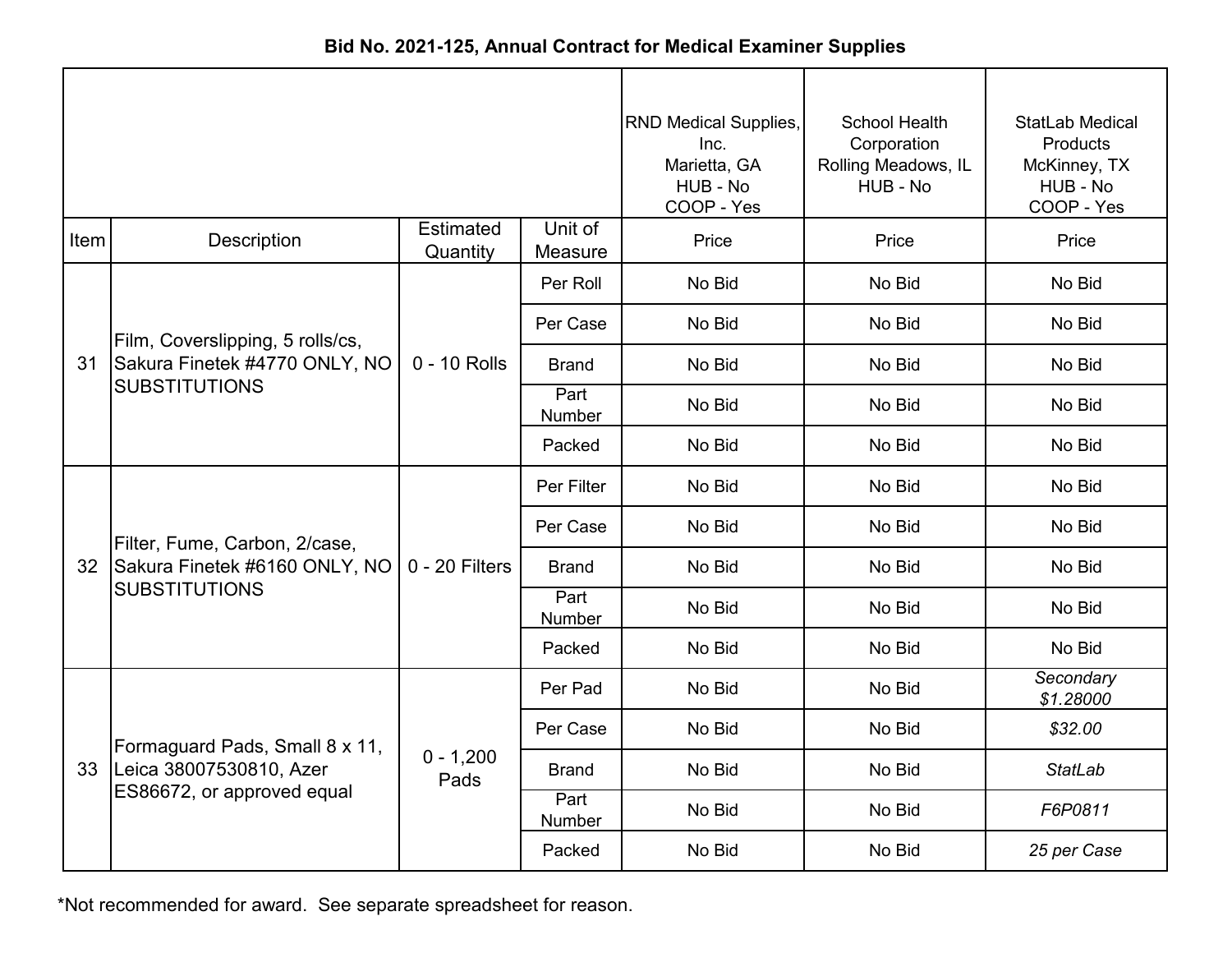# Bid No. 2021-125, Annual Contract for Medical Examiner Supplies

| | | | | RND Medical Supplies, Inc. Marietta, GA HUB - No COOP - Yes | School Health Corporation Rolling Meadows, IL HUB - No | StatLab Medical Products McKinney, TX HUB - No COOP - Yes |
|---|---|---|---|---|---|---|
| Item | Description | Estimated Quantity | Unit of Measure | Price | Price | Price |
| 31 | Film, Coverslipping, 5 rolls/cs, Sakura Finetek #4770 ONLY, NO SUBSTITUTIONS | 0 - 10 Rolls | Per Roll | No Bid | No Bid | No Bid |
| | | | Per Case | No Bid | No Bid | No Bid |
| | | | Brand | No Bid | No Bid | No Bid |
| | | | Part Number | No Bid | No Bid | No Bid |
| | | | Packed | No Bid | No Bid | No Bid |
| 32 | Filter, Fume, Carbon, 2/case, Sakura Finetek #6160 ONLY, NO SUBSTITUTIONS | 0 - 20 Filters | Per Filter | No Bid | No Bid | No Bid |
| | | | Per Case | No Bid | No Bid | No Bid |
| | | | Brand | No Bid | No Bid | No Bid |
| | | | Part Number | No Bid | No Bid | No Bid |
| | | | Packed | No Bid | No Bid | No Bid |
| 33 | Formaguard Pads, Small 8 x 11, Leica 38007530810, Azer ES86672, or approved equal | 0 - 1,200 Pads | Per Pad | No Bid | No Bid | *Secondary $1.28000* |
| | | | Per Case | No Bid | No Bid | *$32.00* |
| | | | Brand | No Bid | No Bid | *StatLab* |
| | | | Part Number | No Bid | No Bid | *F6P0811* |
| | | | Packed | No Bid | No Bid | *25 per Case* |

*Not recommended for award. See separate spreadsheet for reason.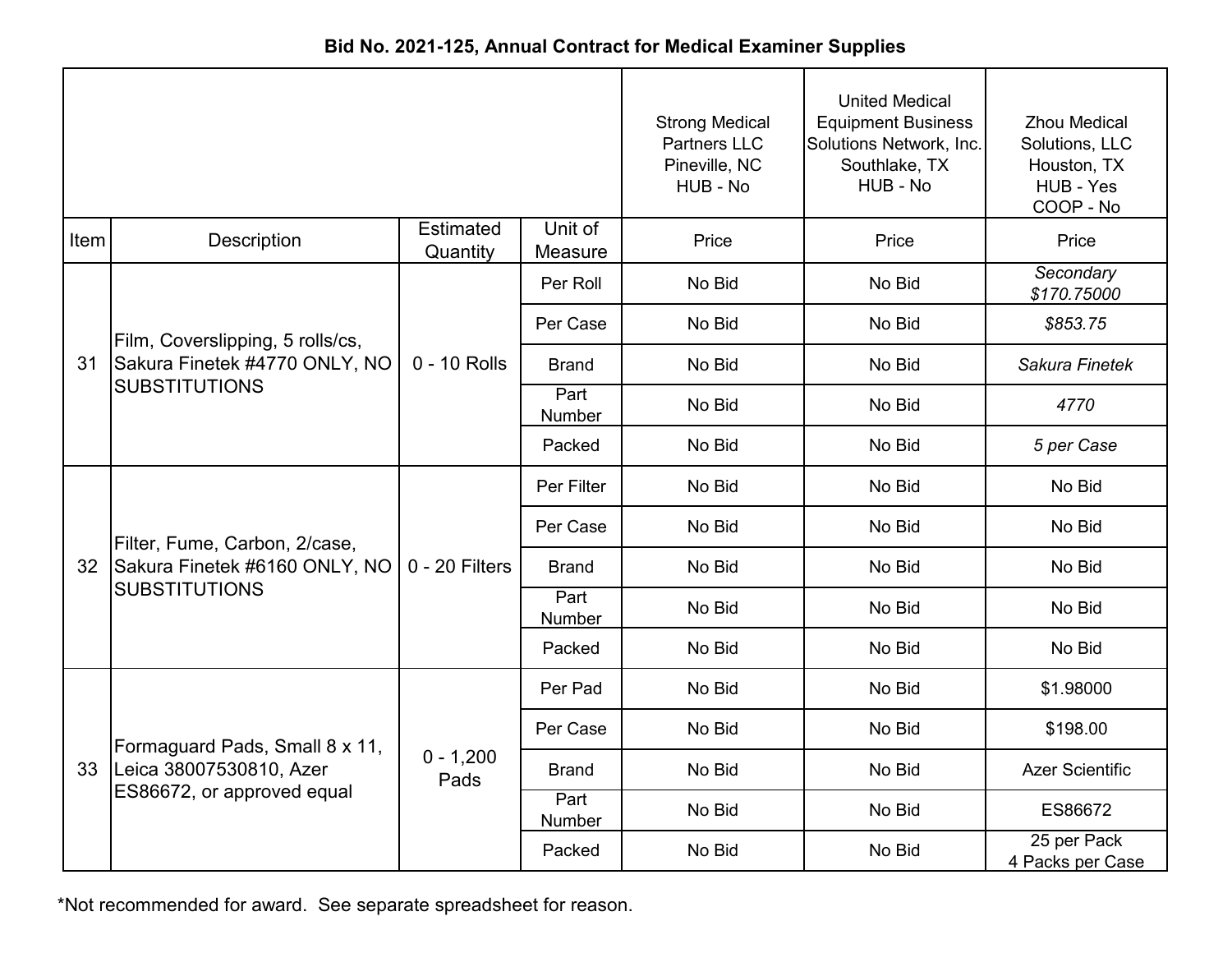**Bid No. 2021-125, Annual Contract for Medical Examiner Supplies**

| Item | Description | Estimated Quantity | Unit of Measure | Strong Medical Partners LLC Pineville, NC HUB - No Price | United Medical Equipment Business Solutions Network, Inc. Southlake, TX HUB - No Price | Zhou Medical Solutions, LLC Houston, TX HUB - Yes COOP - No Price |
|---|---|---|---|---|---|---|
| 31 | Film, Coverslipping, 5 rolls/cs, Sakura Finetek #4770 ONLY, NO SUBSTITUTIONS | 0 - 10 Rolls | Per Roll | No Bid | No Bid | *Secondary $170.75000* |
| | | | Per Case | No Bid | No Bid | *$853.75* |
| | | | Brand | No Bid | No Bid | *Sakura Finetek* |
| | | | Part Number | No Bid | No Bid | *4770* |
| | | | Packed | No Bid | No Bid | *5 per Case* |
| 32 | Filter, Fume, Carbon, 2/case, Sakura Finetek #6160 ONLY, NO SUBSTITUTIONS | 0 - 20 Filters | Per Filter | No Bid | No Bid | No Bid |
| | | | Per Case | No Bid | No Bid | No Bid |
| | | | Brand | No Bid | No Bid | No Bid |
| | | | Part Number | No Bid | No Bid | No Bid |
| | | | Packed | No Bid | No Bid | No Bid |
| 33 | Formaguard Pads, Small 8 x 11, Leica 38007530810, Azer ES86672, or approved equal | 0 - 1,200 Pads | Per Pad | No Bid | No Bid | $1.98000 |
| | | | Per Case | No Bid | No Bid | $198.00 |
| | | | Brand | No Bid | No Bid | Azer Scientific |
| | | | Part Number | No Bid | No Bid | ES86672 |
| | | | Packed | No Bid | No Bid | 25 per Pack 4 Packs per Case |

*Not recommended for award. See separate spreadsheet for reason.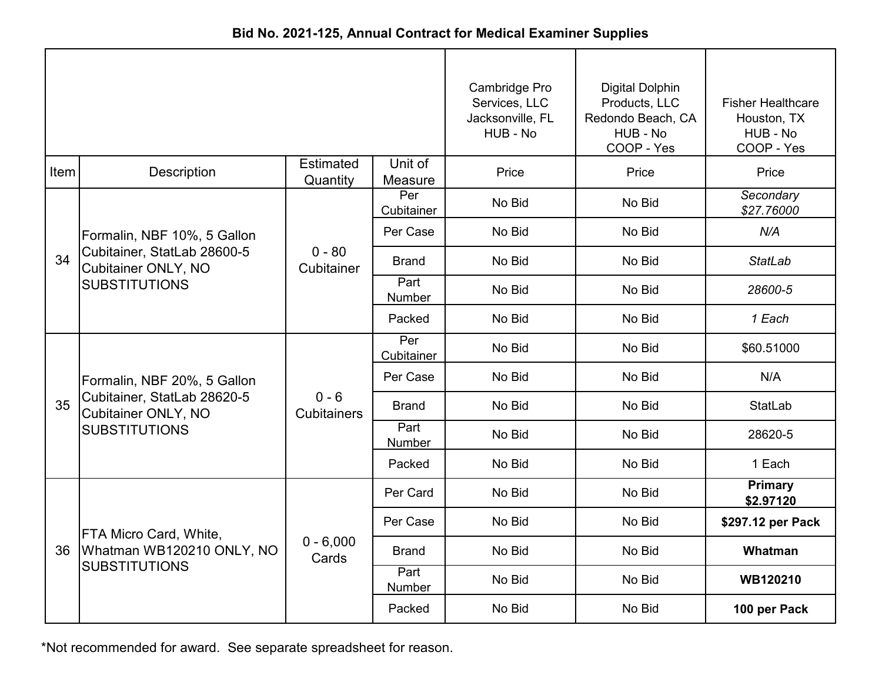**Bid No. 2021-125, Annual Contract for Medical Examiner Supplies**

| Item | Description | Estimated Quantity | Unit of Measure | Cambridge Pro Services, LLC Jacksonville, FL HUB - No | Digital Dolphin Products, LLC Redondo Beach, CA HUB - No COOP - Yes | Fisher Healthcare Houston, TX HUB - No COOP - Yes |
|---|---|---|---|---|---|---|
| | | | | Price | Price | Price |
| 34 | Formalin, NBF 10%, 5 Gallon Cubitainer, StatLab 28600-5 Cubitainer ONLY, NO SUBSTITUTIONS | 0 - 80 Cubitainer | Per Cubitainer | No Bid | No Bid | *Secondary $27.76000* |
| | | | Per Case | No Bid | No Bid | *N/A* |
| | | | Brand | No Bid | No Bid | *StatLab* |
| | | | Part Number | No Bid | No Bid | *28600-5* |
| | | | Packed | No Bid | No Bid | *1 Each* |
| 35 | Formalin, NBF 20%, 5 Gallon Cubitainer, StatLab 28620-5 Cubitainer ONLY, NO SUBSTITUTIONS | 0 - 6 Cubitainers | Per Cubitainer | No Bid | No Bid | $60.51000 |
| | | | Per Case | No Bid | No Bid | N/A |
| | | | Brand | No Bid | No Bid | StatLab |
| | | | Part Number | No Bid | No Bid | 28620-5 |
| | | | Packed | No Bid | No Bid | 1 Each |
| 36 | FTA Micro Card, White, Whatman WB120210 ONLY, NO SUBSTITUTIONS | 0 - 6,000 Cards | Per Card | No Bid | No Bid | **Primary $2.97120** |
| | | | Per Case | No Bid | No Bid | **$297.12 per Pack** |
| | | | Brand | No Bid | No Bid | **Whatman** |
| | | | Part Number | No Bid | No Bid | **WB120210** |
| | | | Packed | No Bid | No Bid | **100 per Pack** |

*Not recommended for award. See separate spreadsheet for reason.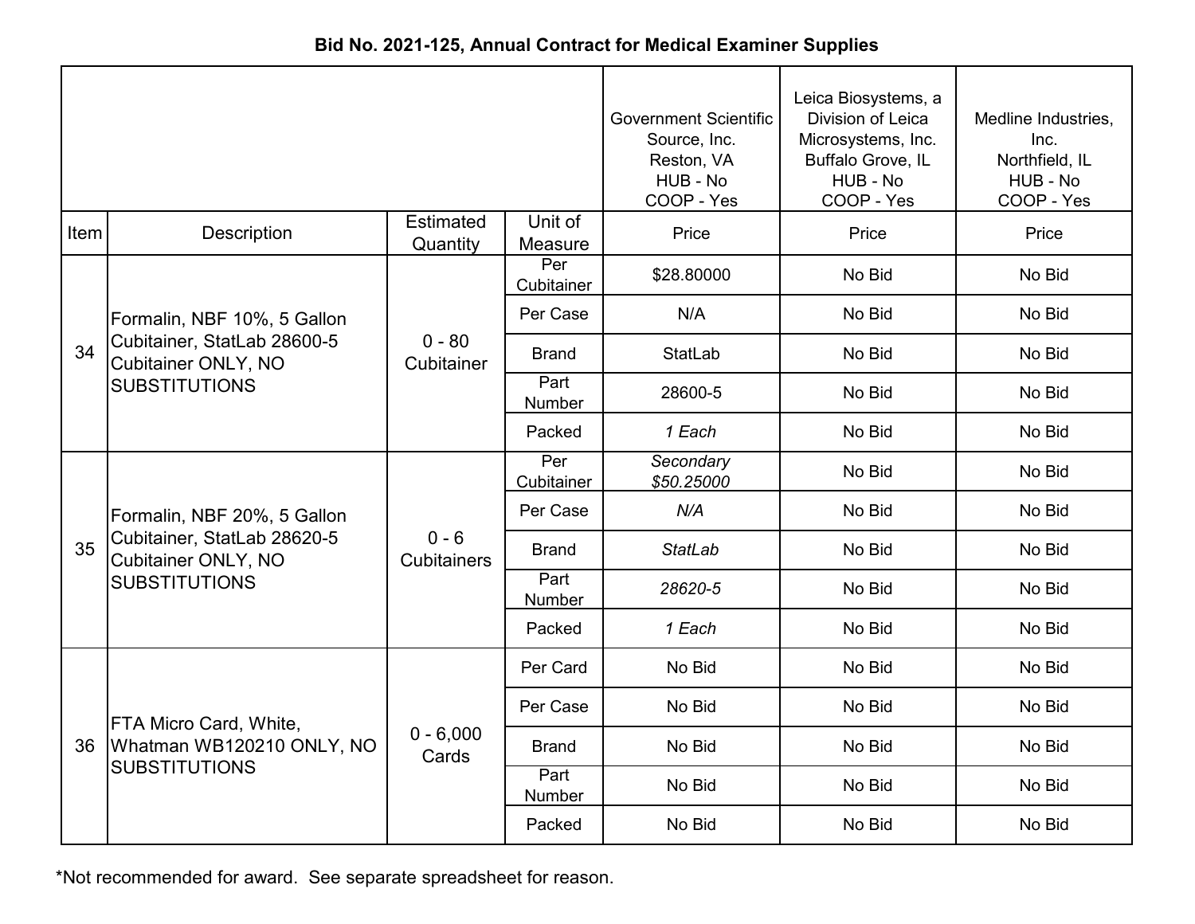## Bid No. 2021-125, Annual Contract for Medical Examiner Supplies

| | | | | Government Scientific Source, Inc. Reston, VA HUB - No COOP - Yes | Leica Biosystems, a Division of Leica Microsystems, Inc. Buffalo Grove, IL HUB - No COOP - Yes | Medline Industries, Inc. Northfield, IL HUB - No COOP - Yes |
|---|---|---|---|---|---|---|
| Item | Description | Estimated Quantity | Unit of Measure | Price | Price | Price |
| 34 | Formalin, NBF 10%, 5 Gallon Cubitainer, StatLab 28600-5 Cubitainer ONLY, NO SUBSTITUTIONS | 0 - 80 Cubitainer | Per Cubitainer | $28.80000 | No Bid | No Bid |
| | | | Per Case | N/A | No Bid | No Bid |
| | | | Brand | StatLab | No Bid | No Bid |
| | | | Part Number | 28600-5 | No Bid | No Bid |
| | | | Packed | *1 Each* | No Bid | No Bid |
| 35 | Formalin, NBF 20%, 5 Gallon Cubitainer, StatLab 28620-5 Cubitainer ONLY, NO SUBSTITUTIONS | 0 - 6 Cubitainers | Per Cubitainer | *Secondary $50.25000* | No Bid | No Bid |
| | | | Per Case | *N/A* | No Bid | No Bid |
| | | | Brand | *StatLab* | No Bid | No Bid |
| | | | Part Number | *28620-5* | No Bid | No Bid |
| | | | Packed | *1 Each* | No Bid | No Bid |
| 36 | FTA Micro Card, White, Whatman WB120210 ONLY, NO SUBSTITUTIONS | 0 - 6,000 Cards | Per Card | No Bid | No Bid | No Bid |
| | | | Per Case | No Bid | No Bid | No Bid |
| | | | Brand | No Bid | No Bid | No Bid |
| | | | Part Number | No Bid | No Bid | No Bid |
| | | | Packed | No Bid | No Bid | No Bid |

*Not recommended for award. See separate spreadsheet for reason.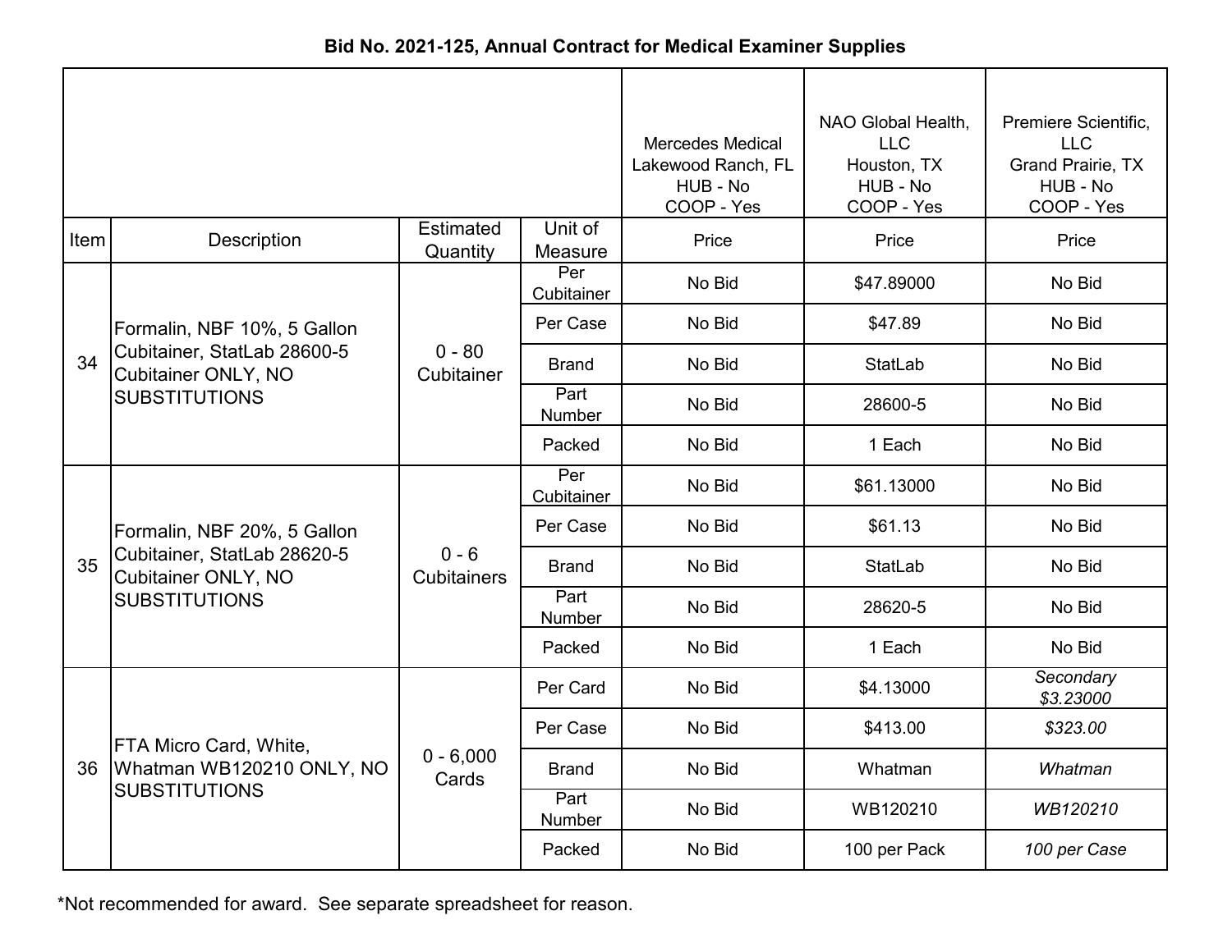**Bid No. 2021-125, Annual Contract for Medical Examiner Supplies**

| | | | | Mercedes Medical Lakewood Ranch, FL HUB - No COOP - Yes | NAO Global Health, LLC Houston, TX HUB - No COOP - Yes | Premiere Scientific, LLC Grand Prairie, TX HUB - No COOP - Yes |
|---|---|---|---|---|---|---|
| Item | Description | Estimated Quantity | Unit of Measure | Price | Price | Price |
| 34 | Formalin, NBF 10%, 5 Gallon Cubitainer, StatLab 28600-5 Cubitainer ONLY, NO SUBSTITUTIONS | 0 - 80 Cubitainer | Per Cubitainer | No Bid | $47.89000 | No Bid |
| | | | Per Case | No Bid | $47.89 | No Bid |
| | | | Brand | No Bid | StatLab | No Bid |
| | | | Part Number | No Bid | 28600-5 | No Bid |
| | | | Packed | No Bid | 1 Each | No Bid |
| 35 | Formalin, NBF 20%, 5 Gallon Cubitainer, StatLab 28620-5 Cubitainer ONLY, NO SUBSTITUTIONS | 0 - 6 Cubitainers | Per Cubitainer | No Bid | $61.13000 | No Bid |
| | | | Per Case | No Bid | $61.13 | No Bid |
| | | | Brand | No Bid | StatLab | No Bid |
| | | | Part Number | No Bid | 28620-5 | No Bid |
| | | | Packed | No Bid | 1 Each | No Bid |
| 36 | FTA Micro Card, White, Whatman WB120210 ONLY, NO SUBSTITUTIONS | 0 - 6,000 Cards | Per Card | No Bid | $4.13000 | *Secondary $3.23000* |
| | | | Per Case | No Bid | $413.00 | *$323.00* |
| | | | Brand | No Bid | Whatman | *Whatman* |
| | | | Part Number | No Bid | WB120210 | *WB120210* |
| | | | Packed | No Bid | 100 per Pack | *100 per Case* |

*Not recommended for award. See separate spreadsheet for reason.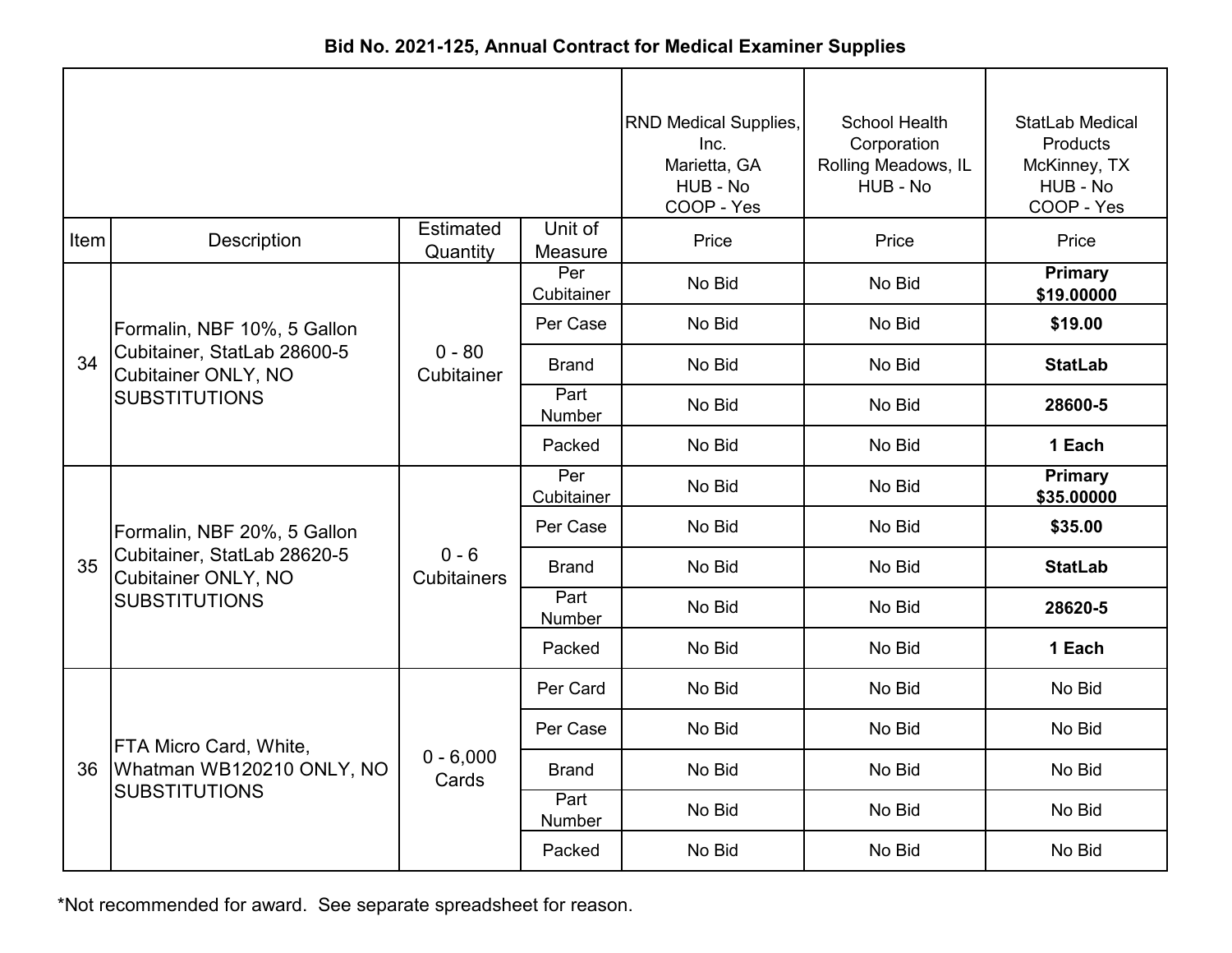## Bid No. 2021-125, Annual Contract for Medical Examiner Supplies

| Item | Description | Estimated Quantity | Unit of Measure | RND Medical Supplies, Inc. Marietta, GA HUB - No COOP - Yes Price | School Health Corporation Rolling Meadows, IL HUB - No Price | StatLab Medical Products McKinney, TX HUB - No COOP - Yes Price |
|---|---|---|---|---|---|---|
| 34 | Formalin, NBF 10%, 5 Gallon Cubitainer, StatLab 28600-5 Cubitainer ONLY, NO SUBSTITUTIONS | 0 - 80 Cubitainer | Per Cubitainer | No Bid | No Bid | **Primary $19.00000** |
| | | | Per Case | No Bid | No Bid | **$19.00** |
| | | | Brand | No Bid | No Bid | **StatLab** |
| | | | Part Number | No Bid | No Bid | **28600-5** |
| | | | Packed | No Bid | No Bid | **1 Each** |
| 35 | Formalin, NBF 20%, 5 Gallon Cubitainer, StatLab 28620-5 Cubitainer ONLY, NO SUBSTITUTIONS | 0 - 6 Cubitainers | Per Cubitainer | No Bid | No Bid | **Primary $35.00000** |
| | | | Per Case | No Bid | No Bid | **$35.00** |
| | | | Brand | No Bid | No Bid | **StatLab** |
| | | | Part Number | No Bid | No Bid | **28620-5** |
| | | | Packed | No Bid | No Bid | **1 Each** |
| 36 | FTA Micro Card, White, Whatman WB120210 ONLY, NO SUBSTITUTIONS | 0 - 6,000 Cards | Per Card | No Bid | No Bid | No Bid |
| | | | Per Case | No Bid | No Bid | No Bid |
| | | | Brand | No Bid | No Bid | No Bid |
| | | | Part Number | No Bid | No Bid | No Bid |
| | | | Packed | No Bid | No Bid | No Bid |

*Not recommended for award. See separate spreadsheet for reason.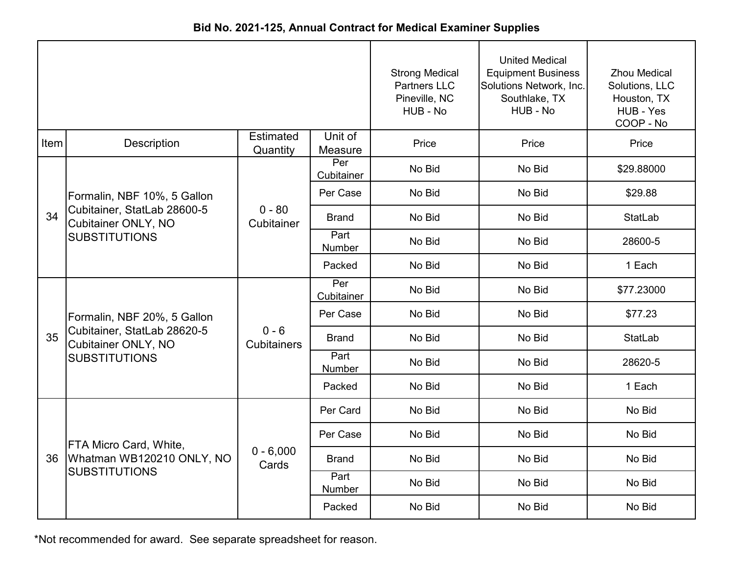**Bid No. 2021-125, Annual Contract for Medical Examiner Supplies**

| | | | | Strong Medical Partners LLC Pineville, NC HUB - No | United Medical Equipment Business Solutions Network, Inc. Southlake, TX HUB - No | Zhou Medical Solutions, LLC Houston, TX HUB - Yes COOP - No |
|---|---|---|---|---|---|---|
| Item | Description | Estimated Quantity | Unit of Measure | Price | Price | Price |
| 34 | Formalin, NBF 10%, 5 Gallon Cubitainer, StatLab 28600-5 Cubitainer ONLY, NO SUBSTITUTIONS | 0 - 80 Cubitainer | Per Cubitainer | No Bid | No Bid | $29.88000 |
| | | | Per Case | No Bid | No Bid | $29.88 |
| | | | Brand | No Bid | No Bid | StatLab |
| | | | Part Number | No Bid | No Bid | 28600-5 |
| | | | Packed | No Bid | No Bid | 1 Each |
| 35 | Formalin, NBF 20%, 5 Gallon Cubitainer, StatLab 28620-5 Cubitainer ONLY, NO SUBSTITUTIONS | 0 - 6 Cubitainers | Per Cubitainer | No Bid | No Bid | $77.23000 |
| | | | Per Case | No Bid | No Bid | $77.23 |
| | | | Brand | No Bid | No Bid | StatLab |
| | | | Part Number | No Bid | No Bid | 28620-5 |
| | | | Packed | No Bid | No Bid | 1 Each |
| 36 | FTA Micro Card, White, Whatman WB120210 ONLY, NO SUBSTITUTIONS | 0 - 6,000 Cards | Per Card | No Bid | No Bid | No Bid |
| | | | Per Case | No Bid | No Bid | No Bid |
| | | | Brand | No Bid | No Bid | No Bid |
| | | | Part Number | No Bid | No Bid | No Bid |
| | | | Packed | No Bid | No Bid | No Bid |

*Not recommended for award. See separate spreadsheet for reason.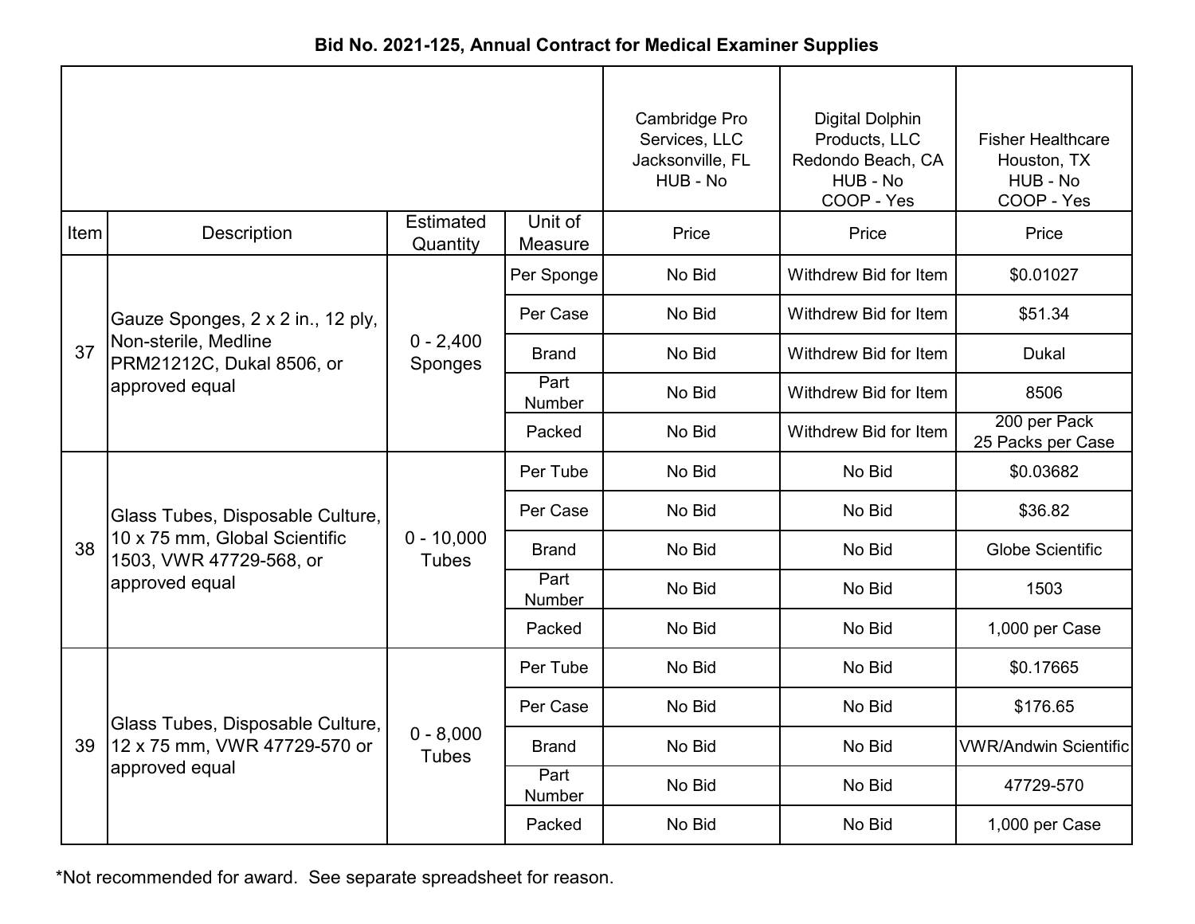**Bid No. 2021-125, Annual Contract for Medical Examiner Supplies**

| Item | Description | Estimated Quantity | Unit of Measure | Cambridge Pro Services, LLC Jacksonville, FL HUB - No Price | Digital Dolphin Products, LLC Redondo Beach, CA HUB - No COOP - Yes Price | Fisher Healthcare Houston, TX HUB - No COOP - Yes Price |
|---|---|---|---|---|---|---|
| 37 | Gauze Sponges, 2 x 2 in., 12 ply, Non-sterile, Medline PRM21212C, Dukal 8506, or approved equal | 0 - 2,400 Sponges | Per Sponge | No Bid | Withdrew Bid for Item | $0.01027 |
| | | | Per Case | No Bid | Withdrew Bid for Item | $51.34 |
| | | | Brand | No Bid | Withdrew Bid for Item | Dukal |
| | | | Part Number | No Bid | Withdrew Bid for Item | 8506 |
| | | | Packed | No Bid | Withdrew Bid for Item | 200 per Pack 25 Packs per Case |
| 38 | Glass Tubes, Disposable Culture, 10 x 75 mm, Global Scientific 1503, VWR 47729-568, or approved equal | 0 - 10,000 Tubes | Per Tube | No Bid | No Bid | $0.03682 |
| | | | Per Case | No Bid | No Bid | $36.82 |
| | | | Brand | No Bid | No Bid | Globe Scientific |
| | | | Part Number | No Bid | No Bid | 1503 |
| | | | Packed | No Bid | No Bid | 1,000 per Case |
| 39 | Glass Tubes, Disposable Culture, 12 x 75 mm, VWR 47729-570 or approved equal | 0 - 8,000 Tubes | Per Tube | No Bid | No Bid | $0.17665 |
| | | | Per Case | No Bid | No Bid | $176.65 |
| | | | Brand | No Bid | No Bid | VWR/Andwin Scientific |
| | | | Part Number | No Bid | No Bid | 47729-570 |
| | | | Packed | No Bid | No Bid | 1,000 per Case |

*Not recommended for award. See separate spreadsheet for reason.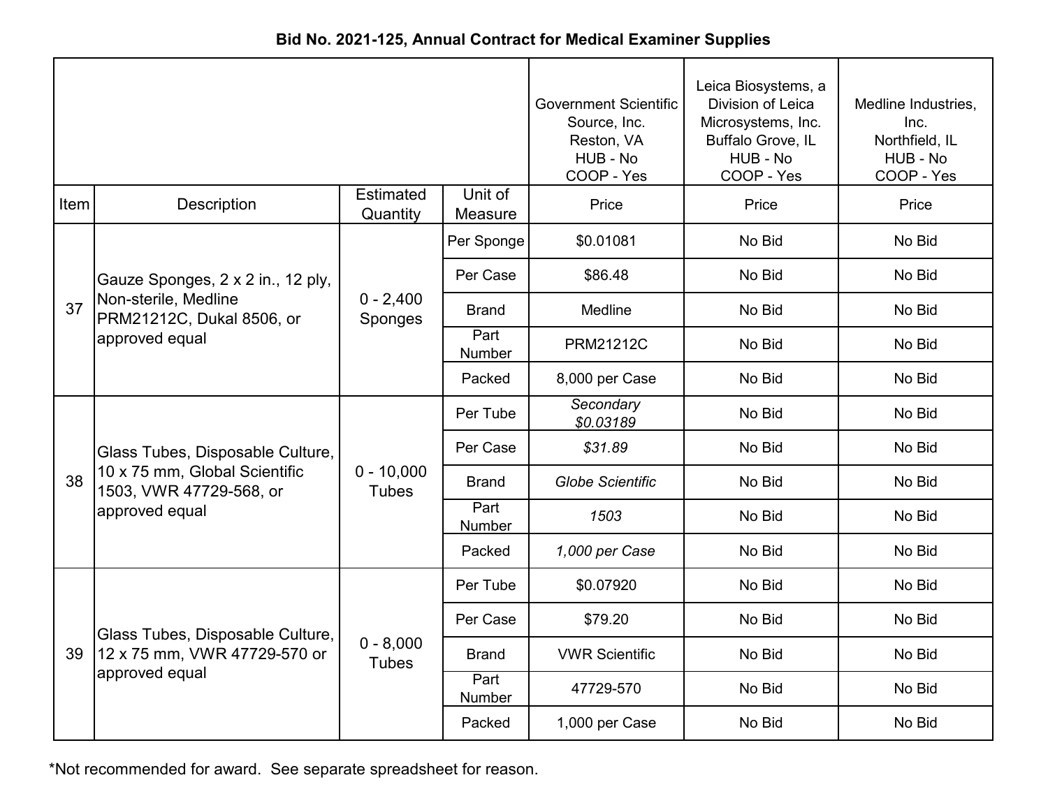**Bid No. 2021-125, Annual Contract for Medical Examiner Supplies**

| | | | | Government Scientific Source, Inc. Reston, VA HUB - No COOP - Yes | Leica Biosystems, a Division of Leica Microsystems, Inc. Buffalo Grove, IL HUB - No COOP - Yes | Medline Industries, Inc. Northfield, IL HUB - No COOP - Yes |
|---|---|---|---|---|---|---|
| Item | Description | Estimated Quantity | Unit of Measure | Price | Price | Price |
| 37 | Gauze Sponges, 2 x 2 in., 12 ply, Non-sterile, Medline PRM21212C, Dukal 8506, or approved equal | 0 - 2,400 Sponges | Per Sponge | $0.01081 | No Bid | No Bid |
| | | | Per Case | $86.48 | No Bid | No Bid |
| | | | Brand | Medline | No Bid | No Bid |
| | | | Part Number | PRM21212C | No Bid | No Bid |
| | | | Packed | 8,000 per Case | No Bid | No Bid |
| 38 | Glass Tubes, Disposable Culture, 10 x 75 mm, Global Scientific 1503, VWR 47729-568, or approved equal | 0 - 10,000 Tubes | Per Tube | *Secondary $0.03189* | No Bid | No Bid |
| | | | Per Case | *$31.89* | No Bid | No Bid |
| | | | Brand | *Globe Scientific* | No Bid | No Bid |
| | | | Part Number | *1503* | No Bid | No Bid |
| | | | Packed | *1,000 per Case* | No Bid | No Bid |
| 39 | Glass Tubes, Disposable Culture, 12 x 75 mm, VWR 47729-570 or approved equal | 0 - 8,000 Tubes | Per Tube | $0.07920 | No Bid | No Bid |
| | | | Per Case | $79.20 | No Bid | No Bid |
| | | | Brand | VWR Scientific | No Bid | No Bid |
| | | | Part Number | 47729-570 | No Bid | No Bid |
| | | | Packed | 1,000 per Case | No Bid | No Bid |

*Not recommended for award. See separate spreadsheet for reason.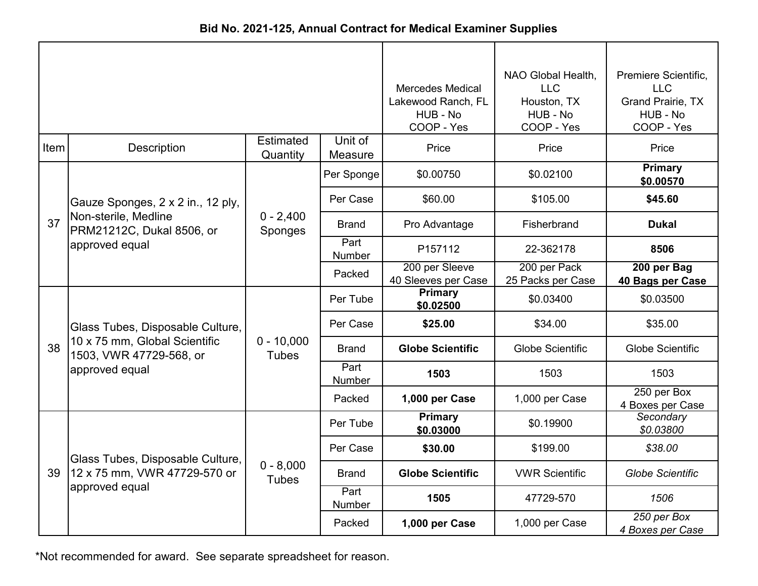**Bid No. 2021-125, Annual Contract for Medical Examiner Supplies**

| Item | Description | Estimated Quantity | Unit of Measure | Mercedes Medical<br>Lakewood Ranch, FL<br>HUB - No<br>COOP - Yes<br>Price | NAO Global Health, LLC<br>Houston, TX<br>HUB - No<br>COOP - Yes<br>Price | Premiere Scientific, LLC<br>Grand Prairie, TX<br>HUB - No<br>COOP - Yes<br>Price |
|---|---|---|---|---|---|---|
| 37 | Gauze Sponges, 2 x 2 in., 12 ply, Non-sterile, Medline PRM21212C, Dukal 8506, or approved equal | 0 - 2,400 Sponges | Per Sponge | $0.00750 | $0.02100 | **Primary $0.00570** |
| | | | Per Case | $60.00 | $105.00 | **$45.60** |
| | | | Brand | Pro Advantage | Fisherbrand | **Dukal** |
| | | | Part Number | P157112 | 22-362178 | **8506** |
| | | | Packed | 200 per Sleeve<br>40 Sleeves per Case | 200 per Pack<br>25 Packs per Case | **200 per Bag<br>40 Bags per Case** |
| 38 | Glass Tubes, Disposable Culture, 10 x 75 mm, Global Scientific 1503, VWR 47729-568, or approved equal | 0 - 10,000 Tubes | Per Tube | **Primary $0.02500** | $0.03400 | $0.03500 |
| | | | Per Case | **$25.00** | $34.00 | $35.00 |
| | | | Brand | **Globe Scientific** | Globe Scientific | Globe Scientific |
| | | | Part Number | **1503** | 1503 | 1503 |
| | | | Packed | **1,000 per Case** | 1,000 per Case | 250 per Box<br>4 Boxes per Case |
| 39 | Glass Tubes, Disposable Culture, 12 x 75 mm, VWR 47729-570 or approved equal | 0 - 8,000 Tubes | Per Tube | **Primary $0.03000** | $0.19900 | *Secondary $0.03800* |
| | | | Per Case | **$30.00** | $199.00 | *$38.00* |
| | | | Brand | **Globe Scientific** | VWR Scientific | *Globe Scientific* |
| | | | Part Number | **1505** | 47729-570 | *1506* |
| | | | Packed | **1,000 per Case** | 1,000 per Case | *250 per Box<br>4 Boxes per Case* |

*Not recommended for award. See separate spreadsheet for reason.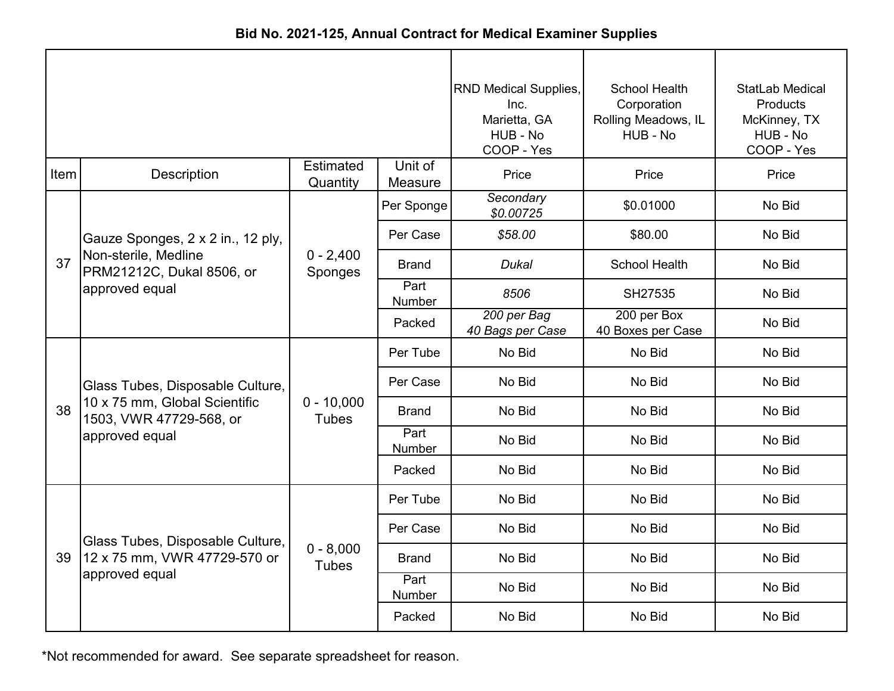**Bid No. 2021-125, Annual Contract for Medical Examiner Supplies**

| | | | | RND Medical Supplies, Inc. Marietta, GA HUB - No COOP - Yes | School Health Corporation Rolling Meadows, IL HUB - No | StatLab Medical Products McKinney, TX HUB - No COOP - Yes |
|---|---|---|---|---|---|---|
| Item | Description | Estimated Quantity | Unit of Measure | Price | Price | Price |
| 37 | Gauze Sponges, 2 x 2 in., 12 ply, Non-sterile, Medline PRM21212C, Dukal 8506, or approved equal | 0 - 2,400 Sponges | Per Sponge | *Secondary $0.00725* | $0.01000 | No Bid |
| | | | Per Case | *$58.00* | $80.00 | No Bid |
| | | | Brand | *Dukal* | School Health | No Bid |
| | | | Part Number | *8506* | SH27535 | No Bid |
| | | | Packed | *200 per Bag 40 Bags per Case* | 200 per Box 40 Boxes per Case | No Bid |
| 38 | Glass Tubes, Disposable Culture, 10 x 75 mm, Global Scientific 1503, VWR 47729-568, or approved equal | 0 - 10,000 Tubes | Per Tube | No Bid | No Bid | No Bid |
| | | | Per Case | No Bid | No Bid | No Bid |
| | | | Brand | No Bid | No Bid | No Bid |
| | | | Part Number | No Bid | No Bid | No Bid |
| | | | Packed | No Bid | No Bid | No Bid |
| 39 | Glass Tubes, Disposable Culture, 12 x 75 mm, VWR 47729-570 or approved equal | 0 - 8,000 Tubes | Per Tube | No Bid | No Bid | No Bid |
| | | | Per Case | No Bid | No Bid | No Bid |
| | | | Brand | No Bid | No Bid | No Bid |
| | | | Part Number | No Bid | No Bid | No Bid |
| | | | Packed | No Bid | No Bid | No Bid |

*Not recommended for award. See separate spreadsheet for reason.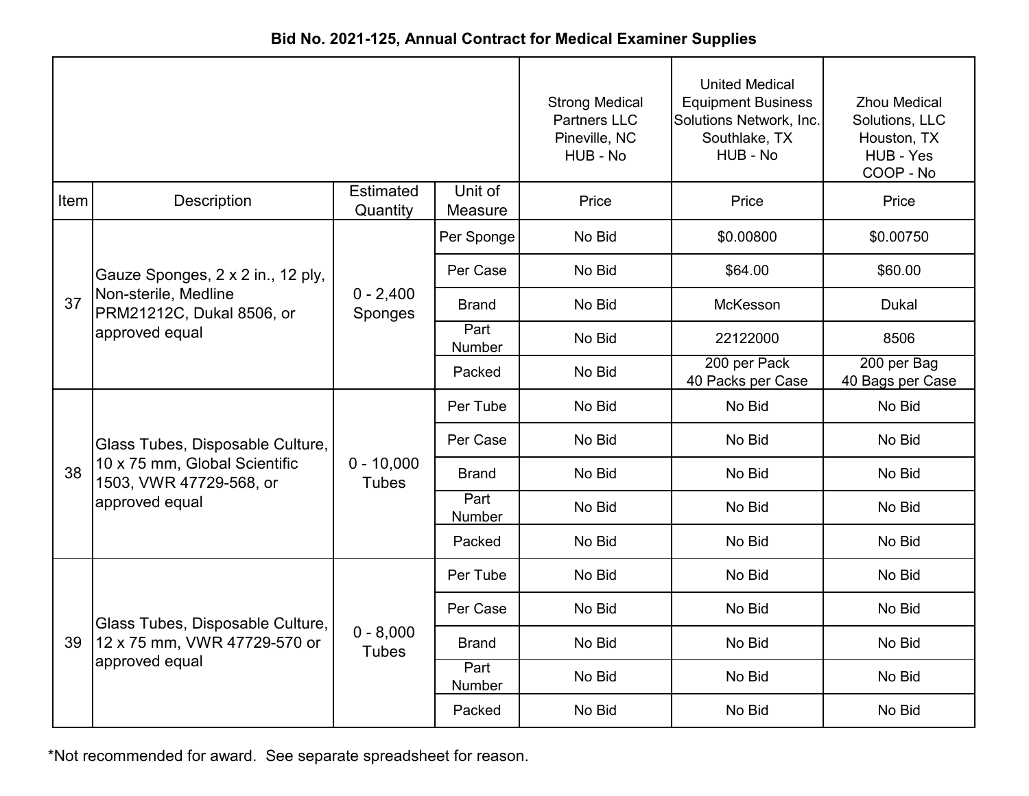**Bid No. 2021-125, Annual Contract for Medical Examiner Supplies**

| Item | Description | Estimated Quantity | Unit of Measure | Strong Medical Partners LLC Pineville, NC HUB - No | United Medical Equipment Business Solutions Network, Inc. Southlake, TX HUB - No | Zhou Medical Solutions, LLC Houston, TX HUB - Yes COOP - No |
|---|---|---|---|---|---|---|
| | | | | Price | Price | Price |
| 37 | Gauze Sponges, 2 x 2 in., 12 ply, Non-sterile, Medline PRM21212C, Dukal 8506, or approved equal | 0 - 2,400 Sponges | Per Sponge | No Bid | $0.00800 | $0.00750 |
| | | | Per Case | No Bid | $64.00 | $60.00 |
| | | | Brand | No Bid | McKesson | Dukal |
| | | | Part Number | No Bid | 22122000 | 8506 |
| | | | Packed | No Bid | 200 per Pack 40 Packs per Case | 200 per Bag 40 Bags per Case |
| 38 | Glass Tubes, Disposable Culture, 10 x 75 mm, Global Scientific 1503, VWR 47729-568, or approved equal | 0 - 10,000 Tubes | Per Tube | No Bid | No Bid | No Bid |
| | | | Per Case | No Bid | No Bid | No Bid |
| | | | Brand | No Bid | No Bid | No Bid |
| | | | Part Number | No Bid | No Bid | No Bid |
| | | | Packed | No Bid | No Bid | No Bid |
| 39 | Glass Tubes, Disposable Culture, 12 x 75 mm, VWR 47729-570 or approved equal | 0 - 8,000 Tubes | Per Tube | No Bid | No Bid | No Bid |
| | | | Per Case | No Bid | No Bid | No Bid |
| | | | Brand | No Bid | No Bid | No Bid |
| | | | Part Number | No Bid | No Bid | No Bid |
| | | | Packed | No Bid | No Bid | No Bid |

*Not recommended for award. See separate spreadsheet for reason.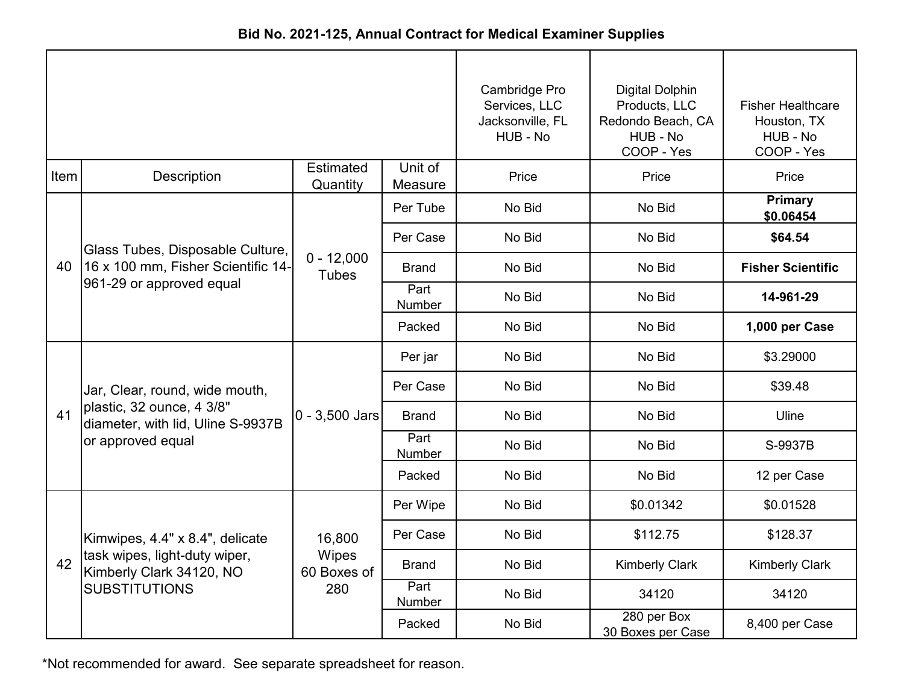**Bid No. 2021-125, Annual Contract for Medical Examiner Supplies**

| | | | | Cambridge Pro Services, LLC Jacksonville, FL HUB - No | Digital Dolphin Products, LLC Redondo Beach, CA HUB - No COOP - Yes | Fisher Healthcare Houston, TX HUB - No COOP - Yes |
|---|---|---|---|---|---|---|
| Item | Description | Estimated Quantity | Unit of Measure | Price | Price | Price |
| 40 | Glass Tubes, Disposable Culture, 16 x 100 mm, Fisher Scientific 14-961-29 or approved equal | 0 - 12,000 Tubes | Per Tube | No Bid | No Bid | **Primary $0.06454** |
| | | | Per Case | No Bid | No Bid | **$64.54** |
| | | | Brand | No Bid | No Bid | **Fisher Scientific** |
| | | | Part Number | No Bid | No Bid | **14-961-29** |
| | | | Packed | No Bid | No Bid | **1,000 per Case** |
| 41 | Jar, Clear, round, wide mouth, plastic, 32 ounce, 4 3/8" diameter, with lid, Uline S-9937B or approved equal | 0 - 3,500 Jars | Per jar | No Bid | No Bid | $3.29000 |
| | | | Per Case | No Bid | No Bid | $39.48 |
| | | | Brand | No Bid | No Bid | Uline |
| | | | Part Number | No Bid | No Bid | S-9937B |
| | | | Packed | No Bid | No Bid | 12 per Case |
| 42 | Kimwipes, 4.4" x 8.4", delicate task wipes, light-duty wiper, Kimberly Clark 34120, NO SUBSTITUTIONS | 16,800 Wipes 60 Boxes of 280 | Per Wipe | No Bid | $0.01342 | $0.01528 |
| | | | Per Case | No Bid | $112.75 | $128.37 |
| | | | Brand | No Bid | Kimberly Clark | Kimberly Clark |
| | | | Part Number | No Bid | 34120 | 34120 |
| | | | Packed | No Bid | 280 per Box 30 Boxes per Case | 8,400 per Case |

*Not recommended for award. See separate spreadsheet for reason.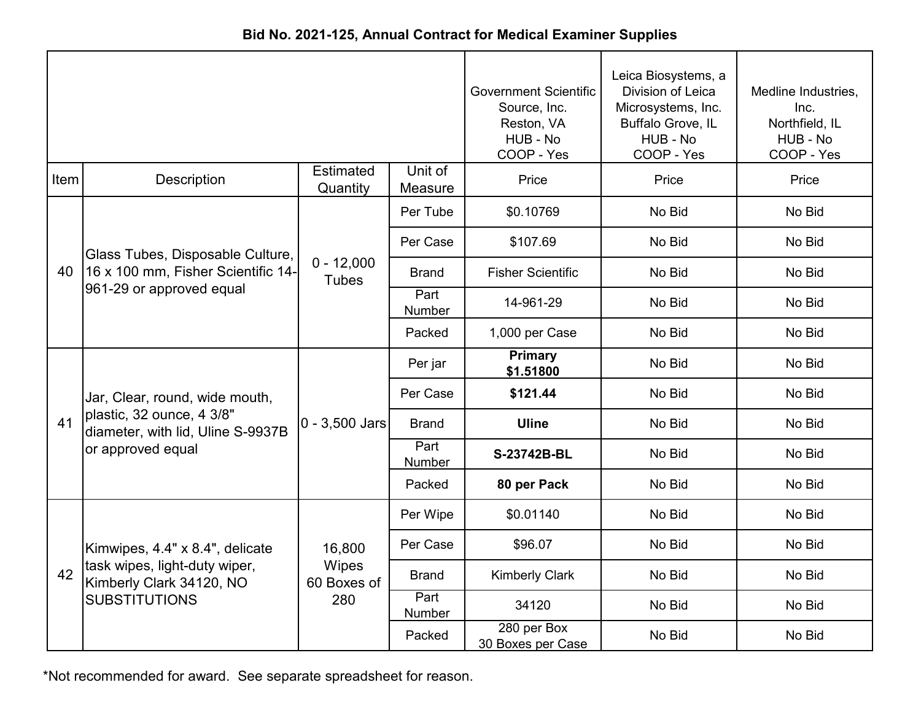**Bid No. 2021-125, Annual Contract for Medical Examiner Supplies**

| Item | Description | Estimated Quantity | Unit of Measure | Government Scientific Source, Inc. Reston, VA HUB - No COOP - Yes Price | Leica Biosystems, a Division of Leica Microsystems, Inc. Buffalo Grove, IL HUB - No COOP - Yes Price | Medline Industries, Inc. Northfield, IL HUB - No COOP - Yes Price |
|---|---|---|---|---|---|---|
| 40 | Glass Tubes, Disposable Culture, 16 x 100 mm, Fisher Scientific 14-961-29 or approved equal | 0 - 12,000 Tubes | Per Tube | $0.10769 | No Bid | No Bid |
| | | | Per Case | $107.69 | No Bid | No Bid |
| | | | Brand | Fisher Scientific | No Bid | No Bid |
| | | | Part Number | 14-961-29 | No Bid | No Bid |
| | | | Packed | 1,000 per Case | No Bid | No Bid |
| 41 | Jar, Clear, round, wide mouth, plastic, 32 ounce, 4 3/8" diameter, with lid, Uline S-9937B or approved equal | 0 - 3,500 Jars | Per jar | **Primary $1.51800** | No Bid | No Bid |
| | | | Per Case | **$121.44** | No Bid | No Bid |
| | | | Brand | **Uline** | No Bid | No Bid |
| | | | Part Number | **S-23742B-BL** | No Bid | No Bid |
| | | | Packed | **80 per Pack** | No Bid | No Bid |
| 42 | Kimwipes, 4.4" x 8.4", delicate task wipes, light-duty wiper, Kimberly Clark 34120, NO SUBSTITUTIONS | 16,800 Wipes 60 Boxes of 280 | Per Wipe | $0.01140 | No Bid | No Bid |
| | | | Per Case | $96.07 | No Bid | No Bid |
| | | | Brand | Kimberly Clark | No Bid | No Bid |
| | | | Part Number | 34120 | No Bid | No Bid |
| | | | Packed | 280 per Box 30 Boxes per Case | No Bid | No Bid |

*Not recommended for award. See separate spreadsheet for reason.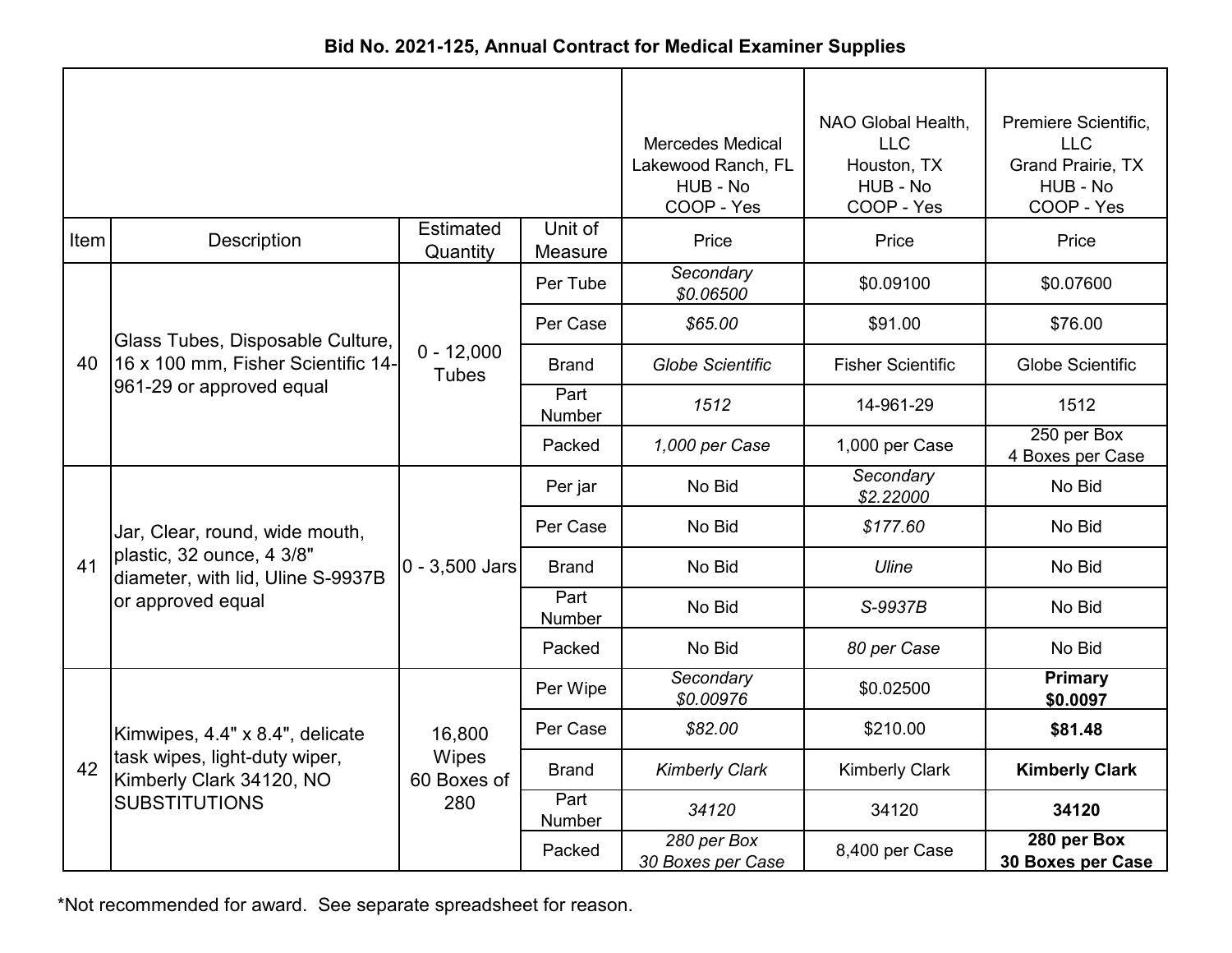**Bid No. 2021-125, Annual Contract for Medical Examiner Supplies**

| Item | Description | Estimated Quantity | Unit of Measure | Mercedes Medical<br>Lakewood Ranch, FL<br>HUB - No<br>COOP - Yes<br>Price | NAO Global Health, LLC<br>Houston, TX<br>HUB - No<br>COOP - Yes<br>Price | Premiere Scientific, LLC<br>Grand Prairie, TX<br>HUB - No<br>COOP - Yes<br>Price |
|---|---|---|---|---|---|---|
| 40 | Glass Tubes, Disposable Culture, 16 x 100 mm, Fisher Scientific 14-961-29 or approved equal | 0 - 12,000 Tubes | Per Tube | *Secondary $0.06500* | $0.09100 | $0.07600 |
| | | | Per Case | *$65.00* | $91.00 | $76.00 |
| | | | Brand | *Globe Scientific* | Fisher Scientific | Globe Scientific |
| | | | Part Number | *1512* | 14-961-29 | 1512 |
| | | | Packed | *1,000 per Case* | 1,000 per Case | 250 per Box<br>4 Boxes per Case |
| 41 | Jar, Clear, round, wide mouth, plastic, 32 ounce, 4 3/8" diameter, with lid, Uline S-9937B or approved equal | 0 - 3,500 Jars | Per jar | No Bid | *Secondary $2.22000* | No Bid |
| | | | Per Case | No Bid | *$177.60* | No Bid |
| | | | Brand | No Bid | *Uline* | No Bid |
| | | | Part Number | No Bid | *S-9937B* | No Bid |
| | | | Packed | No Bid | *80 per Case* | No Bid |
| 42 | Kimwipes, 4.4" x 8.4", delicate task wipes, light-duty wiper, Kimberly Clark 34120, NO SUBSTITUTIONS | 16,800 Wipes<br>60 Boxes of 280 | Per Wipe | *Secondary $0.00976* | $0.02500 | **Primary $0.0097** |
| | | | Per Case | *$82.00* | $210.00 | **$81.48** |
| | | | Brand | *Kimberly Clark* | Kimberly Clark | **Kimberly Clark** |
| | | | Part Number | *34120* | 34120 | **34120** |
| | | | Packed | *280 per Box<br>30 Boxes per Case* | 8,400 per Case | **280 per Box<br>30 Boxes per Case** |

*Not recommended for award. See separate spreadsheet for reason.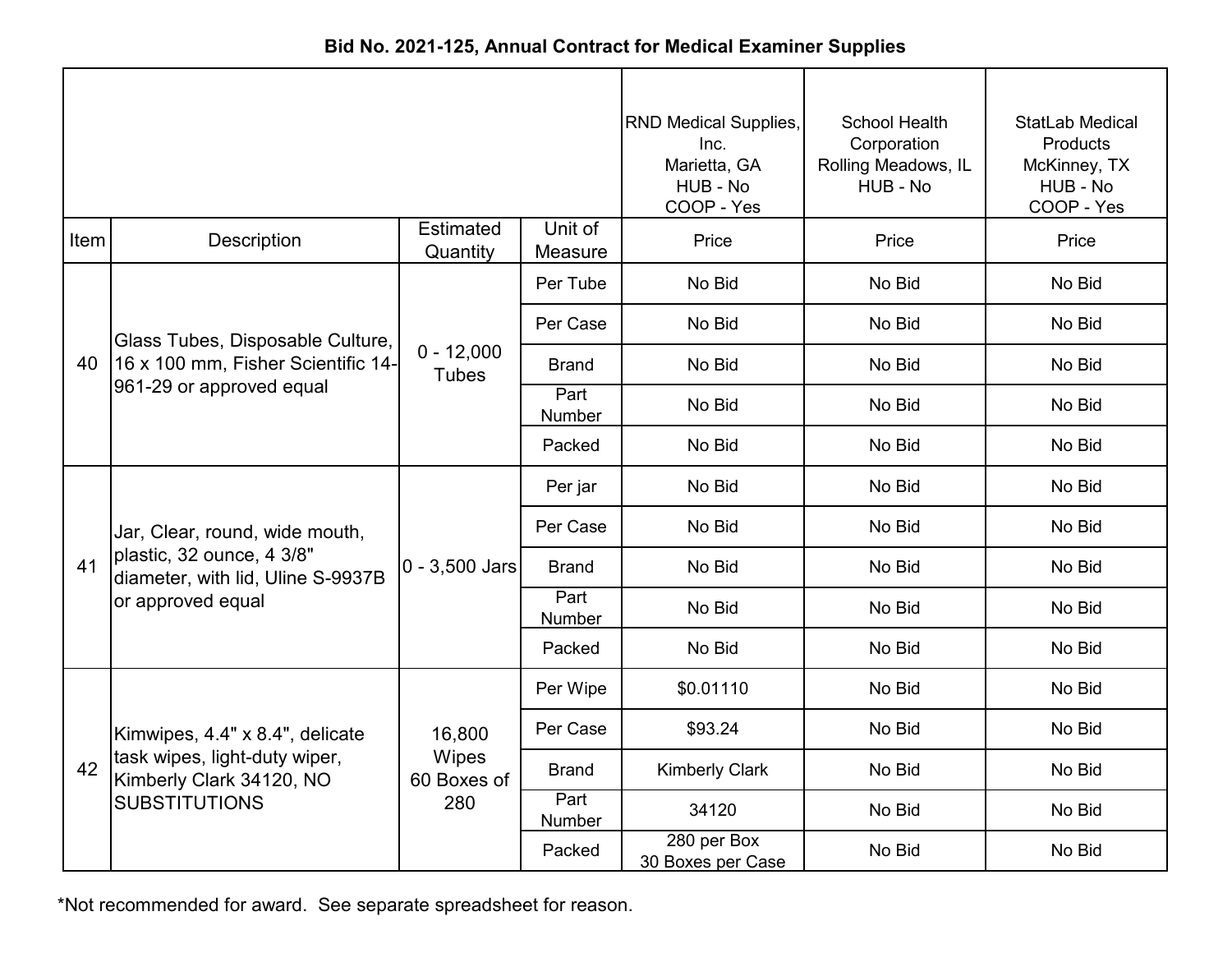**Bid No. 2021-125, Annual Contract for Medical Examiner Supplies**

| | | | | RND Medical Supplies, Inc.<br>Marietta, GA<br>HUB - No<br>COOP - Yes | School Health Corporation<br>Rolling Meadows, IL<br>HUB - No | StatLab Medical Products<br>McKinney, TX<br>HUB - No<br>COOP - Yes |
|---|---|---|---|---|---|---|
| Item | Description | Estimated Quantity | Unit of Measure | Price | Price | Price |
| 40 | Glass Tubes, Disposable Culture, 16 x 100 mm, Fisher Scientific 14-961-29 or approved equal | 0 - 12,000 Tubes | Per Tube | No Bid | No Bid | No Bid |
| | | | Per Case | No Bid | No Bid | No Bid |
| | | | Brand | No Bid | No Bid | No Bid |
| | | | Part Number | No Bid | No Bid | No Bid |
| | | | Packed | No Bid | No Bid | No Bid |
| 41 | Jar, Clear, round, wide mouth, plastic, 32 ounce, 4 3/8" diameter, with lid, Uline S-9937B or approved equal | 0 - 3,500 Jars | Per jar | No Bid | No Bid | No Bid |
| | | | Per Case | No Bid | No Bid | No Bid |
| | | | Brand | No Bid | No Bid | No Bid |
| | | | Part Number | No Bid | No Bid | No Bid |
| | | | Packed | No Bid | No Bid | No Bid |
| 42 | Kimwipes, 4.4" x 8.4", delicate task wipes, light-duty wiper, Kimberly Clark 34120, NO SUBSTITUTIONS | 16,800 Wipes 60 Boxes of 280 | Per Wipe | $0.01110 | No Bid | No Bid |
| | | | Per Case | $93.24 | No Bid | No Bid |
| | | | Brand | Kimberly Clark | No Bid | No Bid |
| | | | Part Number | 34120 | No Bid | No Bid |
| | | | Packed | 280 per Box<br>30 Boxes per Case | No Bid | No Bid |

*Not recommended for award. See separate spreadsheet for reason.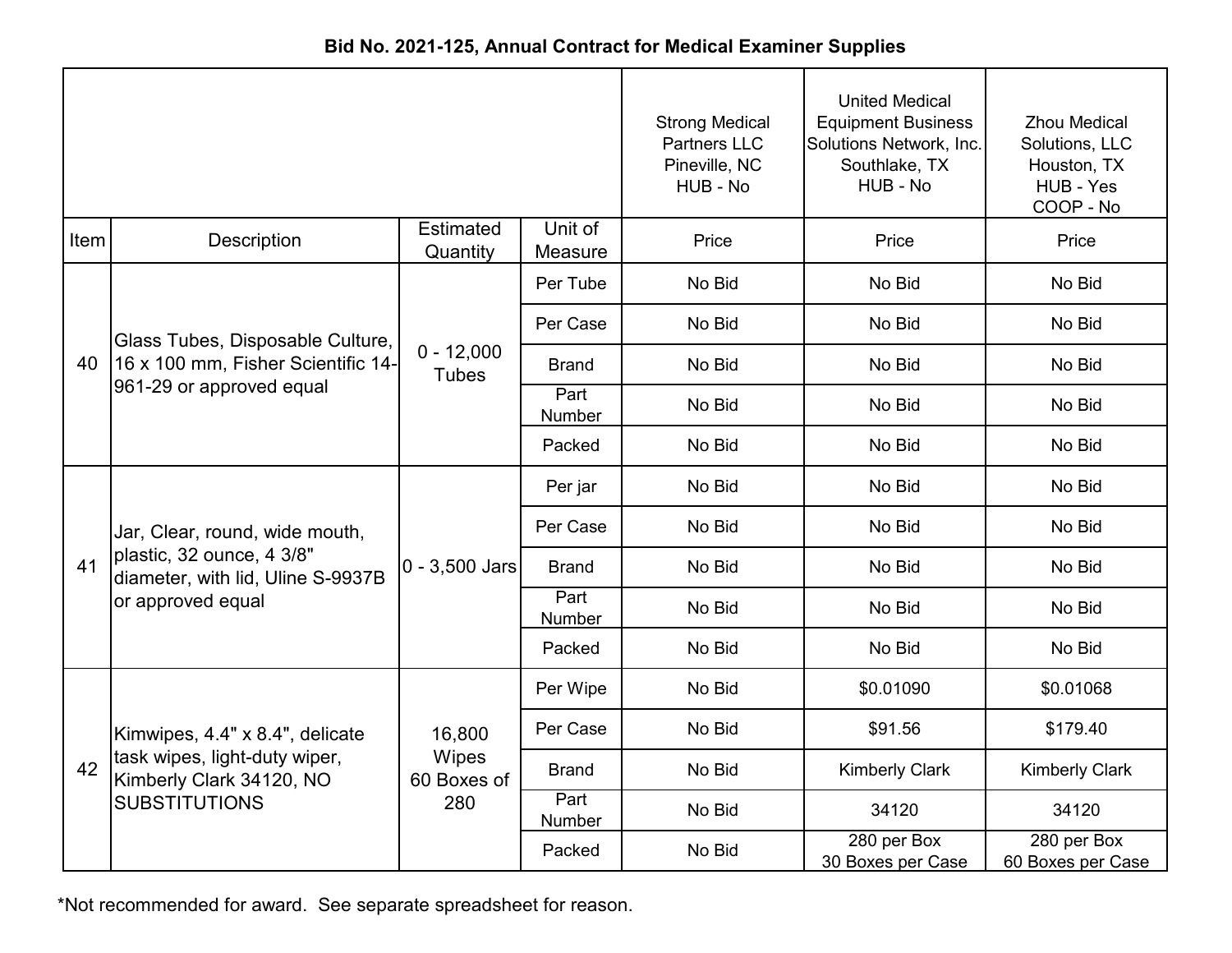**Bid No. 2021-125, Annual Contract for Medical Examiner Supplies**

| Item | Description | Estimated Quantity | Unit of Measure | Strong Medical Partners LLC Pineville, NC HUB - No | United Medical Equipment Business Solutions Network, Inc. Southlake, TX HUB - No | Zhou Medical Solutions, LLC Houston, TX HUB - Yes COOP - No |
|---|---|---|---|---|---|---|
| | | | | Price | Price | Price |
| 40 | Glass Tubes, Disposable Culture, 16 x 100 mm, Fisher Scientific 14-961-29 or approved equal | 0 - 12,000 Tubes | Per Tube | No Bid | No Bid | No Bid |
| | | | Per Case | No Bid | No Bid | No Bid |
| | | | Brand | No Bid | No Bid | No Bid |
| | | | Part Number | No Bid | No Bid | No Bid |
| | | | Packed | No Bid | No Bid | No Bid |
| 41 | Jar, Clear, round, wide mouth, plastic, 32 ounce, 4 3/8" diameter, with lid, Uline S-9937B or approved equal | 0 - 3,500 Jars | Per jar | No Bid | No Bid | No Bid |
| | | | Per Case | No Bid | No Bid | No Bid |
| | | | Brand | No Bid | No Bid | No Bid |
| | | | Part Number | No Bid | No Bid | No Bid |
| | | | Packed | No Bid | No Bid | No Bid |
| 42 | Kimwipes, 4.4" x 8.4", delicate task wipes, light-duty wiper, Kimberly Clark 34120, NO SUBSTITUTIONS | 16,800 Wipes 60 Boxes of 280 | Per Wipe | No Bid | $0.01090 | $0.01068 |
| | | | Per Case | No Bid | $91.56 | $179.40 |
| | | | Brand | No Bid | Kimberly Clark | Kimberly Clark |
| | | | Part Number | No Bid | 34120 | 34120 |
| | | | Packed | No Bid | 280 per Box 30 Boxes per Case | 280 per Box 60 Boxes per Case |

*Not recommended for award. See separate spreadsheet for reason.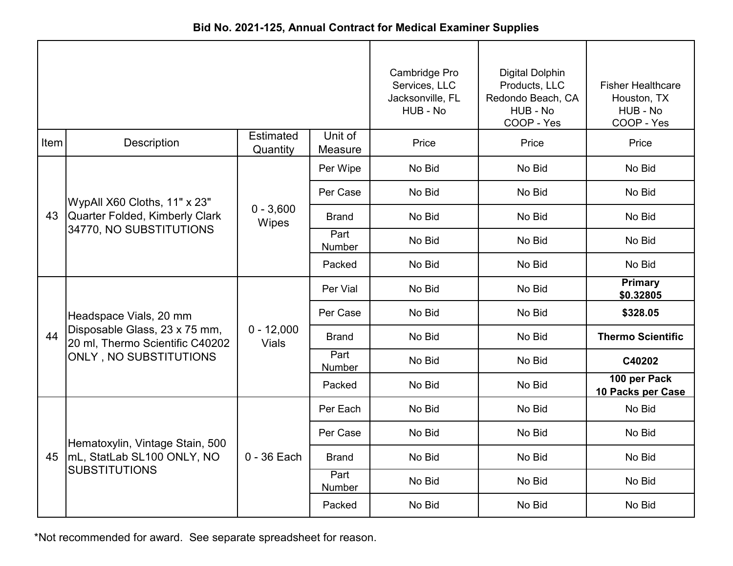**Bid No. 2021-125, Annual Contract for Medical Examiner Supplies**

| | | | | Cambridge Pro Services, LLC Jacksonville, FL HUB - No | Digital Dolphin Products, LLC Redondo Beach, CA HUB - No COOP - Yes | Fisher Healthcare Houston, TX HUB - No COOP - Yes |
|---|---|---|---|---|---|---|
| Item | Description | Estimated Quantity | Unit of Measure | Price | Price | Price |
| 43 | WypAll X60 Cloths, 11" x 23" Quarter Folded, Kimberly Clark 34770, NO SUBSTITUTIONS | 0 - 3,600 Wipes | Per Wipe | No Bid | No Bid | No Bid |
| | | | Per Case | No Bid | No Bid | No Bid |
| | | | Brand | No Bid | No Bid | No Bid |
| | | | Part Number | No Bid | No Bid | No Bid |
| | | | Packed | No Bid | No Bid | No Bid |
| 44 | Headspace Vials, 20 mm Disposable Glass, 23 x 75 mm, 20 ml, Thermo Scientific C40202 ONLY , NO SUBSTITUTIONS | 0 - 12,000 Vials | Per Vial | No Bid | No Bid | **Primary $0.32805** |
| | | | Per Case | No Bid | No Bid | **$328.05** |
| | | | Brand | No Bid | No Bid | **Thermo Scientific** |
| | | | Part Number | No Bid | No Bid | **C40202** |
| | | | Packed | No Bid | No Bid | **100 per Pack 10 Packs per Case** |
| 45 | Hematoxylin, Vintage Stain, 500 mL, StatLab SL100 ONLY, NO SUBSTITUTIONS | 0 - 36 Each | Per Each | No Bid | No Bid | No Bid |
| | | | Per Case | No Bid | No Bid | No Bid |
| | | | Brand | No Bid | No Bid | No Bid |
| | | | Part Number | No Bid | No Bid | No Bid |
| | | | Packed | No Bid | No Bid | No Bid |

*Not recommended for award. See separate spreadsheet for reason.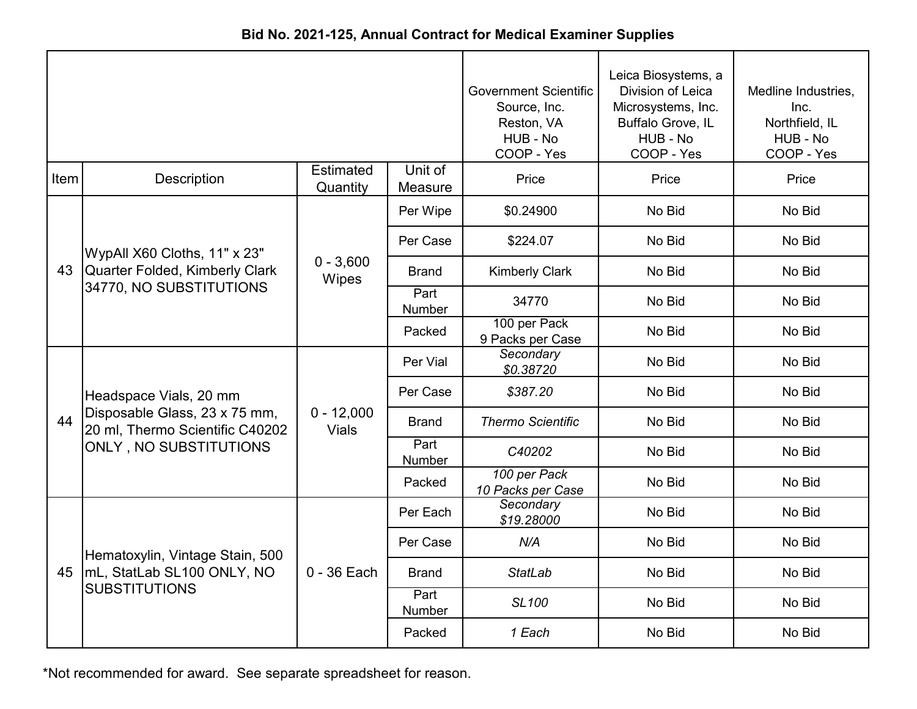**Bid No. 2021-125, Annual Contract for Medical Examiner Supplies**

| Item | Description | Estimated Quantity | Unit of Measure | Government Scientific Source, Inc. Reston, VA HUB - No COOP - Yes | Leica Biosystems, a Division of Leica Microsystems, Inc. Buffalo Grove, IL HUB - No COOP - Yes | Medline Industries, Inc. Northfield, IL HUB - No COOP - Yes |
|---|---|---|---|---|---|---|
| | | | | Price | Price | Price |
| 43 | WypAll X60 Cloths, 11" x 23" Quarter Folded, Kimberly Clark 34770, NO SUBSTITUTIONS | 0 - 3,600 Wipes | Per Wipe | $0.24900 | No Bid | No Bid |
| | | | Per Case | $224.07 | No Bid | No Bid |
| | | | Brand | Kimberly Clark | No Bid | No Bid |
| | | | Part Number | 34770 | No Bid | No Bid |
| | | | Packed | 100 per Pack 9 Packs per Case | No Bid | No Bid |
| 44 | Headspace Vials, 20 mm Disposable Glass, 23 x 75 mm, 20 ml, Thermo Scientific C40202 ONLY , NO SUBSTITUTIONS | 0 - 12,000 Vials | Per Vial | *Secondary $0.38720* | No Bid | No Bid |
| | | | Per Case | *$387.20* | No Bid | No Bid |
| | | | Brand | *Thermo Scientific* | No Bid | No Bid |
| | | | Part Number | *C40202* | No Bid | No Bid |
| | | | Packed | *100 per Pack 10 Packs per Case* | No Bid | No Bid |
| 45 | Hematoxylin, Vintage Stain, 500 mL, StatLab SL100 ONLY, NO SUBSTITUTIONS | 0 - 36 Each | Per Each | *Secondary $19.28000* | No Bid | No Bid |
| | | | Per Case | *N/A* | No Bid | No Bid |
| | | | Brand | *StatLab* | No Bid | No Bid |
| | | | Part Number | *SL100* | No Bid | No Bid |
| | | | Packed | *1 Each* | No Bid | No Bid |

*Not recommended for award. See separate spreadsheet for reason.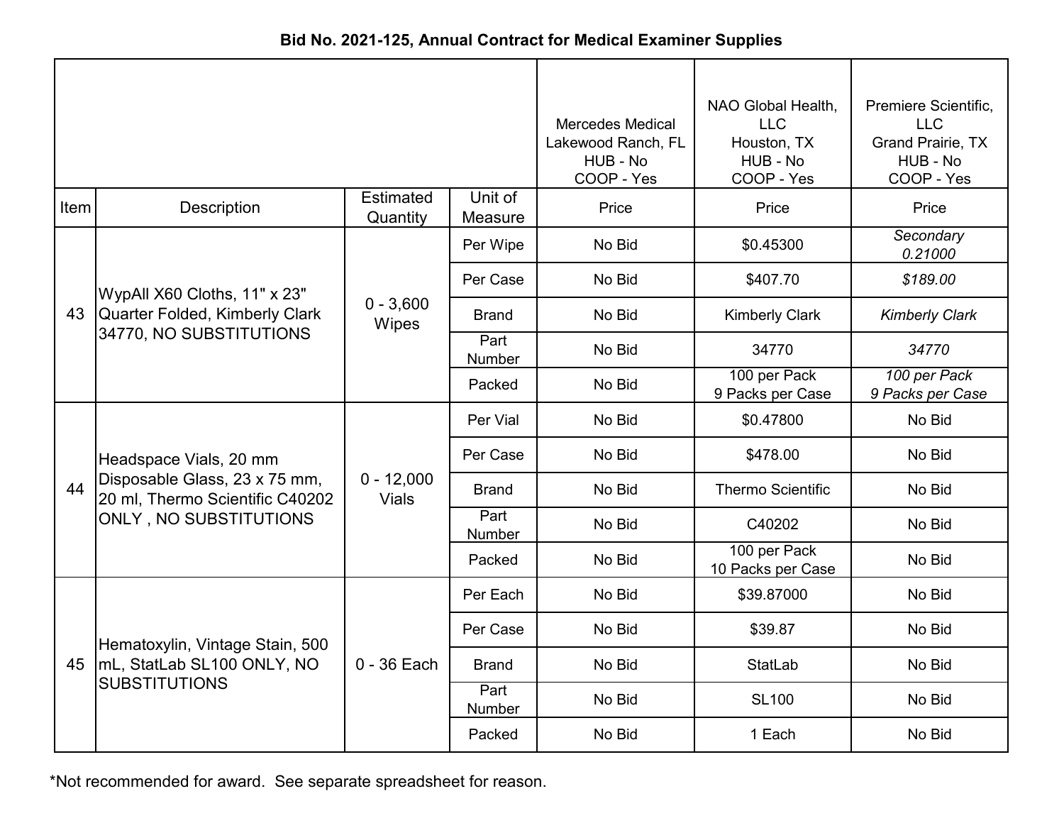**Bid No. 2021-125, Annual Contract for Medical Examiner Supplies**

| Item | Description | Estimated Quantity | Unit of Measure | Mercedes Medical<br>Lakewood Ranch, FL<br>HUB - No<br>COOP - Yes<br>Price | NAO Global Health, LLC<br>Houston, TX<br>HUB - No<br>COOP - Yes<br>Price | Premiere Scientific, LLC<br>Grand Prairie, TX<br>HUB - No<br>COOP - Yes<br>Price |
|---|---|---|---|---|---|---|
| 43 | WypAll X60 Cloths, 11" x 23" Quarter Folded, Kimberly Clark 34770, NO SUBSTITUTIONS | 0 - 3,600 Wipes | Per Wipe | No Bid | $0.45300 | *Secondary 0.21000* |
| | | | Per Case | No Bid | $407.70 | *$189.00* |
| | | | Brand | No Bid | Kimberly Clark | *Kimberly Clark* |
| | | | Part Number | No Bid | 34770 | *34770* |
| | | | Packed | No Bid | 100 per Pack<br>9 Packs per Case | *100 per Pack<br>9 Packs per Case* |
| 44 | Headspace Vials, 20 mm Disposable Glass, 23 x 75 mm, 20 ml, Thermo Scientific C40202 ONLY , NO SUBSTITUTIONS | 0 - 12,000 Vials | Per Vial | No Bid | $0.47800 | No Bid |
| | | | Per Case | No Bid | $478.00 | No Bid |
| | | | Brand | No Bid | Thermo Scientific | No Bid |
| | | | Part Number | No Bid | C40202 | No Bid |
| | | | Packed | No Bid | 100 per Pack<br>10 Packs per Case | No Bid |
| 45 | Hematoxylin, Vintage Stain, 500 mL, StatLab SL100 ONLY, NO SUBSTITUTIONS | 0 - 36 Each | Per Each | No Bid | $39.87000 | No Bid |
| | | | Per Case | No Bid | $39.87 | No Bid |
| | | | Brand | No Bid | StatLab | No Bid |
| | | | Part Number | No Bid | SL100 | No Bid |
| | | | Packed | No Bid | 1 Each | No Bid |

*Not recommended for award. See separate spreadsheet for reason.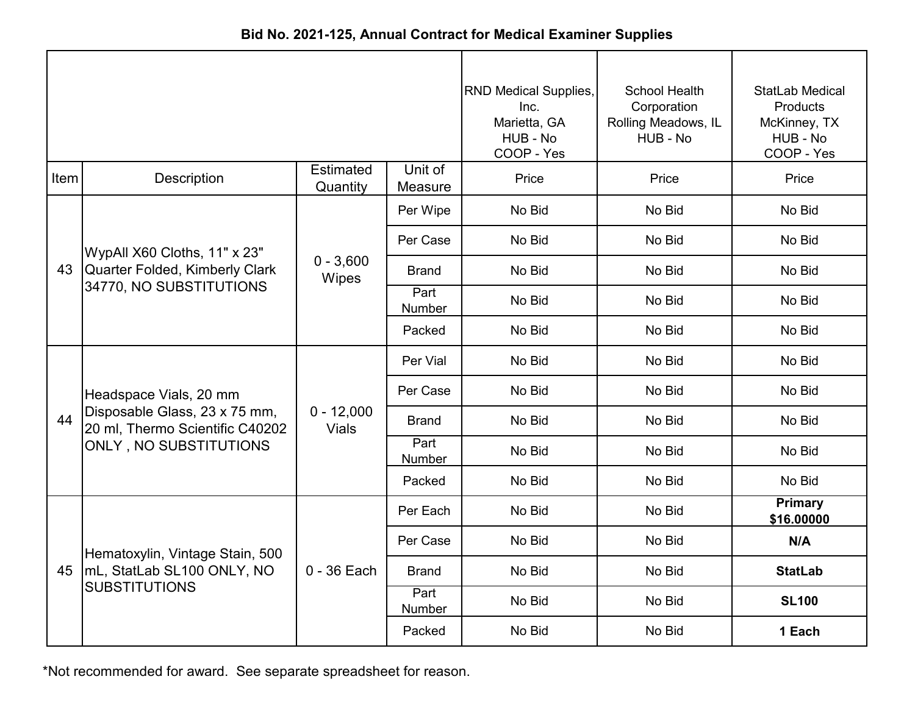**Bid No. 2021-125, Annual Contract for Medical Examiner Supplies**

| | | | | RND Medical Supplies, Inc. Marietta, GA HUB - No COOP - Yes | School Health Corporation Rolling Meadows, IL HUB - No | StatLab Medical Products McKinney, TX HUB - No COOP - Yes |
|---|---|---|---|---|---|---|
| Item | Description | Estimated Quantity | Unit of Measure | Price | Price | Price |
| 43 | WypAll X60 Cloths, 11" x 23" Quarter Folded, Kimberly Clark 34770, NO SUBSTITUTIONS | 0 - 3,600 Wipes | Per Wipe | No Bid | No Bid | No Bid |
| | | | Per Case | No Bid | No Bid | No Bid |
| | | | Brand | No Bid | No Bid | No Bid |
| | | | Part Number | No Bid | No Bid | No Bid |
| | | | Packed | No Bid | No Bid | No Bid |
| 44 | Headspace Vials, 20 mm Disposable Glass, 23 x 75 mm, 20 ml, Thermo Scientific C40202 ONLY , NO SUBSTITUTIONS | 0 - 12,000 Vials | Per Vial | No Bid | No Bid | No Bid |
| | | | Per Case | No Bid | No Bid | No Bid |
| | | | Brand | No Bid | No Bid | No Bid |
| | | | Part Number | No Bid | No Bid | No Bid |
| | | | Packed | No Bid | No Bid | No Bid |
| 45 | Hematoxylin, Vintage Stain, 500 mL, StatLab SL100 ONLY, NO SUBSTITUTIONS | 0 - 36 Each | Per Each | No Bid | No Bid | **Primary $16.00000** |
| | | | Per Case | No Bid | No Bid | **N/A** |
| | | | Brand | No Bid | No Bid | **StatLab** |
| | | | Part Number | No Bid | No Bid | **SL100** |
| | | | Packed | No Bid | No Bid | **1 Each** |

*Not recommended for award. See separate spreadsheet for reason.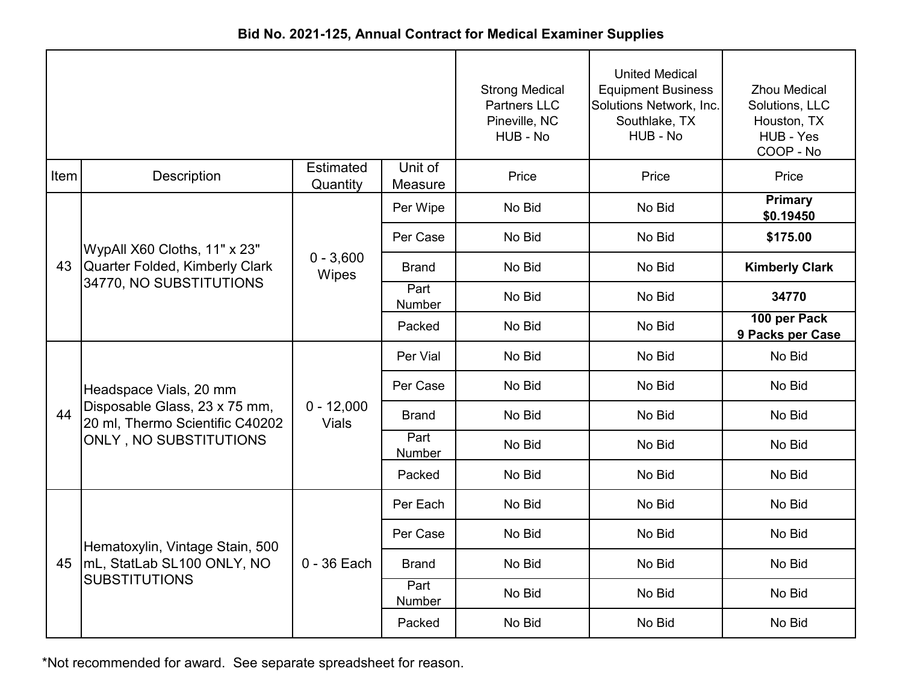**Bid No. 2021-125, Annual Contract for Medical Examiner Supplies**

| Item | Description | Estimated Quantity | Unit of Measure | Strong Medical Partners LLC Pineville, NC HUB - No | United Medical Equipment Business Solutions Network, Inc. Southlake, TX HUB - No | Zhou Medical Solutions, LLC Houston, TX HUB - Yes COOP - No |
|---|---|---|---|---|---|---|
| | | | | Price | Price | Price |
| 43 | WypAll X60 Cloths, 11" x 23" Quarter Folded, Kimberly Clark 34770, NO SUBSTITUTIONS | 0 - 3,600 Wipes | Per Wipe | No Bid | No Bid | **Primary $0.19450** |
| | | | Per Case | No Bid | No Bid | **$175.00** |
| | | | Brand | No Bid | No Bid | **Kimberly Clark** |
| | | | Part Number | No Bid | No Bid | **34770** |
| | | | Packed | No Bid | No Bid | **100 per Pack 9 Packs per Case** |
| 44 | Headspace Vials, 20 mm Disposable Glass, 23 x 75 mm, 20 ml, Thermo Scientific C40202 ONLY , NO SUBSTITUTIONS | 0 - 12,000 Vials | Per Vial | No Bid | No Bid | No Bid |
| | | | Per Case | No Bid | No Bid | No Bid |
| | | | Brand | No Bid | No Bid | No Bid |
| | | | Part Number | No Bid | No Bid | No Bid |
| | | | Packed | No Bid | No Bid | No Bid |
| 45 | Hematoxylin, Vintage Stain, 500 mL, StatLab SL100 ONLY, NO SUBSTITUTIONS | 0 - 36 Each | Per Each | No Bid | No Bid | No Bid |
| | | | Per Case | No Bid | No Bid | No Bid |
| | | | Brand | No Bid | No Bid | No Bid |
| | | | Part Number | No Bid | No Bid | No Bid |
| | | | Packed | No Bid | No Bid | No Bid |

*Not recommended for award. See separate spreadsheet for reason.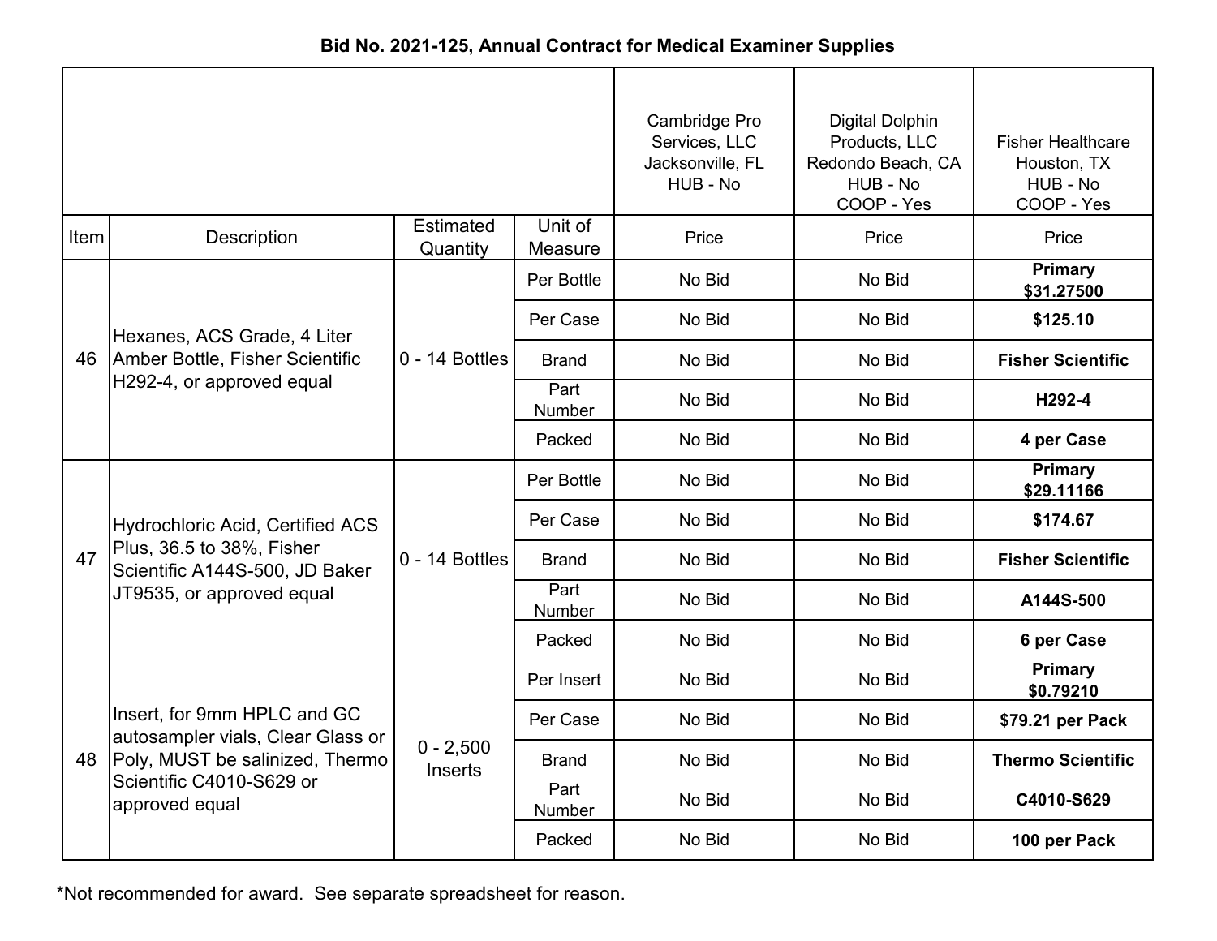**Bid No. 2021-125, Annual Contract for Medical Examiner Supplies**

| Item | Description | Estimated Quantity | Unit of Measure | Cambridge Pro Services, LLC Jacksonville, FL HUB - No | Digital Dolphin Products, LLC Redondo Beach, CA HUB - No COOP - Yes | Fisher Healthcare Houston, TX HUB - No COOP - Yes |
|---|---|---|---|---|---|---|
| | | | | Price | Price | Price |
| 46 | Hexanes, ACS Grade, 4 Liter Amber Bottle, Fisher Scientific H292-4, or approved equal | 0 - 14 Bottles | Per Bottle | No Bid | No Bid | **Primary $31.27500** |
| | | | Per Case | No Bid | No Bid | **$125.10** |
| | | | Brand | No Bid | No Bid | **Fisher Scientific** |
| | | | Part Number | No Bid | No Bid | **H292-4** |
| | | | Packed | No Bid | No Bid | **4 per Case** |
| 47 | Hydrochloric Acid, Certified ACS Plus, 36.5 to 38%, Fisher Scientific A144S-500, JD Baker JT9535, or approved equal | 0 - 14 Bottles | Per Bottle | No Bid | No Bid | **Primary $29.11166** |
| | | | Per Case | No Bid | No Bid | **$174.67** |
| | | | Brand | No Bid | No Bid | **Fisher Scientific** |
| | | | Part Number | No Bid | No Bid | **A144S-500** |
| | | | Packed | No Bid | No Bid | **6 per Case** |
| 48 | Insert, for 9mm HPLC and GC autosampler vials, Clear Glass or Poly, MUST be salinized, Thermo Scientific C4010-S629 or approved equal | 0 - 2,500 Inserts | Per Insert | No Bid | No Bid | **Primary $0.79210** |
| | | | Per Case | No Bid | No Bid | **$79.21 per Pack** |
| | | | Brand | No Bid | No Bid | **Thermo Scientific** |
| | | | Part Number | No Bid | No Bid | **C4010-S629** |
| | | | Packed | No Bid | No Bid | **100 per Pack** |

*Not recommended for award. See separate spreadsheet for reason.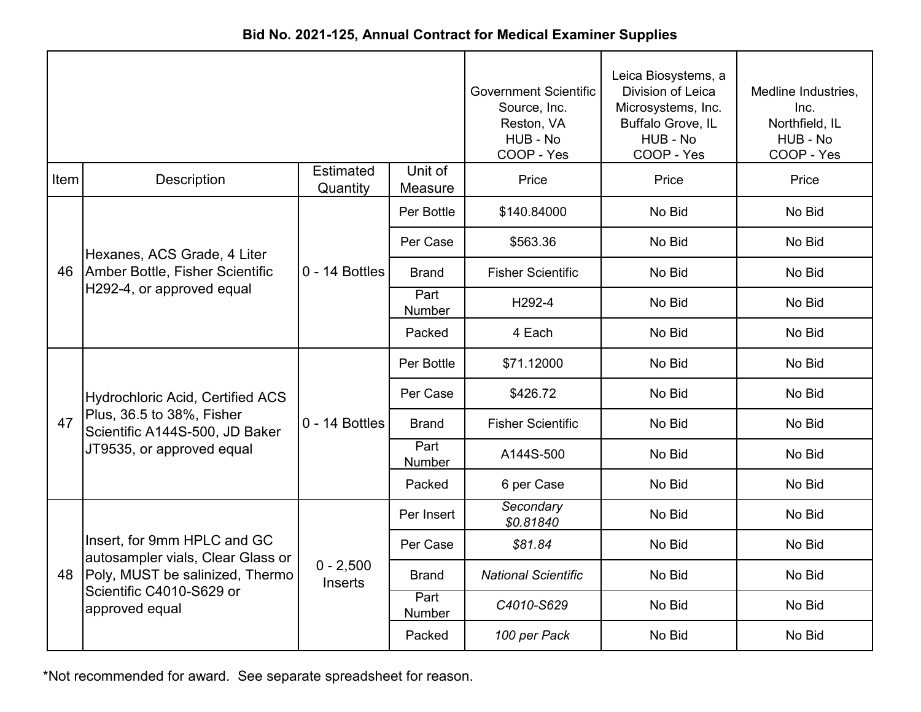**Bid No. 2021-125, Annual Contract for Medical Examiner Supplies**

| | | | | Government Scientific Source, Inc. Reston, VA HUB - No COOP - Yes | Leica Biosystems, a Division of Leica Microsystems, Inc. Buffalo Grove, IL HUB - No COOP - Yes | Medline Industries, Inc. Northfield, IL HUB - No COOP - Yes |
|---|---|---|---|---|---|---|
| Item | Description | Estimated Quantity | Unit of Measure | Price | Price | Price |
| 46 | Hexanes, ACS Grade, 4 Liter Amber Bottle, Fisher Scientific H292-4, or approved equal | 0 - 14 Bottles | Per Bottle | $140.84000 | No Bid | No Bid |
| | | | Per Case | $563.36 | No Bid | No Bid |
| | | | Brand | Fisher Scientific | No Bid | No Bid |
| | | | Part Number | H292-4 | No Bid | No Bid |
| | | | Packed | 4 Each | No Bid | No Bid |
| 47 | Hydrochloric Acid, Certified ACS Plus, 36.5 to 38%, Fisher Scientific A144S-500, JD Baker JT9535, or approved equal | 0 - 14 Bottles | Per Bottle | $71.12000 | No Bid | No Bid |
| | | | Per Case | $426.72 | No Bid | No Bid |
| | | | Brand | Fisher Scientific | No Bid | No Bid |
| | | | Part Number | A144S-500 | No Bid | No Bid |
| | | | Packed | 6 per Case | No Bid | No Bid |
| 48 | Insert, for 9mm HPLC and GC autosampler vials, Clear Glass or Poly, MUST be salinized, Thermo Scientific C4010-S629 or approved equal | 0 - 2,500 Inserts | Per Insert | *Secondary $0.81840* | No Bid | No Bid |
| | | | Per Case | *$81.84* | No Bid | No Bid |
| | | | Brand | *National Scientific* | No Bid | No Bid |
| | | | Part Number | *C4010-S629* | No Bid | No Bid |
| | | | Packed | *100 per Pack* | No Bid | No Bid |

*Not recommended for award. See separate spreadsheet for reason.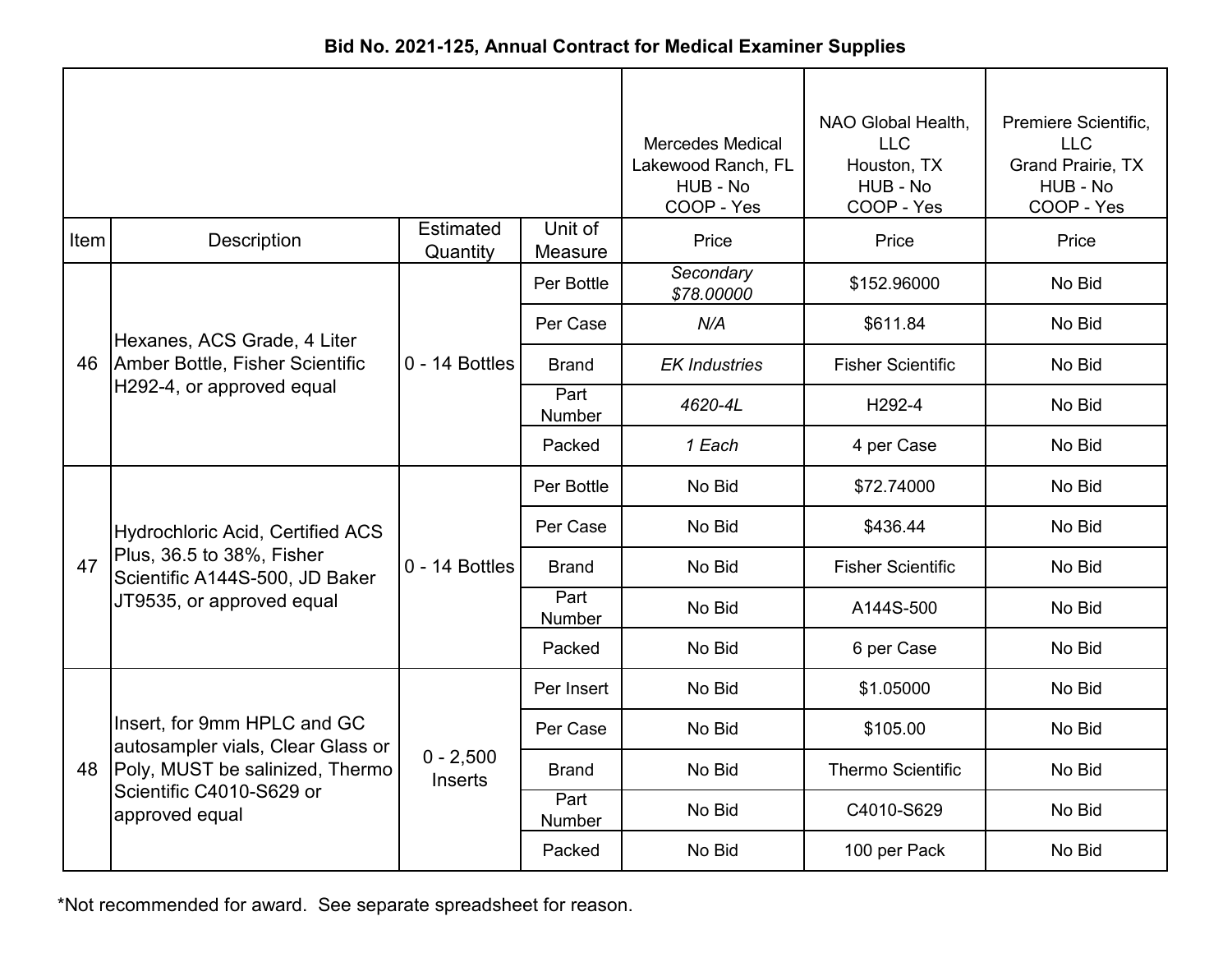**Bid No. 2021-125, Annual Contract for Medical Examiner Supplies**

| | | | | Mercedes Medical Lakewood Ranch, FL HUB - No COOP - Yes | NAO Global Health, LLC Houston, TX HUB - No COOP - Yes | Premiere Scientific, LLC Grand Prairie, TX HUB - No COOP - Yes |
|---|---|---|---|---|---|---|
| Item | Description | Estimated Quantity | Unit of Measure | Price | Price | Price |
| 46 | Hexanes, ACS Grade, 4 Liter Amber Bottle, Fisher Scientific H292-4, or approved equal | 0 - 14 Bottles | Per Bottle | *Secondary $78.00000* | $152.96000 | No Bid |
| | | | Per Case | *N/A* | $611.84 | No Bid |
| | | | Brand | *EK Industries* | Fisher Scientific | No Bid |
| | | | Part Number | *4620-4L* | H292-4 | No Bid |
| | | | Packed | *1 Each* | 4 per Case | No Bid |
| 47 | Hydrochloric Acid, Certified ACS Plus, 36.5 to 38%, Fisher Scientific A144S-500, JD Baker JT9535, or approved equal | 0 - 14 Bottles | Per Bottle | No Bid | $72.74000 | No Bid |
| | | | Per Case | No Bid | $436.44 | No Bid |
| | | | Brand | No Bid | Fisher Scientific | No Bid |
| | | | Part Number | No Bid | A144S-500 | No Bid |
| | | | Packed | No Bid | 6 per Case | No Bid |
| 48 | Insert, for 9mm HPLC and GC autosampler vials, Clear Glass or Poly, MUST be salinized, Thermo Scientific C4010-S629 or approved equal | 0 - 2,500 Inserts | Per Insert | No Bid | $1.05000 | No Bid |
| | | | Per Case | No Bid | $105.00 | No Bid |
| | | | Brand | No Bid | Thermo Scientific | No Bid |
| | | | Part Number | No Bid | C4010-S629 | No Bid |
| | | | Packed | No Bid | 100 per Pack | No Bid |

*Not recommended for award. See separate spreadsheet for reason.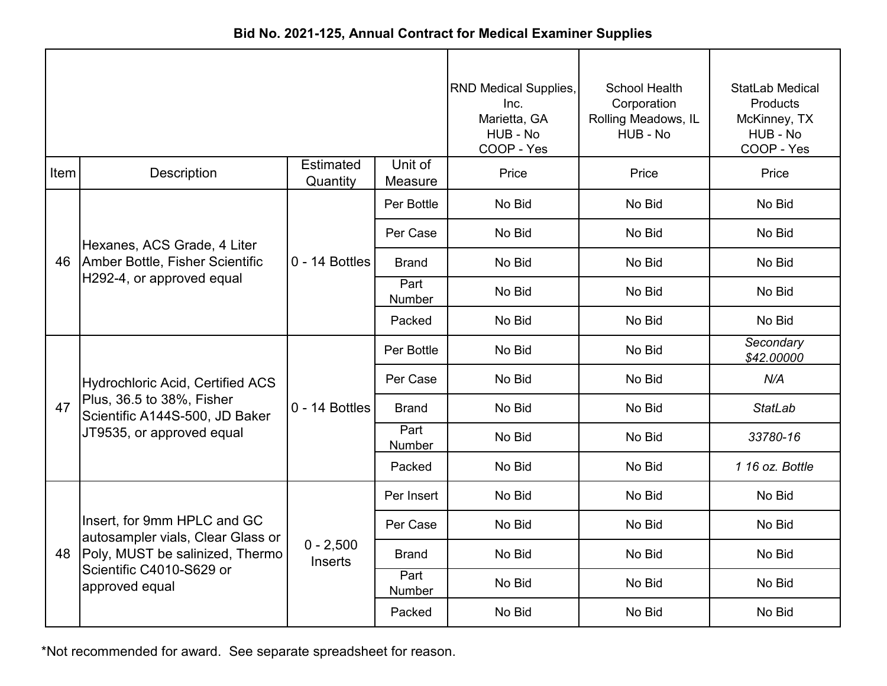**Bid No. 2021-125, Annual Contract for Medical Examiner Supplies**

| | | | | RND Medical Supplies, Inc. Marietta, GA HUB - No COOP - Yes | School Health Corporation Rolling Meadows, IL HUB - No | StatLab Medical Products McKinney, TX HUB - No COOP - Yes |
|---|---|---|---|---|---|---|
| Item | Description | Estimated Quantity | Unit of Measure | Price | Price | Price |
| 46 | Hexanes, ACS Grade, 4 Liter Amber Bottle, Fisher Scientific H292-4, or approved equal | 0 - 14 Bottles | Per Bottle | No Bid | No Bid | No Bid |
| | | | Per Case | No Bid | No Bid | No Bid |
| | | | Brand | No Bid | No Bid | No Bid |
| | | | Part Number | No Bid | No Bid | No Bid |
| | | | Packed | No Bid | No Bid | No Bid |
| 47 | Hydrochloric Acid, Certified ACS Plus, 36.5 to 38%, Fisher Scientific A144S-500, JD Baker JT9535, or approved equal | 0 - 14 Bottles | Per Bottle | No Bid | No Bid | *Secondary $42.00000* |
| | | | Per Case | No Bid | No Bid | *N/A* |
| | | | Brand | No Bid | No Bid | *StatLab* |
| | | | Part Number | No Bid | No Bid | *33780-16* |
| | | | Packed | No Bid | No Bid | *1 16 oz. Bottle* |
| 48 | Insert, for 9mm HPLC and GC autosampler vials, Clear Glass or Poly, MUST be salinized, Thermo Scientific C4010-S629 or approved equal | 0 - 2,500 Inserts | Per Insert | No Bid | No Bid | No Bid |
| | | | Per Case | No Bid | No Bid | No Bid |
| | | | Brand | No Bid | No Bid | No Bid |
| | | | Part Number | No Bid | No Bid | No Bid |
| | | | Packed | No Bid | No Bid | No Bid |

*Not recommended for award. See separate spreadsheet for reason.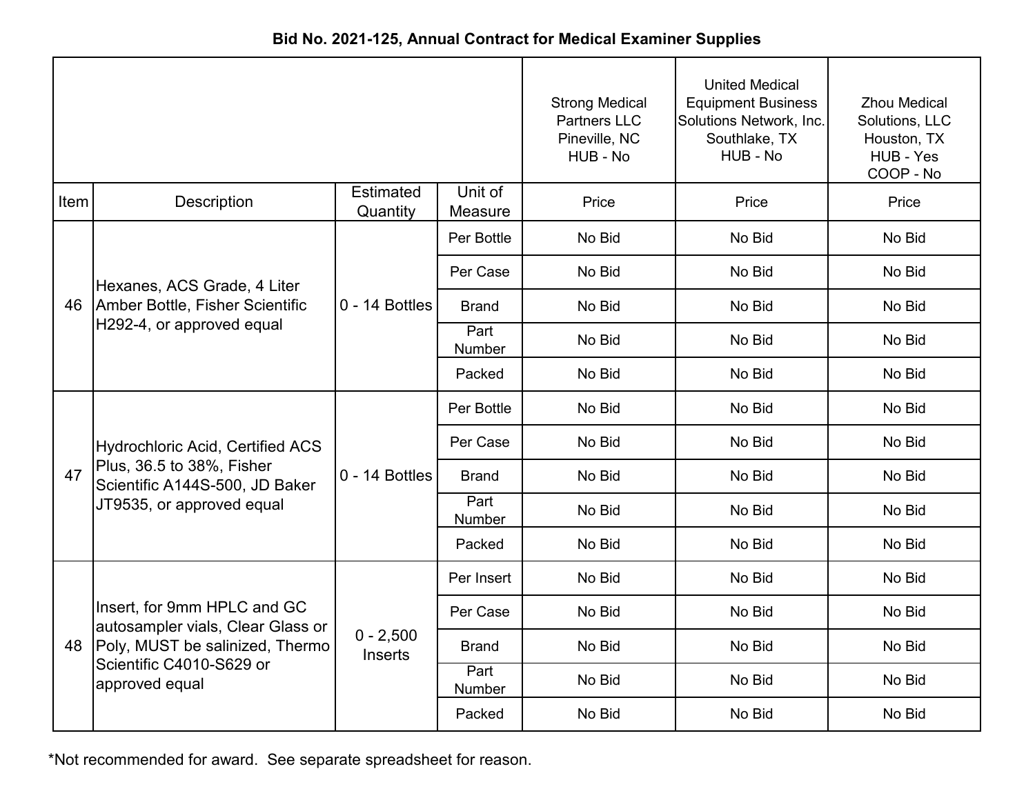**Bid No. 2021-125, Annual Contract for Medical Examiner Supplies**

| Item | Description | Estimated Quantity | Unit of Measure | Strong Medical Partners LLC Pineville, NC HUB - No | United Medical Equipment Business Solutions Network, Inc. Southlake, TX HUB - No | Zhou Medical Solutions, LLC Houston, TX HUB - Yes COOP - No |
|---|---|---|---|---|---|---|
| | | | | Price | Price | Price |
| 46 | Hexanes, ACS Grade, 4 Liter Amber Bottle, Fisher Scientific H292-4, or approved equal | 0 - 14 Bottles | Per Bottle | No Bid | No Bid | No Bid |
| | | | Per Case | No Bid | No Bid | No Bid |
| | | | Brand | No Bid | No Bid | No Bid |
| | | | Part Number | No Bid | No Bid | No Bid |
| | | | Packed | No Bid | No Bid | No Bid |
| 47 | Hydrochloric Acid, Certified ACS Plus, 36.5 to 38%, Fisher Scientific A144S-500, JD Baker JT9535, or approved equal | 0 - 14 Bottles | Per Bottle | No Bid | No Bid | No Bid |
| | | | Per Case | No Bid | No Bid | No Bid |
| | | | Brand | No Bid | No Bid | No Bid |
| | | | Part Number | No Bid | No Bid | No Bid |
| | | | Packed | No Bid | No Bid | No Bid |
| 48 | Insert, for 9mm HPLC and GC autosampler vials, Clear Glass or Poly, MUST be salinized, Thermo Scientific C4010-S629 or approved equal | 0 - 2,500 Inserts | Per Insert | No Bid | No Bid | No Bid |
| | | | Per Case | No Bid | No Bid | No Bid |
| | | | Brand | No Bid | No Bid | No Bid |
| | | | Part Number | No Bid | No Bid | No Bid |
| | | | Packed | No Bid | No Bid | No Bid |

*Not recommended for award. See separate spreadsheet for reason.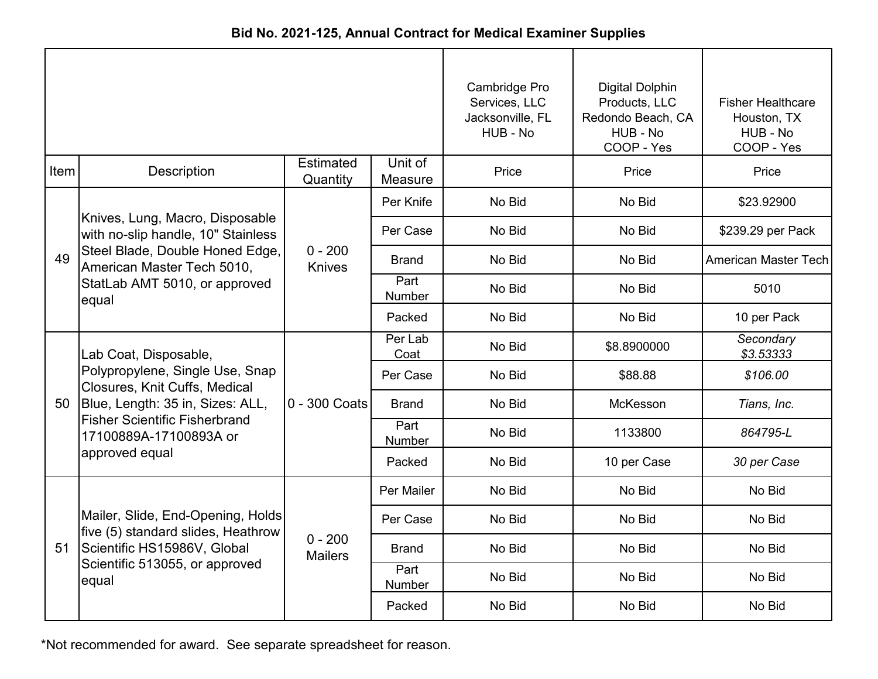**Bid No. 2021-125, Annual Contract for Medical Examiner Supplies**

| Item | Description | Estimated Quantity | Unit of Measure | Cambridge Pro Services, LLC Jacksonville, FL HUB - No Price | Digital Dolphin Products, LLC Redondo Beach, CA HUB - No COOP - Yes Price | Fisher Healthcare Houston, TX HUB - No COOP - Yes Price |
|---|---|---|---|---|---|---|
| 49 | Knives, Lung, Macro, Disposable with no-slip handle, 10" Stainless Steel Blade, Double Honed Edge, American Master Tech 5010, StatLab AMT 5010, or approved equal | 0 - 200 Knives | Per Knife | No Bid | No Bid | $23.92900 |
| | | | Per Case | No Bid | No Bid | $239.29 per Pack |
| | | | Brand | No Bid | No Bid | American Master Tech |
| | | | Part Number | No Bid | No Bid | 5010 |
| | | | Packed | No Bid | No Bid | 10 per Pack |
| 50 | Lab Coat, Disposable, Polypropylene, Single Use, Snap Closures, Knit Cuffs, Medical Blue, Length: 35 in, Sizes: ALL, Fisher Scientific Fisherbrand 17100889A-17100893A or approved equal | 0 - 300 Coats | Per Lab Coat | No Bid | $8.8900000 | *Secondary $3.53333* |
| | | | Per Case | No Bid | $88.88 | *$106.00* |
| | | | Brand | No Bid | McKesson | *Tians, Inc.* |
| | | | Part Number | No Bid | 1133800 | *864795-L* |
| | | | Packed | No Bid | 10 per Case | *30 per Case* |
| 51 | Mailer, Slide, End-Opening, Holds five (5) standard slides, Heathrow Scientific HS15986V, Global Scientific 513055, or approved equal | 0 - 200 Mailers | Per Mailer | No Bid | No Bid | No Bid |
| | | | Per Case | No Bid | No Bid | No Bid |
| | | | Brand | No Bid | No Bid | No Bid |
| | | | Part Number | No Bid | No Bid | No Bid |
| | | | Packed | No Bid | No Bid | No Bid |

*Not recommended for award. See separate spreadsheet for reason.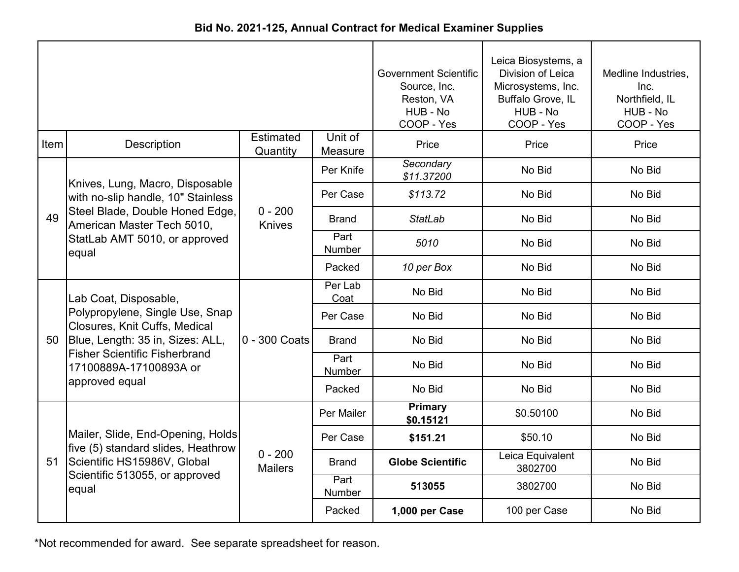**Bid No. 2021-125, Annual Contract for Medical Examiner Supplies**

| Item | Description | Estimated Quantity | Unit of Measure | Government Scientific Source, Inc. Reston, VA HUB - No COOP - Yes Price | Leica Biosystems, a Division of Leica Microsystems, Inc. Buffalo Grove, IL HUB - No COOP - Yes Price | Medline Industries, Inc. Northfield, IL HUB - No COOP - Yes Price |
|---|---|---|---|---|---|---|
| 49 | Knives, Lung, Macro, Disposable with no-slip handle, 10" Stainless Steel Blade, Double Honed Edge, American Master Tech 5010, StatLab AMT 5010, or approved equal | 0 - 200 Knives | Per Knife | *Secondary $11.37200* | No Bid | No Bid |
| | | | Per Case | *$113.72* | No Bid | No Bid |
| | | | Brand | *StatLab* | No Bid | No Bid |
| | | | Part Number | *5010* | No Bid | No Bid |
| | | | Packed | *10 per Box* | No Bid | No Bid |
| 50 | Lab Coat, Disposable, Polypropylene, Single Use, Snap Closures, Knit Cuffs, Medical Blue, Length: 35 in, Sizes: ALL, Fisher Scientific Fisherbrand 17100889A-17100893A or approved equal | 0 - 300 Coats | Per Lab Coat | No Bid | No Bid | No Bid |
| | | | Per Case | No Bid | No Bid | No Bid |
| | | | Brand | No Bid | No Bid | No Bid |
| | | | Part Number | No Bid | No Bid | No Bid |
| | | | Packed | No Bid | No Bid | No Bid |
| 51 | Mailer, Slide, End-Opening, Holds five (5) standard slides, Heathrow Scientific HS15986V, Global Scientific 513055, or approved equal | 0 - 200 Mailers | Per Mailer | **Primary $0.15121** | $0.50100 | No Bid |
| | | | Per Case | **$151.21** | $50.10 | No Bid |
| | | | Brand | **Globe Scientific** | Leica Equivalent 3802700 | No Bid |
| | | | Part Number | **513055** | 3802700 | No Bid |
| | | | Packed | **1,000 per Case** | 100 per Case | No Bid |

*Not recommended for award. See separate spreadsheet for reason.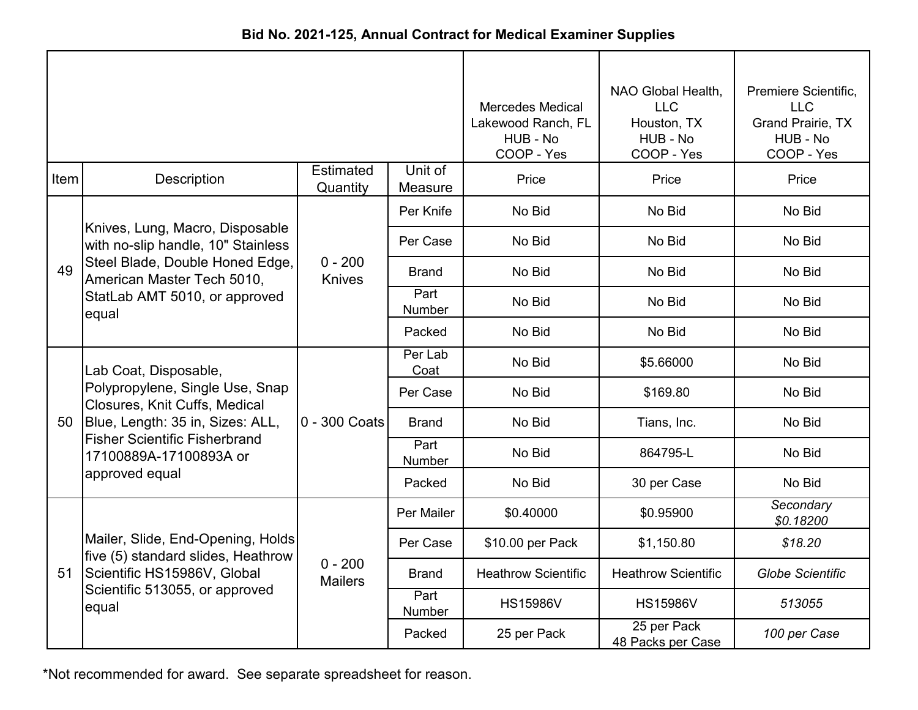**Bid No. 2021-125, Annual Contract for Medical Examiner Supplies**

| Item | Description | Estimated Quantity | Unit of Measure | Mercedes Medical Lakewood Ranch, FL HUB - No COOP - Yes | NAO Global Health, LLC Houston, TX HUB - No COOP - Yes | Premiere Scientific, LLC Grand Prairie, TX HUB - No COOP - Yes |
|---|---|---|---|---|---|---|
| | | | | Price | Price | Price |
| 49 | Knives, Lung, Macro, Disposable with no-slip handle, 10" Stainless Steel Blade, Double Honed Edge, American Master Tech 5010, StatLab AMT 5010, or approved equal | 0 - 200 Knives | Per Knife | No Bid | No Bid | No Bid |
| | | | Per Case | No Bid | No Bid | No Bid |
| | | | Brand | No Bid | No Bid | No Bid |
| | | | Part Number | No Bid | No Bid | No Bid |
| | | | Packed | No Bid | No Bid | No Bid |
| 50 | Lab Coat, Disposable, Polypropylene, Single Use, Snap Closures, Knit Cuffs, Medical Blue, Length: 35 in, Sizes: ALL, Fisher Scientific Fisherbrand 17100889A-17100893A or approved equal | 0 - 300 Coats | Per Lab Coat | No Bid | $5.66000 | No Bid |
| | | | Per Case | No Bid | $169.80 | No Bid |
| | | | Brand | No Bid | Tians, Inc. | No Bid |
| | | | Part Number | No Bid | 864795-L | No Bid |
| | | | Packed | No Bid | 30 per Case | No Bid |
| 51 | Mailer, Slide, End-Opening, Holds five (5) standard slides, Heathrow Scientific HS15986V, Global Scientific 513055, or approved equal | 0 - 200 Mailers | Per Mailer | $0.40000 | $0.95900 | *Secondary $0.18200* |
| | | | Per Case | $10.00 per Pack | $1,150.80 | *$18.20* |
| | | | Brand | Heathrow Scientific | Heathrow Scientific | *Globe Scientific* |
| | | | Part Number | HS15986V | HS15986V | *513055* |
| | | | Packed | 25 per Pack | 25 per Pack 48 Packs per Case | *100 per Case* |

*Not recommended for award. See separate spreadsheet for reason.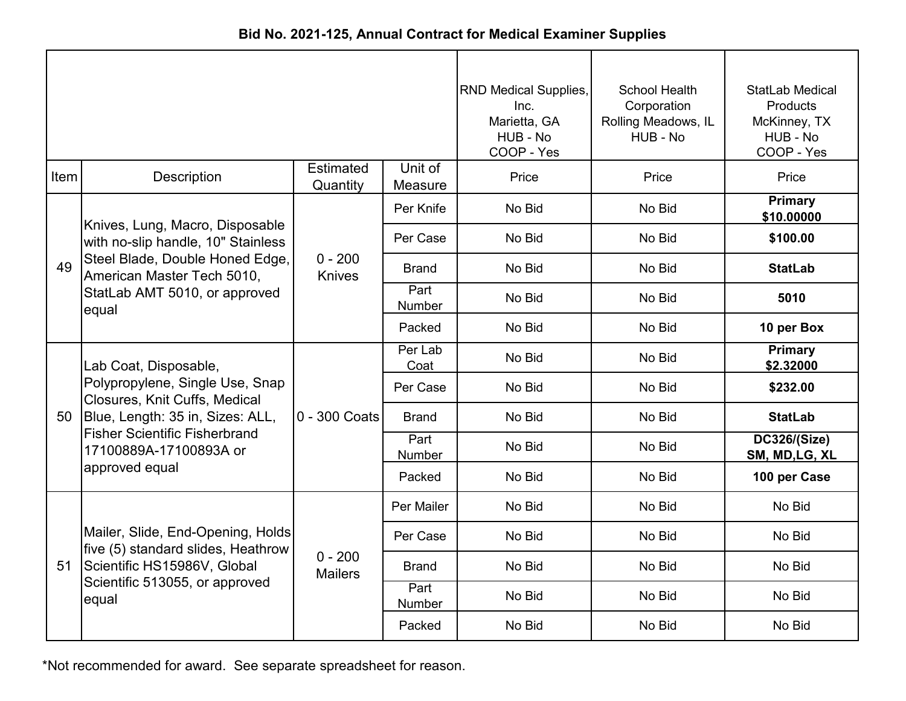**Bid No. 2021-125, Annual Contract for Medical Examiner Supplies**

| Item | Description | Estimated Quantity | Unit of Measure | RND Medical Supplies, Inc.<br>Marietta, GA<br>HUB - No<br>COOP - Yes<br>Price | School Health Corporation<br>Rolling Meadows, IL<br>HUB - No<br>Price | StatLab Medical Products<br>McKinney, TX<br>HUB - No<br>COOP - Yes<br>Price |
|---|---|---|---|---|---|---|
| 49 | Knives, Lung, Macro, Disposable with no-slip handle, 10" Stainless Steel Blade, Double Honed Edge, American Master Tech 5010, StatLab AMT 5010, or approved equal | 0 - 200 Knives | Per Knife | No Bid | No Bid | **Primary $10.00000** |
| | | | Per Case | No Bid | No Bid | **$100.00** |
| | | | Brand | No Bid | No Bid | **StatLab** |
| | | | Part Number | No Bid | No Bid | **5010** |
| | | | Packed | No Bid | No Bid | **10 per Box** |
| 50 | Lab Coat, Disposable, Polypropylene, Single Use, Snap Closures, Knit Cuffs, Medical Blue, Length: 35 in, Sizes: ALL, Fisher Scientific Fisherbrand 17100889A-17100893A or approved equal | 0 - 300 Coats | Per Lab Coat | No Bid | No Bid | **Primary $2.32000** |
| | | | Per Case | No Bid | No Bid | **$232.00** |
| | | | Brand | No Bid | No Bid | **StatLab** |
| | | | Part Number | No Bid | No Bid | **DC326/(Size) SM, MD,LG, XL** |
| | | | Packed | No Bid | No Bid | **100 per Case** |
| 51 | Mailer, Slide, End-Opening, Holds five (5) standard slides, Heathrow Scientific HS15986V, Global Scientific 513055, or approved equal | 0 - 200 Mailers | Per Mailer | No Bid | No Bid | No Bid |
| | | | Per Case | No Bid | No Bid | No Bid |
| | | | Brand | No Bid | No Bid | No Bid |
| | | | Part Number | No Bid | No Bid | No Bid |
| | | | Packed | No Bid | No Bid | No Bid |

*Not recommended for award. See separate spreadsheet for reason.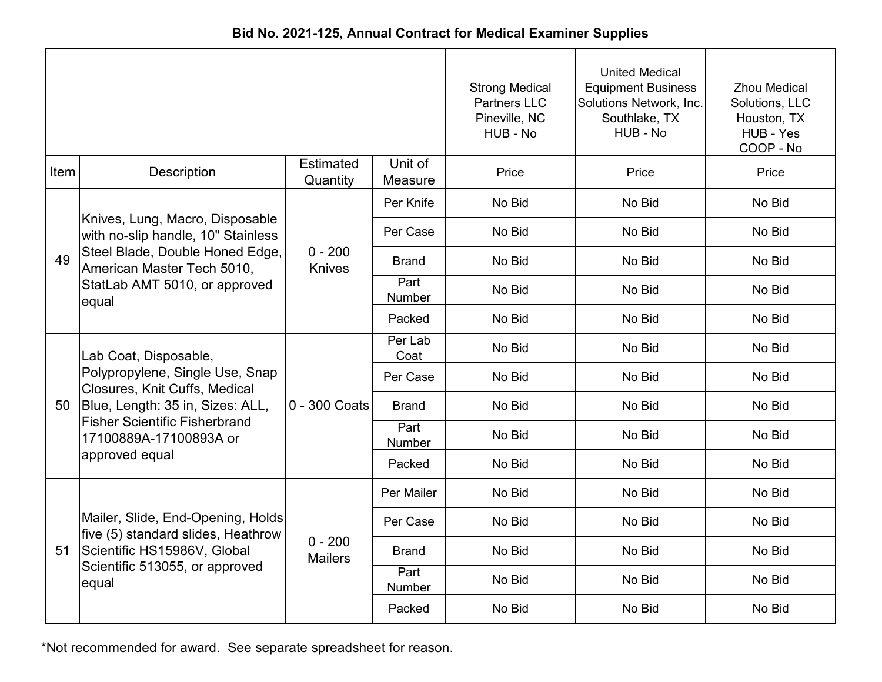**Bid No. 2021-125, Annual Contract for Medical Examiner Supplies**

| | | | | Strong Medical Partners LLC Pineville, NC HUB - No | United Medical Equipment Business Solutions Network, Inc. Southlake, TX HUB - No | Zhou Medical Solutions, LLC Houston, TX HUB - Yes COOP - No |
|---|---|---|---|---|---|---|
| Item | Description | Estimated Quantity | Unit of Measure | Price | Price | Price |
| 49 | Knives, Lung, Macro, Disposable with no-slip handle, 10" Stainless Steel Blade, Double Honed Edge, American Master Tech 5010, StatLab AMT 5010, or approved equal | 0 - 200 Knives | Per Knife | No Bid | No Bid | No Bid |
| | | | Per Case | No Bid | No Bid | No Bid |
| | | | Brand | No Bid | No Bid | No Bid |
| | | | Part Number | No Bid | No Bid | No Bid |
| | | | Packed | No Bid | No Bid | No Bid |
| 50 | Lab Coat, Disposable, Polypropylene, Single Use, Snap Closures, Knit Cuffs, Medical Blue, Length: 35 in, Sizes: ALL, Fisher Scientific Fisherbrand 17100889A-17100893A or approved equal | 0 - 300 Coats | Per Lab Coat | No Bid | No Bid | No Bid |
| | | | Per Case | No Bid | No Bid | No Bid |
| | | | Brand | No Bid | No Bid | No Bid |
| | | | Part Number | No Bid | No Bid | No Bid |
| | | | Packed | No Bid | No Bid | No Bid |
| 51 | Mailer, Slide, End-Opening, Holds five (5) standard slides, Heathrow Scientific HS15986V, Global Scientific 513055, or approved equal | 0 - 200 Mailers | Per Mailer | No Bid | No Bid | No Bid |
| | | | Per Case | No Bid | No Bid | No Bid |
| | | | Brand | No Bid | No Bid | No Bid |
| | | | Part Number | No Bid | No Bid | No Bid |
| | | | Packed | No Bid | No Bid | No Bid |

*Not recommended for award. See separate spreadsheet for reason.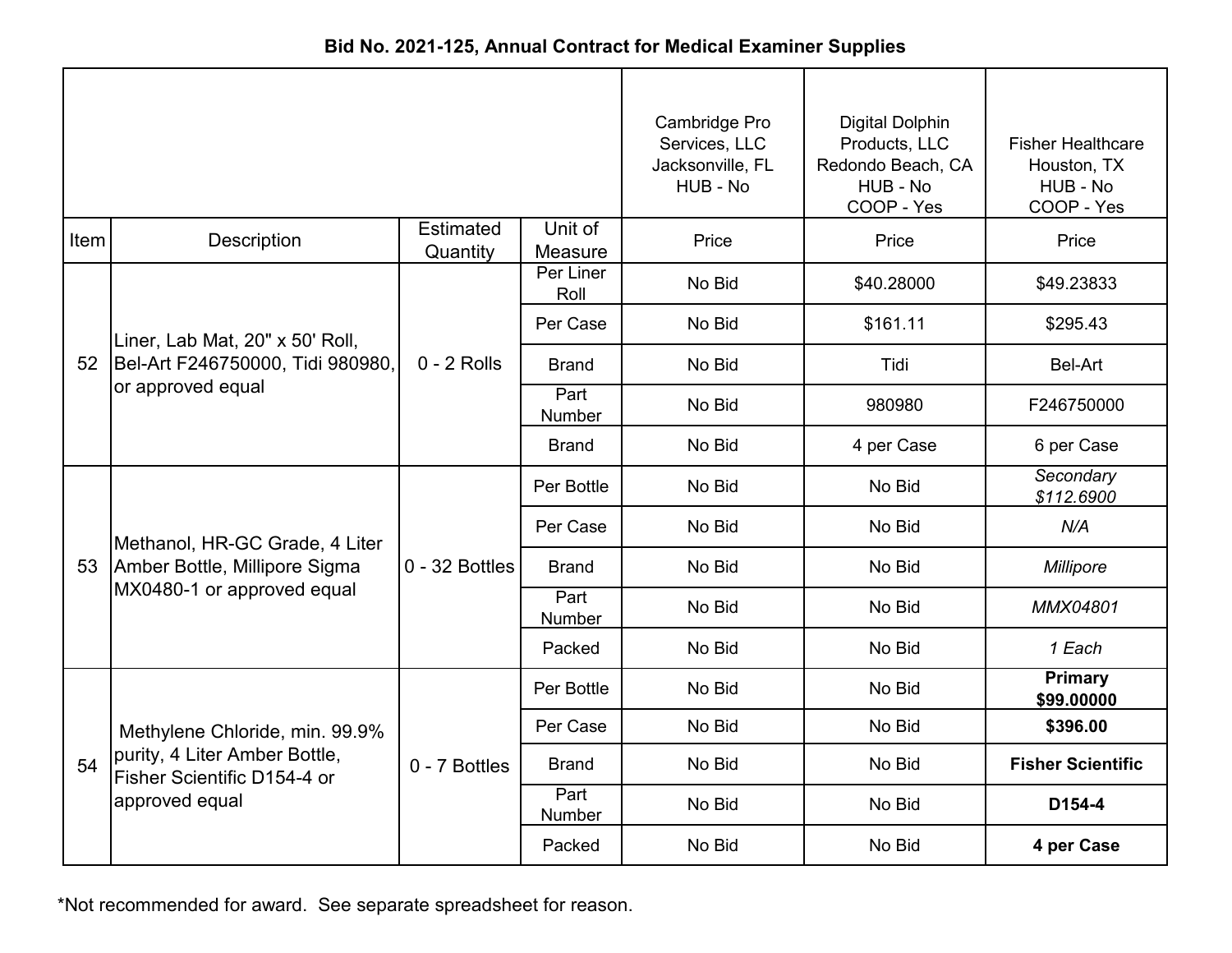**Bid No. 2021-125, Annual Contract for Medical Examiner Supplies**

| | | | | Cambridge Pro Services, LLC Jacksonville, FL HUB - No | Digital Dolphin Products, LLC Redondo Beach, CA HUB - No COOP - Yes | Fisher Healthcare Houston, TX HUB - No COOP - Yes |
|---|---|---|---|---|---|---|
| Item | Description | Estimated Quantity | Unit of Measure | Price | Price | Price |
| 52 | Liner, Lab Mat, 20" x 50' Roll, Bel-Art F246750000, Tidi 980980, or approved equal | 0 - 2 Rolls | Per Liner Roll | No Bid | $40.28000 | $49.23833 |
| | | | Per Case | No Bid | $161.11 | $295.43 |
| | | | Brand | No Bid | Tidi | Bel-Art |
| | | | Part Number | No Bid | 980980 | F246750000 |
| | | | Brand | No Bid | 4 per Case | 6 per Case |
| 53 | Methanol, HR-GC Grade, 4 Liter Amber Bottle, Millipore Sigma MX0480-1 or approved equal | 0 - 32 Bottles | Per Bottle | No Bid | No Bid | *Secondary $112.6900* |
| | | | Per Case | No Bid | No Bid | *N/A* |
| | | | Brand | No Bid | No Bid | *Millipore* |
| | | | Part Number | No Bid | No Bid | *MMX04801* |
| | | | Packed | No Bid | No Bid | *1 Each* |
| 54 | Methylene Chloride, min. 99.9% purity, 4 Liter Amber Bottle, Fisher Scientific D154-4 or approved equal | 0 - 7 Bottles | Per Bottle | No Bid | No Bid | **Primary $99.00000** |
| | | | Per Case | No Bid | No Bid | **$396.00** |
| | | | Brand | No Bid | No Bid | **Fisher Scientific** |
| | | | Part Number | No Bid | No Bid | **D154-4** |
| | | | Packed | No Bid | No Bid | **4 per Case** |

*Not recommended for award. See separate spreadsheet for reason.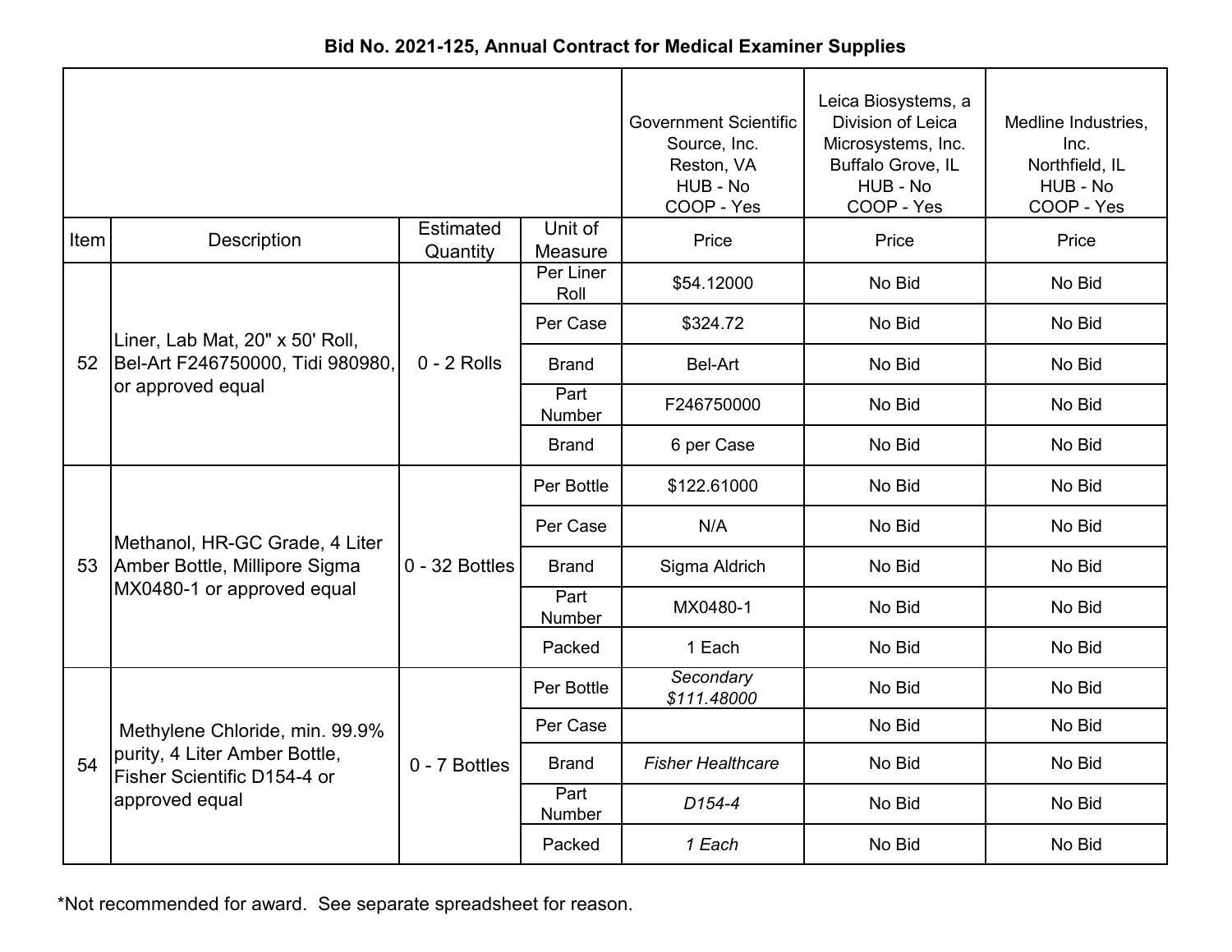**Bid No. 2021-125, Annual Contract for Medical Examiner Supplies**

| | | | | Government Scientific Source, Inc. Reston, VA HUB - No COOP - Yes | Leica Biosystems, a Division of Leica Microsystems, Inc. Buffalo Grove, IL HUB - No COOP - Yes | Medline Industries, Inc. Northfield, IL HUB - No COOP - Yes |
|---|---|---|---|---|---|---|
| Item | Description | Estimated Quantity | Unit of Measure | Price | Price | Price |
| 52 | Liner, Lab Mat, 20" x 50' Roll, Bel-Art F246750000, Tidi 980980, or approved equal | 0 - 2 Rolls | Per Liner Roll | $54.12000 | No Bid | No Bid |
| | | | Per Case | $324.72 | No Bid | No Bid |
| | | | Brand | Bel-Art | No Bid | No Bid |
| | | | Part Number | F246750000 | No Bid | No Bid |
| | | | Brand | 6 per Case | No Bid | No Bid |
| 53 | Methanol, HR-GC Grade, 4 Liter Amber Bottle, Millipore Sigma MX0480-1 or approved equal | 0 - 32 Bottles | Per Bottle | $122.61000 | No Bid | No Bid |
| | | | Per Case | N/A | No Bid | No Bid |
| | | | Brand | Sigma Aldrich | No Bid | No Bid |
| | | | Part Number | MX0480-1 | No Bid | No Bid |
| | | | Packed | 1 Each | No Bid | No Bid |
| 54 | Methylene Chloride, min. 99.9% purity, 4 Liter Amber Bottle, Fisher Scientific D154-4 or approved equal | 0 - 7 Bottles | Per Bottle | *Secondary $111.48000* | No Bid | No Bid |
| | | | Per Case | | No Bid | No Bid |
| | | | Brand | *Fisher Healthcare* | No Bid | No Bid |
| | | | Part Number | *D154-4* | No Bid | No Bid |
| | | | Packed | *1 Each* | No Bid | No Bid |

*Not recommended for award. See separate spreadsheet for reason.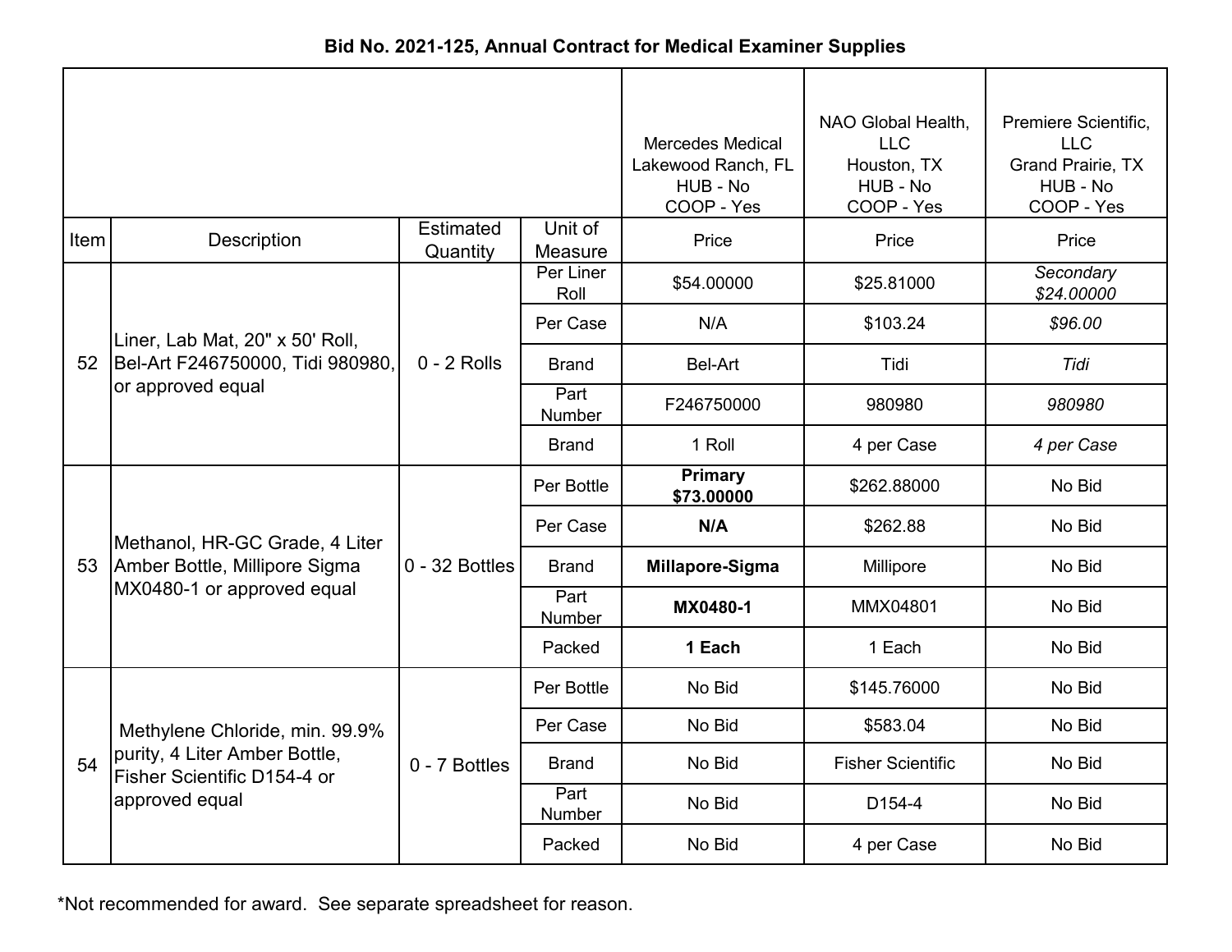**Bid No. 2021-125, Annual Contract for Medical Examiner Supplies**

| Item | Description | Estimated Quantity | Unit of Measure | Mercedes Medical Lakewood Ranch, FL HUB - No COOP - Yes Price | NAO Global Health, LLC Houston, TX HUB - No COOP - Yes Price | Premiere Scientific, LLC Grand Prairie, TX HUB - No COOP - Yes Price |
|---|---|---|---|---|---|---|
| 52 | Liner, Lab Mat, 20" x 50' Roll, Bel-Art F246750000, Tidi 980980, or approved equal | 0 - 2 Rolls | Per Liner Roll | $54.00000 | $25.81000 | *Secondary $24.00000* |
| | | | Per Case | N/A | $103.24 | *$96.00* |
| | | | Brand | Bel-Art | Tidi | *Tidi* |
| | | | Part Number | F246750000 | 980980 | *980980* |
| | | | Brand | 1 Roll | 4 per Case | *4 per Case* |
| 53 | Methanol, HR-GC Grade, 4 Liter Amber Bottle, Millipore Sigma MX0480-1 or approved equal | 0 - 32 Bottles | Per Bottle | **Primary $73.00000** | $262.88000 | No Bid |
| | | | Per Case | **N/A** | $262.88 | No Bid |
| | | | Brand | **Millapore-Sigma** | Millipore | No Bid |
| | | | Part Number | **MX0480-1** | MMX04801 | No Bid |
| | | | Packed | **1 Each** | 1 Each | No Bid |
| 54 | Methylene Chloride, min. 99.9% purity, 4 Liter Amber Bottle, Fisher Scientific D154-4 or approved equal | 0 - 7 Bottles | Per Bottle | No Bid | $145.76000 | No Bid |
| | | | Per Case | No Bid | $583.04 | No Bid |
| | | | Brand | No Bid | Fisher Scientific | No Bid |
| | | | Part Number | No Bid | D154-4 | No Bid |
| | | | Packed | No Bid | 4 per Case | No Bid |

*Not recommended for award. See separate spreadsheet for reason.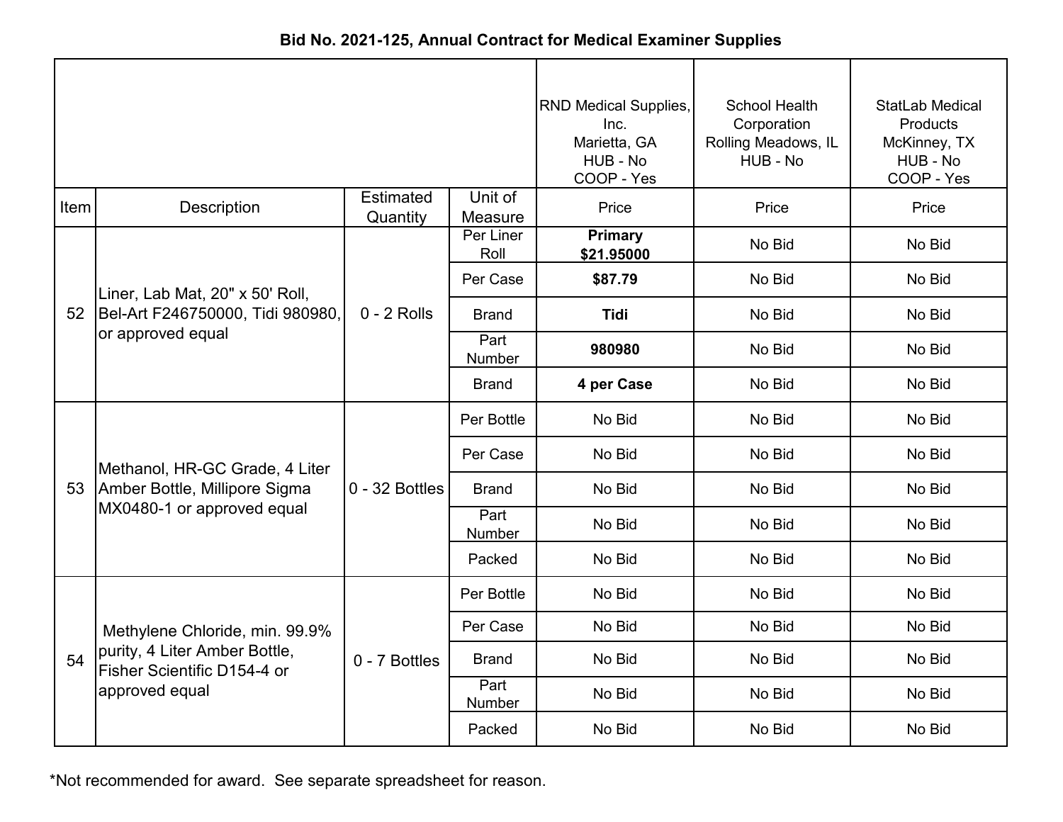**Bid No. 2021-125, Annual Contract for Medical Examiner Supplies**

| | | | | RND Medical Supplies, Inc. Marietta, GA HUB - No COOP - Yes | School Health Corporation Rolling Meadows, IL HUB - No | StatLab Medical Products McKinney, TX HUB - No COOP - Yes |
|---|---|---|---|---|---|---|
| Item | Description | Estimated Quantity | Unit of Measure | Price | Price | Price |
| 52 | Liner, Lab Mat, 20" x 50' Roll, Bel-Art F246750000, Tidi 980980, or approved equal | 0 - 2 Rolls | Per Liner Roll | **Primary $21.95000** | No Bid | No Bid |
| | | | Per Case | **$87.79** | No Bid | No Bid |
| | | | Brand | **Tidi** | No Bid | No Bid |
| | | | Part Number | **980980** | No Bid | No Bid |
| | | | Brand | **4 per Case** | No Bid | No Bid |
| 53 | Methanol, HR-GC Grade, 4 Liter Amber Bottle, Millipore Sigma MX0480-1 or approved equal | 0 - 32 Bottles | Per Bottle | No Bid | No Bid | No Bid |
| | | | Per Case | No Bid | No Bid | No Bid |
| | | | Brand | No Bid | No Bid | No Bid |
| | | | Part Number | No Bid | No Bid | No Bid |
| | | | Packed | No Bid | No Bid | No Bid |
| 54 | Methylene Chloride, min. 99.9% purity, 4 Liter Amber Bottle, Fisher Scientific D154-4 or approved equal | 0 - 7 Bottles | Per Bottle | No Bid | No Bid | No Bid |
| | | | Per Case | No Bid | No Bid | No Bid |
| | | | Brand | No Bid | No Bid | No Bid |
| | | | Part Number | No Bid | No Bid | No Bid |
| | | | Packed | No Bid | No Bid | No Bid |

*Not recommended for award. See separate spreadsheet for reason.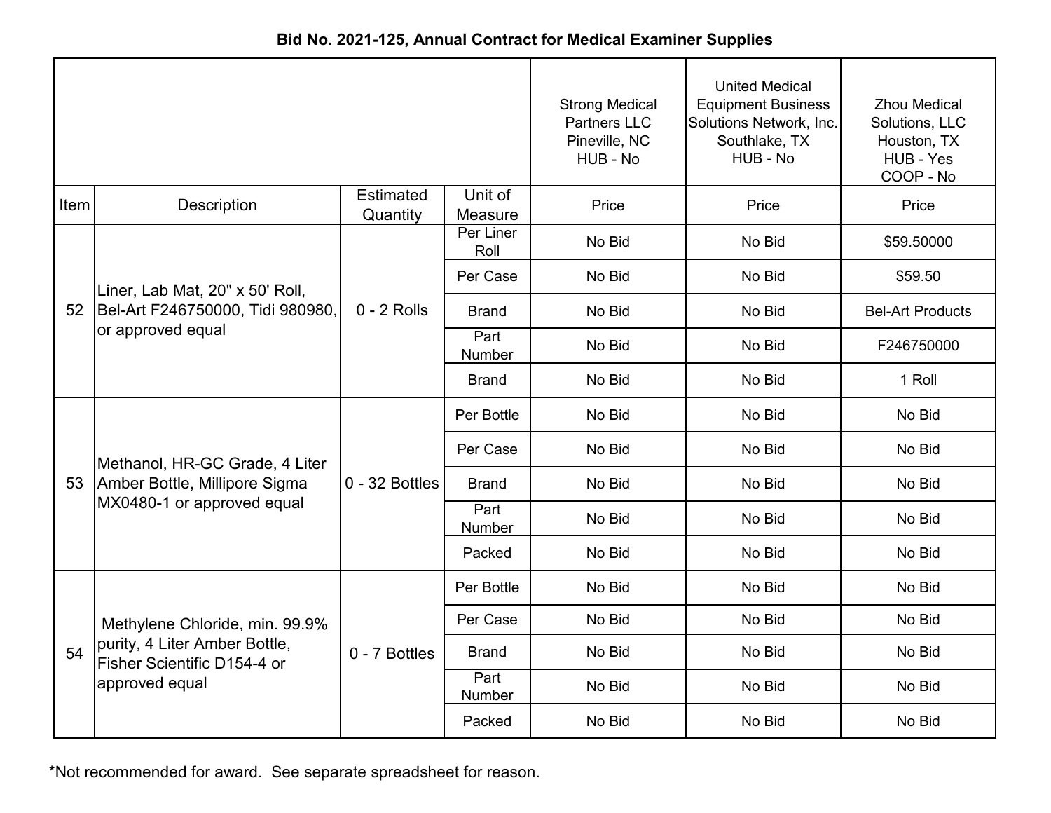**Bid No. 2021-125, Annual Contract for Medical Examiner Supplies**

| | | | | Strong Medical Partners LLC Pineville, NC HUB - No | United Medical Equipment Business Solutions Network, Inc. Southlake, TX HUB - No | Zhou Medical Solutions, LLC Houston, TX HUB - Yes COOP - No |
|---|---|---|---|---|---|---|
| Item | Description | Estimated Quantity | Unit of Measure | Price | Price | Price |
| 52 | Liner, Lab Mat, 20" x 50' Roll, Bel-Art F246750000, Tidi 980980, or approved equal | 0 - 2 Rolls | Per Liner Roll | No Bid | No Bid | $59.50000 |
| | | | Per Case | No Bid | No Bid | $59.50 |
| | | | Brand | No Bid | No Bid | Bel-Art Products |
| | | | Part Number | No Bid | No Bid | F246750000 |
| | | | Brand | No Bid | No Bid | 1 Roll |
| 53 | Methanol, HR-GC Grade, 4 Liter Amber Bottle, Millipore Sigma MX0480-1 or approved equal | 0 - 32 Bottles | Per Bottle | No Bid | No Bid | No Bid |
| | | | Per Case | No Bid | No Bid | No Bid |
| | | | Brand | No Bid | No Bid | No Bid |
| | | | Part Number | No Bid | No Bid | No Bid |
| | | | Packed | No Bid | No Bid | No Bid |
| 54 | Methylene Chloride, min. 99.9% purity, 4 Liter Amber Bottle, Fisher Scientific D154-4 or approved equal | 0 - 7 Bottles | Per Bottle | No Bid | No Bid | No Bid |
| | | | Per Case | No Bid | No Bid | No Bid |
| | | | Brand | No Bid | No Bid | No Bid |
| | | | Part Number | No Bid | No Bid | No Bid |
| | | | Packed | No Bid | No Bid | No Bid |

*Not recommended for award. See separate spreadsheet for reason.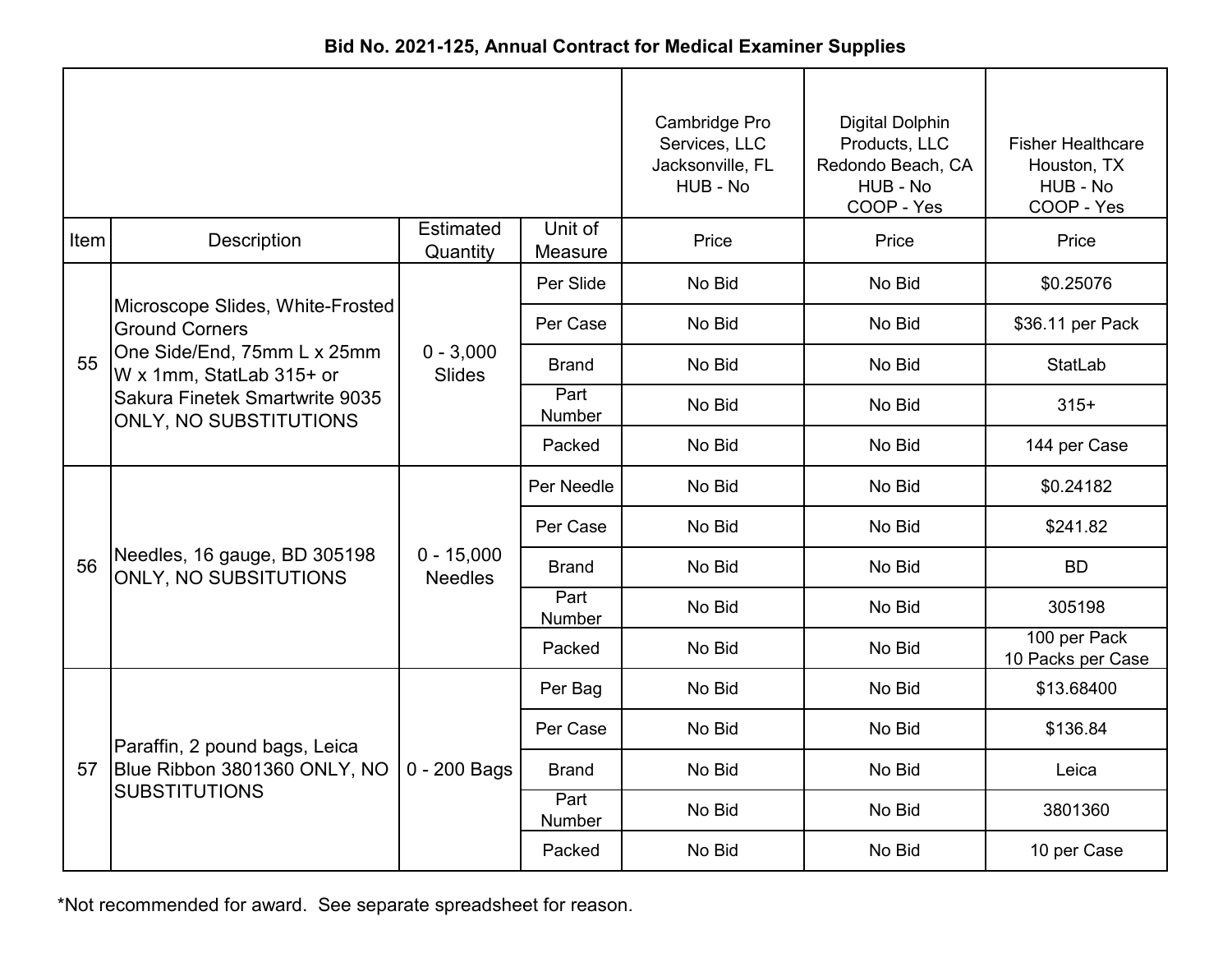**Bid No. 2021-125, Annual Contract for Medical Examiner Supplies**

| Item | Description | Estimated Quantity | Unit of Measure | Cambridge Pro Services, LLC Jacksonville, FL HUB - No<br>Price | Digital Dolphin Products, LLC Redondo Beach, CA HUB - No COOP - Yes<br>Price | Fisher Healthcare Houston, TX HUB - No COOP - Yes<br>Price |
|---|---|---|---|---|---|---|
| 55 | Microscope Slides, White-Frosted Ground Corners One Side/End, 75mm L x 25mm W x 1mm, StatLab 315+ or Sakura Finetek Smartwrite 9035 ONLY, NO SUBSTITUTIONS | 0 - 3,000 Slides | Per Slide | No Bid | No Bid | $0.25076 |
| | | | Per Case | No Bid | No Bid | $36.11 per Pack |
| | | | Brand | No Bid | No Bid | StatLab |
| | | | Part Number | No Bid | No Bid | 315+ |
| | | | Packed | No Bid | No Bid | 144 per Case |
| 56 | Needles, 16 gauge, BD 305198 ONLY, NO SUBSITUTIONS | 0 - 15,000 Needles | Per Needle | No Bid | No Bid | $0.24182 |
| | | | Per Case | No Bid | No Bid | $241.82 |
| | | | Brand | No Bid | No Bid | BD |
| | | | Part Number | No Bid | No Bid | 305198 |
| | | | Packed | No Bid | No Bid | 100 per Pack 10 Packs per Case |
| 57 | Paraffin, 2 pound bags, Leica Blue Ribbon 3801360 ONLY, NO SUBSTITUTIONS | 0 - 200 Bags | Per Bag | No Bid | No Bid | $13.68400 |
| | | | Per Case | No Bid | No Bid | $136.84 |
| | | | Brand | No Bid | No Bid | Leica |
| | | | Part Number | No Bid | No Bid | 3801360 |
| | | | Packed | No Bid | No Bid | 10 per Case |

*Not recommended for award. See separate spreadsheet for reason.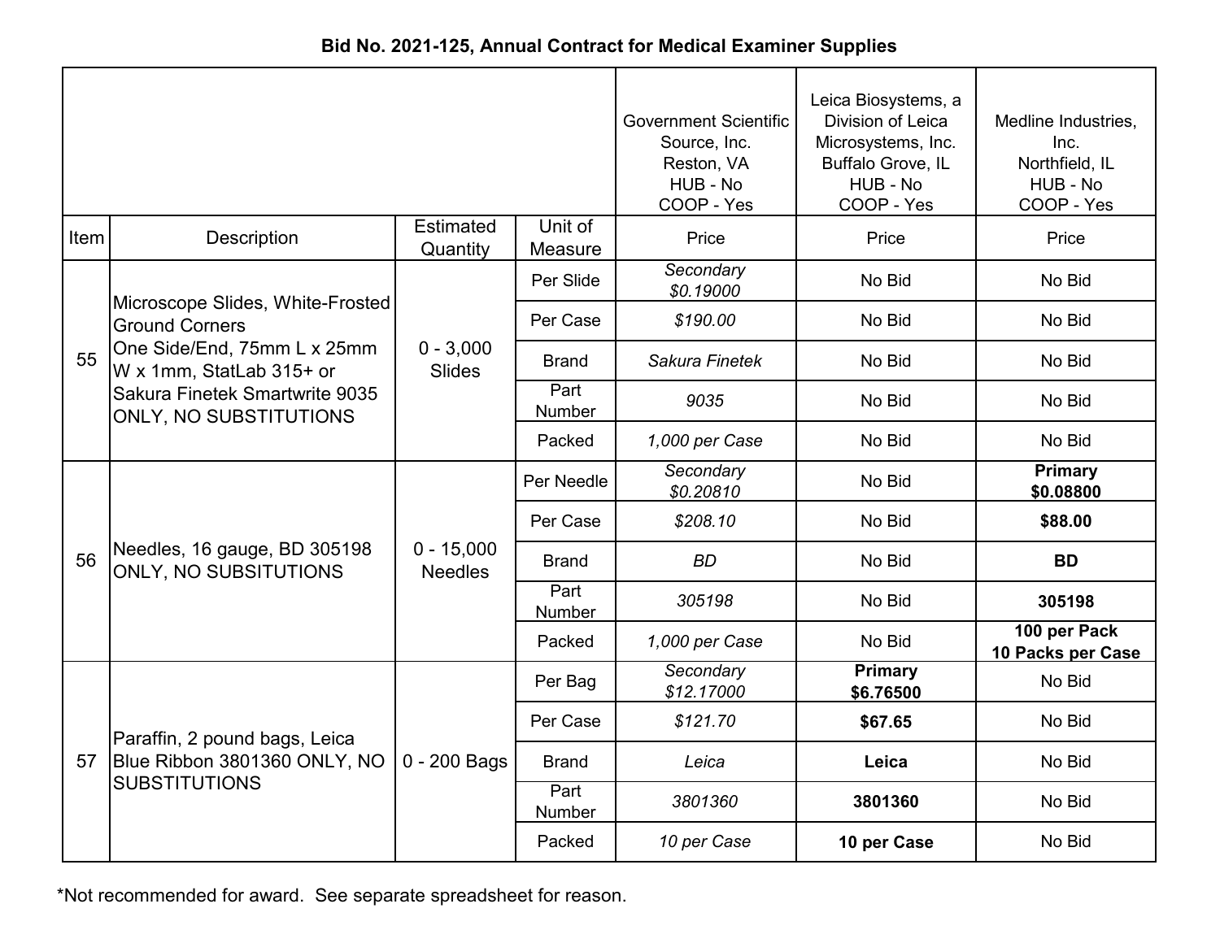**Bid No. 2021-125, Annual Contract for Medical Examiner Supplies**

| | | | | Government Scientific Source, Inc. Reston, VA HUB - No COOP - Yes | Leica Biosystems, a Division of Leica Microsystems, Inc. Buffalo Grove, IL HUB - No COOP - Yes | Medline Industries, Inc. Northfield, IL HUB - No COOP - Yes |
|---|---|---|---|---|---|---|
| Item | Description | Estimated Quantity | Unit of Measure | Price | Price | Price |
| 55 | Microscope Slides, White-Frosted Ground Corners One Side/End, 75mm L x 25mm W x 1mm, StatLab 315+ or Sakura Finetek Smartwrite 9035 ONLY, NO SUBSTITUTIONS | 0 - 3,000 Slides | Per Slide | *Secondary $0.19000* | No Bid | No Bid |
| | | | Per Case | *$190.00* | No Bid | No Bid |
| | | | Brand | *Sakura Finetek* | No Bid | No Bid |
| | | | Part Number | *9035* | No Bid | No Bid |
| | | | Packed | *1,000 per Case* | No Bid | No Bid |
| 56 | Needles, 16 gauge, BD 305198 ONLY, NO SUBSITUTIONS | 0 - 15,000 Needles | Per Needle | *Secondary $0.20810* | No Bid | **Primary $0.08800** |
| | | | Per Case | *$208.10* | No Bid | **$88.00** |
| | | | Brand | *BD* | No Bid | **BD** |
| | | | Part Number | *305198* | No Bid | **305198** |
| | | | Packed | *1,000 per Case* | No Bid | **100 per Pack 10 Packs per Case** |
| 57 | Paraffin, 2 pound bags, Leica Blue Ribbon 3801360 ONLY, NO SUBSTITUTIONS | 0 - 200 Bags | Per Bag | *Secondary $12.17000* | **Primary $6.76500** | No Bid |
| | | | Per Case | *$121.70* | **$67.65** | No Bid |
| | | | Brand | *Leica* | **Leica** | No Bid |
| | | | Part Number | *3801360* | **3801360** | No Bid |
| | | | Packed | *10 per Case* | **10 per Case** | No Bid |

*Not recommended for award. See separate spreadsheet for reason.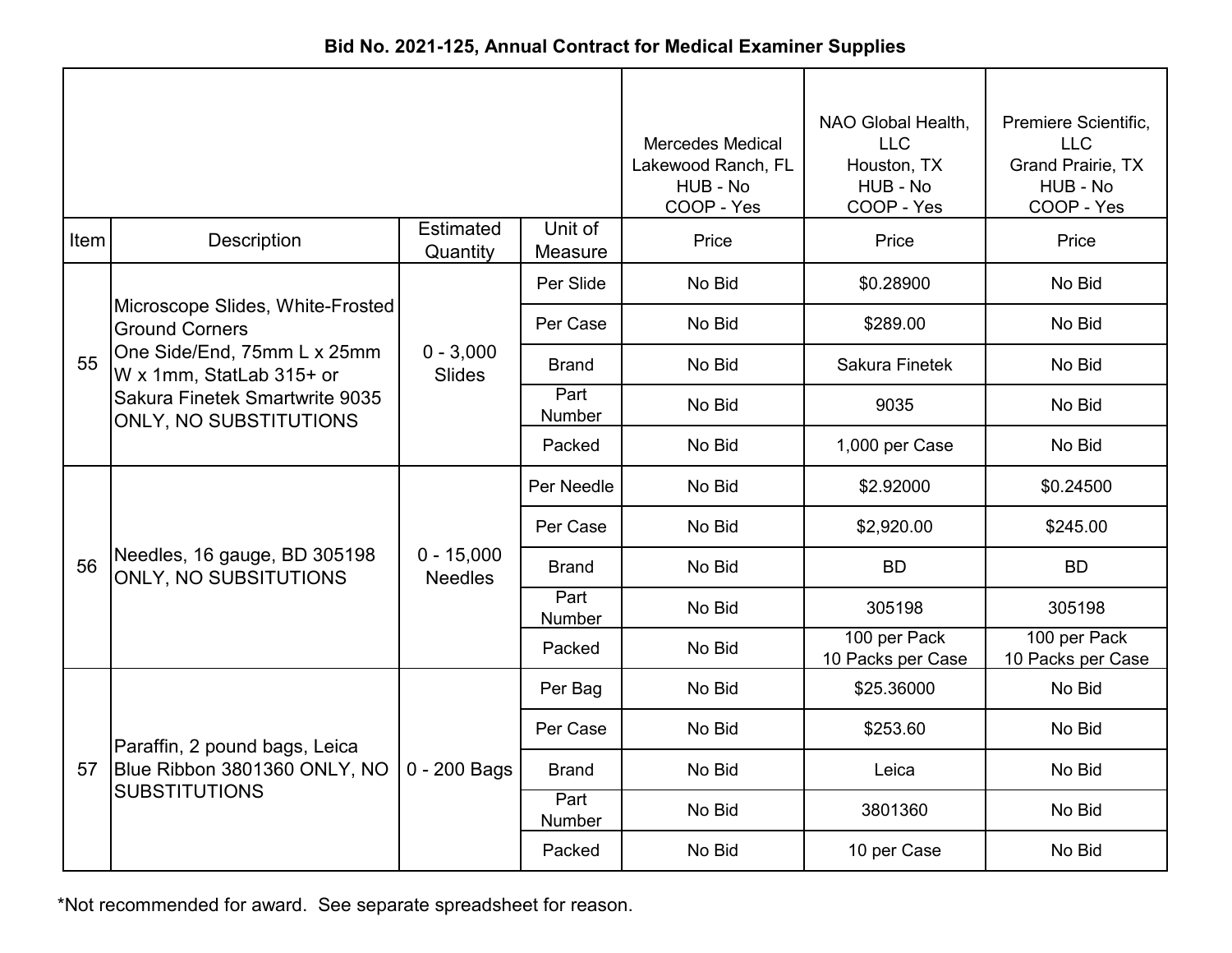**Bid No. 2021-125, Annual Contract for Medical Examiner Supplies**

| Item | Description | Estimated Quantity | Unit of Measure | Mercedes Medical<br>Lakewood Ranch, FL<br>HUB - No<br>COOP - Yes<br>Price | NAO Global Health, LLC<br>Houston, TX<br>HUB - No<br>COOP - Yes<br>Price | Premiere Scientific, LLC<br>Grand Prairie, TX<br>HUB - No<br>COOP - Yes<br>Price |
|---|---|---|---|---|---|---|
| 55 | Microscope Slides, White-Frosted Ground Corners One Side/End, 75mm L x 25mm W x 1mm, StatLab 315+ or Sakura Finetek Smartwrite 9035 ONLY, NO SUBSTITUTIONS | 0 - 3,000 Slides | Per Slide | No Bid | $0.28900 | No Bid |
| | | | Per Case | No Bid | $289.00 | No Bid |
| | | | Brand | No Bid | Sakura Finetek | No Bid |
| | | | Part Number | No Bid | 9035 | No Bid |
| | | | Packed | No Bid | 1,000 per Case | No Bid |
| 56 | Needles, 16 gauge, BD 305198 ONLY, NO SUBSITUTIONS | 0 - 15,000 Needles | Per Needle | No Bid | $2.92000 | $0.24500 |
| | | | Per Case | No Bid | $2,920.00 | $245.00 |
| | | | Brand | No Bid | BD | BD |
| | | | Part Number | No Bid | 305198 | 305198 |
| | | | Packed | No Bid | 100 per Pack<br>10 Packs per Case | 100 per Pack<br>10 Packs per Case |
| 57 | Paraffin, 2 pound bags, Leica Blue Ribbon 3801360 ONLY, NO SUBSTITUTIONS | 0 - 200 Bags | Per Bag | No Bid | $25.36000 | No Bid |
| | | | Per Case | No Bid | $253.60 | No Bid |
| | | | Brand | No Bid | Leica | No Bid |
| | | | Part Number | No Bid | 3801360 | No Bid |
| | | | Packed | No Bid | 10 per Case | No Bid |

*Not recommended for award. See separate spreadsheet for reason.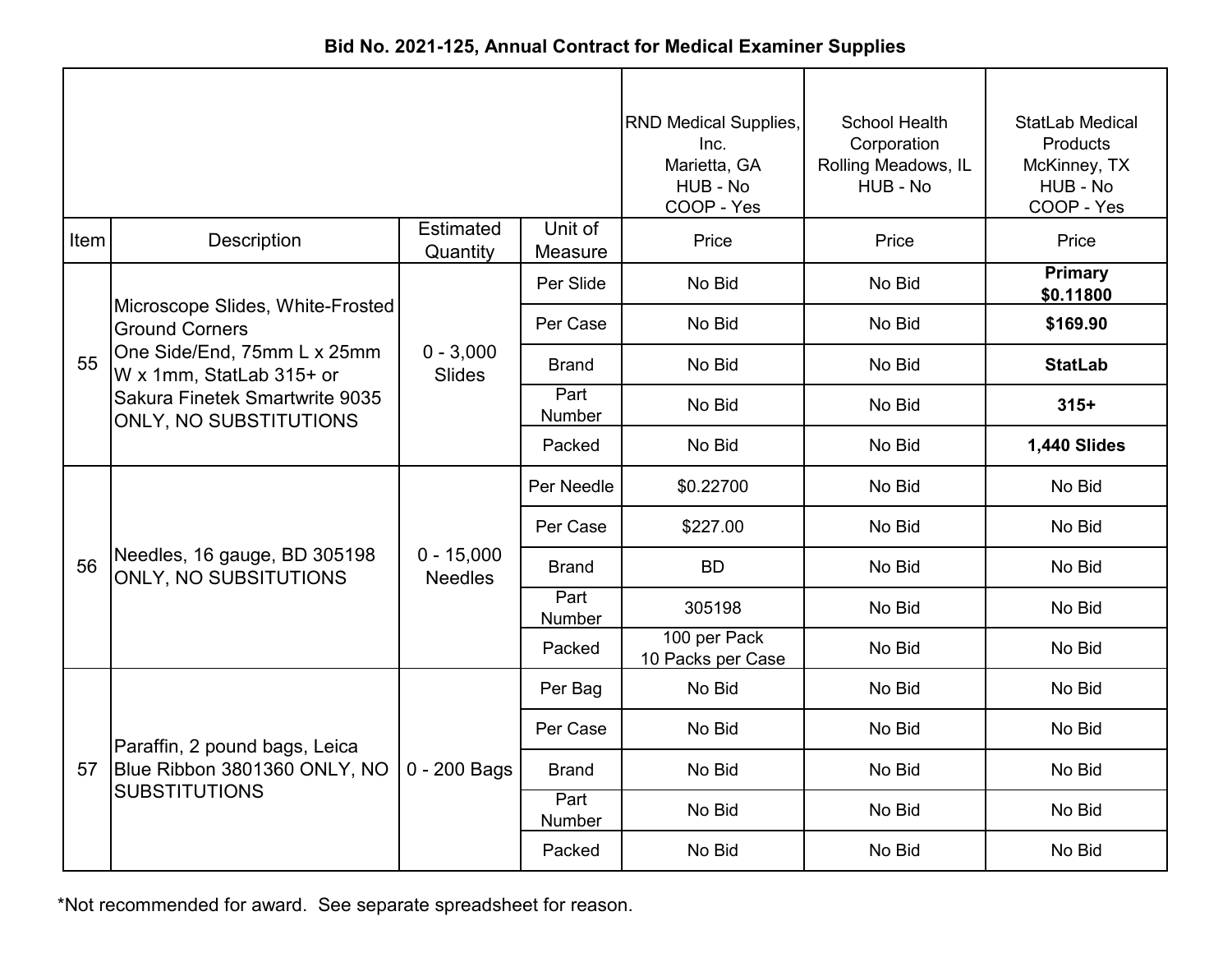**Bid No. 2021-125, Annual Contract for Medical Examiner Supplies**

| Item | Description | Estimated Quantity | Unit of Measure | RND Medical Supplies, Inc. Marietta, GA HUB - No COOP - Yes | School Health Corporation Rolling Meadows, IL HUB - No | StatLab Medical Products McKinney, TX HUB - No COOP - Yes |
|---|---|---|---|---|---|---|
| | | | | Price | Price | Price |
| 55 | Microscope Slides, White-Frosted Ground Corners One Side/End, 75mm L x 25mm W x 1mm, StatLab 315+ or Sakura Finetek Smartwrite 9035 ONLY, NO SUBSTITUTIONS | 0 - 3,000 Slides | Per Slide | No Bid | No Bid | **Primary $0.11800** |
| | | | Per Case | No Bid | No Bid | **$169.90** |
| | | | Brand | No Bid | No Bid | **StatLab** |
| | | | Part Number | No Bid | No Bid | **315+** |
| | | | Packed | No Bid | No Bid | **1,440 Slides** |
| 56 | Needles, 16 gauge, BD 305198 ONLY, NO SUBSITUTIONS | 0 - 15,000 Needles | Per Needle | $0.22700 | No Bid | No Bid |
| | | | Per Case | $227.00 | No Bid | No Bid |
| | | | Brand | BD | No Bid | No Bid |
| | | | Part Number | 305198 | No Bid | No Bid |
| | | | Packed | 100 per Pack 10 Packs per Case | No Bid | No Bid |
| 57 | Paraffin, 2 pound bags, Leica Blue Ribbon 3801360 ONLY, NO SUBSTITUTIONS | 0 - 200 Bags | Per Bag | No Bid | No Bid | No Bid |
| | | | Per Case | No Bid | No Bid | No Bid |
| | | | Brand | No Bid | No Bid | No Bid |
| | | | Part Number | No Bid | No Bid | No Bid |
| | | | Packed | No Bid | No Bid | No Bid |

*Not recommended for award. See separate spreadsheet for reason.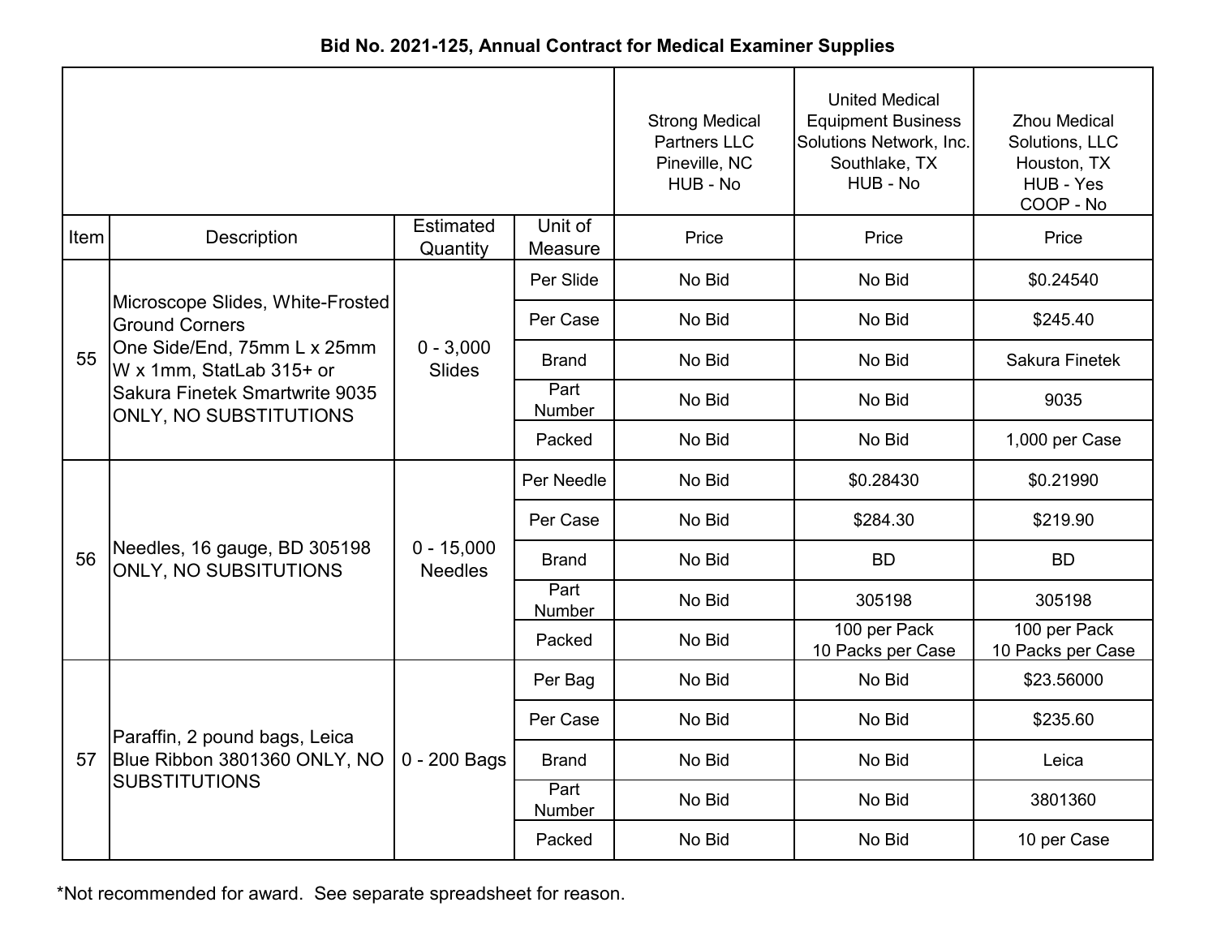**Bid No. 2021-125, Annual Contract for Medical Examiner Supplies**

| Item | Description | Estimated Quantity | Unit of Measure | Strong Medical Partners LLC Pineville, NC HUB - No Price | United Medical Equipment Business Solutions Network, Inc. Southlake, TX HUB - No Price | Zhou Medical Solutions, LLC Houston, TX HUB - Yes COOP - No Price |
|---|---|---|---|---|---|---|
| 55 | Microscope Slides, White-Frosted Ground Corners One Side/End, 75mm L x 25mm W x 1mm, StatLab 315+ or Sakura Finetek Smartwrite 9035 ONLY, NO SUBSTITUTIONS | 0 - 3,000 Slides | Per Slide | No Bid | No Bid | $0.24540 |
| | | | Per Case | No Bid | No Bid | $245.40 |
| | | | Brand | No Bid | No Bid | Sakura Finetek |
| | | | Part Number | No Bid | No Bid | 9035 |
| | | | Packed | No Bid | No Bid | 1,000 per Case |
| 56 | Needles, 16 gauge, BD 305198 ONLY, NO SUBSITUTIONS | 0 - 15,000 Needles | Per Needle | No Bid | $0.28430 | $0.21990 |
| | | | Per Case | No Bid | $284.30 | $219.90 |
| | | | Brand | No Bid | BD | BD |
| | | | Part Number | No Bid | 305198 | 305198 |
| | | | Packed | No Bid | 100 per Pack 10 Packs per Case | 100 per Pack 10 Packs per Case |
| 57 | Paraffin, 2 pound bags, Leica Blue Ribbon 3801360 ONLY, NO SUBSTITUTIONS | 0 - 200 Bags | Per Bag | No Bid | No Bid | $23.56000 |
| | | | Per Case | No Bid | No Bid | $235.60 |
| | | | Brand | No Bid | No Bid | Leica |
| | | | Part Number | No Bid | No Bid | 3801360 |
| | | | Packed | No Bid | No Bid | 10 per Case |

*Not recommended for award. See separate spreadsheet for reason.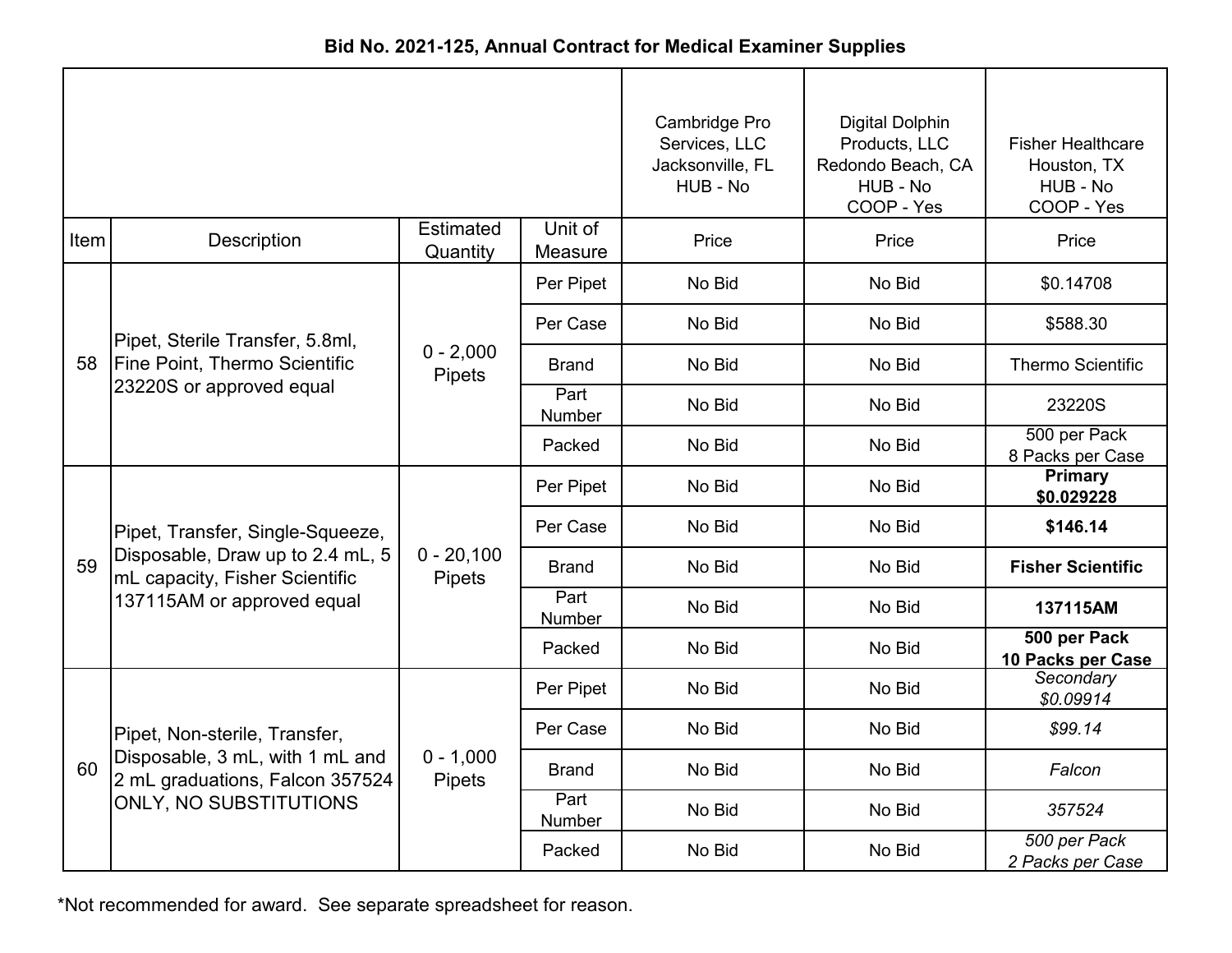# Bid No. 2021-125, Annual Contract for Medical Examiner Supplies

| Item | Description | Estimated Quantity | Unit of Measure | Cambridge Pro Services, LLC Jacksonville, FL HUB - No | Digital Dolphin Products, LLC Redondo Beach, CA HUB - No COOP - Yes | Fisher Healthcare Houston, TX HUB - No COOP - Yes |
|---|---|---|---|---|---|---|
| | | | | Price | Price | Price |
| 58 | Pipet, Sterile Transfer, 5.8ml, Fine Point, Thermo Scientific 23220S or approved equal | 0 - 2,000 Pipets | Per Pipet | No Bid | No Bid | $0.14708 |
| | | | Per Case | No Bid | No Bid | $588.30 |
| | | | Brand | No Bid | No Bid | Thermo Scientific |
| | | | Part Number | No Bid | No Bid | 23220S |
| | | | Packed | No Bid | No Bid | 500 per Pack 8 Packs per Case |
| 59 | Pipet, Transfer, Single-Squeeze, Disposable, Draw up to 2.4 mL, 5 mL capacity, Fisher Scientific 137115AM or approved equal | 0 - 20,100 Pipets | Per Pipet | No Bid | No Bid | **Primary $0.029228** |
| | | | Per Case | No Bid | No Bid | **$146.14** |
| | | | Brand | No Bid | No Bid | **Fisher Scientific** |
| | | | Part Number | No Bid | No Bid | **137115AM** |
| | | | Packed | No Bid | No Bid | **500 per Pack 10 Packs per Case** |
| 60 | Pipet, Non-sterile, Transfer, Disposable, 3 mL, with 1 mL and 2 mL graduations, Falcon 357524 ONLY, NO SUBSTITUTIONS | 0 - 1,000 Pipets | Per Pipet | No Bid | No Bid | *Secondary $0.09914* |
| | | | Per Case | No Bid | No Bid | *$99.14* |
| | | | Brand | No Bid | No Bid | *Falcon* |
| | | | Part Number | No Bid | No Bid | *357524* |
| | | | Packed | No Bid | No Bid | *500 per Pack 2 Packs per Case* |

*Not recommended for award. See separate spreadsheet for reason.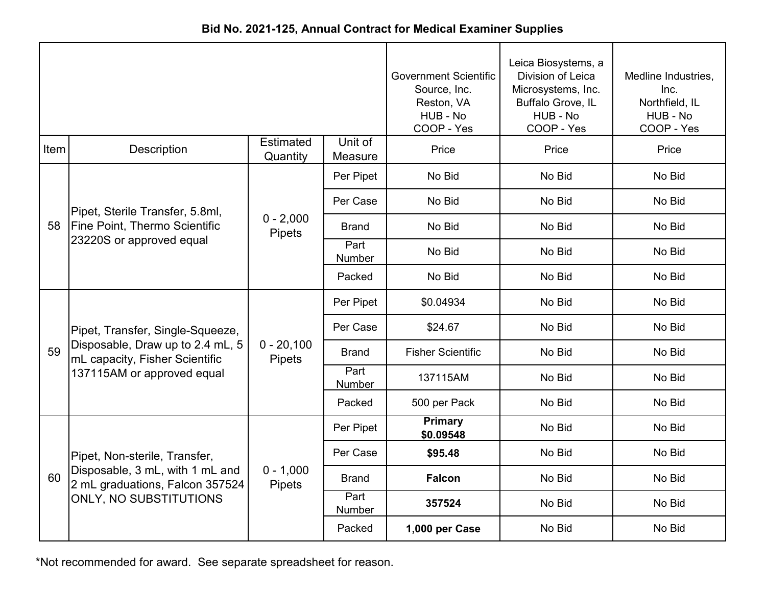# Bid No. 2021-125, Annual Contract for Medical Examiner Supplies

| Item | Description | Estimated Quantity | Unit of Measure | Government Scientific Source, Inc. Reston, VA HUB - No COOP - Yes Price | Leica Biosystems, a Division of Leica Microsystems, Inc. Buffalo Grove, IL HUB - No COOP - Yes Price | Medline Industries, Inc. Northfield, IL HUB - No COOP - Yes Price |
|---|---|---|---|---|---|---|
| 58 | Pipet, Sterile Transfer, 5.8ml, Fine Point, Thermo Scientific 23220S or approved equal | 0 - 2,000 Pipets | Per Pipet | No Bid | No Bid | No Bid |
| | | | Per Case | No Bid | No Bid | No Bid |
| | | | Brand | No Bid | No Bid | No Bid |
| | | | Part Number | No Bid | No Bid | No Bid |
| | | | Packed | No Bid | No Bid | No Bid |
| 59 | Pipet, Transfer, Single-Squeeze, Disposable, Draw up to 2.4 mL, 5 mL capacity, Fisher Scientific 137115AM or approved equal | 0 - 20,100 Pipets | Per Pipet | $0.04934 | No Bid | No Bid |
| | | | Per Case | $24.67 | No Bid | No Bid |
| | | | Brand | Fisher Scientific | No Bid | No Bid |
| | | | Part Number | 137115AM | No Bid | No Bid |
| | | | Packed | 500 per Pack | No Bid | No Bid |
| 60 | Pipet, Non-sterile, Transfer, Disposable, 3 mL, with 1 mL and 2 mL graduations, Falcon 357524 ONLY, NO SUBSTITUTIONS | 0 - 1,000 Pipets | Per Pipet | **Primary $0.09548** | No Bid | No Bid |
| | | | Per Case | **$95.48** | No Bid | No Bid |
| | | | Brand | **Falcon** | No Bid | No Bid |
| | | | Part Number | **357524** | No Bid | No Bid |
| | | | Packed | **1,000 per Case** | No Bid | No Bid |

*Not recommended for award. See separate spreadsheet for reason.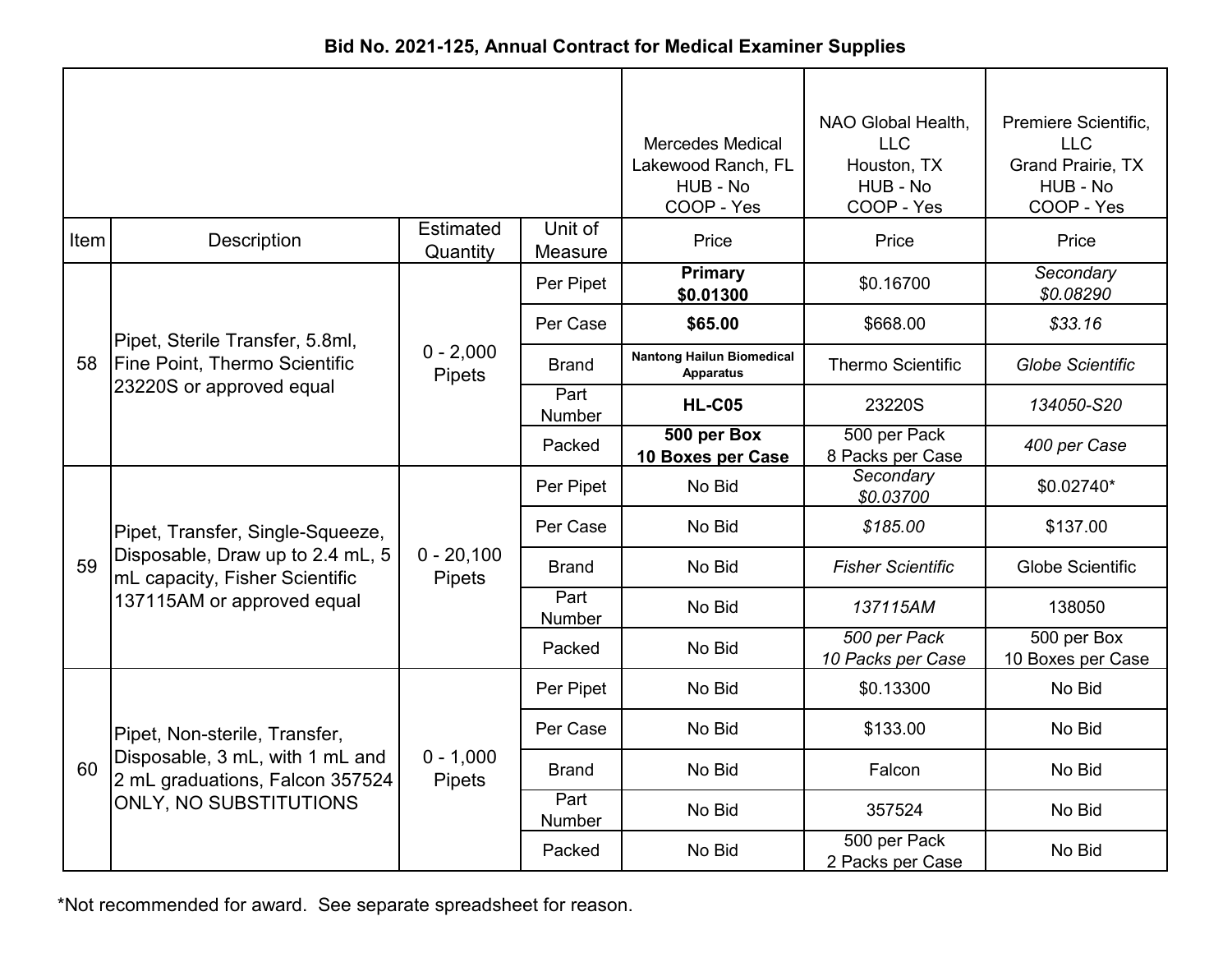# Bid No. 2021-125, Annual Contract for Medical Examiner Supplies

| Item | Description | Estimated Quantity | Unit of Measure | Mercedes Medical Lakewood Ranch, FL HUB - No COOP - Yes Price | NAO Global Health, LLC Houston, TX HUB - No COOP - Yes Price | Premiere Scientific, LLC Grand Prairie, TX HUB - No COOP - Yes Price |
|---|---|---|---|---|---|---|
| 58 | Pipet, Sterile Transfer, 5.8ml, Fine Point, Thermo Scientific 23220S or approved equal | 0 - 2,000 Pipets | Per Pipet | **Primary $0.01300** | $0.16700 | *Secondary $0.08290* |
| | | | Per Case | **$65.00** | $668.00 | *$33.16* |
| | | | Brand | **Nantong Hailun Biomedical Apparatus** | Thermo Scientific | *Globe Scientific* |
| | | | Part Number | **HL-C05** | 23220S | *134050-S20* |
| | | | Packed | **500 per Box 10 Boxes per Case** | 500 per Pack 8 Packs per Case | *400 per Case* |
| 59 | Pipet, Transfer, Single-Squeeze, Disposable, Draw up to 2.4 mL, 5 mL capacity, Fisher Scientific 137115AM or approved equal | 0 - 20,100 Pipets | Per Pipet | No Bid | *Secondary $0.03700* | $0.02740* |
| | | | Per Case | No Bid | *$185.00* | $137.00 |
| | | | Brand | No Bid | *Fisher Scientific* | Globe Scientific |
| | | | Part Number | No Bid | *137115AM* | 138050 |
| | | | Packed | No Bid | *500 per Pack 10 Packs per Case* | 500 per Box 10 Boxes per Case |
| 60 | Pipet, Non-sterile, Transfer, Disposable, 3 mL, with 1 mL and 2 mL graduations, Falcon 357524 ONLY, NO SUBSTITUTIONS | 0 - 1,000 Pipets | Per Pipet | No Bid | $0.13300 | No Bid |
| | | | Per Case | No Bid | $133.00 | No Bid |
| | | | Brand | No Bid | Falcon | No Bid |
| | | | Part Number | No Bid | 357524 | No Bid |
| | | | Packed | No Bid | 500 per Pack 2 Packs per Case | No Bid |

*Not recommended for award. See separate spreadsheet for reason.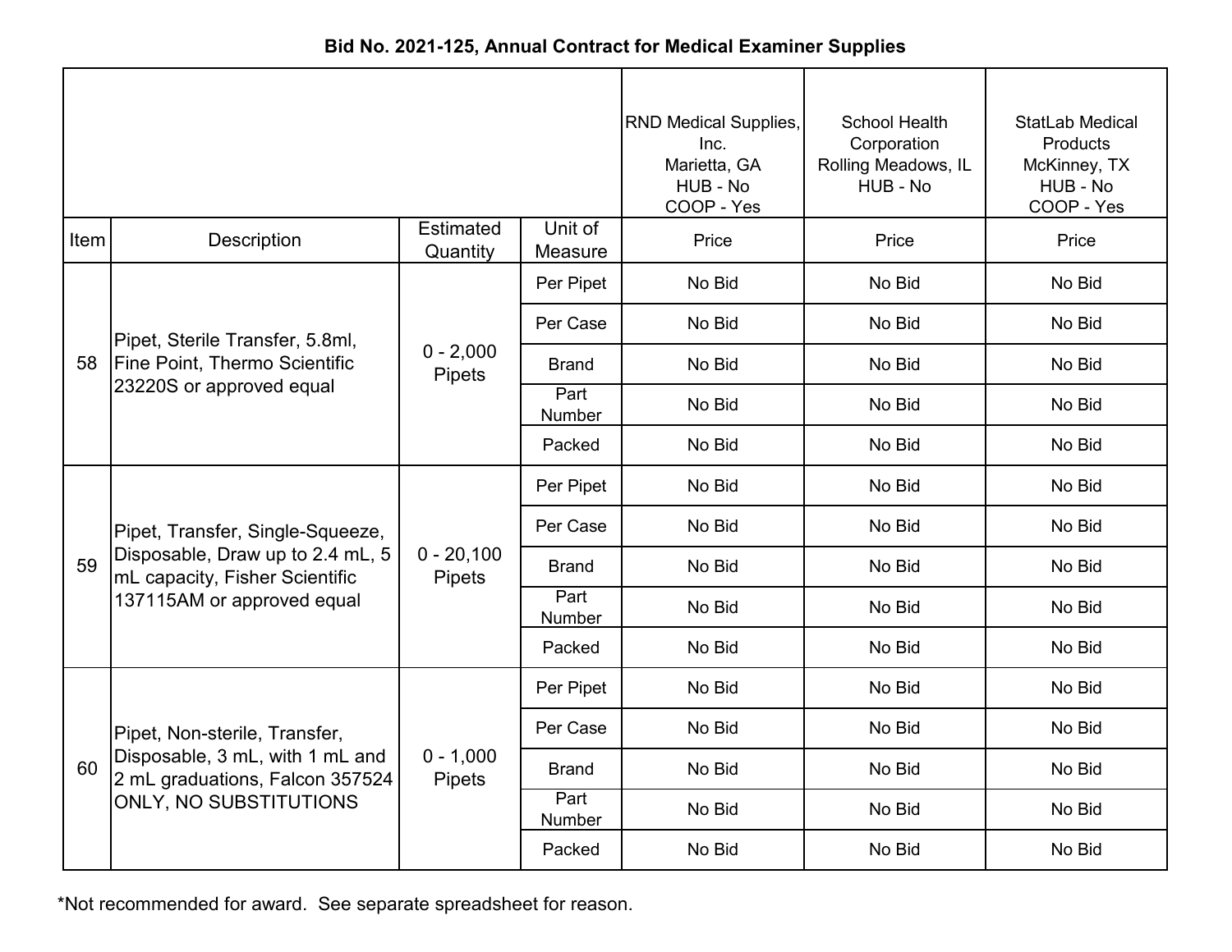# Bid No. 2021-125, Annual Contract for Medical Examiner Supplies

| | | | | RND Medical Supplies, Inc. Marietta, GA HUB - No COOP - Yes | School Health Corporation Rolling Meadows, IL HUB - No | StatLab Medical Products McKinney, TX HUB - No COOP - Yes |
|---|---|---|---|---|---|---|
| Item | Description | Estimated Quantity | Unit of Measure | Price | Price | Price |
| 58 | Pipet, Sterile Transfer, 5.8ml, Fine Point, Thermo Scientific 23220S or approved equal | 0 - 2,000 Pipets | Per Pipet | No Bid | No Bid | No Bid |
| | | | Per Case | No Bid | No Bid | No Bid |
| | | | Brand | No Bid | No Bid | No Bid |
| | | | Part Number | No Bid | No Bid | No Bid |
| | | | Packed | No Bid | No Bid | No Bid |
| 59 | Pipet, Transfer, Single-Squeeze, Disposable, Draw up to 2.4 mL, 5 mL capacity, Fisher Scientific 137115AM or approved equal | 0 - 20,100 Pipets | Per Pipet | No Bid | No Bid | No Bid |
| | | | Per Case | No Bid | No Bid | No Bid |
| | | | Brand | No Bid | No Bid | No Bid |
| | | | Part Number | No Bid | No Bid | No Bid |
| | | | Packed | No Bid | No Bid | No Bid |
| 60 | Pipet, Non-sterile, Transfer, Disposable, 3 mL, with 1 mL and 2 mL graduations, Falcon 357524 ONLY, NO SUBSTITUTIONS | 0 - 1,000 Pipets | Per Pipet | No Bid | No Bid | No Bid |
| | | | Per Case | No Bid | No Bid | No Bid |
| | | | Brand | No Bid | No Bid | No Bid |
| | | | Part Number | No Bid | No Bid | No Bid |
| | | | Packed | No Bid | No Bid | No Bid |

*Not recommended for award. See separate spreadsheet for reason.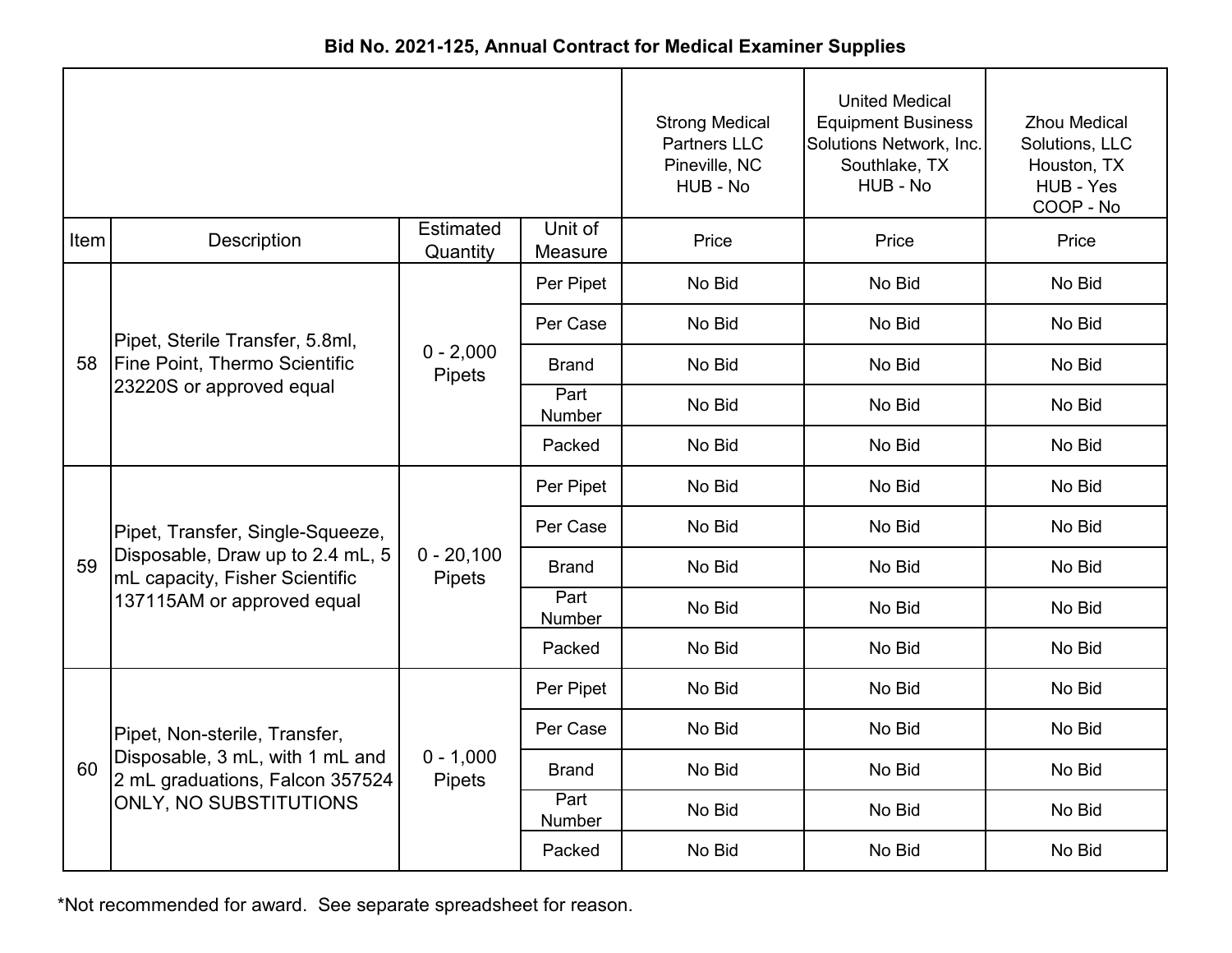**Bid No. 2021-125, Annual Contract for Medical Examiner Supplies**

| Item | Description | Estimated Quantity | Unit of Measure | Strong Medical Partners LLC Pineville, NC HUB - No | United Medical Equipment Business Solutions Network, Inc. Southlake, TX HUB - No | Zhou Medical Solutions, LLC Houston, TX HUB - Yes COOP - No |
|---|---|---|---|---|---|---|
| | | | | Price | Price | Price |
| 58 | Pipet, Sterile Transfer, 5.8ml, Fine Point, Thermo Scientific 23220S or approved equal | 0 - 2,000 Pipets | Per Pipet | No Bid | No Bid | No Bid |
| | | | Per Case | No Bid | No Bid | No Bid |
| | | | Brand | No Bid | No Bid | No Bid |
| | | | Part Number | No Bid | No Bid | No Bid |
| | | | Packed | No Bid | No Bid | No Bid |
| 59 | Pipet, Transfer, Single-Squeeze, Disposable, Draw up to 2.4 mL, 5 mL capacity, Fisher Scientific 137115AM or approved equal | 0 - 20,100 Pipets | Per Pipet | No Bid | No Bid | No Bid |
| | | | Per Case | No Bid | No Bid | No Bid |
| | | | Brand | No Bid | No Bid | No Bid |
| | | | Part Number | No Bid | No Bid | No Bid |
| | | | Packed | No Bid | No Bid | No Bid |
| 60 | Pipet, Non-sterile, Transfer, Disposable, 3 mL, with 1 mL and 2 mL graduations, Falcon 357524 ONLY, NO SUBSTITUTIONS | 0 - 1,000 Pipets | Per Pipet | No Bid | No Bid | No Bid |
| | | | Per Case | No Bid | No Bid | No Bid |
| | | | Brand | No Bid | No Bid | No Bid |
| | | | Part Number | No Bid | No Bid | No Bid |
| | | | Packed | No Bid | No Bid | No Bid |

*Not recommended for award. See separate spreadsheet for reason.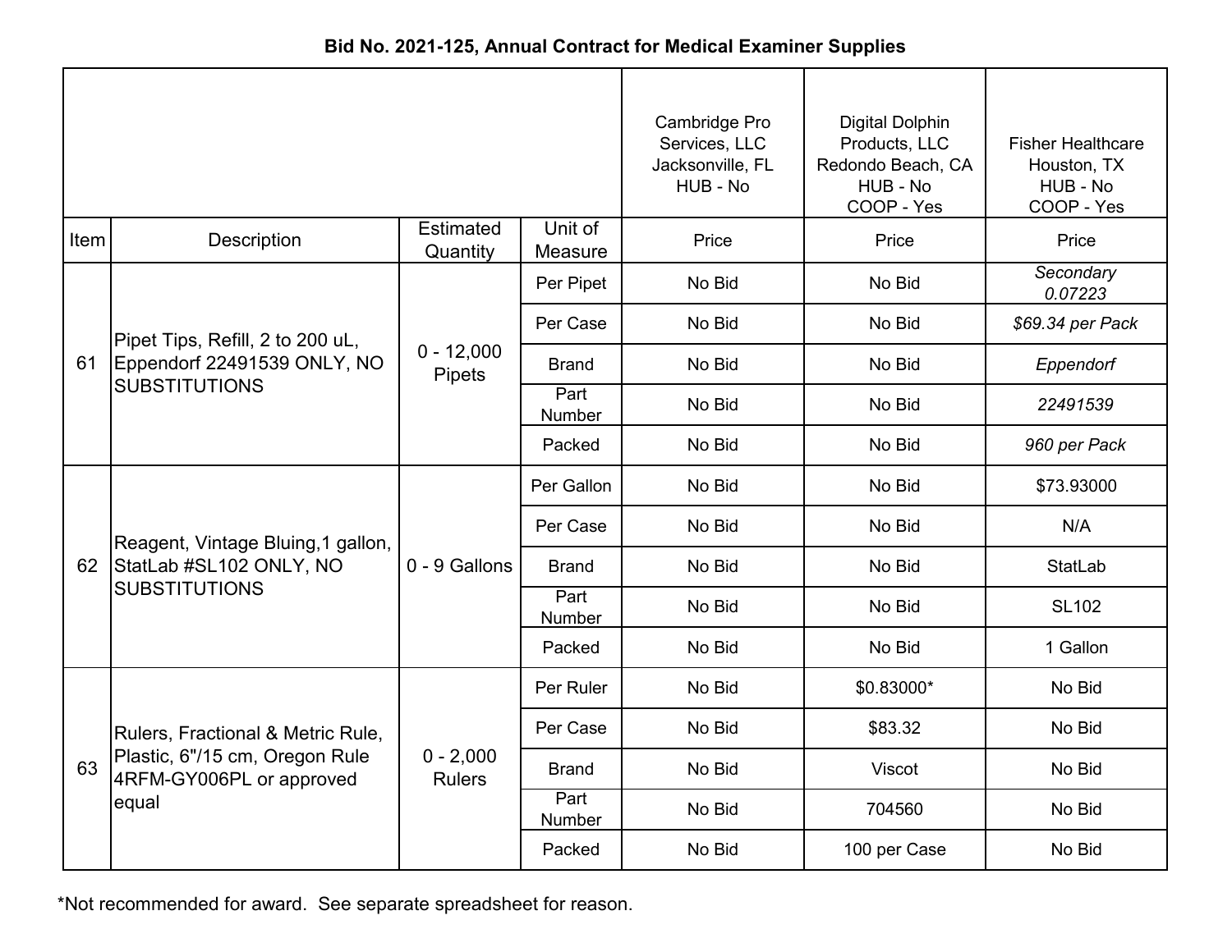**Bid No. 2021-125, Annual Contract for Medical Examiner Supplies**

| | | | | Cambridge Pro Services, LLC Jacksonville, FL HUB - No | Digital Dolphin Products, LLC Redondo Beach, CA HUB - No COOP - Yes | Fisher Healthcare Houston, TX HUB - No COOP - Yes |
|---|---|---|---|---|---|---|
| Item | Description | Estimated Quantity | Unit of Measure | Price | Price | Price |
| 61 | Pipet Tips, Refill, 2 to 200 uL, Eppendorf 22491539 ONLY, NO SUBSTITUTIONS | 0 - 12,000 Pipets | Per Pipet | No Bid | No Bid | *Secondary 0.07223* |
| | | | Per Case | No Bid | No Bid | *$69.34 per Pack* |
| | | | Brand | No Bid | No Bid | *Eppendorf* |
| | | | Part Number | No Bid | No Bid | *22491539* |
| | | | Packed | No Bid | No Bid | *960 per Pack* |
| 62 | Reagent, Vintage Bluing,1 gallon, StatLab #SL102 ONLY, NO SUBSTITUTIONS | 0 - 9 Gallons | Per Gallon | No Bid | No Bid | $73.93000 |
| | | | Per Case | No Bid | No Bid | N/A |
| | | | Brand | No Bid | No Bid | StatLab |
| | | | Part Number | No Bid | No Bid | SL102 |
| | | | Packed | No Bid | No Bid | 1 Gallon |
| 63 | Rulers, Fractional & Metric Rule, Plastic, 6"/15 cm, Oregon Rule 4RFM-GY006PL or approved equal | 0 - 2,000 Rulers | Per Ruler | No Bid | $0.83000* | No Bid |
| | | | Per Case | No Bid | $83.32 | No Bid |
| | | | Brand | No Bid | Viscot | No Bid |
| | | | Part Number | No Bid | 704560 | No Bid |
| | | | Packed | No Bid | 100 per Case | No Bid |

*Not recommended for award. See separate spreadsheet for reason.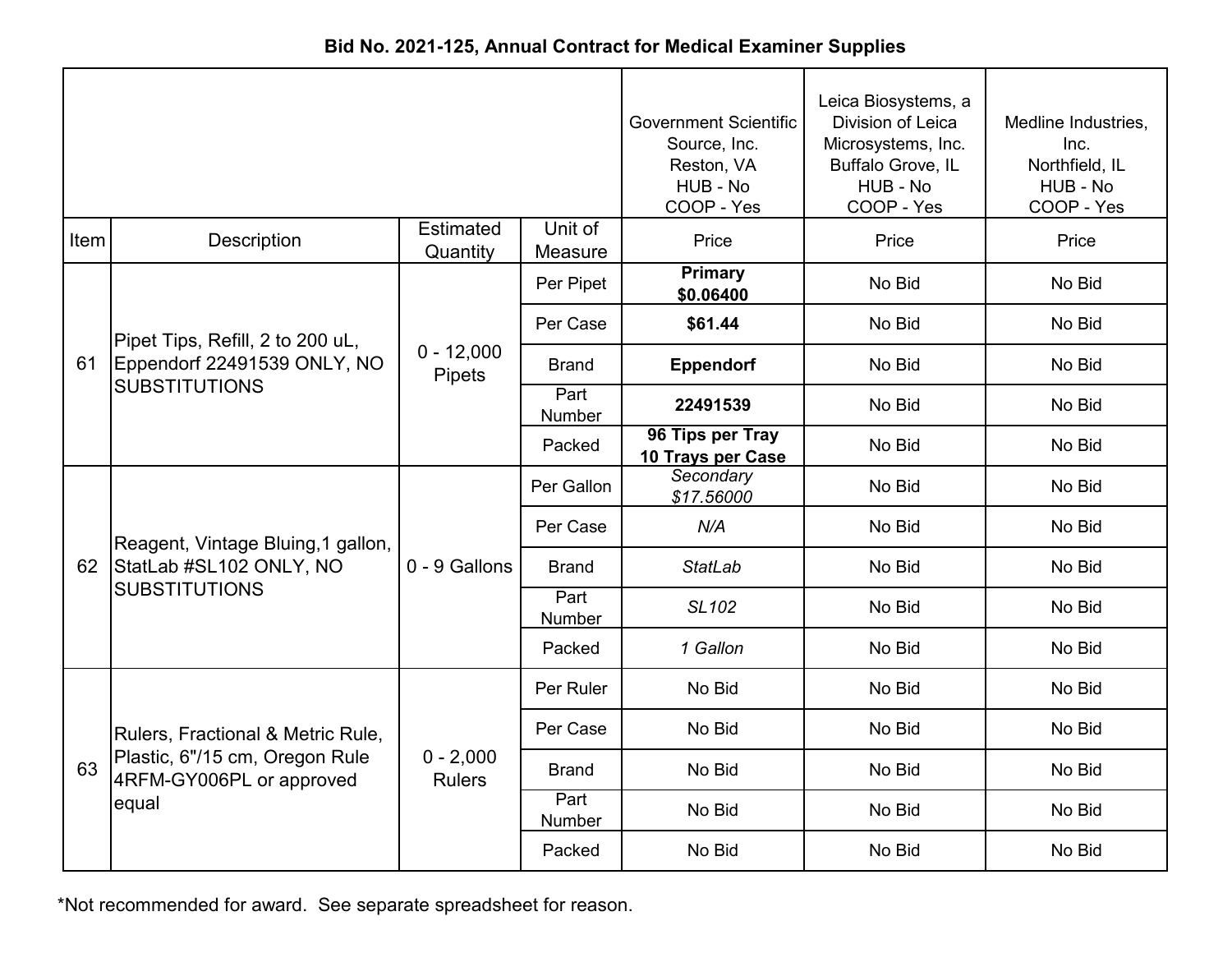### Bid No. 2021-125, Annual Contract for Medical Examiner Supplies

| Item | Description | Estimated Quantity | Unit of Measure | Government Scientific Source, Inc. Reston, VA HUB - No COOP - Yes | Leica Biosystems, a Division of Leica Microsystems, Inc. Buffalo Grove, IL HUB - No COOP - Yes | Medline Industries, Inc. Northfield, IL HUB - No COOP - Yes |
|---|---|---|---|---|---|---|
| | | | | Price | Price | Price |
| 61 | Pipet Tips, Refill, 2 to 200 uL, Eppendorf 22491539 ONLY, NO SUBSTITUTIONS | 0 - 12,000 Pipets | Per Pipet | **Primary $0.06400** | No Bid | No Bid |
| | | | Per Case | **$61.44** | No Bid | No Bid |
| | | | Brand | **Eppendorf** | No Bid | No Bid |
| | | | Part Number | **22491539** | No Bid | No Bid |
| | | | Packed | **96 Tips per Tray 10 Trays per Case** | No Bid | No Bid |
| 62 | Reagent, Vintage Bluing,1 gallon, StatLab #SL102 ONLY, NO SUBSTITUTIONS | 0 - 9 Gallons | Per Gallon | *Secondary $17.56000* | No Bid | No Bid |
| | | | Per Case | *N/A* | No Bid | No Bid |
| | | | Brand | *StatLab* | No Bid | No Bid |
| | | | Part Number | *SL102* | No Bid | No Bid |
| | | | Packed | *1 Gallon* | No Bid | No Bid |
| 63 | Rulers, Fractional & Metric Rule, Plastic, 6"/15 cm, Oregon Rule 4RFM-GY006PL or approved equal | 0 - 2,000 Rulers | Per Ruler | No Bid | No Bid | No Bid |
| | | | Per Case | No Bid | No Bid | No Bid |
| | | | Brand | No Bid | No Bid | No Bid |
| | | | Part Number | No Bid | No Bid | No Bid |
| | | | Packed | No Bid | No Bid | No Bid |

*Not recommended for award. See separate spreadsheet for reason.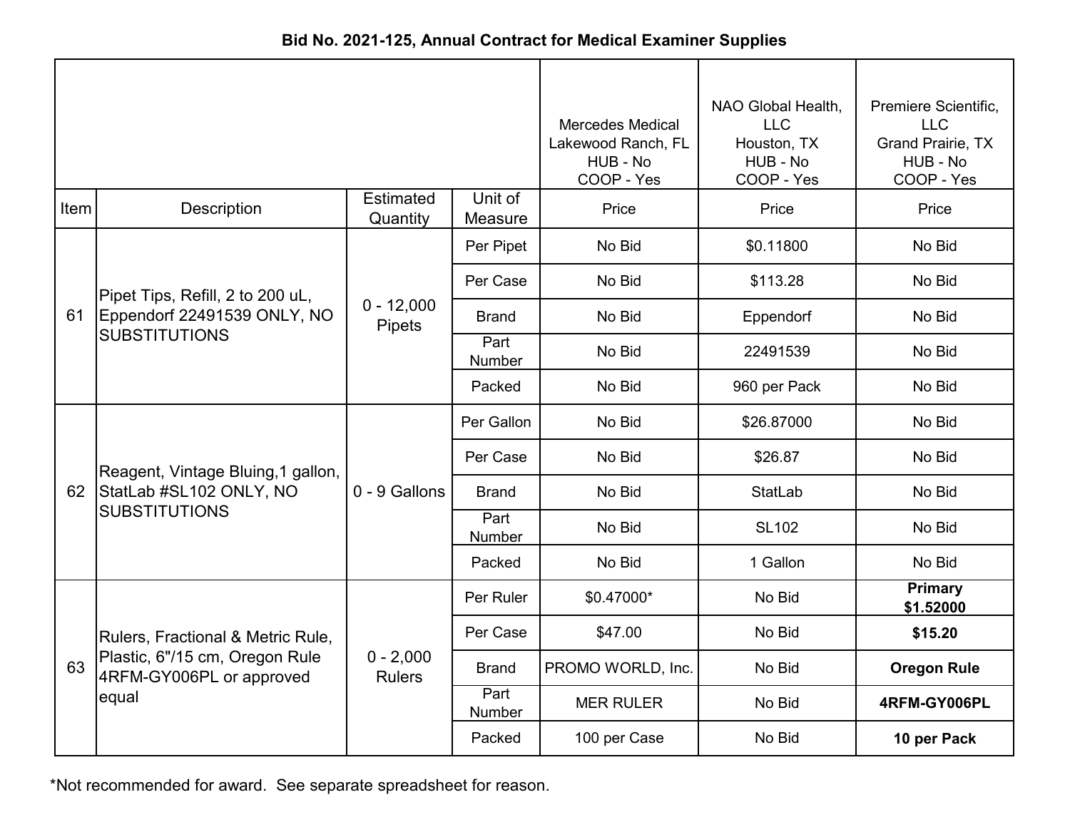**Bid No. 2021-125, Annual Contract for Medical Examiner Supplies**

| Item | Description | Estimated Quantity | Unit of Measure | Mercedes Medical Lakewood Ranch, FL HUB - No COOP - Yes Price | NAO Global Health, LLC Houston, TX HUB - No COOP - Yes Price | Premiere Scientific, LLC Grand Prairie, TX HUB - No COOP - Yes Price |
|---|---|---|---|---|---|---|
| 61 | Pipet Tips, Refill, 2 to 200 uL, Eppendorf 22491539 ONLY, NO SUBSTITUTIONS | 0 - 12,000 Pipets | Per Pipet | No Bid | $0.11800 | No Bid |
| | | | Per Case | No Bid | $113.28 | No Bid |
| | | | Brand | No Bid | Eppendorf | No Bid |
| | | | Part Number | No Bid | 22491539 | No Bid |
| | | | Packed | No Bid | 960 per Pack | No Bid |
| 62 | Reagent, Vintage Bluing,1 gallon, StatLab #SL102 ONLY, NO SUBSTITUTIONS | 0 - 9 Gallons | Per Gallon | No Bid | $26.87000 | No Bid |
| | | | Per Case | No Bid | $26.87 | No Bid |
| | | | Brand | No Bid | StatLab | No Bid |
| | | | Part Number | No Bid | SL102 | No Bid |
| | | | Packed | No Bid | 1 Gallon | No Bid |
| 63 | Rulers, Fractional & Metric Rule, Plastic, 6"/15 cm, Oregon Rule 4RFM-GY006PL or approved equal | 0 - 2,000 Rulers | Per Ruler | $0.47000* | No Bid | **Primary $1.52000** |
| | | | Per Case | $47.00 | No Bid | **$15.20** |
| | | | Brand | PROMO WORLD, Inc. | No Bid | **Oregon Rule** |
| | | | Part Number | MER RULER | No Bid | **4RFM-GY006PL** |
| | | | Packed | 100 per Case | No Bid | **10 per Pack** |

*Not recommended for award. See separate spreadsheet for reason.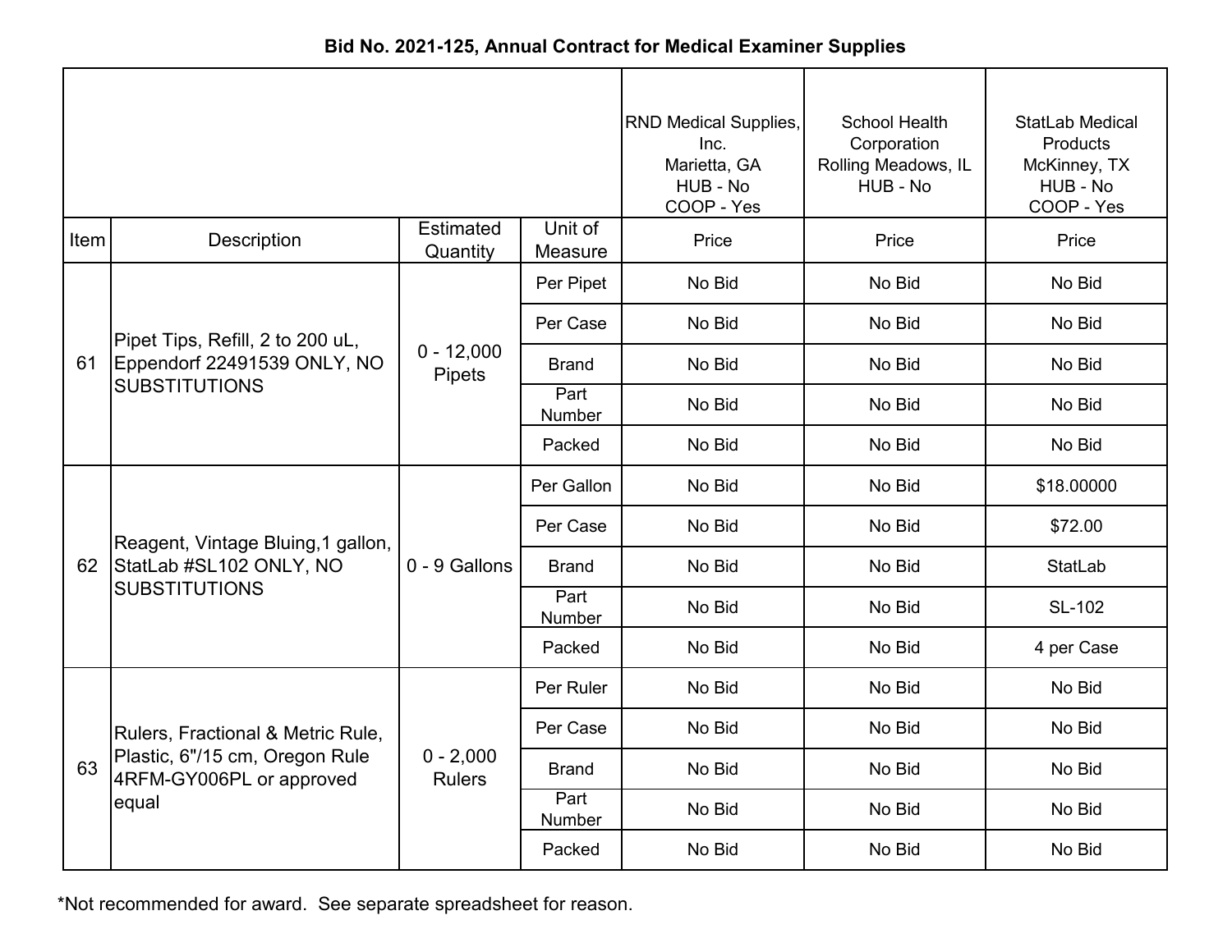**Bid No. 2021-125, Annual Contract for Medical Examiner Supplies**

| | | | | RND Medical Supplies, Inc.<br>Marietta, GA<br>HUB - No<br>COOP - Yes | School Health Corporation<br>Rolling Meadows, IL<br>HUB - No | StatLab Medical Products<br>McKinney, TX<br>HUB - No<br>COOP - Yes |
|---|---|---|---|---|---|---|
| Item | Description | Estimated Quantity | Unit of Measure | Price | Price | Price |
| 61 | Pipet Tips, Refill, 2 to 200 uL, Eppendorf 22491539 ONLY, NO SUBSTITUTIONS | 0 - 12,000 Pipets | Per Pipet | No Bid | No Bid | No Bid |
| | | | Per Case | No Bid | No Bid | No Bid |
| | | | Brand | No Bid | No Bid | No Bid |
| | | | Part Number | No Bid | No Bid | No Bid |
| | | | Packed | No Bid | No Bid | No Bid |
| 62 | Reagent, Vintage Bluing,1 gallon, StatLab #SL102 ONLY, NO SUBSTITUTIONS | 0 - 9 Gallons | Per Gallon | No Bid | No Bid | $18.00000 |
| | | | Per Case | No Bid | No Bid | $72.00 |
| | | | Brand | No Bid | No Bid | StatLab |
| | | | Part Number | No Bid | No Bid | SL-102 |
| | | | Packed | No Bid | No Bid | 4 per Case |
| 63 | Rulers, Fractional & Metric Rule, Plastic, 6"/15 cm, Oregon Rule 4RFM-GY006PL or approved equal | 0 - 2,000 Rulers | Per Ruler | No Bid | No Bid | No Bid |
| | | | Per Case | No Bid | No Bid | No Bid |
| | | | Brand | No Bid | No Bid | No Bid |
| | | | Part Number | No Bid | No Bid | No Bid |
| | | | Packed | No Bid | No Bid | No Bid |

*Not recommended for award. See separate spreadsheet for reason.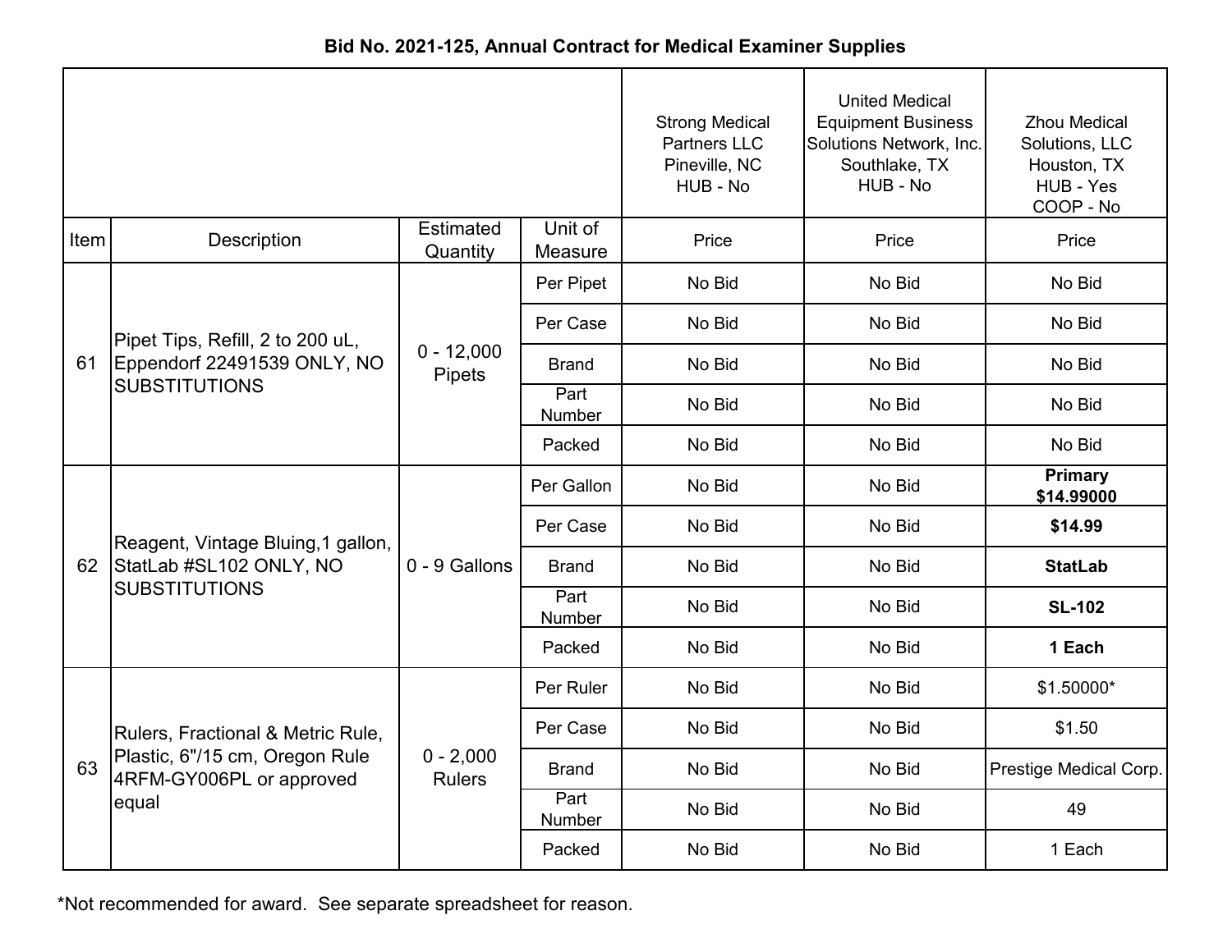**Bid No. 2021-125, Annual Contract for Medical Examiner Supplies**

| | | | | Strong Medical Partners LLC Pineville, NC HUB - No | United Medical Equipment Business Solutions Network, Inc. Southlake, TX HUB - No | Zhou Medical Solutions, LLC Houston, TX HUB - Yes COOP - No |
|---|---|---|---|---|---|---|
| Item | Description | Estimated Quantity | Unit of Measure | Price | Price | Price |
| 61 | Pipet Tips, Refill, 2 to 200 uL, Eppendorf 22491539 ONLY, NO SUBSTITUTIONS | 0 - 12,000 Pipets | Per Pipet | No Bid | No Bid | No Bid |
| | | | Per Case | No Bid | No Bid | No Bid |
| | | | Brand | No Bid | No Bid | No Bid |
| | | | Part Number | No Bid | No Bid | No Bid |
| | | | Packed | No Bid | No Bid | No Bid |
| 62 | Reagent, Vintage Bluing,1 gallon, StatLab #SL102 ONLY, NO SUBSTITUTIONS | 0 - 9 Gallons | Per Gallon | No Bid | No Bid | **Primary $14.99000** |
| | | | Per Case | No Bid | No Bid | **$14.99** |
| | | | Brand | No Bid | No Bid | **StatLab** |
| | | | Part Number | No Bid | No Bid | **SL-102** |
| | | | Packed | No Bid | No Bid | **1 Each** |
| 63 | Rulers, Fractional & Metric Rule, Plastic, 6"/15 cm, Oregon Rule 4RFM-GY006PL or approved equal | 0 - 2,000 Rulers | Per Ruler | No Bid | No Bid | $1.50000* |
| | | | Per Case | No Bid | No Bid | $1.50 |
| | | | Brand | No Bid | No Bid | Prestige Medical Corp. |
| | | | Part Number | No Bid | No Bid | 49 |
| | | | Packed | No Bid | No Bid | 1 Each |

*Not recommended for award. See separate spreadsheet for reason.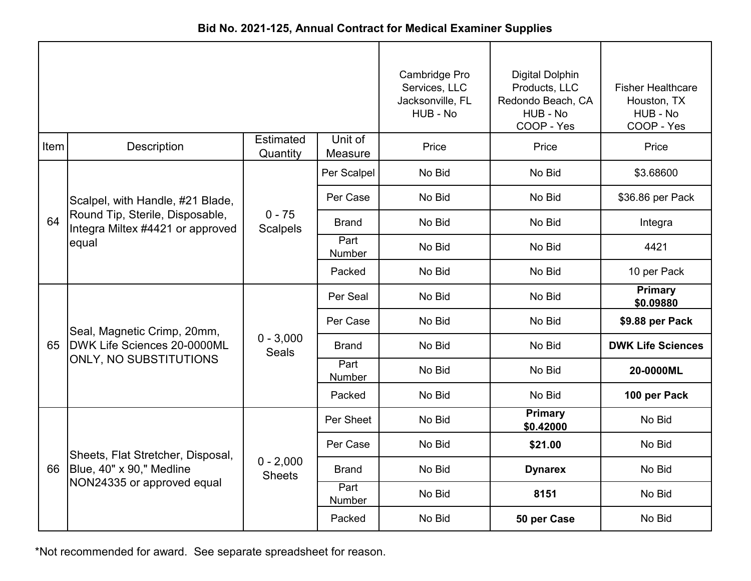**Bid No. 2021-125, Annual Contract for Medical Examiner Supplies**

| | | | | Cambridge Pro Services, LLC Jacksonville, FL HUB - No | Digital Dolphin Products, LLC Redondo Beach, CA HUB - No COOP - Yes | Fisher Healthcare Houston, TX HUB - No COOP - Yes |
|---|---|---|---|---|---|---|
| Item | Description | Estimated Quantity | Unit of Measure | Price | Price | Price |
| 64 | Scalpel, with Handle, #21 Blade, Round Tip, Sterile, Disposable, Integra Miltex #4421 or approved equal | 0 - 75 Scalpels | Per Scalpel | No Bid | No Bid | $3.68600 |
| | | | Per Case | No Bid | No Bid | $36.86 per Pack |
| | | | Brand | No Bid | No Bid | Integra |
| | | | Part Number | No Bid | No Bid | 4421 |
| | | | Packed | No Bid | No Bid | 10 per Pack |
| 65 | Seal, Magnetic Crimp, 20mm, DWK Life Sciences 20-0000ML ONLY, NO SUBSTITUTIONS | 0 - 3,000 Seals | Per Seal | No Bid | No Bid | **Primary $0.09880** |
| | | | Per Case | No Bid | No Bid | **$9.88 per Pack** |
| | | | Brand | No Bid | No Bid | **DWK Life Sciences** |
| | | | Part Number | No Bid | No Bid | **20-0000ML** |
| | | | Packed | No Bid | No Bid | **100 per Pack** |
| 66 | Sheets, Flat Stretcher, Disposal, Blue, 40" x 90," Medline NON24335 or approved equal | 0 - 2,000 Sheets | Per Sheet | No Bid | **Primary $0.42000** | No Bid |
| | | | Per Case | No Bid | **$21.00** | No Bid |
| | | | Brand | No Bid | **Dynarex** | No Bid |
| | | | Part Number | No Bid | **8151** | No Bid |
| | | | Packed | No Bid | **50 per Case** | No Bid |

*Not recommended for award. See separate spreadsheet for reason.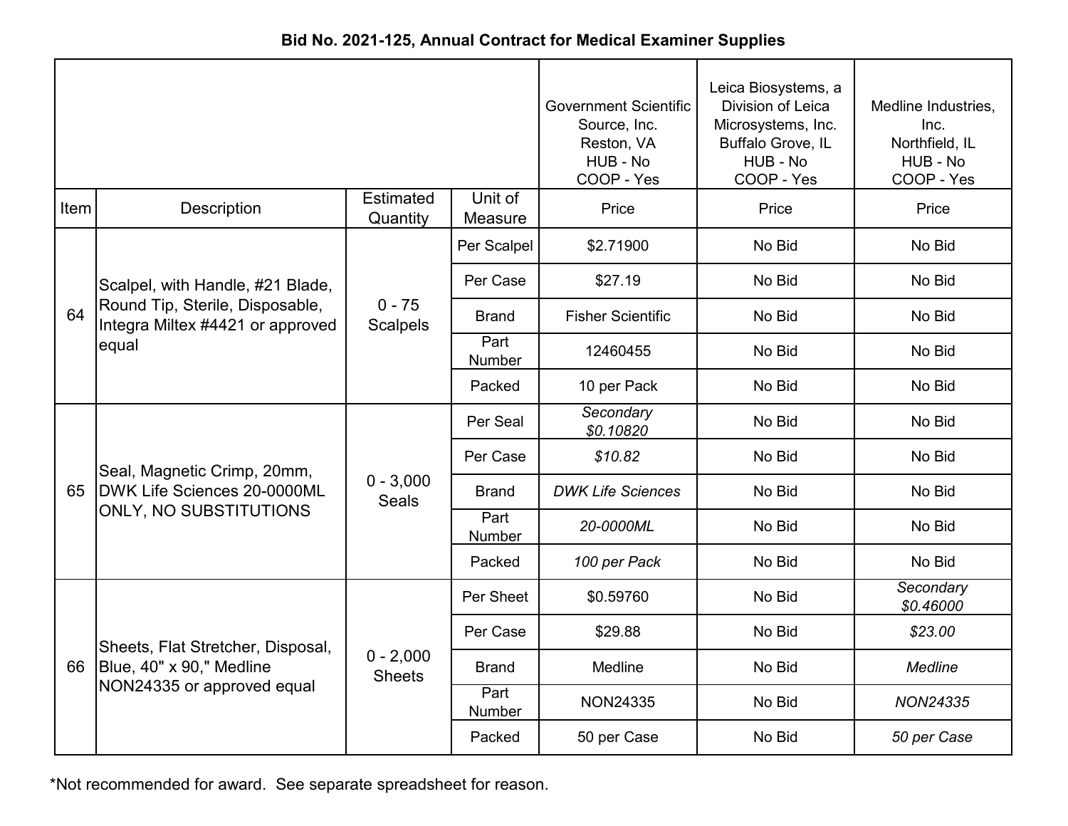**Bid No. 2021-125, Annual Contract for Medical Examiner Supplies**

| | | | | Government Scientific Source, Inc. Reston, VA HUB - No COOP - Yes | Leica Biosystems, a Division of Leica Microsystems, Inc. Buffalo Grove, IL HUB - No COOP - Yes | Medline Industries, Inc. Northfield, IL HUB - No COOP - Yes |
|---|---|---|---|---|---|---|
| Item | Description | Estimated Quantity | Unit of Measure | Price | Price | Price |
| 64 | Scalpel, with Handle, #21 Blade, Round Tip, Sterile, Disposable, Integra Miltex #4421 or approved equal | 0 - 75 Scalpels | Per Scalpel | $2.71900 | No Bid | No Bid |
| | | | Per Case | $27.19 | No Bid | No Bid |
| | | | Brand | Fisher Scientific | No Bid | No Bid |
| | | | Part Number | 12460455 | No Bid | No Bid |
| | | | Packed | 10 per Pack | No Bid | No Bid |
| 65 | Seal, Magnetic Crimp, 20mm, DWK Life Sciences 20-0000ML ONLY, NO SUBSTITUTIONS | 0 - 3,000 Seals | Per Seal | *Secondary $0.10820* | No Bid | No Bid |
| | | | Per Case | *$10.82* | No Bid | No Bid |
| | | | Brand | *DWK Life Sciences* | No Bid | No Bid |
| | | | Part Number | *20-0000ML* | No Bid | No Bid |
| | | | Packed | *100 per Pack* | No Bid | No Bid |
| 66 | Sheets, Flat Stretcher, Disposal, Blue, 40" x 90," Medline NON24335 or approved equal | 0 - 2,000 Sheets | Per Sheet | $0.59760 | No Bid | *Secondary $0.46000* |
| | | | Per Case | $29.88 | No Bid | *$23.00* |
| | | | Brand | Medline | No Bid | *Medline* |
| | | | Part Number | NON24335 | No Bid | *NON24335* |
| | | | Packed | 50 per Case | No Bid | *50 per Case* |

*Not recommended for award. See separate spreadsheet for reason.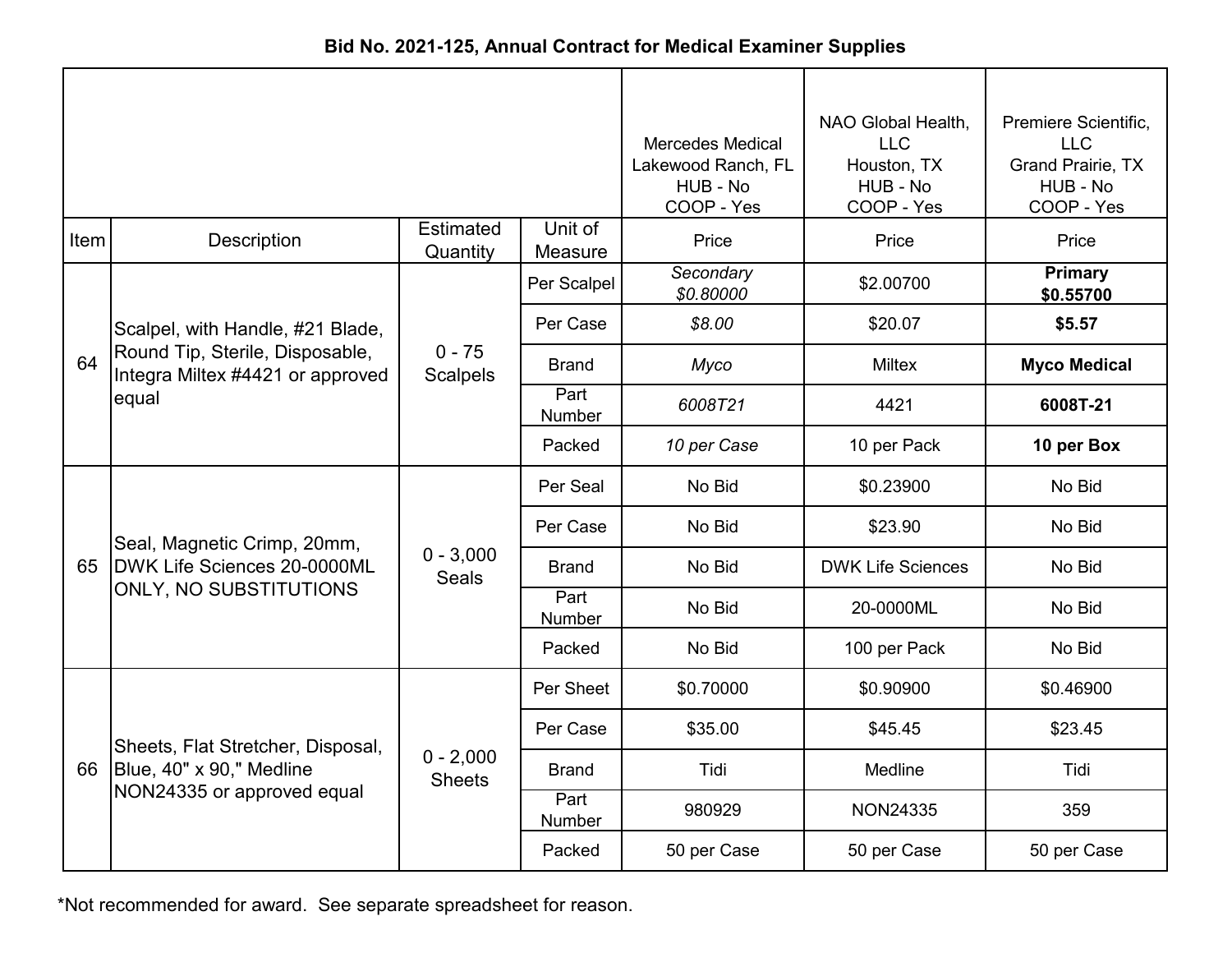**Bid No. 2021-125, Annual Contract for Medical Examiner Supplies**

| | | | | Mercedes Medical Lakewood Ranch, FL HUB - No COOP - Yes | NAO Global Health, LLC Houston, TX HUB - No COOP - Yes | Premiere Scientific, LLC Grand Prairie, TX HUB - No COOP - Yes |
|---|---|---|---|---|---|---|
| Item | Description | Estimated Quantity | Unit of Measure | Price | Price | Price |
| 64 | Scalpel, with Handle, #21 Blade, Round Tip, Sterile, Disposable, Integra Miltex #4421 or approved equal | 0 - 75 Scalpels | Per Scalpel | *Secondary $0.80000* | $2.00700 | **Primary $0.55700** |
| | | | Per Case | *$8.00* | $20.07 | **$5.57** |
| | | | Brand | *Myco* | Miltex | **Myco Medical** |
| | | | Part Number | *6008T21* | 4421 | **6008T-21** |
| | | | Packed | *10 per Case* | 10 per Pack | **10 per Box** |
| 65 | Seal, Magnetic Crimp, 20mm, DWK Life Sciences 20-0000ML ONLY, NO SUBSTITUTIONS | 0 - 3,000 Seals | Per Seal | No Bid | $0.23900 | No Bid |
| | | | Per Case | No Bid | $23.90 | No Bid |
| | | | Brand | No Bid | DWK Life Sciences | No Bid |
| | | | Part Number | No Bid | 20-0000ML | No Bid |
| | | | Packed | No Bid | 100 per Pack | No Bid |
| 66 | Sheets, Flat Stretcher, Disposal, Blue, 40" x 90," Medline NON24335 or approved equal | 0 - 2,000 Sheets | Per Sheet | $0.70000 | $0.90900 | $0.46900 |
| | | | Per Case | $35.00 | $45.45 | $23.45 |
| | | | Brand | Tidi | Medline | Tidi |
| | | | Part Number | 980929 | NON24335 | 359 |
| | | | Packed | 50 per Case | 50 per Case | 50 per Case |

*Not recommended for award. See separate spreadsheet for reason.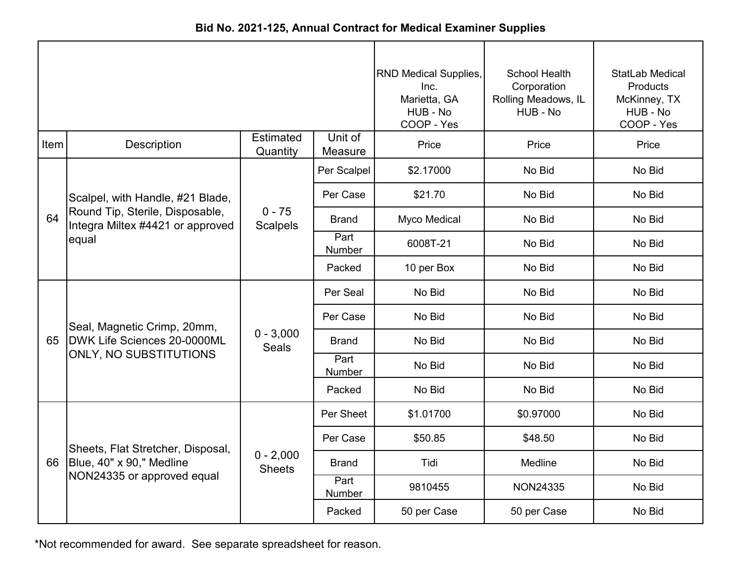**Bid No. 2021-125, Annual Contract for Medical Examiner Supplies**

| Item | Description | Estimated Quantity | Unit of Measure | RND Medical Supplies, Inc.<br>Marietta, GA<br>HUB - No<br>COOP - Yes<br>Price | School Health Corporation<br>Rolling Meadows, IL<br>HUB - No<br>Price | StatLab Medical Products<br>McKinney, TX<br>HUB - No<br>COOP - Yes<br>Price |
|---|---|---|---|---|---|---|
| 64 | Scalpel, with Handle, #21 Blade, Round Tip, Sterile, Disposable, Integra Miltex #4421 or approved equal | 0 - 75 Scalpels | Per Scalpel | $2.17000 | No Bid | No Bid |
| | | | Per Case | $21.70 | No Bid | No Bid |
| | | | Brand | Myco Medical | No Bid | No Bid |
| | | | Part Number | 6008T-21 | No Bid | No Bid |
| | | | Packed | 10 per Box | No Bid | No Bid |
| 65 | Seal, Magnetic Crimp, 20mm, DWK Life Sciences 20-0000ML ONLY, NO SUBSTITUTIONS | 0 - 3,000 Seals | Per Seal | No Bid | No Bid | No Bid |
| | | | Per Case | No Bid | No Bid | No Bid |
| | | | Brand | No Bid | No Bid | No Bid |
| | | | Part Number | No Bid | No Bid | No Bid |
| | | | Packed | No Bid | No Bid | No Bid |
| 66 | Sheets, Flat Stretcher, Disposal, Blue, 40" x 90," Medline NON24335 or approved equal | 0 - 2,000 Sheets | Per Sheet | $1.01700 | $0.97000 | No Bid |
| | | | Per Case | $50.85 | $48.50 | No Bid |
| | | | Brand | Tidi | Medline | No Bid |
| | | | Part Number | 9810455 | NON24335 | No Bid |
| | | | Packed | 50 per Case | 50 per Case | No Bid |

*Not recommended for award. See separate spreadsheet for reason.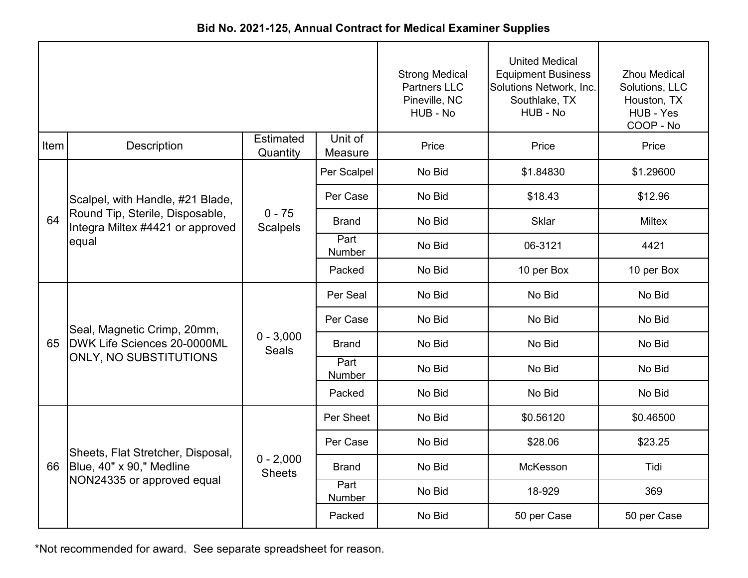# Bid No. 2021-125, Annual Contract for Medical Examiner Supplies

| Item | Description | Estimated Quantity | Unit of Measure | Strong Medical Partners LLC Pineville, NC HUB - No | United Medical Equipment Business Solutions Network, Inc. Southlake, TX HUB - No | Zhou Medical Solutions, LLC Houston, TX HUB - Yes COOP - No |
|---|---|---|---|---|---|---|
| | | | | Price | Price | Price |
| 64 | Scalpel, with Handle, #21 Blade, Round Tip, Sterile, Disposable, Integra Miltex #4421 or approved equal | 0 - 75 Scalpels | Per Scalpel | No Bid | $1.84830 | $1.29600 |
| | | | Per Case | No Bid | $18.43 | $12.96 |
| | | | Brand | No Bid | Sklar | Miltex |
| | | | Part Number | No Bid | 06-3121 | 4421 |
| | | | Packed | No Bid | 10 per Box | 10 per Box |
| 65 | Seal, Magnetic Crimp, 20mm, DWK Life Sciences 20-0000ML ONLY, NO SUBSTITUTIONS | 0 - 3,000 Seals | Per Seal | No Bid | No Bid | No Bid |
| | | | Per Case | No Bid | No Bid | No Bid |
| | | | Brand | No Bid | No Bid | No Bid |
| | | | Part Number | No Bid | No Bid | No Bid |
| | | | Packed | No Bid | No Bid | No Bid |
| 66 | Sheets, Flat Stretcher, Disposal, Blue, 40" x 90," Medline NON24335 or approved equal | 0 - 2,000 Sheets | Per Sheet | No Bid | $0.56120 | $0.46500 |
| | | | Per Case | No Bid | $28.06 | $23.25 |
| | | | Brand | No Bid | McKesson | Tidi |
| | | | Part Number | No Bid | 18-929 | 369 |
| | | | Packed | No Bid | 50 per Case | 50 per Case |

*Not recommended for award. See separate spreadsheet for reason.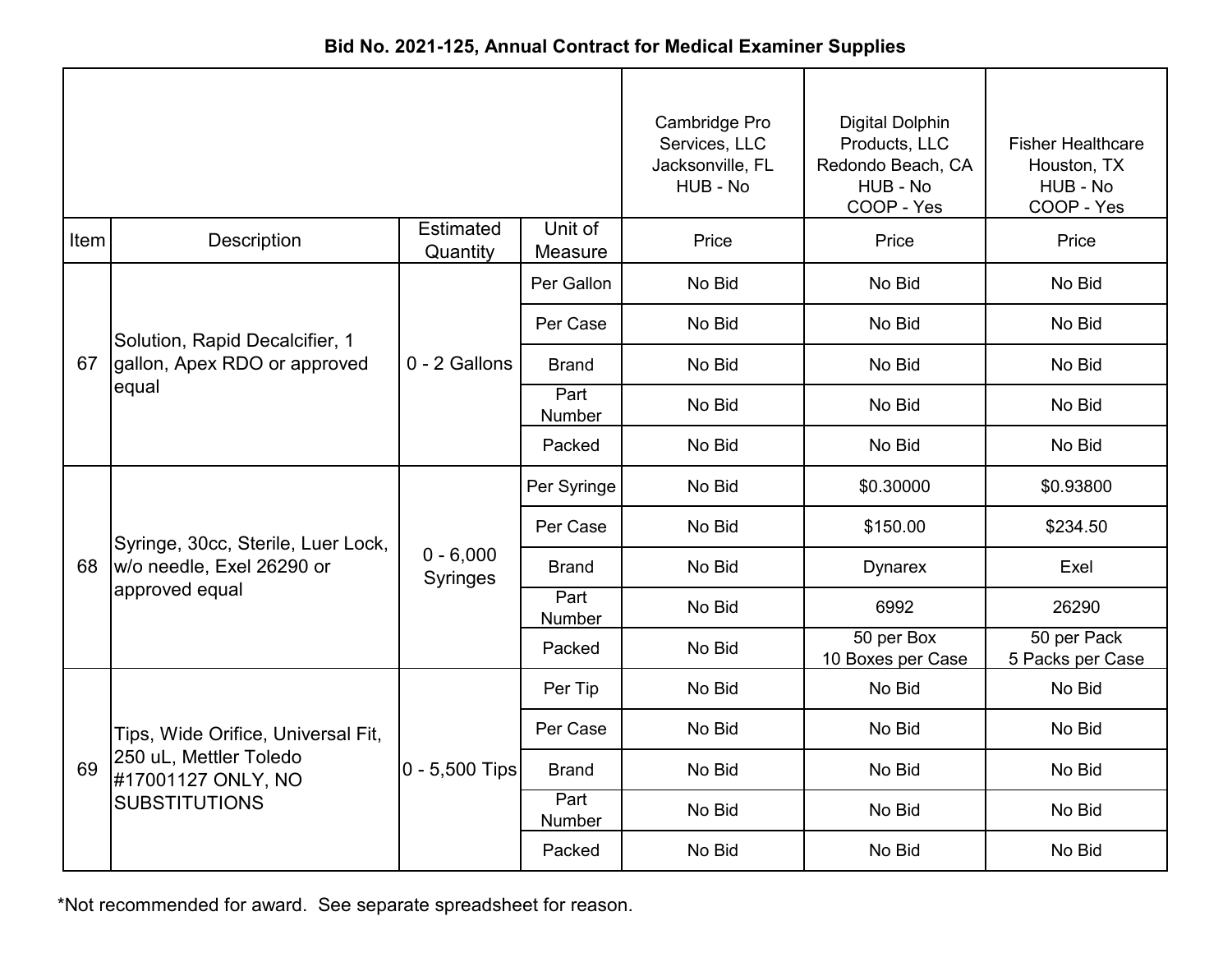**Bid No. 2021-125, Annual Contract for Medical Examiner Supplies**

| | | | | Cambridge Pro Services, LLC Jacksonville, FL HUB - No | Digital Dolphin Products, LLC Redondo Beach, CA HUB - No COOP - Yes | Fisher Healthcare Houston, TX HUB - No COOP - Yes |
|---|---|---|---|---|---|---|
| Item | Description | Estimated Quantity | Unit of Measure | Price | Price | Price |
| 67 | Solution, Rapid Decalcifier, 1 gallon, Apex RDO or approved equal | 0 - 2 Gallons | Per Gallon | No Bid | No Bid | No Bid |
| | | | Per Case | No Bid | No Bid | No Bid |
| | | | Brand | No Bid | No Bid | No Bid |
| | | | Part Number | No Bid | No Bid | No Bid |
| | | | Packed | No Bid | No Bid | No Bid |
| 68 | Syringe, 30cc, Sterile, Luer Lock, w/o needle, Exel 26290 or approved equal | 0 - 6,000 Syringes | Per Syringe | No Bid | $0.30000 | $0.93800 |
| | | | Per Case | No Bid | $150.00 | $234.50 |
| | | | Brand | No Bid | Dynarex | Exel |
| | | | Part Number | No Bid | 6992 | 26290 |
| | | | Packed | No Bid | 50 per Box 10 Boxes per Case | 50 per Pack 5 Packs per Case |
| 69 | Tips, Wide Orifice, Universal Fit, 250 uL, Mettler Toledo #17001127 ONLY, NO SUBSTITUTIONS | 0 - 5,500 Tips | Per Tip | No Bid | No Bid | No Bid |
| | | | Per Case | No Bid | No Bid | No Bid |
| | | | Brand | No Bid | No Bid | No Bid |
| | | | Part Number | No Bid | No Bid | No Bid |
| | | | Packed | No Bid | No Bid | No Bid |

*Not recommended for award. See separate spreadsheet for reason.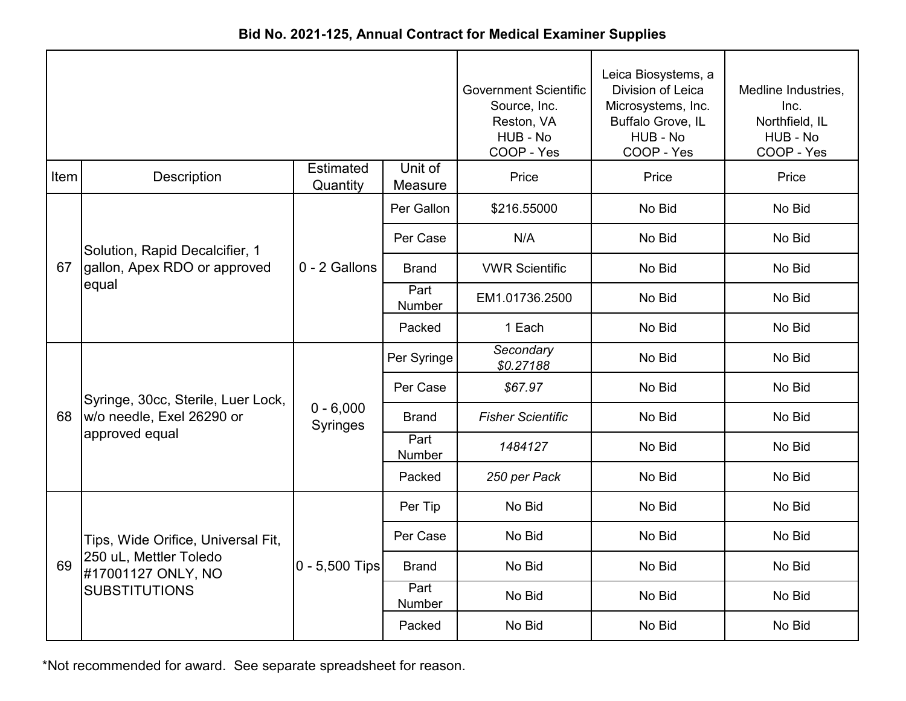**Bid No. 2021-125, Annual Contract for Medical Examiner Supplies**

| | | | | Government Scientific Source, Inc. Reston, VA HUB - No COOP - Yes | Leica Biosystems, a Division of Leica Microsystems, Inc. Buffalo Grove, IL HUB - No COOP - Yes | Medline Industries, Inc. Northfield, IL HUB - No COOP - Yes |
|---|---|---|---|---|---|---|
| Item | Description | Estimated Quantity | Unit of Measure | Price | Price | Price |
| 67 | Solution, Rapid Decalcifier, 1 gallon, Apex RDO or approved equal | 0 - 2 Gallons | Per Gallon | $216.55000 | No Bid | No Bid |
| | | | Per Case | N/A | No Bid | No Bid |
| | | | Brand | VWR Scientific | No Bid | No Bid |
| | | | Part Number | EM1.01736.2500 | No Bid | No Bid |
| | | | Packed | 1 Each | No Bid | No Bid |
| 68 | Syringe, 30cc, Sterile, Luer Lock, w/o needle, Exel 26290 or approved equal | 0 - 6,000 Syringes | Per Syringe | *Secondary $0.27188* | No Bid | No Bid |
| | | | Per Case | *$67.97* | No Bid | No Bid |
| | | | Brand | *Fisher Scientific* | No Bid | No Bid |
| | | | Part Number | *1484127* | No Bid | No Bid |
| | | | Packed | *250 per Pack* | No Bid | No Bid |
| 69 | Tips, Wide Orifice, Universal Fit, 250 uL, Mettler Toledo #17001127 ONLY, NO SUBSTITUTIONS | 0 - 5,500 Tips | Per Tip | No Bid | No Bid | No Bid |
| | | | Per Case | No Bid | No Bid | No Bid |
| | | | Brand | No Bid | No Bid | No Bid |
| | | | Part Number | No Bid | No Bid | No Bid |
| | | | Packed | No Bid | No Bid | No Bid |

*Not recommended for award. See separate spreadsheet for reason.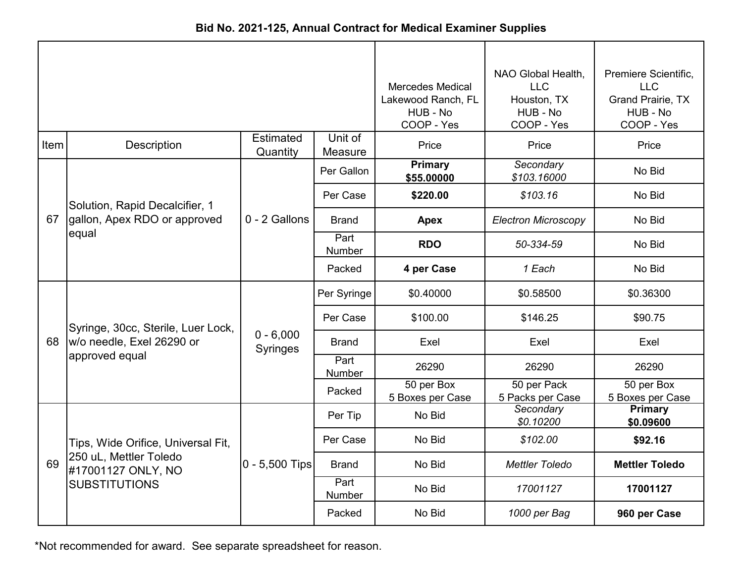**Bid No. 2021-125, Annual Contract for Medical Examiner Supplies**

| Item | Description | Estimated Quantity | Unit of Measure | Mercedes Medical<br>Lakewood Ranch, FL<br>HUB - No<br>COOP - Yes | NAO Global Health, LLC<br>Houston, TX<br>HUB - No<br>COOP - Yes | Premiere Scientific, LLC<br>Grand Prairie, TX<br>HUB - No<br>COOP - Yes |
|---|---|---|---|---|---|---|
| | | | | Price | Price | Price |
| 67 | Solution, Rapid Decalcifier, 1 gallon, Apex RDO or approved equal | 0 - 2 Gallons | Per Gallon | **Primary<br>$55.00000** | *Secondary<br>$103.16000* | No Bid |
| | | | Per Case | **$220.00** | *$103.16* | No Bid |
| | | | Brand | **Apex** | *Electron Microscopy* | No Bid |
| | | | Part Number | **RDO** | *50-334-59* | No Bid |
| | | | Packed | **4 per Case** | *1 Each* | No Bid |
| 68 | Syringe, 30cc, Sterile, Luer Lock, w/o needle, Exel 26290 or approved equal | 0 - 6,000 Syringes | Per Syringe | $0.40000 | $0.58500 | $0.36300 |
| | | | Per Case | $100.00 | $146.25 | $90.75 |
| | | | Brand | Exel | Exel | Exel |
| | | | Part Number | 26290 | 26290 | 26290 |
| | | | Packed | 50 per Box<br>5 Boxes per Case | 50 per Pack<br>5 Packs per Case | 50 per Box<br>5 Boxes per Case |
| 69 | Tips, Wide Orifice, Universal Fit, 250 uL, Mettler Toledo #17001127 ONLY, NO SUBSTITUTIONS | 0 - 5,500 Tips | Per Tip | No Bid | *Secondary<br>$0.10200* | **Primary<br>$0.09600** |
| | | | Per Case | No Bid | *$102.00* | **$92.16** |
| | | | Brand | No Bid | *Mettler Toledo* | **Mettler Toledo** |
| | | | Part Number | No Bid | *17001127* | **17001127** |
| | | | Packed | No Bid | *1000 per Bag* | **960 per Case** |

*Not recommended for award. See separate spreadsheet for reason.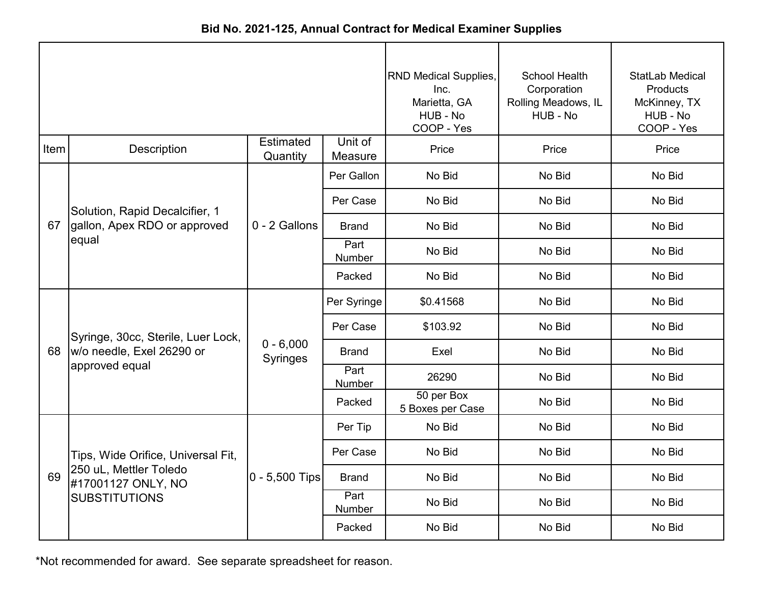**Bid No. 2021-125, Annual Contract for Medical Examiner Supplies**

| | | | | RND Medical Supplies, Inc. Marietta, GA HUB - No COOP - Yes | School Health Corporation Rolling Meadows, IL HUB - No | StatLab Medical Products McKinney, TX HUB - No COOP - Yes |
|---|---|---|---|---|---|---|
| Item | Description | Estimated Quantity | Unit of Measure | Price | Price | Price |
| 67 | Solution, Rapid Decalcifier, 1 gallon, Apex RDO or approved equal | 0 - 2 Gallons | Per Gallon | No Bid | No Bid | No Bid |
| | | | Per Case | No Bid | No Bid | No Bid |
| | | | Brand | No Bid | No Bid | No Bid |
| | | | Part Number | No Bid | No Bid | No Bid |
| | | | Packed | No Bid | No Bid | No Bid |
| 68 | Syringe, 30cc, Sterile, Luer Lock, w/o needle, Exel 26290 or approved equal | 0 - 6,000 Syringes | Per Syringe | $0.41568 | No Bid | No Bid |
| | | | Per Case | $103.92 | No Bid | No Bid |
| | | | Brand | Exel | No Bid | No Bid |
| | | | Part Number | 26290 | No Bid | No Bid |
| | | | Packed | 50 per Box 5 Boxes per Case | No Bid | No Bid |
| 69 | Tips, Wide Orifice, Universal Fit, 250 uL, Mettler Toledo #17001127 ONLY, NO SUBSTITUTIONS | 0 - 5,500 Tips | Per Tip | No Bid | No Bid | No Bid |
| | | | Per Case | No Bid | No Bid | No Bid |
| | | | Brand | No Bid | No Bid | No Bid |
| | | | Part Number | No Bid | No Bid | No Bid |
| | | | Packed | No Bid | No Bid | No Bid |

*Not recommended for award. See separate spreadsheet for reason.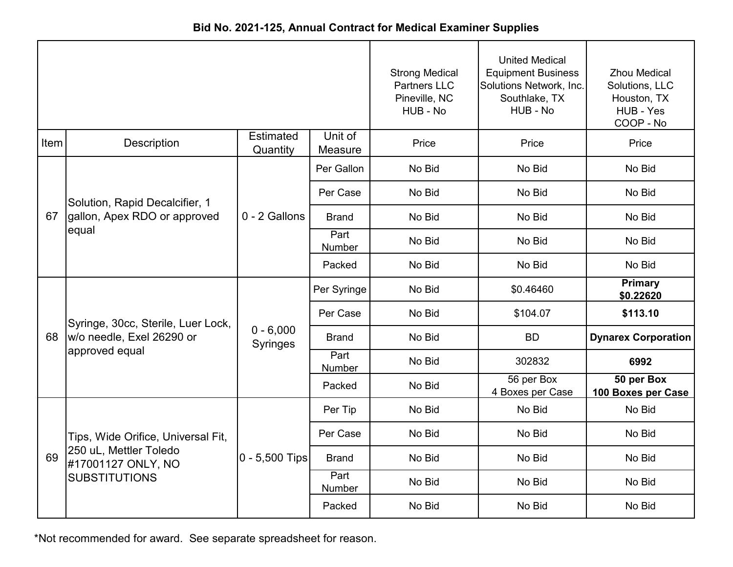**Bid No. 2021-125, Annual Contract for Medical Examiner Supplies**

| | | | | Strong Medical Partners LLC Pineville, NC HUB - No | United Medical Equipment Business Solutions Network, Inc. Southlake, TX HUB - No | Zhou Medical Solutions, LLC Houston, TX HUB - Yes COOP - No |
|---|---|---|---|---|---|---|
| Item | Description | Estimated Quantity | Unit of Measure | Price | Price | Price |
| 67 | Solution, Rapid Decalcifier, 1 gallon, Apex RDO or approved equal | 0 - 2 Gallons | Per Gallon | No Bid | No Bid | No Bid |
| | | | Per Case | No Bid | No Bid | No Bid |
| | | | Brand | No Bid | No Bid | No Bid |
| | | | Part Number | No Bid | No Bid | No Bid |
| | | | Packed | No Bid | No Bid | No Bid |
| 68 | Syringe, 30cc, Sterile, Luer Lock, w/o needle, Exel 26290 or approved equal | 0 - 6,000 Syringes | Per Syringe | No Bid | $0.46460 | **Primary $0.22620** |
| | | | Per Case | No Bid | $104.07 | **$113.10** |
| | | | Brand | No Bid | BD | **Dynarex Corporation** |
| | | | Part Number | No Bid | 302832 | **6992** |
| | | | Packed | No Bid | 56 per Box 4 Boxes per Case | **50 per Box 100 Boxes per Case** |
| 69 | Tips, Wide Orifice, Universal Fit, 250 uL, Mettler Toledo #17001127 ONLY, NO SUBSTITUTIONS | 0 - 5,500 Tips | Per Tip | No Bid | No Bid | No Bid |
| | | | Per Case | No Bid | No Bid | No Bid |
| | | | Brand | No Bid | No Bid | No Bid |
| | | | Part Number | No Bid | No Bid | No Bid |
| | | | Packed | No Bid | No Bid | No Bid |

*Not recommended for award. See separate spreadsheet for reason.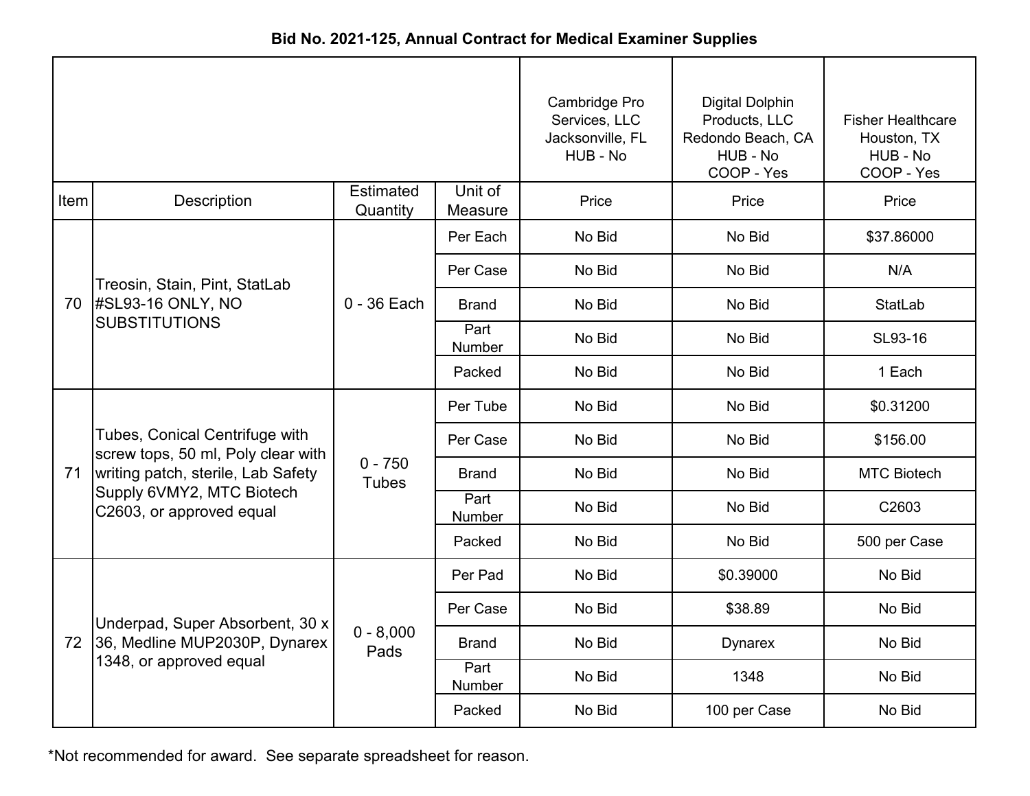**Bid No. 2021-125, Annual Contract for Medical Examiner Supplies**

| Item | Description | Estimated Quantity | Unit of Measure | Cambridge Pro Services, LLC Jacksonville, FL HUB - No Price | Digital Dolphin Products, LLC Redondo Beach, CA HUB - No COOP - Yes Price | Fisher Healthcare Houston, TX HUB - No COOP - Yes Price |
|---|---|---|---|---|---|---|
| 70 | Treosin, Stain, Pint, StatLab #SL93-16 ONLY, NO SUBSTITUTIONS | 0 - 36 Each | Per Each | No Bid | No Bid | $37.86000 |
| | | | Per Case | No Bid | No Bid | N/A |
| | | | Brand | No Bid | No Bid | StatLab |
| | | | Part Number | No Bid | No Bid | SL93-16 |
| | | | Packed | No Bid | No Bid | 1 Each |
| 71 | Tubes, Conical Centrifuge with screw tops, 50 ml, Poly clear with writing patch, sterile, Lab Safety Supply 6VMY2, MTC Biotech C2603, or approved equal | 0 - 750 Tubes | Per Tube | No Bid | No Bid | $0.31200 |
| | | | Per Case | No Bid | No Bid | $156.00 |
| | | | Brand | No Bid | No Bid | MTC Biotech |
| | | | Part Number | No Bid | No Bid | C2603 |
| | | | Packed | No Bid | No Bid | 500 per Case |
| 72 | Underpad, Super Absorbent, 30 x 36, Medline MUP2030P, Dynarex 1348, or approved equal | 0 - 8,000 Pads | Per Pad | No Bid | $0.39000 | No Bid |
| | | | Per Case | No Bid | $38.89 | No Bid |
| | | | Brand | No Bid | Dynarex | No Bid |
| | | | Part Number | No Bid | 1348 | No Bid |
| | | | Packed | No Bid | 100 per Case | No Bid |

*Not recommended for award. See separate spreadsheet for reason.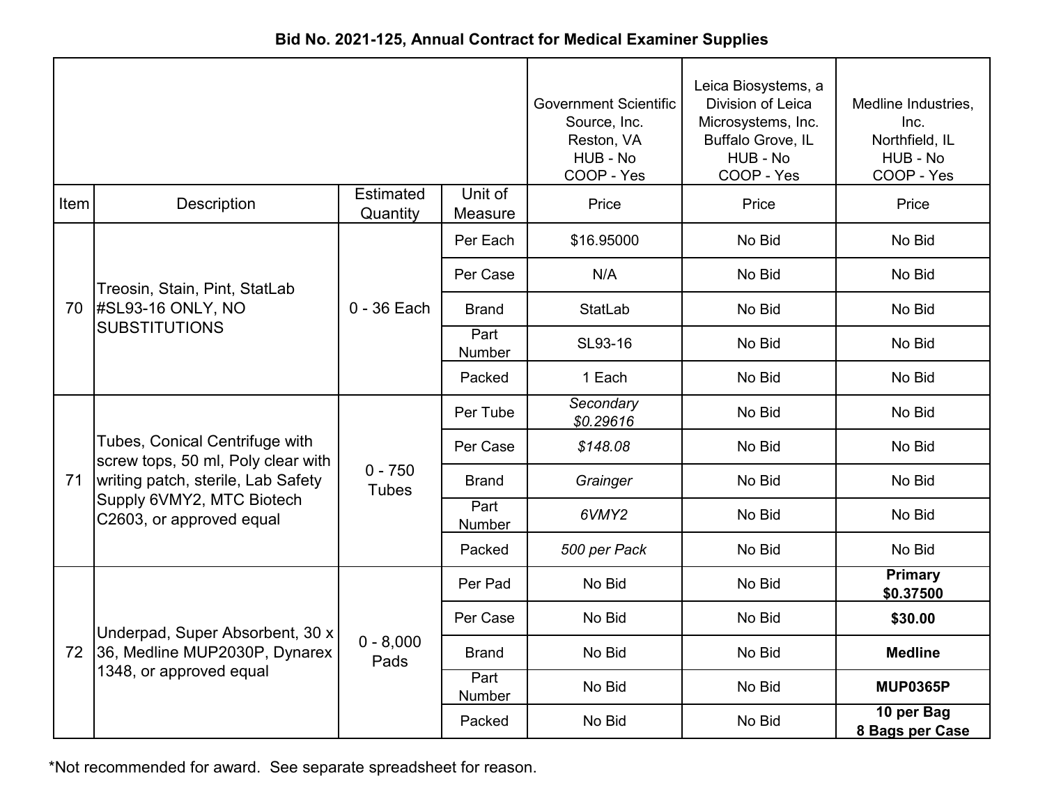**Bid No. 2021-125, Annual Contract for Medical Examiner Supplies**

| | | | | Government Scientific Source, Inc. Reston, VA HUB - No COOP - Yes | Leica Biosystems, a Division of Leica Microsystems, Inc. Buffalo Grove, IL HUB - No COOP - Yes | Medline Industries, Inc. Northfield, IL HUB - No COOP - Yes |
|---|---|---|---|---|---|---|
| Item | Description | Estimated Quantity | Unit of Measure | Price | Price | Price |
| 70 | Treosin, Stain, Pint, StatLab #SL93-16 ONLY, NO SUBSTITUTIONS | 0 - 36 Each | Per Each | $16.95000 | No Bid | No Bid |
| | | | Per Case | N/A | No Bid | No Bid |
| | | | Brand | StatLab | No Bid | No Bid |
| | | | Part Number | SL93-16 | No Bid | No Bid |
| | | | Packed | 1 Each | No Bid | No Bid |
| 71 | Tubes, Conical Centrifuge with screw tops, 50 ml, Poly clear with writing patch, sterile, Lab Safety Supply 6VMY2, MTC Biotech C2603, or approved equal | 0 - 750 Tubes | Per Tube | *Secondary $0.29616* | No Bid | No Bid |
| | | | Per Case | *$148.08* | No Bid | No Bid |
| | | | Brand | *Grainger* | No Bid | No Bid |
| | | | Part Number | *6VMY2* | No Bid | No Bid |
| | | | Packed | *500 per Pack* | No Bid | No Bid |
| 72 | Underpad, Super Absorbent, 30 x 36, Medline MUP2030P, Dynarex 1348, or approved equal | 0 - 8,000 Pads | Per Pad | No Bid | No Bid | **Primary $0.37500** |
| | | | Per Case | No Bid | No Bid | **$30.00** |
| | | | Brand | No Bid | No Bid | **Medline** |
| | | | Part Number | No Bid | No Bid | **MUP0365P** |
| | | | Packed | No Bid | No Bid | **10 per Bag 8 Bags per Case** |

*Not recommended for award. See separate spreadsheet for reason.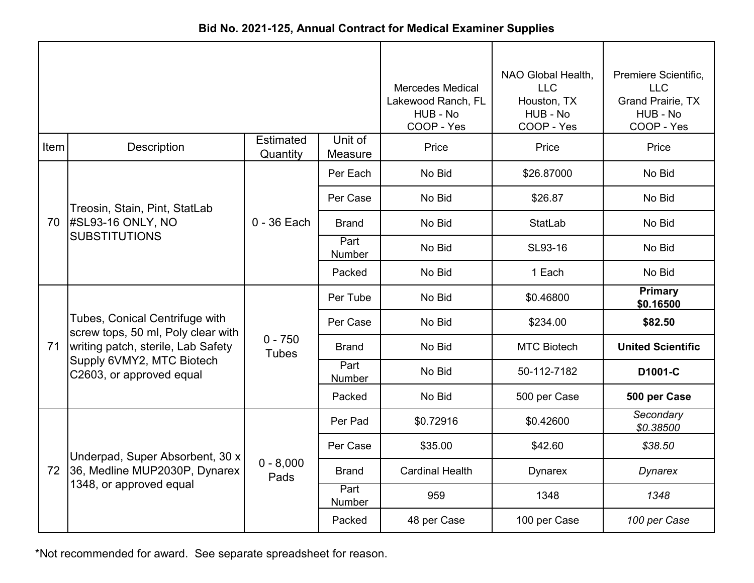**Bid No. 2021-125, Annual Contract for Medical Examiner Supplies**

| Item | Description | Estimated Quantity | Unit of Measure | Mercedes Medical<br>Lakewood Ranch, FL<br>HUB - No<br>COOP - Yes<br>Price | NAO Global Health, LLC<br>Houston, TX<br>HUB - No<br>COOP - Yes<br>Price | Premiere Scientific, LLC<br>Grand Prairie, TX<br>HUB - No<br>COOP - Yes<br>Price |
|---|---|---|---|---|---|---|
| 70 | Treosin, Stain, Pint, StatLab #SL93-16 ONLY, NO SUBSTITUTIONS | 0 - 36 Each | Per Each | No Bid | $26.87000 | No Bid |
| | | | Per Case | No Bid | $26.87 | No Bid |
| | | | Brand | No Bid | StatLab | No Bid |
| | | | Part Number | No Bid | SL93-16 | No Bid |
| | | | Packed | No Bid | 1 Each | No Bid |
| 71 | Tubes, Conical Centrifuge with screw tops, 50 ml, Poly clear with writing patch, sterile, Lab Safety Supply 6VMY2, MTC Biotech C2603, or approved equal | 0 - 750 Tubes | Per Tube | No Bid | $0.46800 | **Primary $0.16500** |
| | | | Per Case | No Bid | $234.00 | **$82.50** |
| | | | Brand | No Bid | MTC Biotech | **United Scientific** |
| | | | Part Number | No Bid | 50-112-7182 | **D1001-C** |
| | | | Packed | No Bid | 500 per Case | **500 per Case** |
| 72 | Underpad, Super Absorbent, 30 x 36, Medline MUP2030P, Dynarex 1348, or approved equal | 0 - 8,000 Pads | Per Pad | $0.72916 | $0.42600 | *Secondary $0.38500* |
| | | | Per Case | $35.00 | $42.60 | *$38.50* |
| | | | Brand | Cardinal Health | Dynarex | *Dynarex* |
| | | | Part Number | 959 | 1348 | *1348* |
| | | | Packed | 48 per Case | 100 per Case | *100 per Case* |

*Not recommended for award. See separate spreadsheet for reason.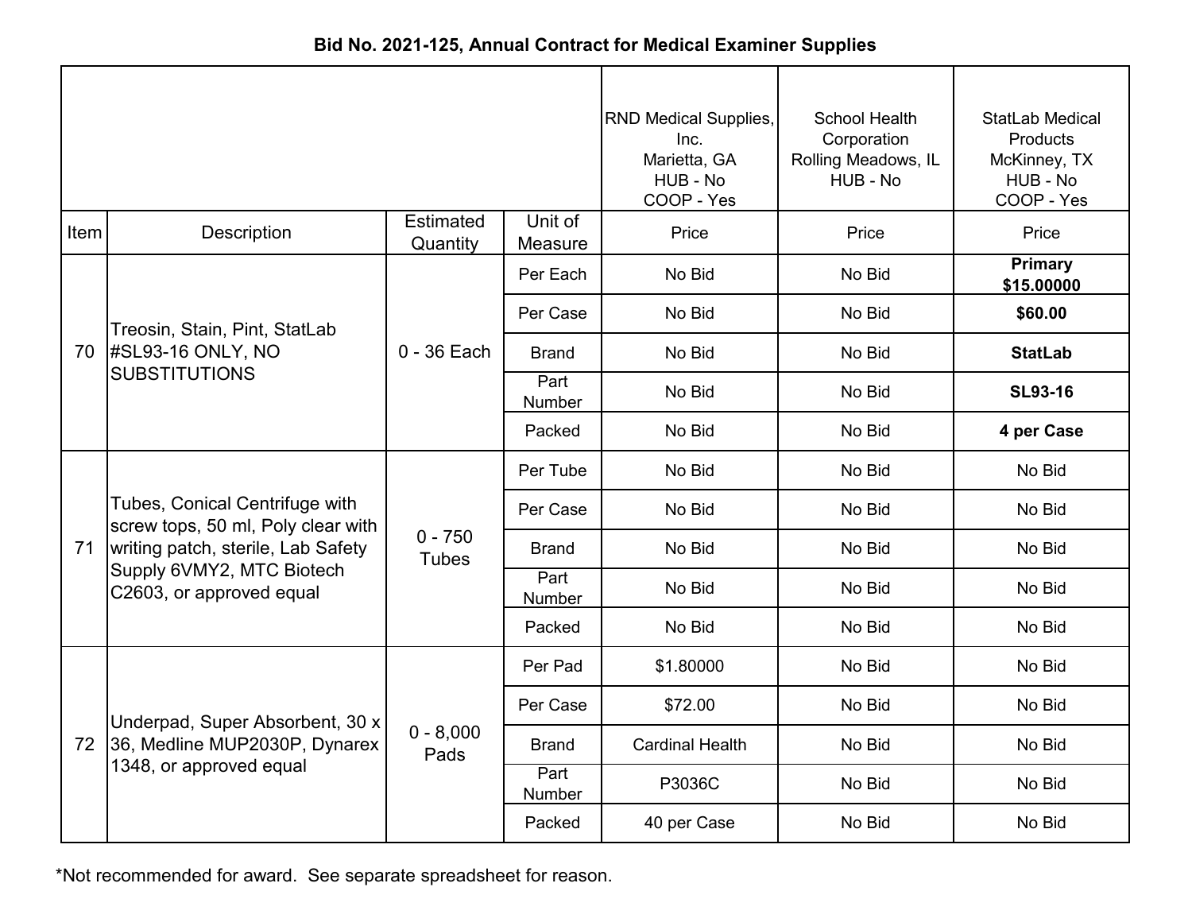**Bid No. 2021-125, Annual Contract for Medical Examiner Supplies**

| | | | | RND Medical Supplies, Inc. Marietta, GA HUB - No COOP - Yes | School Health Corporation Rolling Meadows, IL HUB - No | StatLab Medical Products McKinney, TX HUB - No COOP - Yes |
|---|---|---|---|---|---|---|
| Item | Description | Estimated Quantity | Unit of Measure | Price | Price | Price |
| 70 | Treosin, Stain, Pint, StatLab #SL93-16 ONLY, NO SUBSTITUTIONS | 0 - 36 Each | Per Each | No Bid | No Bid | **Primary $15.00000** |
| | | | Per Case | No Bid | No Bid | **$60.00** |
| | | | Brand | No Bid | No Bid | **StatLab** |
| | | | Part Number | No Bid | No Bid | **SL93-16** |
| | | | Packed | No Bid | No Bid | **4 per Case** |
| 71 | Tubes, Conical Centrifuge with screw tops, 50 ml, Poly clear with writing patch, sterile, Lab Safety Supply 6VMY2, MTC Biotech C2603, or approved equal | 0 - 750 Tubes | Per Tube | No Bid | No Bid | No Bid |
| | | | Per Case | No Bid | No Bid | No Bid |
| | | | Brand | No Bid | No Bid | No Bid |
| | | | Part Number | No Bid | No Bid | No Bid |
| | | | Packed | No Bid | No Bid | No Bid |
| 72 | Underpad, Super Absorbent, 30 x 36, Medline MUP2030P, Dynarex 1348, or approved equal | 0 - 8,000 Pads | Per Pad | $1.80000 | No Bid | No Bid |
| | | | Per Case | $72.00 | No Bid | No Bid |
| | | | Brand | Cardinal Health | No Bid | No Bid |
| | | | Part Number | P3036C | No Bid | No Bid |
| | | | Packed | 40 per Case | No Bid | No Bid |

*Not recommended for award. See separate spreadsheet for reason.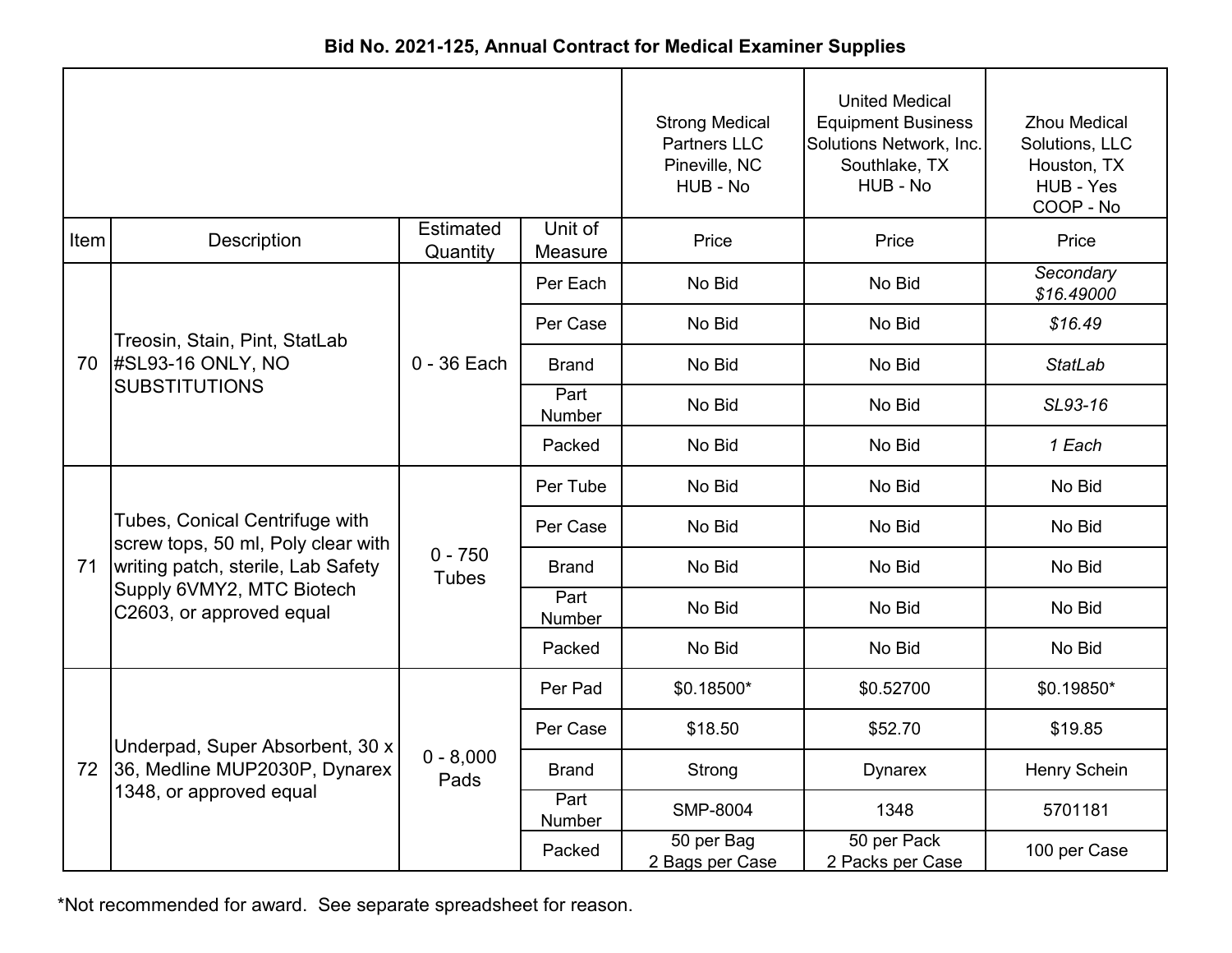**Bid No. 2021-125, Annual Contract for Medical Examiner Supplies**

| | | | | Strong Medical Partners LLC Pineville, NC HUB - No | United Medical Equipment Business Solutions Network, Inc. Southlake, TX HUB - No | Zhou Medical Solutions, LLC Houston, TX HUB - Yes COOP - No |
|---|---|---|---|---|---|---|
| Item | Description | Estimated Quantity | Unit of Measure | Price | Price | Price |
| 70 | Treosin, Stain, Pint, StatLab #SL93-16 ONLY, NO SUBSTITUTIONS | 0 - 36 Each | Per Each | No Bid | No Bid | *Secondary $16.49000* |
| | | | Per Case | No Bid | No Bid | *$16.49* |
| | | | Brand | No Bid | No Bid | *StatLab* |
| | | | Part Number | No Bid | No Bid | *SL93-16* |
| | | | Packed | No Bid | No Bid | *1 Each* |
| 71 | Tubes, Conical Centrifuge with screw tops, 50 ml, Poly clear with writing patch, sterile, Lab Safety Supply 6VMY2, MTC Biotech C2603, or approved equal | 0 - 750 Tubes | Per Tube | No Bid | No Bid | No Bid |
| | | | Per Case | No Bid | No Bid | No Bid |
| | | | Brand | No Bid | No Bid | No Bid |
| | | | Part Number | No Bid | No Bid | No Bid |
| | | | Packed | No Bid | No Bid | No Bid |
| 72 | Underpad, Super Absorbent, 30 x 36, Medline MUP2030P, Dynarex 1348, or approved equal | 0 - 8,000 Pads | Per Pad | $0.18500* | $0.52700 | $0.19850* |
| | | | Per Case | $18.50 | $52.70 | $19.85 |
| | | | Brand | Strong | Dynarex | Henry Schein |
| | | | Part Number | SMP-8004 | 1348 | 5701181 |
| | | | Packed | 50 per Bag 2 Bags per Case | 50 per Pack 2 Packs per Case | 100 per Case |

*Not recommended for award. See separate spreadsheet for reason.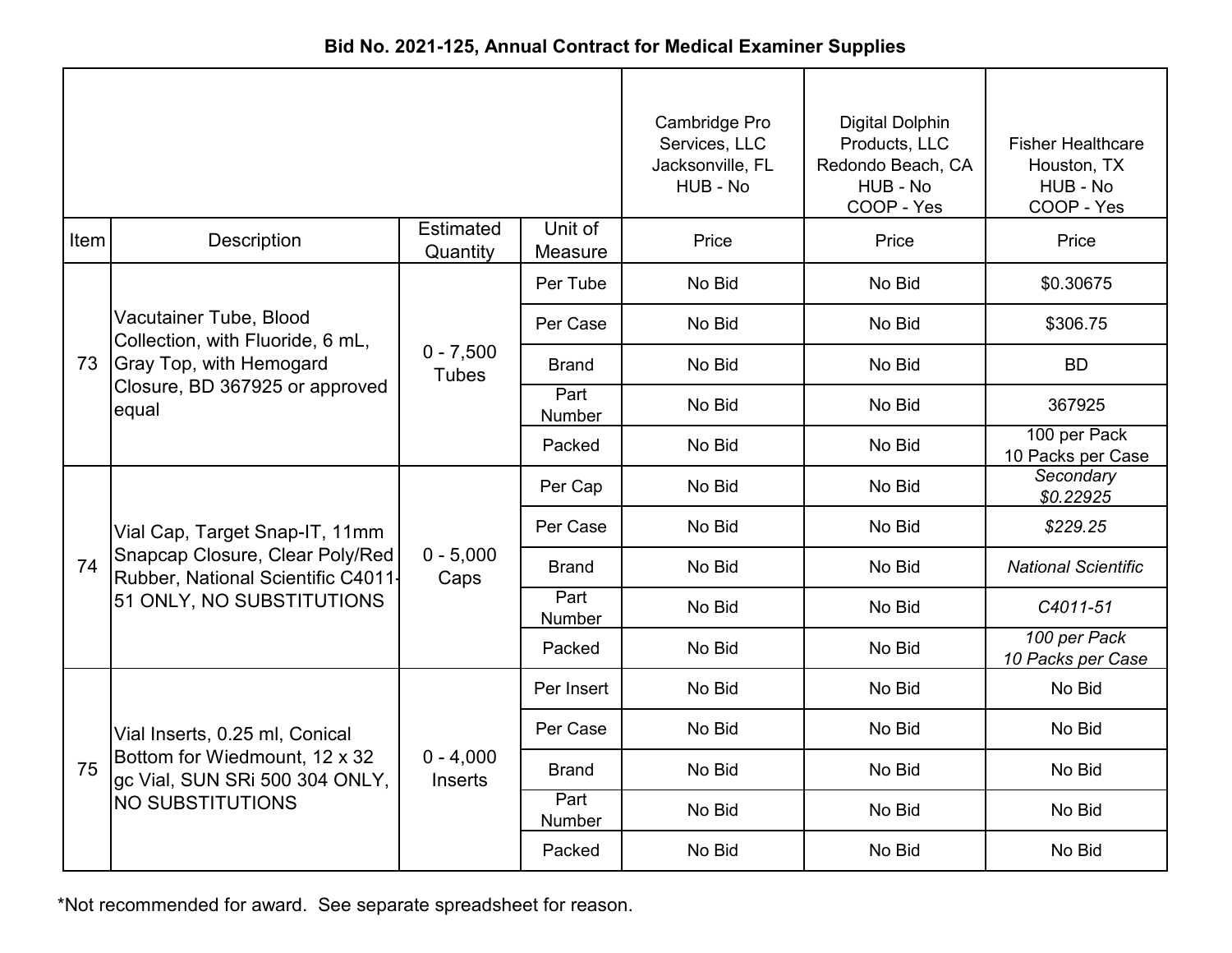### Bid No. 2021-125, Annual Contract for Medical Examiner Supplies

| Item | Description | Estimated Quantity | Unit of Measure | Cambridge Pro Services, LLC Jacksonville, FL HUB - No | Digital Dolphin Products, LLC Redondo Beach, CA HUB - No COOP - Yes | Fisher Healthcare Houston, TX HUB - No COOP - Yes |
|---|---|---|---|---|---|---|
| | | | | Price | Price | Price |
| 73 | Vacutainer Tube, Blood Collection, with Fluoride, 6 mL, Gray Top, with Hemogard Closure, BD 367925 or approved equal | 0 - 7,500 Tubes | Per Tube | No Bid | No Bid | $0.30675 |
| | | | Per Case | No Bid | No Bid | $306.75 |
| | | | Brand | No Bid | No Bid | BD |
| | | | Part Number | No Bid | No Bid | 367925 |
| | | | Packed | No Bid | No Bid | 100 per Pack 10 Packs per Case |
| 74 | Vial Cap, Target Snap-IT, 11mm Snapcap Closure, Clear Poly/Red Rubber, National Scientific C4011-51 ONLY, NO SUBSTITUTIONS | 0 - 5,000 Caps | Per Cap | No Bid | No Bid | *Secondary $0.22925* |
| | | | Per Case | No Bid | No Bid | *$229.25* |
| | | | Brand | No Bid | No Bid | *National Scientific* |
| | | | Part Number | No Bid | No Bid | *C4011-51* |
| | | | Packed | No Bid | No Bid | *100 per Pack 10 Packs per Case* |
| 75 | Vial Inserts, 0.25 ml, Conical Bottom for Wiedmount, 12 x 32 gc Vial, SUN SRi 500 304 ONLY, NO SUBSTITUTIONS | 0 - 4,000 Inserts | Per Insert | No Bid | No Bid | No Bid |
| | | | Per Case | No Bid | No Bid | No Bid |
| | | | Brand | No Bid | No Bid | No Bid |
| | | | Part Number | No Bid | No Bid | No Bid |
| | | | Packed | No Bid | No Bid | No Bid |

*Not recommended for award. See separate spreadsheet for reason.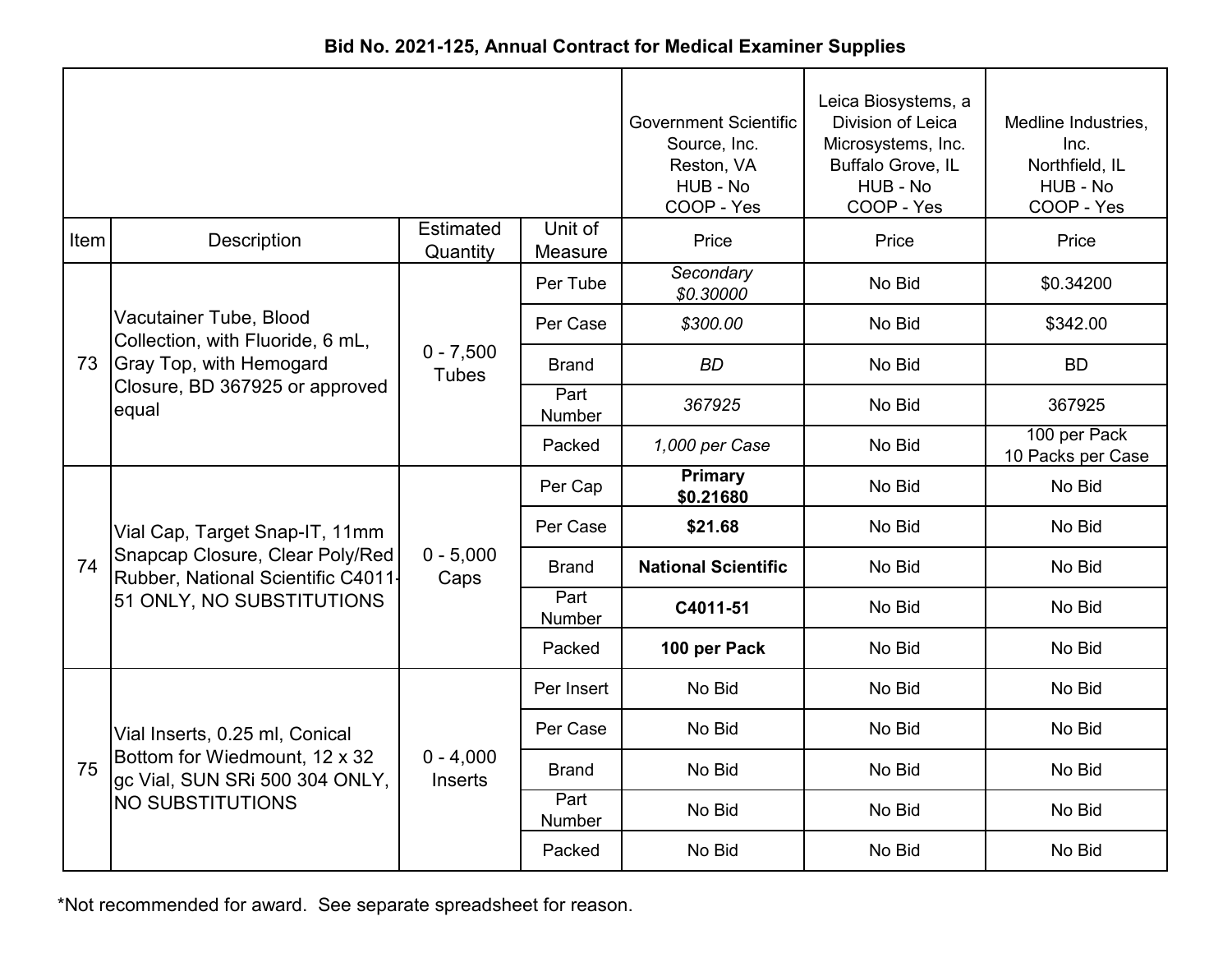# Bid No. 2021-125, Annual Contract for Medical Examiner Supplies

| | | | | Government Scientific Source, Inc. Reston, VA HUB - No COOP - Yes | Leica Biosystems, a Division of Leica Microsystems, Inc. Buffalo Grove, IL HUB - No COOP - Yes | Medline Industries, Inc. Northfield, IL HUB - No COOP - Yes |
|---|---|---|---|---|---|---|
| Item | Description | Estimated Quantity | Unit of Measure | Price | Price | Price |
| 73 | Vacutainer Tube, Blood Collection, with Fluoride, 6 mL, Gray Top, with Hemogard Closure, BD 367925 or approved equal | 0 - 7,500 Tubes | Per Tube | *Secondary $0.30000* | No Bid | $0.34200 |
| | | | Per Case | *$300.00* | No Bid | $342.00 |
| | | | Brand | *BD* | No Bid | BD |
| | | | Part Number | *367925* | No Bid | 367925 |
| | | | Packed | *1,000 per Case* | No Bid | 100 per Pack 10 Packs per Case |
| 74 | Vial Cap, Target Snap-IT, 11mm Snapcap Closure, Clear Poly/Red Rubber, National Scientific C4011-51 ONLY, NO SUBSTITUTIONS | 0 - 5,000 Caps | Per Cap | **Primary $0.21680** | No Bid | No Bid |
| | | | Per Case | **$21.68** | No Bid | No Bid |
| | | | Brand | **National Scientific** | No Bid | No Bid |
| | | | Part Number | **C4011-51** | No Bid | No Bid |
| | | | Packed | **100 per Pack** | No Bid | No Bid |
| 75 | Vial Inserts, 0.25 ml, Conical Bottom for Wiedmount, 12 x 32 gc Vial, SUN SRi 500 304 ONLY, NO SUBSTITUTIONS | 0 - 4,000 Inserts | Per Insert | No Bid | No Bid | No Bid |
| | | | Per Case | No Bid | No Bid | No Bid |
| | | | Brand | No Bid | No Bid | No Bid |
| | | | Part Number | No Bid | No Bid | No Bid |
| | | | Packed | No Bid | No Bid | No Bid |

*Not recommended for award. See separate spreadsheet for reason.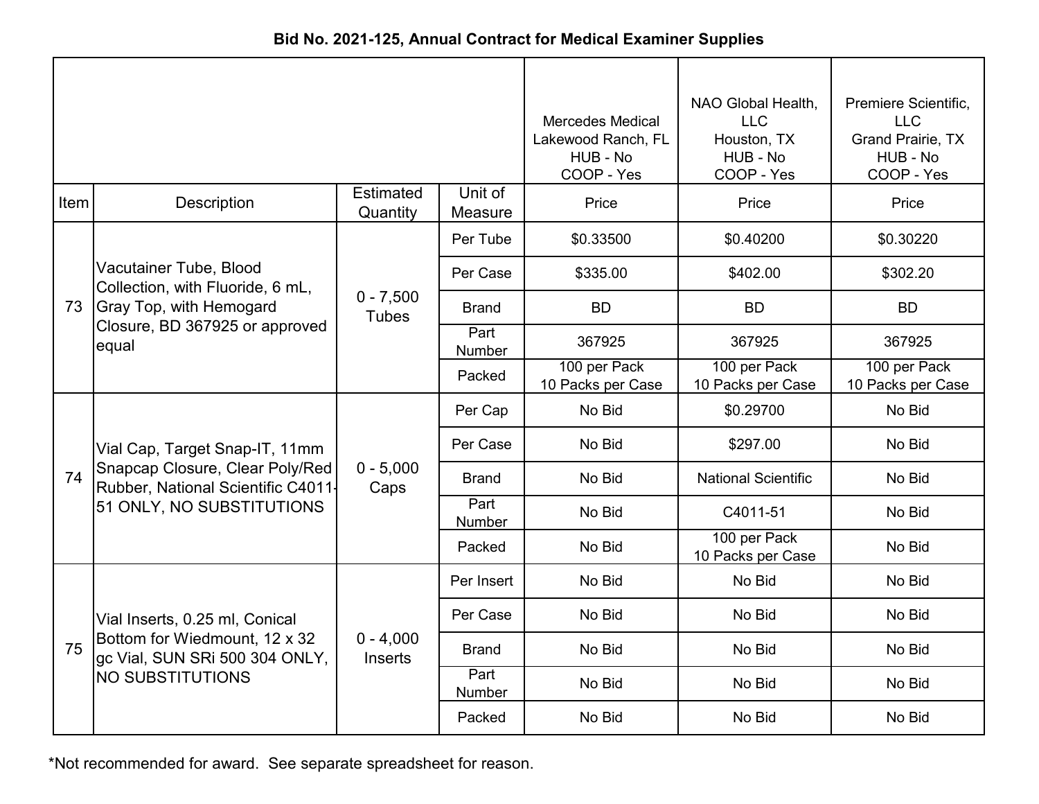**Bid No. 2021-125, Annual Contract for Medical Examiner Supplies**

| | | | | Mercedes Medical<br>Lakewood Ranch, FL<br>HUB - No<br>COOP - Yes | NAO Global Health, LLC<br>Houston, TX<br>HUB - No<br>COOP - Yes | Premiere Scientific, LLC<br>Grand Prairie, TX<br>HUB - No<br>COOP - Yes |
|---|---|---|---|---|---|---|
| Item | Description | Estimated Quantity | Unit of Measure | Price | Price | Price |
| 73 | Vacutainer Tube, Blood Collection, with Fluoride, 6 mL, Gray Top, with Hemogard Closure, BD 367925 or approved equal | 0 - 7,500 Tubes | Per Tube | $0.33500 | $0.40200 | $0.30220 |
| | | | Per Case | $335.00 | $402.00 | $302.20 |
| | | | Brand | BD | BD | BD |
| | | | Part Number | 367925 | 367925 | 367925 |
| | | | Packed | 100 per Pack<br>10 Packs per Case | 100 per Pack<br>10 Packs per Case | 100 per Pack<br>10 Packs per Case |
| 74 | Vial Cap, Target Snap-IT, 11mm Snapcap Closure, Clear Poly/Red Rubber, National Scientific C4011-51 ONLY, NO SUBSTITUTIONS | 0 - 5,000 Caps | Per Cap | No Bid | $0.29700 | No Bid |
| | | | Per Case | No Bid | $297.00 | No Bid |
| | | | Brand | No Bid | National Scientific | No Bid |
| | | | Part Number | No Bid | C4011-51 | No Bid |
| | | | Packed | No Bid | 100 per Pack<br>10 Packs per Case | No Bid |
| 75 | Vial Inserts, 0.25 ml, Conical Bottom for Wiedmount, 12 x 32 gc Vial, SUN SRi 500 304 ONLY, NO SUBSTITUTIONS | 0 - 4,000 Inserts | Per Insert | No Bid | No Bid | No Bid |
| | | | Per Case | No Bid | No Bid | No Bid |
| | | | Brand | No Bid | No Bid | No Bid |
| | | | Part Number | No Bid | No Bid | No Bid |
| | | | Packed | No Bid | No Bid | No Bid |

*Not recommended for award. See separate spreadsheet for reason.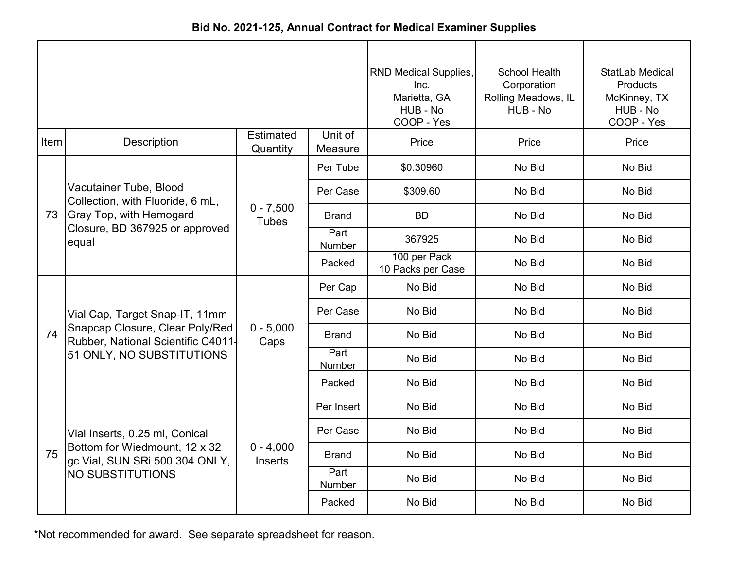# Bid No. 2021-125, Annual Contract for Medical Examiner Supplies

| | | | | RND Medical Supplies, Inc. Marietta, GA HUB - No COOP - Yes | School Health Corporation Rolling Meadows, IL HUB - No | StatLab Medical Products McKinney, TX HUB - No COOP - Yes |
|---|---|---|---|---|---|---|
| Item | Description | Estimated Quantity | Unit of Measure | Price | Price | Price |
| 73 | Vacutainer Tube, Blood Collection, with Fluoride, 6 mL, Gray Top, with Hemogard Closure, BD 367925 or approved equal | 0 - 7,500 Tubes | Per Tube | $0.30960 | No Bid | No Bid |
| | | | Per Case | $309.60 | No Bid | No Bid |
| | | | Brand | BD | No Bid | No Bid |
| | | | Part Number | 367925 | No Bid | No Bid |
| | | | Packed | 100 per Pack 10 Packs per Case | No Bid | No Bid |
| 74 | Vial Cap, Target Snap-IT, 11mm Snapcap Closure, Clear Poly/Red Rubber, National Scientific C4011-51 ONLY, NO SUBSTITUTIONS | 0 - 5,000 Caps | Per Cap | No Bid | No Bid | No Bid |
| | | | Per Case | No Bid | No Bid | No Bid |
| | | | Brand | No Bid | No Bid | No Bid |
| | | | Part Number | No Bid | No Bid | No Bid |
| | | | Packed | No Bid | No Bid | No Bid |
| 75 | Vial Inserts, 0.25 ml, Conical Bottom for Wiedmount, 12 x 32 gc Vial, SUN SRi 500 304 ONLY, NO SUBSTITUTIONS | 0 - 4,000 Inserts | Per Insert | No Bid | No Bid | No Bid |
| | | | Per Case | No Bid | No Bid | No Bid |
| | | | Brand | No Bid | No Bid | No Bid |
| | | | Part Number | No Bid | No Bid | No Bid |
| | | | Packed | No Bid | No Bid | No Bid |

*Not recommended for award. See separate spreadsheet for reason.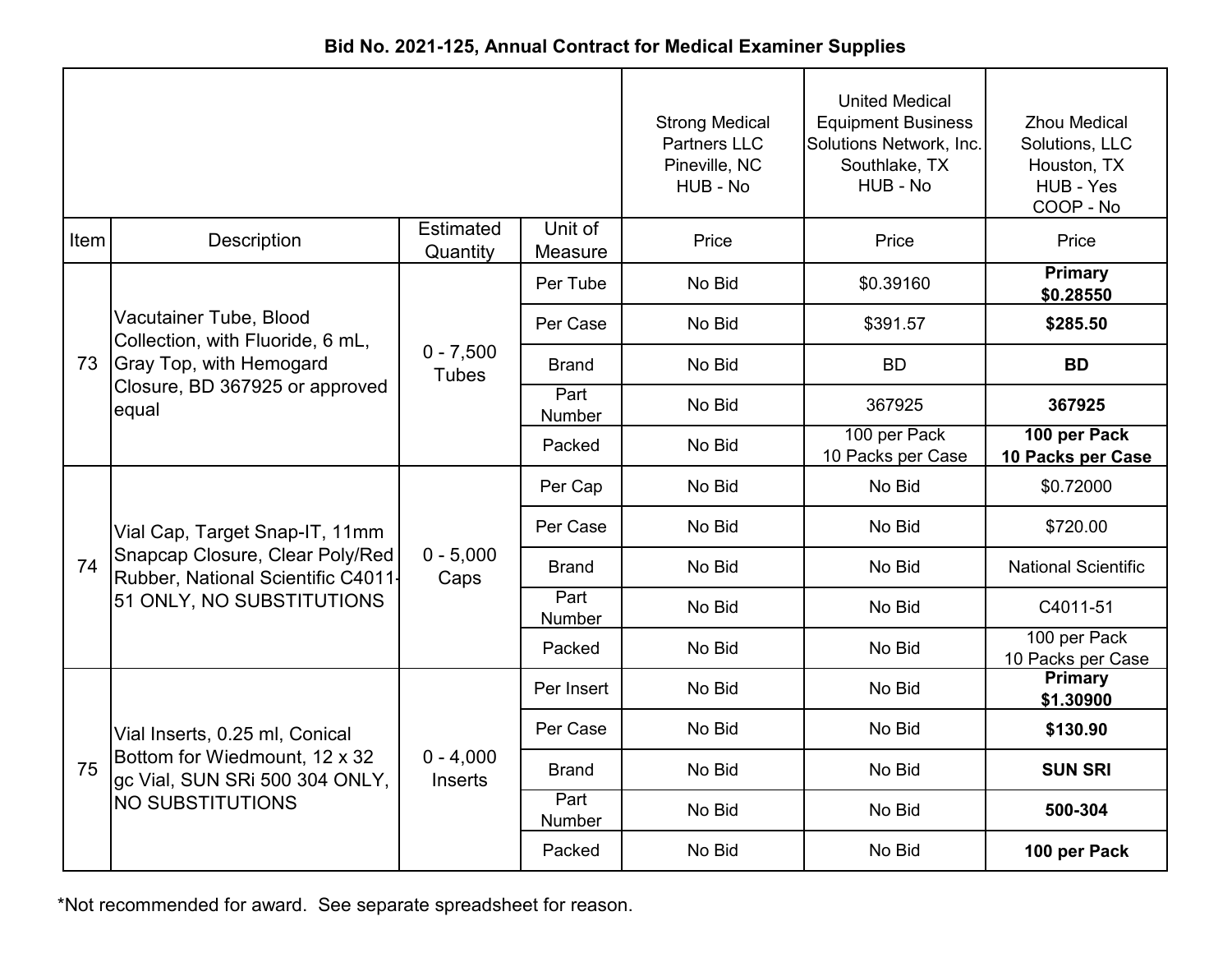**Bid No. 2021-125, Annual Contract for Medical Examiner Supplies**

| Item | Description | Estimated Quantity | Unit of Measure | Strong Medical Partners LLC Pineville, NC HUB - No | United Medical Equipment Business Solutions Network, Inc. Southlake, TX HUB - No | Zhou Medical Solutions, LLC Houston, TX HUB - Yes COOP - No |
|---|---|---|---|---|---|---|
| | | | | Price | Price | Price |
| 73 | Vacutainer Tube, Blood Collection, with Fluoride, 6 mL, Gray Top, with Hemogard Closure, BD 367925 or approved equal | 0 - 7,500 Tubes | Per Tube | No Bid | $0.39160 | **Primary $0.28550** |
| | | | Per Case | No Bid | $391.57 | **$285.50** |
| | | | Brand | No Bid | BD | **BD** |
| | | | Part Number | No Bid | 367925 | **367925** |
| | | | Packed | No Bid | 100 per Pack 10 Packs per Case | **100 per Pack 10 Packs per Case** |
| 74 | Vial Cap, Target Snap-IT, 11mm Snapcap Closure, Clear Poly/Red Rubber, National Scientific C4011-51 ONLY, NO SUBSTITUTIONS | 0 - 5,000 Caps | Per Cap | No Bid | No Bid | $0.72000 |
| | | | Per Case | No Bid | No Bid | $720.00 |
| | | | Brand | No Bid | No Bid | National Scientific |
| | | | Part Number | No Bid | No Bid | C4011-51 |
| | | | Packed | No Bid | No Bid | 100 per Pack 10 Packs per Case |
| 75 | Vial Inserts, 0.25 ml, Conical Bottom for Wiedmount, 12 x 32 gc Vial, SUN SRi 500 304 ONLY, NO SUBSTITUTIONS | 0 - 4,000 Inserts | Per Insert | No Bid | No Bid | **Primary $1.30900** |
| | | | Per Case | No Bid | No Bid | **$130.90** |
| | | | Brand | No Bid | No Bid | **SUN SRI** |
| | | | Part Number | No Bid | No Bid | **500-304** |
| | | | Packed | No Bid | No Bid | **100 per Pack** |

*Not recommended for award. See separate spreadsheet for reason.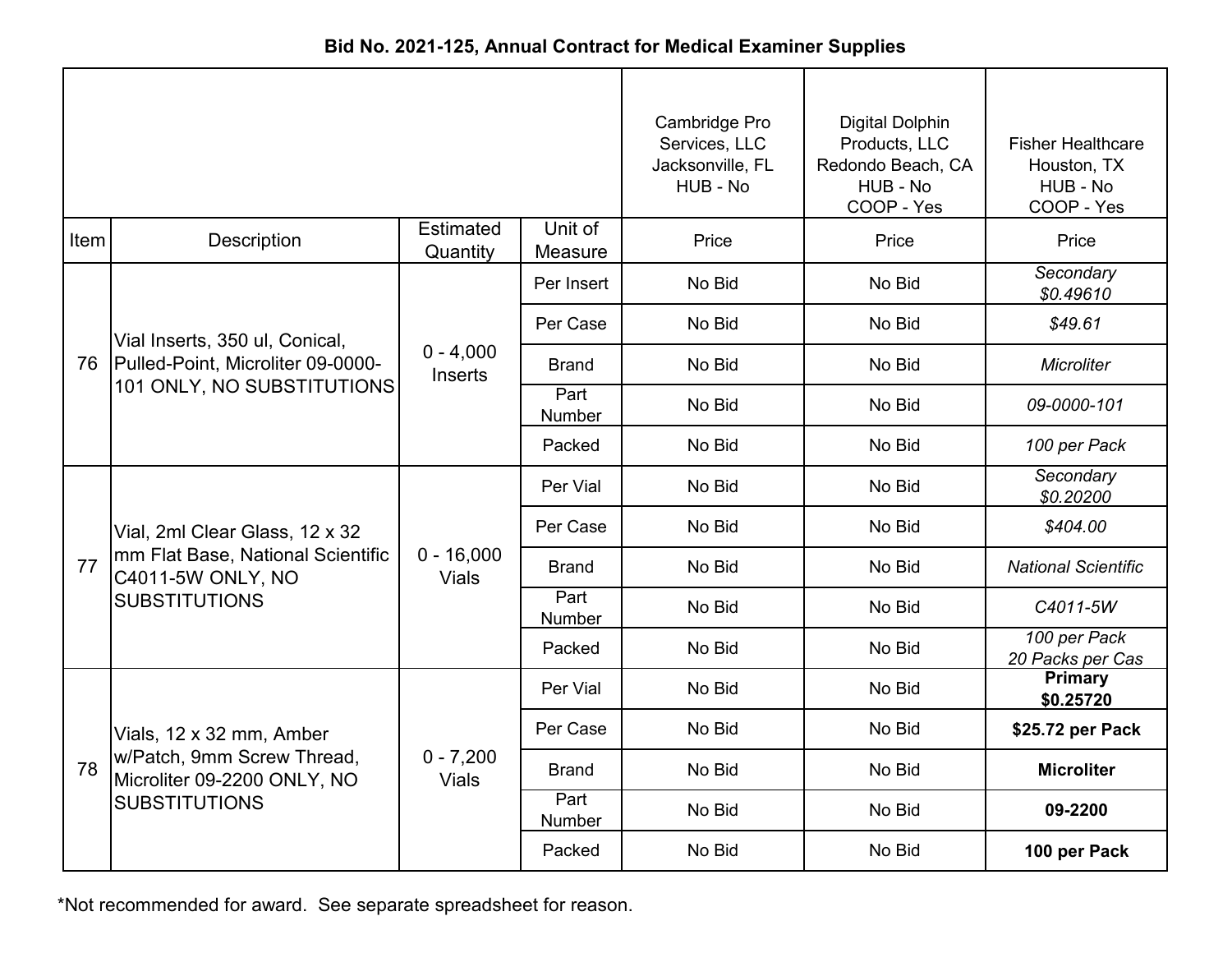**Bid No. 2021-125, Annual Contract for Medical Examiner Supplies**

| | | | | Cambridge Pro Services, LLC Jacksonville, FL HUB - No | Digital Dolphin Products, LLC Redondo Beach, CA HUB - No COOP - Yes | Fisher Healthcare Houston, TX HUB - No COOP - Yes |
|---|---|---|---|---|---|---|
| Item | Description | Estimated Quantity | Unit of Measure | Price | Price | Price |
| 76 | Vial Inserts, 350 ul, Conical, Pulled-Point, Microliter 09-0000-101 ONLY, NO SUBSTITUTIONS | 0 - 4,000 Inserts | Per Insert | No Bid | No Bid | *Secondary $0.49610* |
| | | | Per Case | No Bid | No Bid | *$49.61* |
| | | | Brand | No Bid | No Bid | *Microliter* |
| | | | Part Number | No Bid | No Bid | *09-0000-101* |
| | | | Packed | No Bid | No Bid | *100 per Pack* |
| 77 | Vial, 2ml Clear Glass, 12 x 32 mm Flat Base, National Scientific C4011-5W ONLY, NO SUBSTITUTIONS | 0 - 16,000 Vials | Per Vial | No Bid | No Bid | *Secondary $0.20200* |
| | | | Per Case | No Bid | No Bid | *$404.00* |
| | | | Brand | No Bid | No Bid | *National Scientific* |
| | | | Part Number | No Bid | No Bid | *C4011-5W* |
| | | | Packed | No Bid | No Bid | *100 per Pack 20 Packs per Cas* |
| 78 | Vials, 12 x 32 mm, Amber w/Patch, 9mm Screw Thread, Microliter 09-2200 ONLY, NO SUBSTITUTIONS | 0 - 7,200 Vials | Per Vial | No Bid | No Bid | **Primary $0.25720** |
| | | | Per Case | No Bid | No Bid | **$25.72 per Pack** |
| | | | Brand | No Bid | No Bid | **Microliter** |
| | | | Part Number | No Bid | No Bid | **09-2200** |
| | | | Packed | No Bid | No Bid | **100 per Pack** |

*Not recommended for award. See separate spreadsheet for reason.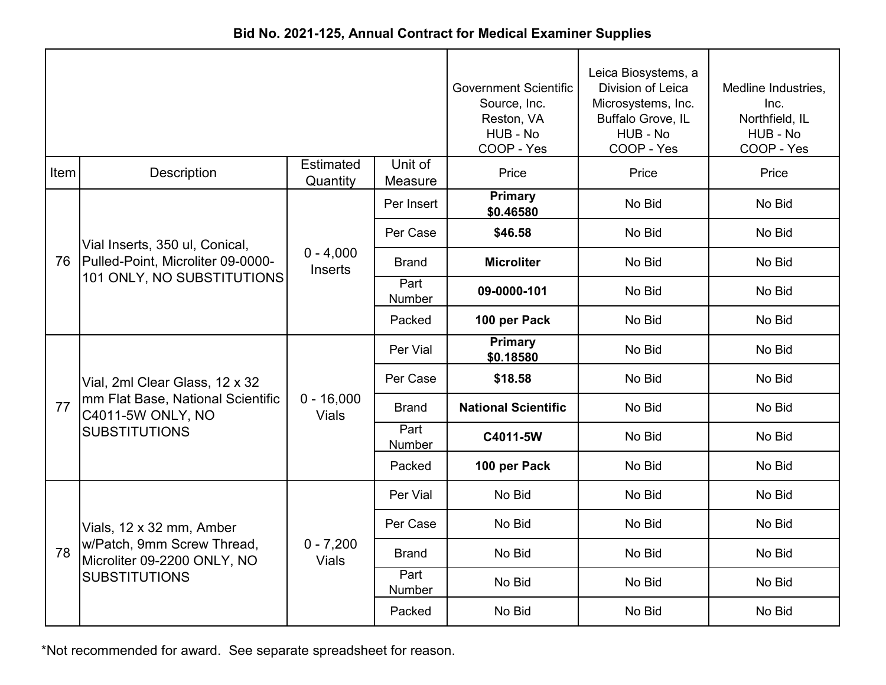## Bid No. 2021-125, Annual Contract for Medical Examiner Supplies

| Item | Description | Estimated Quantity | Unit of Measure | Government Scientific Source, Inc. Reston, VA HUB - No COOP - Yes | Leica Biosystems, a Division of Leica Microsystems, Inc. Buffalo Grove, IL HUB - No COOP - Yes | Medline Industries, Inc. Northfield, IL HUB - No COOP - Yes |
|---|---|---|---|---|---|---|
| | | | | Price | Price | Price |
| 76 | Vial Inserts, 350 ul, Conical, Pulled-Point, Microliter 09-0000-101 ONLY, NO SUBSTITUTIONS | 0 - 4,000 Inserts | Per Insert | **Primary $0.46580** | No Bid | No Bid |
| | | | Per Case | **$46.58** | No Bid | No Bid |
| | | | Brand | **Microliter** | No Bid | No Bid |
| | | | Part Number | **09-0000-101** | No Bid | No Bid |
| | | | Packed | **100 per Pack** | No Bid | No Bid |
| 77 | Vial, 2ml Clear Glass, 12 x 32 mm Flat Base, National Scientific C4011-5W ONLY, NO SUBSTITUTIONS | 0 - 16,000 Vials | Per Vial | **Primary $0.18580** | No Bid | No Bid |
| | | | Per Case | **$18.58** | No Bid | No Bid |
| | | | Brand | **National Scientific** | No Bid | No Bid |
| | | | Part Number | **C4011-5W** | No Bid | No Bid |
| | | | Packed | **100 per Pack** | No Bid | No Bid |
| 78 | Vials, 12 x 32 mm, Amber w/Patch, 9mm Screw Thread, Microliter 09-2200 ONLY, NO SUBSTITUTIONS | 0 - 7,200 Vials | Per Vial | No Bid | No Bid | No Bid |
| | | | Per Case | No Bid | No Bid | No Bid |
| | | | Brand | No Bid | No Bid | No Bid |
| | | | Part Number | No Bid | No Bid | No Bid |
| | | | Packed | No Bid | No Bid | No Bid |

*Not recommended for award. See separate spreadsheet for reason.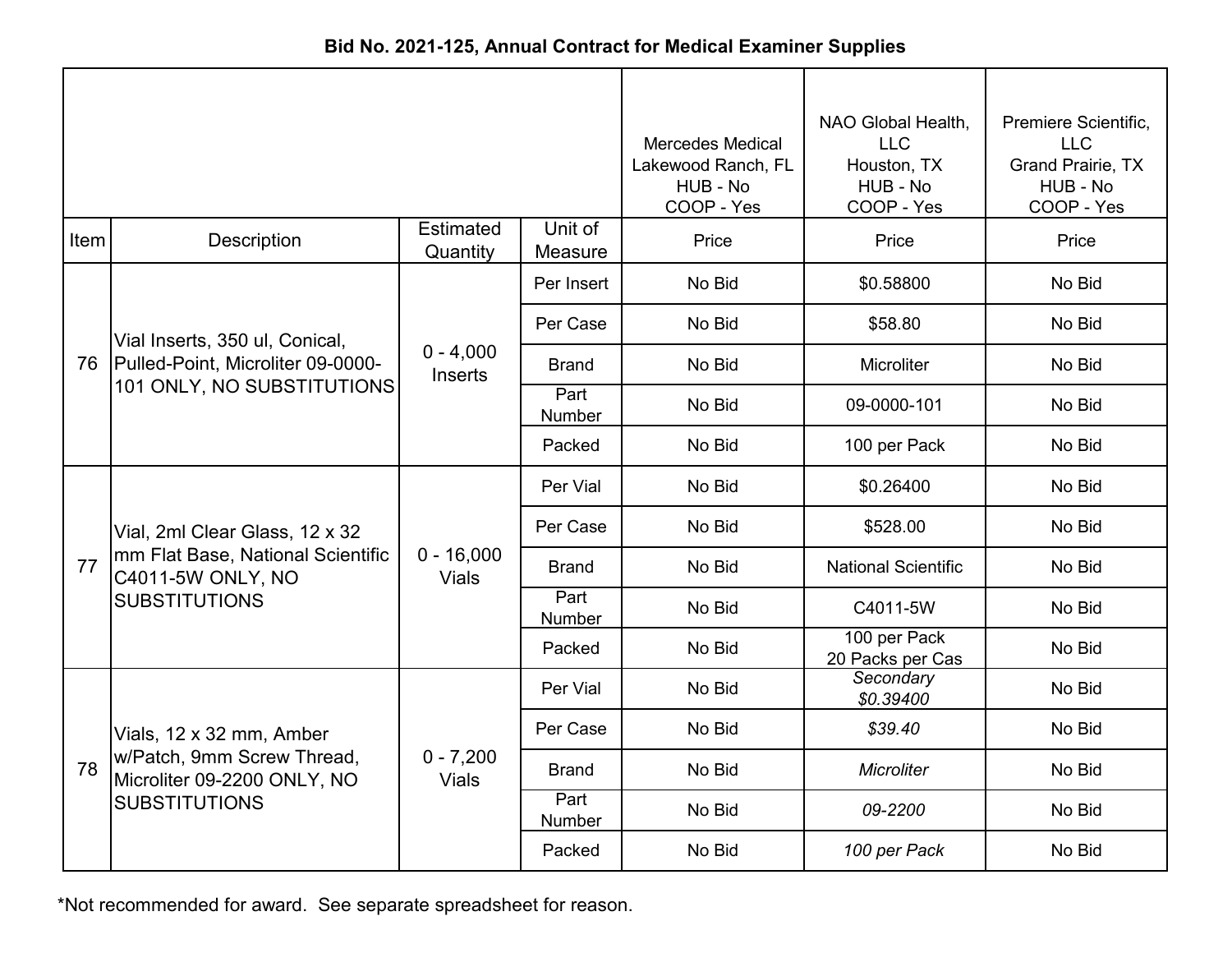**Bid No. 2021-125, Annual Contract for Medical Examiner Supplies**

| Item | Description | Estimated Quantity | Unit of Measure | Mercedes Medical<br>Lakewood Ranch, FL<br>HUB - No<br>COOP - Yes<br>Price | NAO Global Health, LLC<br>Houston, TX<br>HUB - No<br>COOP - Yes<br>Price | Premiere Scientific, LLC<br>Grand Prairie, TX<br>HUB - No<br>COOP - Yes<br>Price |
|---|---|---|---|---|---|---|
| 76 | Vial Inserts, 350 ul, Conical, Pulled-Point, Microliter 09-0000-101 ONLY, NO SUBSTITUTIONS | 0 - 4,000 Inserts | Per Insert | No Bid | $0.58800 | No Bid |
| | | | Per Case | No Bid | $58.80 | No Bid |
| | | | Brand | No Bid | Microliter | No Bid |
| | | | Part Number | No Bid | 09-0000-101 | No Bid |
| | | | Packed | No Bid | 100 per Pack | No Bid |
| 77 | Vial, 2ml Clear Glass, 12 x 32 mm Flat Base, National Scientific C4011-5W ONLY, NO SUBSTITUTIONS | 0 - 16,000 Vials | Per Vial | No Bid | $0.26400 | No Bid |
| | | | Per Case | No Bid | $528.00 | No Bid |
| | | | Brand | No Bid | National Scientific | No Bid |
| | | | Part Number | No Bid | C4011-5W | No Bid |
| | | | Packed | No Bid | 100 per Pack<br>20 Packs per Cas | No Bid |
| 78 | Vials, 12 x 32 mm, Amber w/Patch, 9mm Screw Thread, Microliter 09-2200 ONLY, NO SUBSTITUTIONS | 0 - 7,200 Vials | Per Vial | No Bid | *Secondary*<br>*$0.39400* | No Bid |
| | | | Per Case | No Bid | *$39.40* | No Bid |
| | | | Brand | No Bid | *Microliter* | No Bid |
| | | | Part Number | No Bid | *09-2200* | No Bid |
| | | | Packed | No Bid | *100 per Pack* | No Bid |

*Not recommended for award. See separate spreadsheet for reason.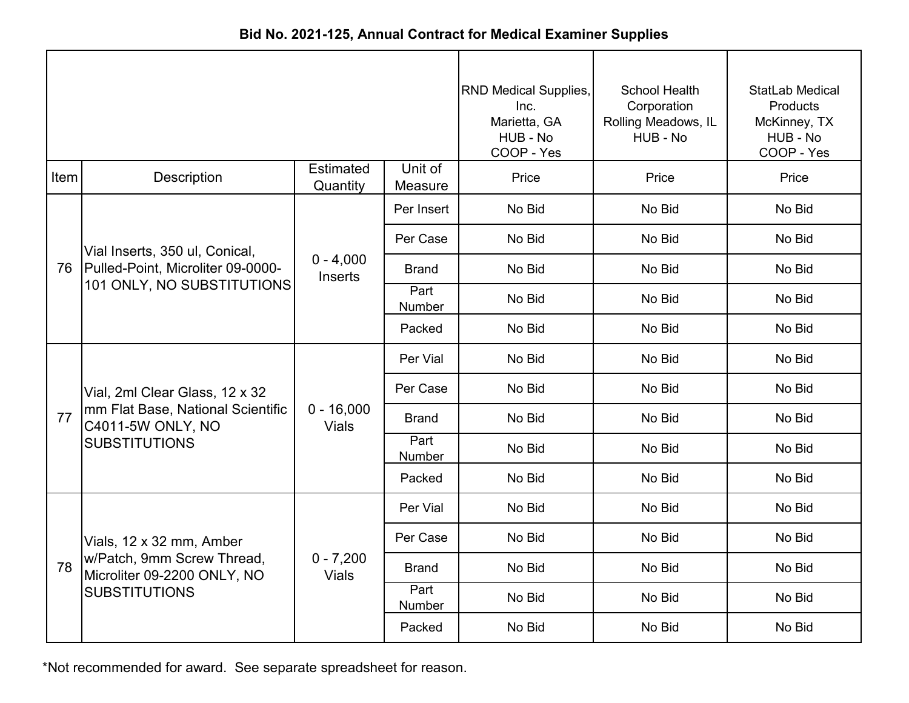**Bid No. 2021-125, Annual Contract for Medical Examiner Supplies**

| Item | Description | Estimated Quantity | Unit of Measure | RND Medical Supplies, Inc. Marietta, GA HUB - No COOP - Yes | School Health Corporation Rolling Meadows, IL HUB - No | StatLab Medical Products McKinney, TX HUB - No COOP - Yes |
|---|---|---|---|---|---|---|
| | | | | Price | Price | Price |
| 76 | Vial Inserts, 350 ul, Conical, Pulled-Point, Microliter 09-0000-101 ONLY, NO SUBSTITUTIONS | 0 - 4,000 Inserts | Per Insert | No Bid | No Bid | No Bid |
| | | | Per Case | No Bid | No Bid | No Bid |
| | | | Brand | No Bid | No Bid | No Bid |
| | | | Part Number | No Bid | No Bid | No Bid |
| | | | Packed | No Bid | No Bid | No Bid |
| 77 | Vial, 2ml Clear Glass, 12 x 32 mm Flat Base, National Scientific C4011-5W ONLY, NO SUBSTITUTIONS | 0 - 16,000 Vials | Per Vial | No Bid | No Bid | No Bid |
| | | | Per Case | No Bid | No Bid | No Bid |
| | | | Brand | No Bid | No Bid | No Bid |
| | | | Part Number | No Bid | No Bid | No Bid |
| | | | Packed | No Bid | No Bid | No Bid |
| 78 | Vials, 12 x 32 mm, Amber w/Patch, 9mm Screw Thread, Microliter 09-2200 ONLY, NO SUBSTITUTIONS | 0 - 7,200 Vials | Per Vial | No Bid | No Bid | No Bid |
| | | | Per Case | No Bid | No Bid | No Bid |
| | | | Brand | No Bid | No Bid | No Bid |
| | | | Part Number | No Bid | No Bid | No Bid |
| | | | Packed | No Bid | No Bid | No Bid |

*Not recommended for award. See separate spreadsheet for reason.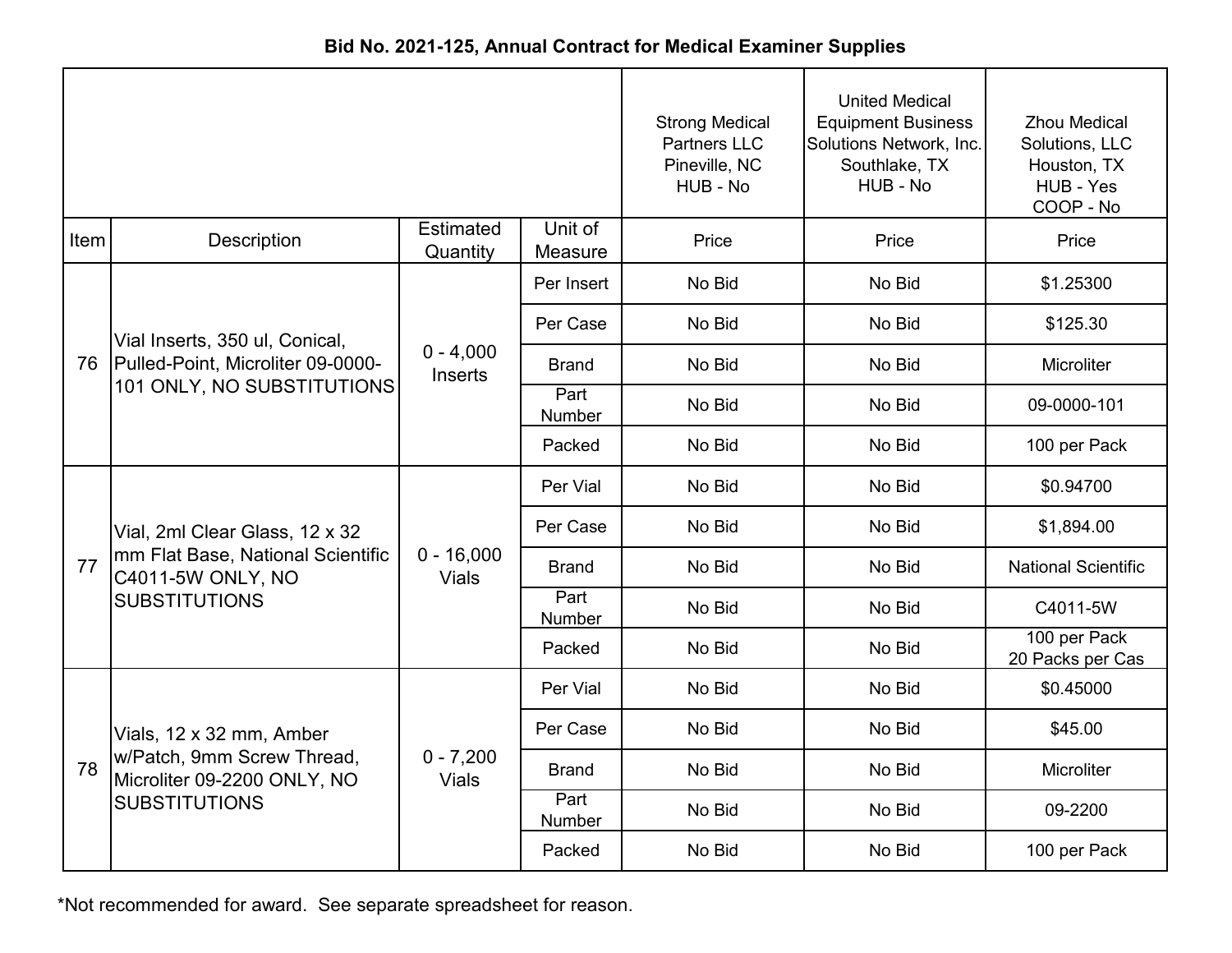**Bid No. 2021-125, Annual Contract for Medical Examiner Supplies**

| | | | | Strong Medical Partners LLC Pineville, NC HUB - No | United Medical Equipment Business Solutions Network, Inc. Southlake, TX HUB - No | Zhou Medical Solutions, LLC Houston, TX HUB - Yes COOP - No |
|---|---|---|---|---|---|---|
| Item | Description | Estimated Quantity | Unit of Measure | Price | Price | Price |
| 76 | Vial Inserts, 350 ul, Conical, Pulled-Point, Microliter 09-0000-101 ONLY, NO SUBSTITUTIONS | 0 - 4,000 Inserts | Per Insert | No Bid | No Bid | $1.25300 |
| | | | Per Case | No Bid | No Bid | $125.30 |
| | | | Brand | No Bid | No Bid | Microliter |
| | | | Part Number | No Bid | No Bid | 09-0000-101 |
| | | | Packed | No Bid | No Bid | 100 per Pack |
| 77 | Vial, 2ml Clear Glass, 12 x 32 mm Flat Base, National Scientific C4011-5W ONLY, NO SUBSTITUTIONS | 0 - 16,000 Vials | Per Vial | No Bid | No Bid | $0.94700 |
| | | | Per Case | No Bid | No Bid | $1,894.00 |
| | | | Brand | No Bid | No Bid | National Scientific |
| | | | Part Number | No Bid | No Bid | C4011-5W |
| | | | Packed | No Bid | No Bid | 100 per Pack 20 Packs per Cas |
| 78 | Vials, 12 x 32 mm, Amber w/Patch, 9mm Screw Thread, Microliter 09-2200 ONLY, NO SUBSTITUTIONS | 0 - 7,200 Vials | Per Vial | No Bid | No Bid | $0.45000 |
| | | | Per Case | No Bid | No Bid | $45.00 |
| | | | Brand | No Bid | No Bid | Microliter |
| | | | Part Number | No Bid | No Bid | 09-2200 |
| | | | Packed | No Bid | No Bid | 100 per Pack |

*Not recommended for award. See separate spreadsheet for reason.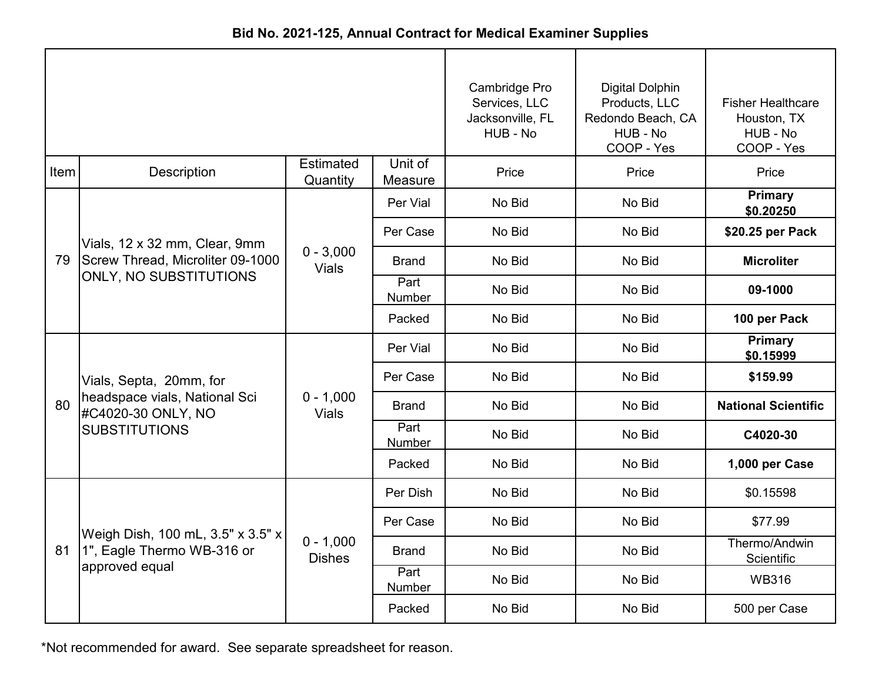**Bid No. 2021-125, Annual Contract for Medical Examiner Supplies**

| Item | Description | Estimated Quantity | Unit of Measure | Cambridge Pro Services, LLC Jacksonville, FL HUB - No<br>Price | Digital Dolphin Products, LLC Redondo Beach, CA HUB - No COOP - Yes<br>Price | Fisher Healthcare Houston, TX HUB - No COOP - Yes<br>Price |
|---|---|---|---|---|---|---|
| 79 | Vials, 12 x 32 mm, Clear, 9mm Screw Thread, Microliter 09-1000 ONLY, NO SUBSTITUTIONS | 0 - 3,000 Vials | Per Vial | No Bid | No Bid | **Primary $0.20250** |
| | | | Per Case | No Bid | No Bid | **$20.25 per Pack** |
| | | | Brand | No Bid | No Bid | **Microliter** |
| | | | Part Number | No Bid | No Bid | **09-1000** |
| | | | Packed | No Bid | No Bid | **100 per Pack** |
| 80 | Vials, Septa, 20mm, for headspace vials, National Sci #C4020-30 ONLY, NO SUBSTITUTIONS | 0 - 1,000 Vials | Per Vial | No Bid | No Bid | **Primary $0.15999** |
| | | | Per Case | No Bid | No Bid | **$159.99** |
| | | | Brand | No Bid | No Bid | **National Scientific** |
| | | | Part Number | No Bid | No Bid | **C4020-30** |
| | | | Packed | No Bid | No Bid | **1,000 per Case** |
| 81 | Weigh Dish, 100 mL, 3.5" x 3.5" x 1", Eagle Thermo WB-316 or approved equal | 0 - 1,000 Dishes | Per Dish | No Bid | No Bid | $0.15598 |
| | | | Per Case | No Bid | No Bid | $77.99 |
| | | | Brand | No Bid | No Bid | Thermo/Andwin Scientific |
| | | | Part Number | No Bid | No Bid | WB316 |
| | | | Packed | No Bid | No Bid | 500 per Case |

*Not recommended for award. See separate spreadsheet for reason.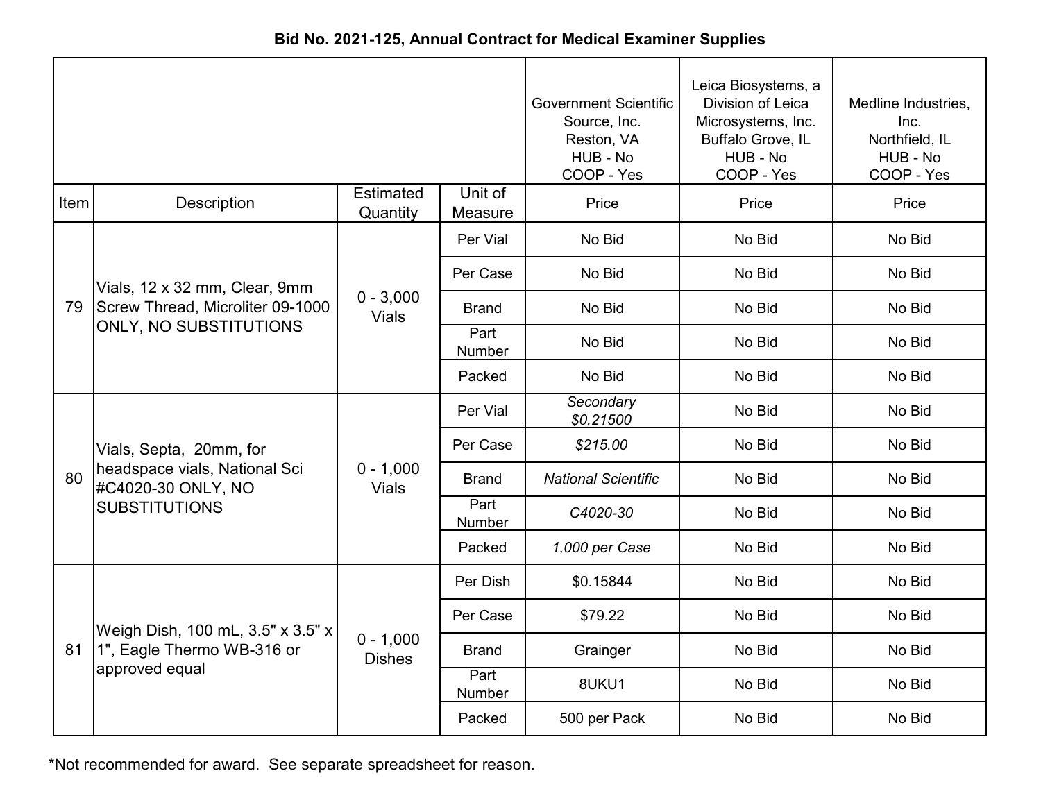# Bid No. 2021-125, Annual Contract for Medical Examiner Supplies

| Item | Description | Estimated Quantity | Unit of Measure | Government Scientific Source, Inc. Reston, VA HUB - No COOP - Yes | Leica Biosystems, a Division of Leica Microsystems, Inc. Buffalo Grove, IL HUB - No COOP - Yes | Medline Industries, Inc. Northfield, IL HUB - No COOP - Yes |
|---|---|---|---|---|---|---|
| | | | | Price | Price | Price |
| 79 | Vials, 12 x 32 mm, Clear, 9mm Screw Thread, Microliter 09-1000 ONLY, NO SUBSTITUTIONS | 0 - 3,000 Vials | Per Vial | No Bid | No Bid | No Bid |
| | | | Per Case | No Bid | No Bid | No Bid |
| | | | Brand | No Bid | No Bid | No Bid |
| | | | Part Number | No Bid | No Bid | No Bid |
| | | | Packed | No Bid | No Bid | No Bid |
| 80 | Vials, Septa, 20mm, for headspace vials, National Sci #C4020-30 ONLY, NO SUBSTITUTIONS | 0 - 1,000 Vials | Per Vial | *Secondary $0.21500* | No Bid | No Bid |
| | | | Per Case | *$215.00* | No Bid | No Bid |
| | | | Brand | *National Scientific* | No Bid | No Bid |
| | | | Part Number | *C4020-30* | No Bid | No Bid |
| | | | Packed | *1,000 per Case* | No Bid | No Bid |
| 81 | Weigh Dish, 100 mL, 3.5" x 3.5" x 1", Eagle Thermo WB-316 or approved equal | 0 - 1,000 Dishes | Per Dish | $0.15844 | No Bid | No Bid |
| | | | Per Case | $79.22 | No Bid | No Bid |
| | | | Brand | Grainger | No Bid | No Bid |
| | | | Part Number | 8UKU1 | No Bid | No Bid |
| | | | Packed | 500 per Pack | No Bid | No Bid |

*Not recommended for award. See separate spreadsheet for reason.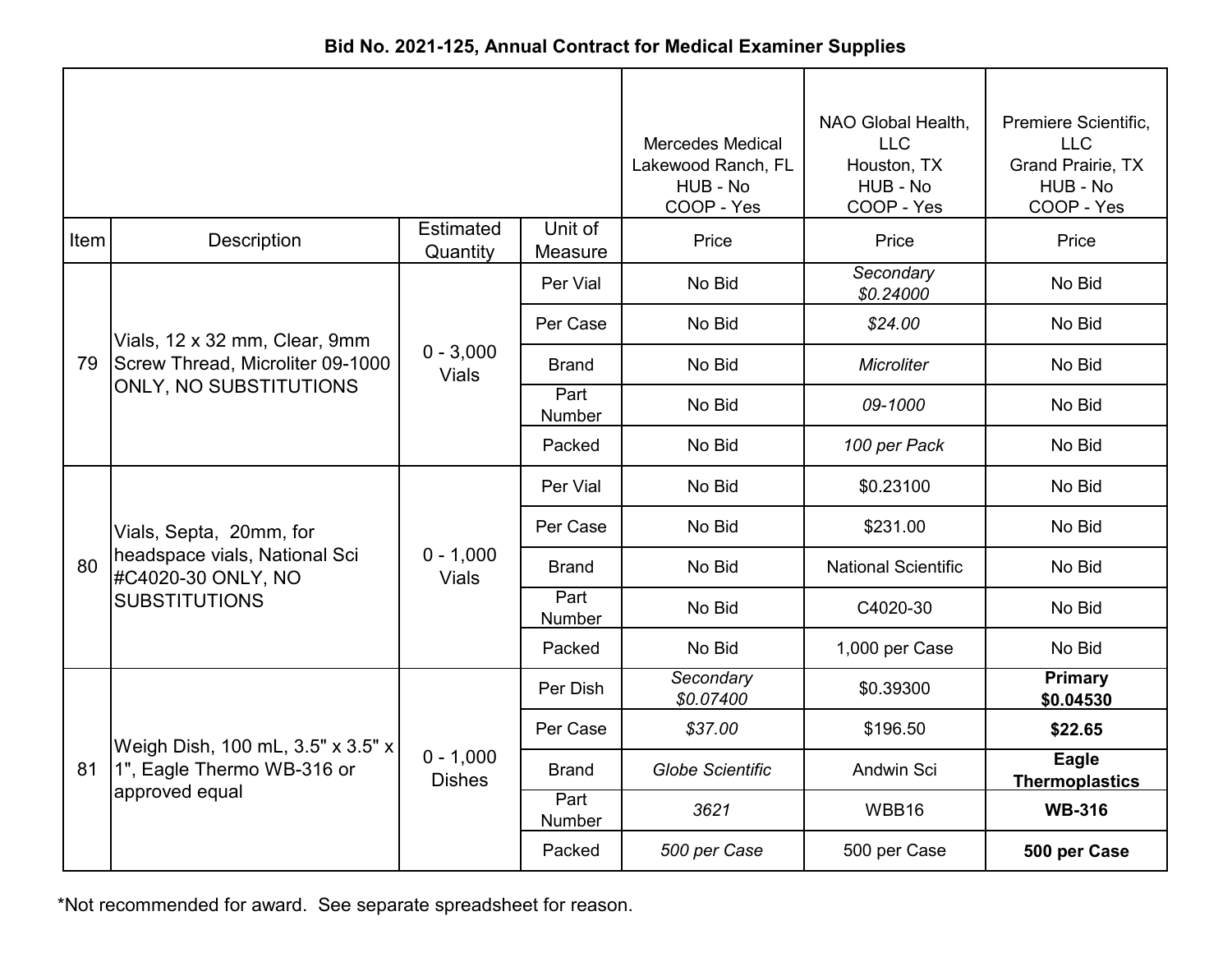**Bid No. 2021-125, Annual Contract for Medical Examiner Supplies**

| Item | Description | Estimated Quantity | Unit of Measure | Mercedes Medical<br>Lakewood Ranch, FL<br>HUB - No<br>COOP - Yes<br>Price | NAO Global Health, LLC<br>Houston, TX<br>HUB - No<br>COOP - Yes<br>Price | Premiere Scientific, LLC<br>Grand Prairie, TX<br>HUB - No<br>COOP - Yes<br>Price |
|---|---|---|---|---|---|---|
| 79 | Vials, 12 x 32 mm, Clear, 9mm Screw Thread, Microliter 09-1000 ONLY, NO SUBSTITUTIONS | 0 - 3,000 Vials | Per Vial | No Bid | *Secondary $0.24000* | No Bid |
| | | | Per Case | No Bid | *$24.00* | No Bid |
| | | | Brand | No Bid | *Microliter* | No Bid |
| | | | Part Number | No Bid | *09-1000* | No Bid |
| | | | Packed | No Bid | *100 per Pack* | No Bid |
| 80 | Vials, Septa, 20mm, for headspace vials, National Sci #C4020-30 ONLY, NO SUBSTITUTIONS | 0 - 1,000 Vials | Per Vial | No Bid | $0.23100 | No Bid |
| | | | Per Case | No Bid | $231.00 | No Bid |
| | | | Brand | No Bid | National Scientific | No Bid |
| | | | Part Number | No Bid | C4020-30 | No Bid |
| | | | Packed | No Bid | 1,000 per Case | No Bid |
| 81 | Weigh Dish, 100 mL, 3.5" x 3.5" x 1", Eagle Thermo WB-316 or approved equal | 0 - 1,000 Dishes | Per Dish | *Secondary $0.07400* | $0.39300 | **Primary $0.04530** |
| | | | Per Case | *$37.00* | $196.50 | **$22.65** |
| | | | Brand | *Globe Scientific* | Andwin Sci | **Eagle Thermoplastics** |
| | | | Part Number | *3621* | WBB16 | **WB-316** |
| | | | Packed | *500 per Case* | 500 per Case | **500 per Case** |

*Not recommended for award. See separate spreadsheet for reason.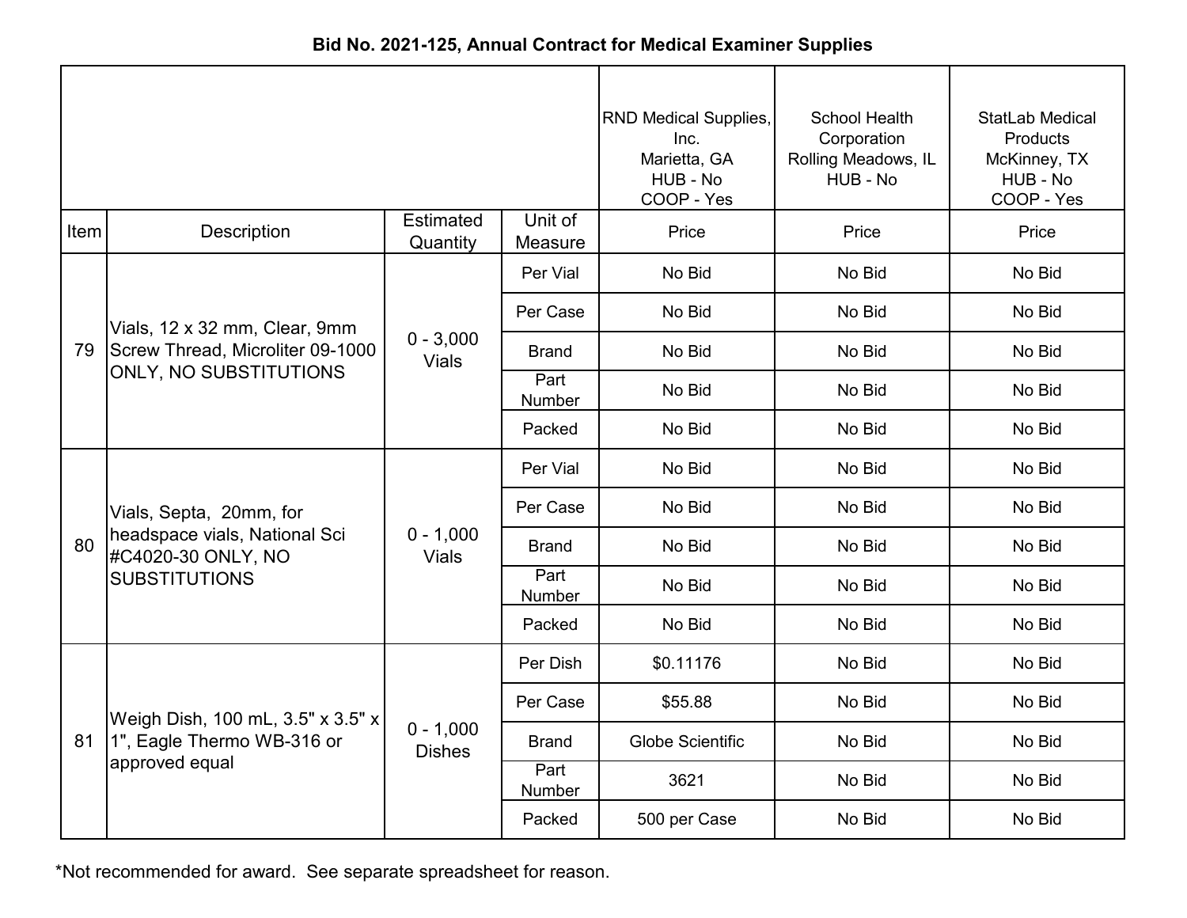**Bid No. 2021-125, Annual Contract for Medical Examiner Supplies**

| Item | Description | Estimated Quantity | Unit of Measure | RND Medical Supplies, Inc. Marietta, GA HUB - No COOP - Yes<br>Price | School Health Corporation Rolling Meadows, IL HUB - No<br>Price | StatLab Medical Products McKinney, TX HUB - No COOP - Yes<br>Price |
|---|---|---|---|---|---|---|
| 79 | Vials, 12 x 32 mm, Clear, 9mm Screw Thread, Microliter 09-1000 ONLY, NO SUBSTITUTIONS | 0 - 3,000 Vials | Per Vial | No Bid | No Bid | No Bid |
| | | | Per Case | No Bid | No Bid | No Bid |
| | | | Brand | No Bid | No Bid | No Bid |
| | | | Part Number | No Bid | No Bid | No Bid |
| | | | Packed | No Bid | No Bid | No Bid |
| 80 | Vials, Septa, 20mm, for headspace vials, National Sci #C4020-30 ONLY, NO SUBSTITUTIONS | 0 - 1,000 Vials | Per Vial | No Bid | No Bid | No Bid |
| | | | Per Case | No Bid | No Bid | No Bid |
| | | | Brand | No Bid | No Bid | No Bid |
| | | | Part Number | No Bid | No Bid | No Bid |
| | | | Packed | No Bid | No Bid | No Bid |
| 81 | Weigh Dish, 100 mL, 3.5" x 3.5" x 1", Eagle Thermo WB-316 or approved equal | 0 - 1,000 Dishes | Per Dish | $0.11176 | No Bid | No Bid |
| | | | Per Case | $55.88 | No Bid | No Bid |
| | | | Brand | Globe Scientific | No Bid | No Bid |
| | | | Part Number | 3621 | No Bid | No Bid |
| | | | Packed | 500 per Case | No Bid | No Bid |

*Not recommended for award. See separate spreadsheet for reason.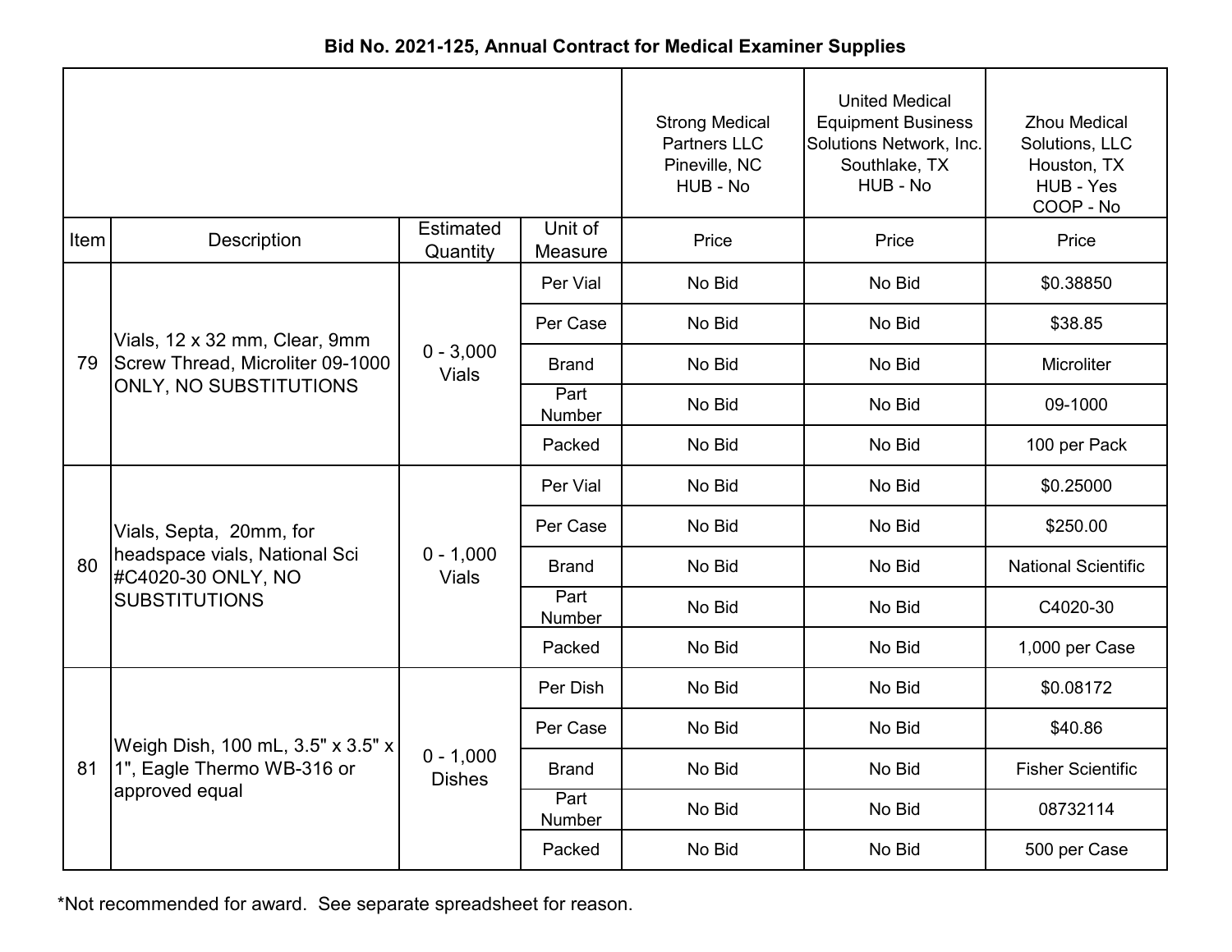**Bid No. 2021-125, Annual Contract for Medical Examiner Supplies**

| | | | | Strong Medical Partners LLC Pineville, NC HUB - No | United Medical Equipment Business Solutions Network, Inc. Southlake, TX HUB - No | Zhou Medical Solutions, LLC Houston, TX HUB - Yes COOP - No |
|---|---|---|---|---|---|---|
| Item | Description | Estimated Quantity | Unit of Measure | Price | Price | Price |
| 79 | Vials, 12 x 32 mm, Clear, 9mm Screw Thread, Microliter 09-1000 ONLY, NO SUBSTITUTIONS | 0 - 3,000 Vials | Per Vial | No Bid | No Bid | $0.38850 |
| | | | Per Case | No Bid | No Bid | $38.85 |
| | | | Brand | No Bid | No Bid | Microliter |
| | | | Part Number | No Bid | No Bid | 09-1000 |
| | | | Packed | No Bid | No Bid | 100 per Pack |
| 80 | Vials, Septa, 20mm, for headspace vials, National Sci #C4020-30 ONLY, NO SUBSTITUTIONS | 0 - 1,000 Vials | Per Vial | No Bid | No Bid | $0.25000 |
| | | | Per Case | No Bid | No Bid | $250.00 |
| | | | Brand | No Bid | No Bid | National Scientific |
| | | | Part Number | No Bid | No Bid | C4020-30 |
| | | | Packed | No Bid | No Bid | 1,000 per Case |
| 81 | Weigh Dish, 100 mL, 3.5" x 3.5" x 1", Eagle Thermo WB-316 or approved equal | 0 - 1,000 Dishes | Per Dish | No Bid | No Bid | $0.08172 |
| | | | Per Case | No Bid | No Bid | $40.86 |
| | | | Brand | No Bid | No Bid | Fisher Scientific |
| | | | Part Number | No Bid | No Bid | 08732114 |
| | | | Packed | No Bid | No Bid | 500 per Case |

*Not recommended for award. See separate spreadsheet for reason.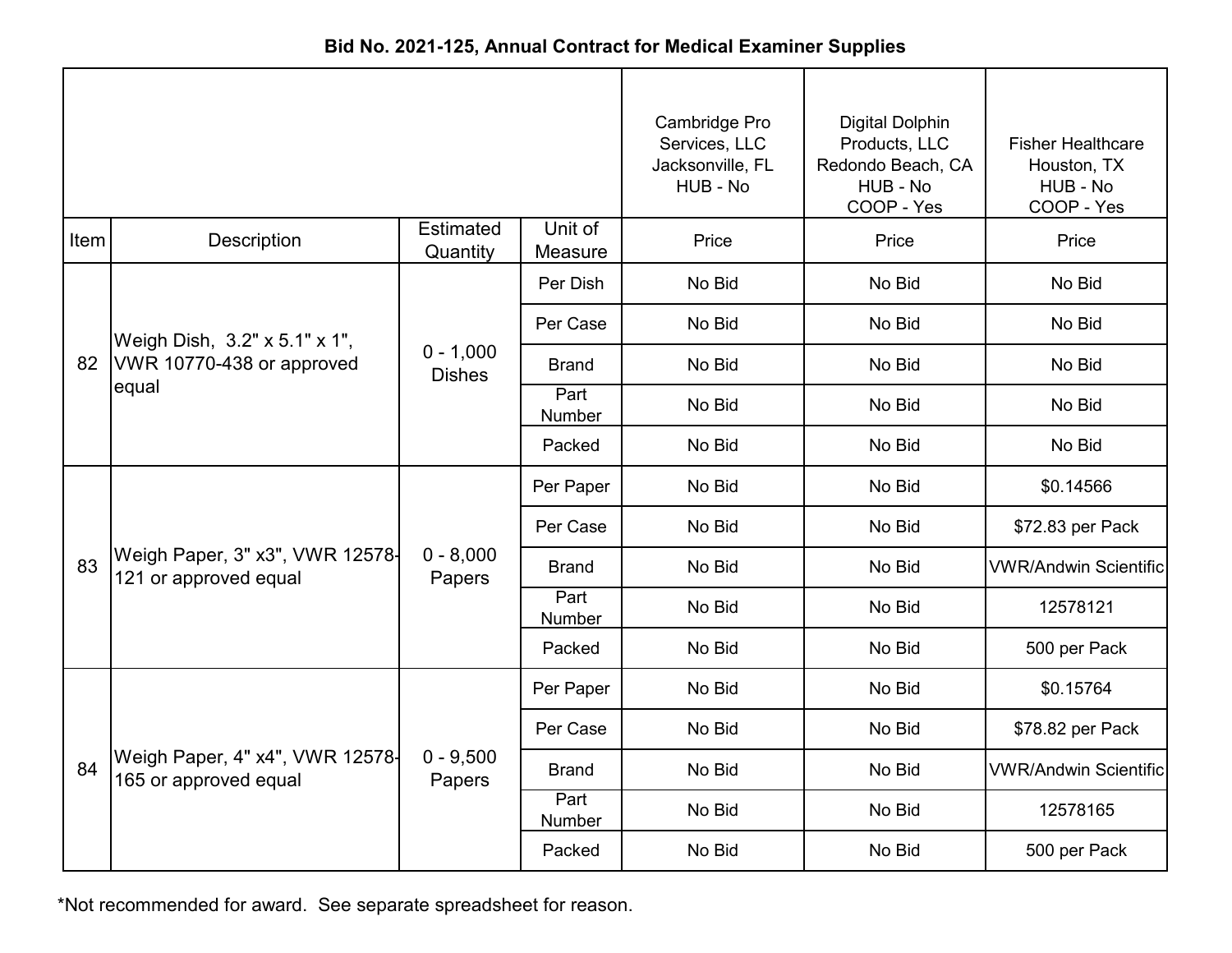**Bid No. 2021-125, Annual Contract for Medical Examiner Supplies**

| | | | | Cambridge Pro Services, LLC Jacksonville, FL HUB - No | Digital Dolphin Products, LLC Redondo Beach, CA HUB - No COOP - Yes | Fisher Healthcare Houston, TX HUB - No COOP - Yes |
|---|---|---|---|---|---|---|
| Item | Description | Estimated Quantity | Unit of Measure | Price | Price | Price |
| 82 | Weigh Dish, 3.2" x 5.1" x 1", VWR 10770-438 or approved equal | 0 - 1,000 Dishes | Per Dish | No Bid | No Bid | No Bid |
| | | | Per Case | No Bid | No Bid | No Bid |
| | | | Brand | No Bid | No Bid | No Bid |
| | | | Part Number | No Bid | No Bid | No Bid |
| | | | Packed | No Bid | No Bid | No Bid |
| 83 | Weigh Paper, 3" x3", VWR 12578-121 or approved equal | 0 - 8,000 Papers | Per Paper | No Bid | No Bid | $0.14566 |
| | | | Per Case | No Bid | No Bid | $72.83 per Pack |
| | | | Brand | No Bid | No Bid | VWR/Andwin Scientific |
| | | | Part Number | No Bid | No Bid | 12578121 |
| | | | Packed | No Bid | No Bid | 500 per Pack |
| 84 | Weigh Paper, 4" x4", VWR 12578-165 or approved equal | 0 - 9,500 Papers | Per Paper | No Bid | No Bid | $0.15764 |
| | | | Per Case | No Bid | No Bid | $78.82 per Pack |
| | | | Brand | No Bid | No Bid | VWR/Andwin Scientific |
| | | | Part Number | No Bid | No Bid | 12578165 |
| | | | Packed | No Bid | No Bid | 500 per Pack |

*Not recommended for award. See separate spreadsheet for reason.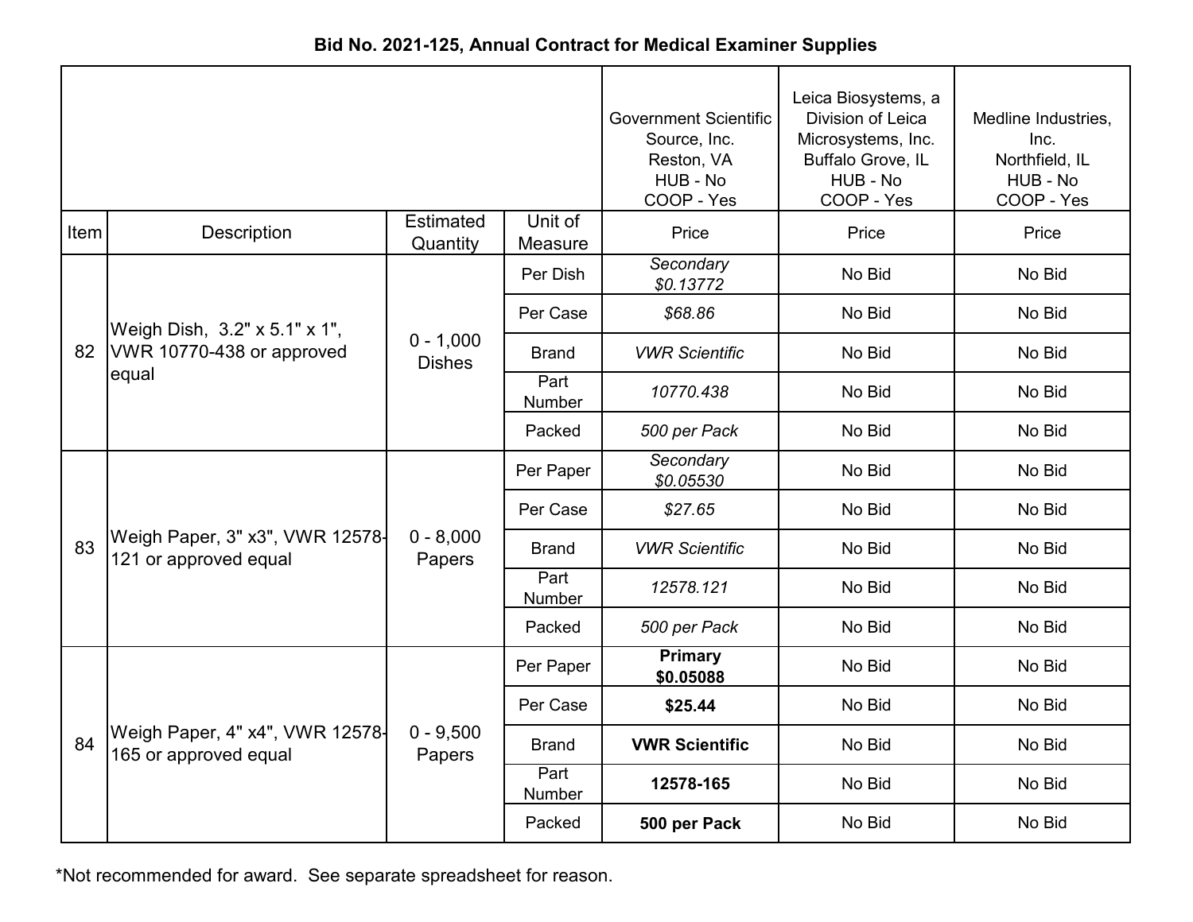**Bid No. 2021-125, Annual Contract for Medical Examiner Supplies**

| | | | | Government Scientific Source, Inc.<br>Reston, VA<br>HUB - No<br>COOP - Yes | Leica Biosystems, a Division of Leica Microsystems, Inc.<br>Buffalo Grove, IL<br>HUB - No<br>COOP - Yes | Medline Industries, Inc.<br>Northfield, IL<br>HUB - No<br>COOP - Yes |
|---|---|---|---|---|---|---|
| Item | Description | Estimated Quantity | Unit of Measure | Price | Price | Price |
| 82 | Weigh Dish, 3.2" x 5.1" x 1", VWR 10770-438 or approved equal | 0 - 1,000 Dishes | Per Dish | *Secondary $0.13772* | No Bid | No Bid |
| | | | Per Case | *$68.86* | No Bid | No Bid |
| | | | Brand | *VWR Scientific* | No Bid | No Bid |
| | | | Part Number | *10770.438* | No Bid | No Bid |
| | | | Packed | *500 per Pack* | No Bid | No Bid |
| 83 | Weigh Paper, 3" x3", VWR 12578-121 or approved equal | 0 - 8,000 Papers | Per Paper | *Secondary $0.05530* | No Bid | No Bid |
| | | | Per Case | *$27.65* | No Bid | No Bid |
| | | | Brand | *VWR Scientific* | No Bid | No Bid |
| | | | Part Number | *12578.121* | No Bid | No Bid |
| | | | Packed | *500 per Pack* | No Bid | No Bid |
| 84 | Weigh Paper, 4" x4", VWR 12578-165 or approved equal | 0 - 9,500 Papers | Per Paper | **Primary $0.05088** | No Bid | No Bid |
| | | | Per Case | **$25.44** | No Bid | No Bid |
| | | | Brand | **VWR Scientific** | No Bid | No Bid |
| | | | Part Number | **12578-165** | No Bid | No Bid |
| | | | Packed | **500 per Pack** | No Bid | No Bid |

*Not recommended for award. See separate spreadsheet for reason.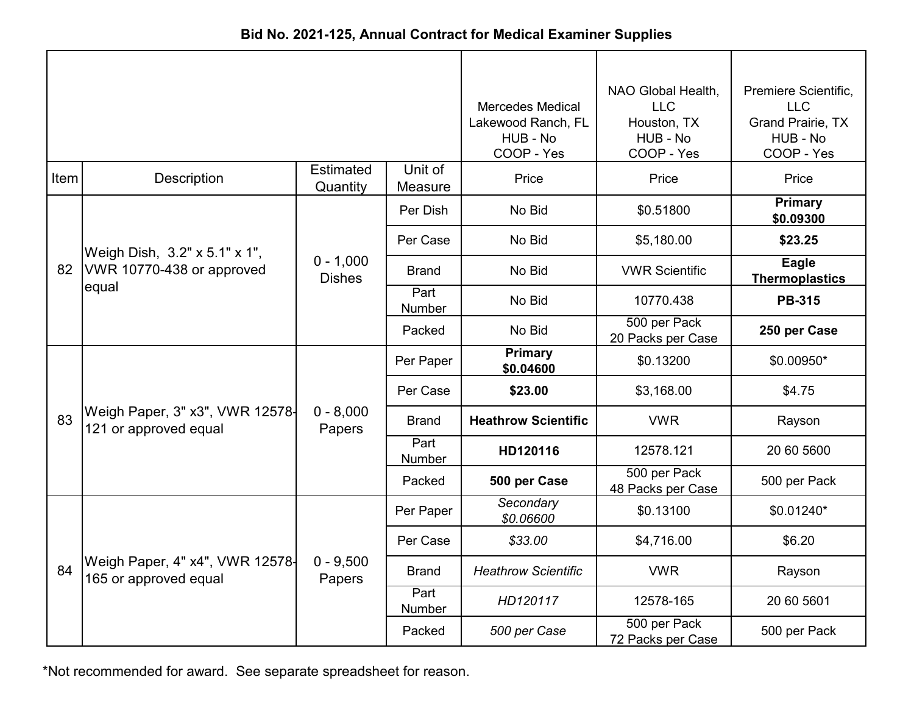**Bid No. 2021-125, Annual Contract for Medical Examiner Supplies**

| Item | Description | Estimated Quantity | Unit of Measure | Mercedes Medical<br>Lakewood Ranch, FL<br>HUB - No<br>COOP - Yes<br>Price | NAO Global Health, LLC<br>Houston, TX<br>HUB - No<br>COOP - Yes<br>Price | Premiere Scientific, LLC<br>Grand Prairie, TX<br>HUB - No<br>COOP - Yes<br>Price |
|---|---|---|---|---|---|---|
| 82 | Weigh Dish, 3.2" x 5.1" x 1", VWR 10770-438 or approved equal | 0 - 1,000 Dishes | Per Dish | No Bid | $0.51800 | **Primary $0.09300** |
| | | | Per Case | No Bid | $5,180.00 | **$23.25** |
| | | | Brand | No Bid | VWR Scientific | **Eagle Thermoplastics** |
| | | | Part Number | No Bid | 10770.438 | **PB-315** |
| | | | Packed | No Bid | 500 per Pack<br>20 Packs per Case | **250 per Case** |
| 83 | Weigh Paper, 3" x3", VWR 12578-121 or approved equal | 0 - 8,000 Papers | Per Paper | **Primary $0.04600** | $0.13200 | $0.00950* |
| | | | Per Case | **$23.00** | $3,168.00 | $4.75 |
| | | | Brand | **Heathrow Scientific** | VWR | Rayson |
| | | | Part Number | **HD120116** | 12578.121 | 20 60 5600 |
| | | | Packed | **500 per Case** | 500 per Pack<br>48 Packs per Case | 500 per Pack |
| 84 | Weigh Paper, 4" x4", VWR 12578-165 or approved equal | 0 - 9,500 Papers | Per Paper | *Secondary $0.06600* | $0.13100 | $0.01240* |
| | | | Per Case | *$33.00* | $4,716.00 | $6.20 |
| | | | Brand | *Heathrow Scientific* | VWR | Rayson |
| | | | Part Number | *HD120117* | 12578-165 | 20 60 5601 |
| | | | Packed | *500 per Case* | 500 per Pack<br>72 Packs per Case | 500 per Pack |

*Not recommended for award. See separate spreadsheet for reason.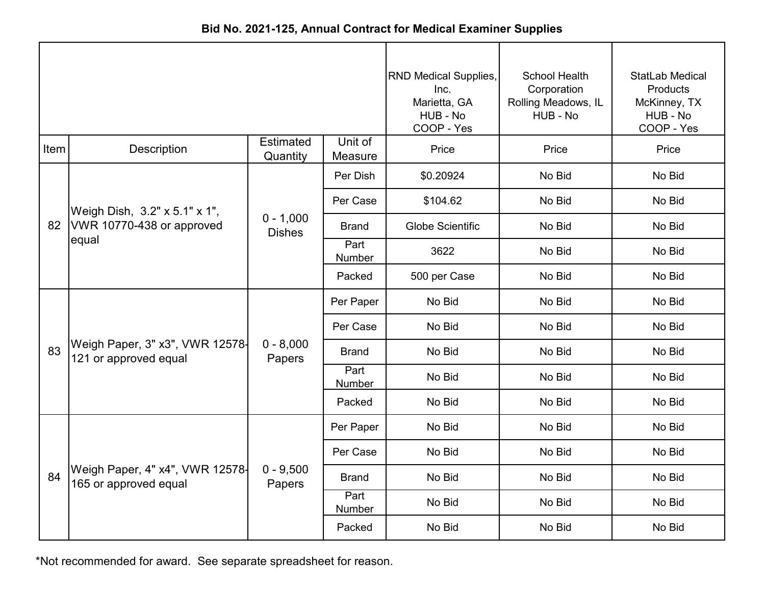**Bid No. 2021-125, Annual Contract for Medical Examiner Supplies**

| | | | | RND Medical Supplies, Inc. Marietta, GA HUB - No COOP - Yes | School Health Corporation Rolling Meadows, IL HUB - No | StatLab Medical Products McKinney, TX HUB - No COOP - Yes |
|---|---|---|---|---|---|---|
| Item | Description | Estimated Quantity | Unit of Measure | Price | Price | Price |
| 82 | Weigh Dish, 3.2" x 5.1" x 1", VWR 10770-438 or approved equal | 0 - 1,000 Dishes | Per Dish | $0.20924 | No Bid | No Bid |
| | | | Per Case | $104.62 | No Bid | No Bid |
| | | | Brand | Globe Scientific | No Bid | No Bid |
| | | | Part Number | 3622 | No Bid | No Bid |
| | | | Packed | 500 per Case | No Bid | No Bid |
| 83 | Weigh Paper, 3" x3", VWR 12578-121 or approved equal | 0 - 8,000 Papers | Per Paper | No Bid | No Bid | No Bid |
| | | | Per Case | No Bid | No Bid | No Bid |
| | | | Brand | No Bid | No Bid | No Bid |
| | | | Part Number | No Bid | No Bid | No Bid |
| | | | Packed | No Bid | No Bid | No Bid |
| 84 | Weigh Paper, 4" x4", VWR 12578-165 or approved equal | 0 - 9,500 Papers | Per Paper | No Bid | No Bid | No Bid |
| | | | Per Case | No Bid | No Bid | No Bid |
| | | | Brand | No Bid | No Bid | No Bid |
| | | | Part Number | No Bid | No Bid | No Bid |
| | | | Packed | No Bid | No Bid | No Bid |

*Not recommended for award. See separate spreadsheet for reason.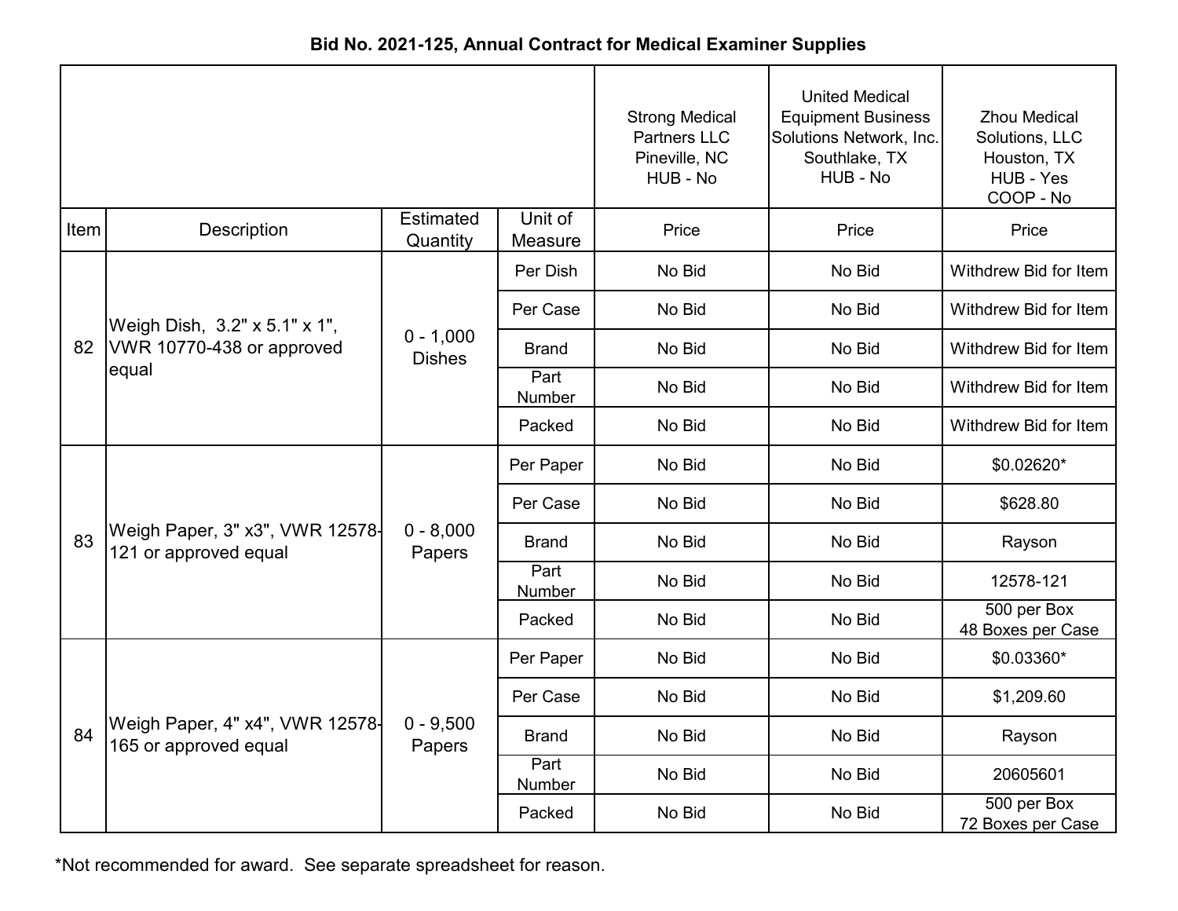**Bid No. 2021-125, Annual Contract for Medical Examiner Supplies**

| | | | | Strong Medical Partners LLC Pineville, NC HUB - No | United Medical Equipment Business Solutions Network, Inc. Southlake, TX HUB - No | Zhou Medical Solutions, LLC Houston, TX HUB - Yes COOP - No |
|---|---|---|---|---|---|---|
| Item | Description | Estimated Quantity | Unit of Measure | Price | Price | Price |
| 82 | Weigh Dish, 3.2" x 5.1" x 1", VWR 10770-438 or approved equal | 0 - 1,000 Dishes | Per Dish | No Bid | No Bid | Withdrew Bid for Item |
| | | | Per Case | No Bid | No Bid | Withdrew Bid for Item |
| | | | Brand | No Bid | No Bid | Withdrew Bid for Item |
| | | | Part Number | No Bid | No Bid | Withdrew Bid for Item |
| | | | Packed | No Bid | No Bid | Withdrew Bid for Item |
| 83 | Weigh Paper, 3" x3", VWR 12578-121 or approved equal | 0 - 8,000 Papers | Per Paper | No Bid | No Bid | $0.02620* |
| | | | Per Case | No Bid | No Bid | $628.80 |
| | | | Brand | No Bid | No Bid | Rayson |
| | | | Part Number | No Bid | No Bid | 12578-121 |
| | | | Packed | No Bid | No Bid | 500 per Box 48 Boxes per Case |
| 84 | Weigh Paper, 4" x4", VWR 12578-165 or approved equal | 0 - 9,500 Papers | Per Paper | No Bid | No Bid | $0.03360* |
| | | | Per Case | No Bid | No Bid | $1,209.60 |
| | | | Brand | No Bid | No Bid | Rayson |
| | | | Part Number | No Bid | No Bid | 20605601 |
| | | | Packed | No Bid | No Bid | 500 per Box 72 Boxes per Case |

*Not recommended for award. See separate spreadsheet for reason.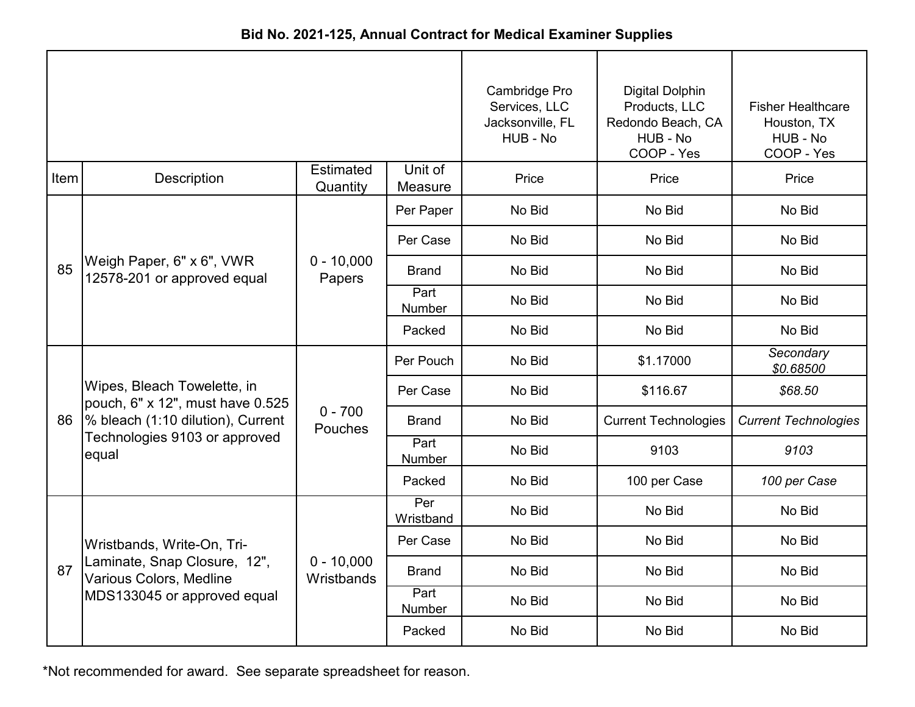# Bid No. 2021-125, Annual Contract for Medical Examiner Supplies

| Item | Description | Estimated Quantity | Unit of Measure | Cambridge Pro Services, LLC Jacksonville, FL HUB - No | Digital Dolphin Products, LLC Redondo Beach, CA HUB - No COOP - Yes | Fisher Healthcare Houston, TX HUB - No COOP - Yes |
|---|---|---|---|---|---|---|
| | | | | Price | Price | Price |
| 85 | Weigh Paper, 6" x 6", VWR 12578-201 or approved equal | 0 - 10,000 Papers | Per Paper | No Bid | No Bid | No Bid |
| | | | Per Case | No Bid | No Bid | No Bid |
| | | | Brand | No Bid | No Bid | No Bid |
| | | | Part Number | No Bid | No Bid | No Bid |
| | | | Packed | No Bid | No Bid | No Bid |
| 86 | Wipes, Bleach Towelette, in pouch, 6" x 12", must have 0.525 % bleach (1:10 dilution), Current Technologies 9103 or approved equal | 0 - 700 Pouches | Per Pouch | No Bid | $1.17000 | *Secondary $0.68500* |
| | | | Per Case | No Bid | $116.67 | *$68.50* |
| | | | Brand | No Bid | Current Technologies | *Current Technologies* |
| | | | Part Number | No Bid | 9103 | *9103* |
| | | | Packed | No Bid | 100 per Case | *100 per Case* |
| 87 | Wristbands, Write-On, Tri-Laminate, Snap Closure, 12", Various Colors, Medline MDS133045 or approved equal | 0 - 10,000 Wristbands | Per Wristband | No Bid | No Bid | No Bid |
| | | | Per Case | No Bid | No Bid | No Bid |
| | | | Brand | No Bid | No Bid | No Bid |
| | | | Part Number | No Bid | No Bid | No Bid |
| | | | Packed | No Bid | No Bid | No Bid |

*Not recommended for award. See separate spreadsheet for reason.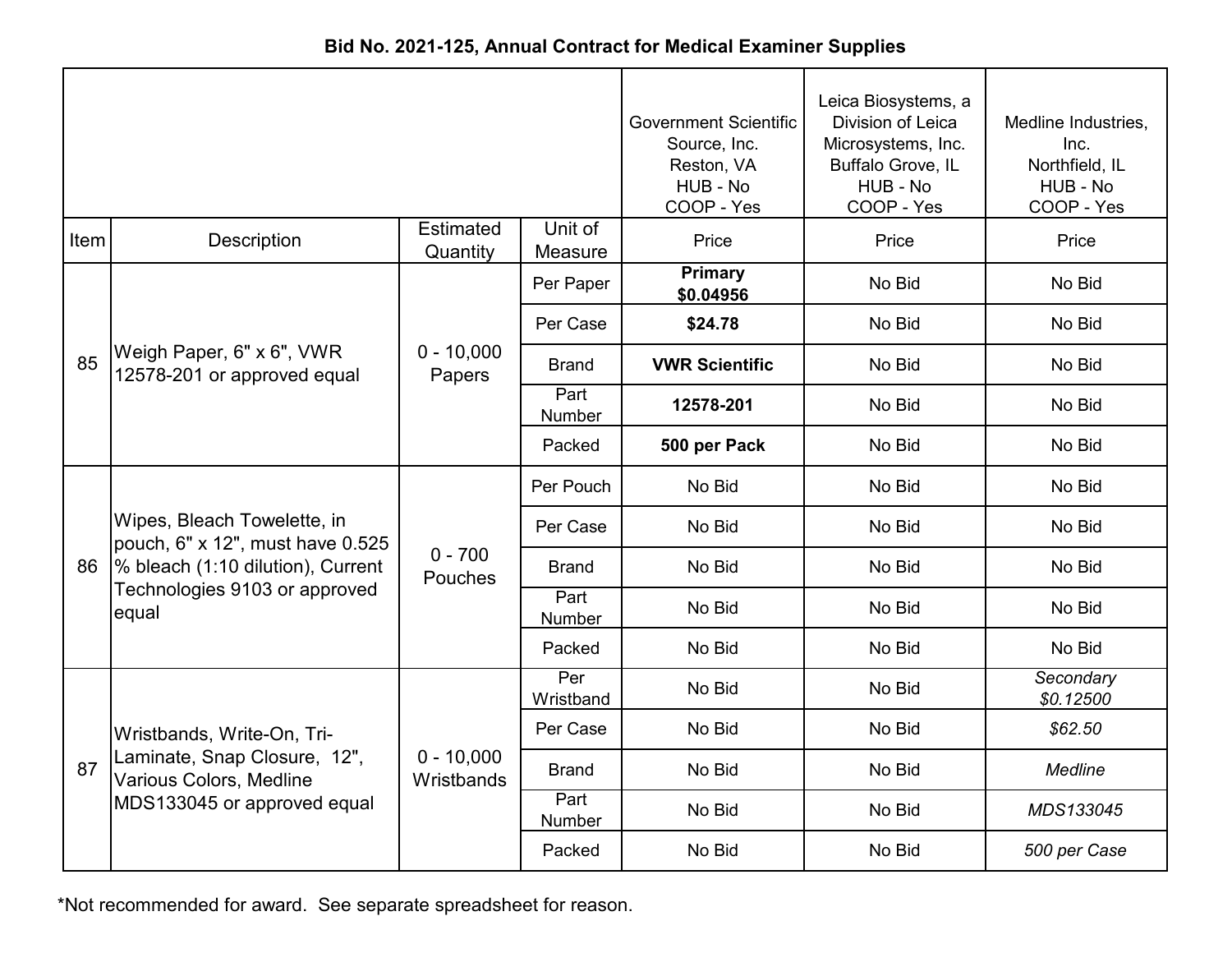**Bid No. 2021-125, Annual Contract for Medical Examiner Supplies**

| Item | Description | Estimated Quantity | Unit of Measure | Government Scientific Source, Inc.<br>Reston, VA<br>HUB - No<br>COOP - Yes<br>Price | Leica Biosystems, a Division of Leica Microsystems, Inc.<br>Buffalo Grove, IL<br>HUB - No<br>COOP - Yes<br>Price | Medline Industries, Inc.<br>Northfield, IL<br>HUB - No<br>COOP - Yes<br>Price |
|---|---|---|---|---|---|---|
| 85 | Weigh Paper, 6" x 6", VWR 12578-201 or approved equal | 0 - 10,000 Papers | Per Paper | **Primary $0.04956** | No Bid | No Bid |
| | | | Per Case | **$24.78** | No Bid | No Bid |
| | | | Brand | **VWR Scientific** | No Bid | No Bid |
| | | | Part Number | **12578-201** | No Bid | No Bid |
| | | | Packed | **500 per Pack** | No Bid | No Bid |
| 86 | Wipes, Bleach Towelette, in pouch, 6" x 12", must have 0.525 % bleach (1:10 dilution), Current Technologies 9103 or approved equal | 0 - 700 Pouches | Per Pouch | No Bid | No Bid | No Bid |
| | | | Per Case | No Bid | No Bid | No Bid |
| | | | Brand | No Bid | No Bid | No Bid |
| | | | Part Number | No Bid | No Bid | No Bid |
| | | | Packed | No Bid | No Bid | No Bid |
| 87 | Wristbands, Write-On, Tri-Laminate, Snap Closure, 12", Various Colors, Medline MDS133045 or approved equal | 0 - 10,000 Wristbands | Per Wristband | No Bid | No Bid | *Secondary $0.12500* |
| | | | Per Case | No Bid | No Bid | *$62.50* |
| | | | Brand | No Bid | No Bid | *Medline* |
| | | | Part Number | No Bid | No Bid | *MDS133045* |
| | | | Packed | No Bid | No Bid | *500 per Case* |

*Not recommended for award. See separate spreadsheet for reason.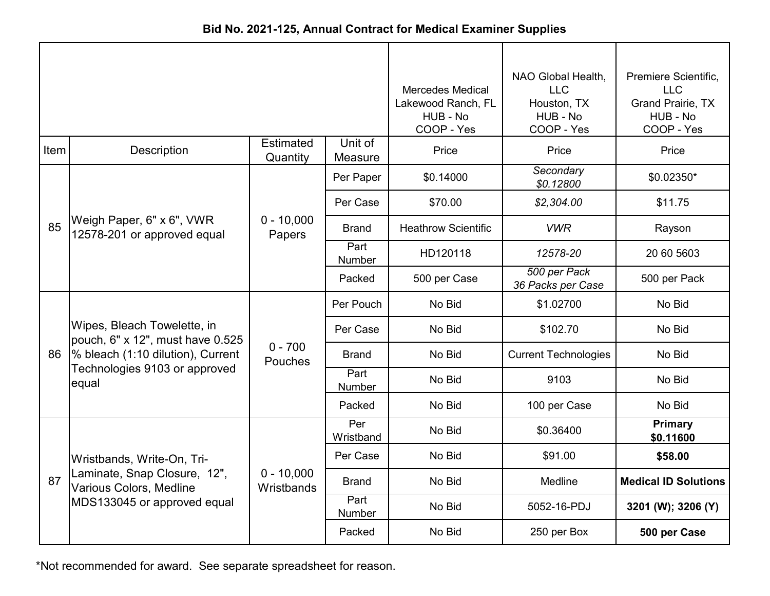**Bid No. 2021-125, Annual Contract for Medical Examiner Supplies**

| | | | | Mercedes Medical Lakewood Ranch, FL HUB - No COOP - Yes | NAO Global Health, LLC Houston, TX HUB - No COOP - Yes | Premiere Scientific, LLC Grand Prairie, TX HUB - No COOP - Yes |
|---|---|---|---|---|---|---|
| Item | Description | Estimated Quantity | Unit of Measure | Price | Price | Price |
| 85 | Weigh Paper, 6" x 6", VWR 12578-201 or approved equal | 0 - 10,000 Papers | Per Paper | $0.14000 | *Secondary $0.12800* | $0.02350* |
| | | | Per Case | $70.00 | *$2,304.00* | $11.75 |
| | | | Brand | Heathrow Scientific | *VWR* | Rayson |
| | | | Part Number | HD120118 | *12578-20* | 20 60 5603 |
| | | | Packed | 500 per Case | *500 per Pack 36 Packs per Case* | 500 per Pack |
| 86 | Wipes, Bleach Towelette, in pouch, 6" x 12", must have 0.525 % bleach (1:10 dilution), Current Technologies 9103 or approved equal | 0 - 700 Pouches | Per Pouch | No Bid | $1.02700 | No Bid |
| | | | Per Case | No Bid | $102.70 | No Bid |
| | | | Brand | No Bid | Current Technologies | No Bid |
| | | | Part Number | No Bid | 9103 | No Bid |
| | | | Packed | No Bid | 100 per Case | No Bid |
| 87 | Wristbands, Write-On, Tri-Laminate, Snap Closure, 12", Various Colors, Medline MDS133045 or approved equal | 0 - 10,000 Wristbands | Per Wristband | No Bid | $0.36400 | **Primary $0.11600** |
| | | | Per Case | No Bid | $91.00 | **$58.00** |
| | | | Brand | No Bid | Medline | **Medical ID Solutions** |
| | | | Part Number | No Bid | 5052-16-PDJ | **3201 (W); 3206 (Y)** |
| | | | Packed | No Bid | 250 per Box | **500 per Case** |

*Not recommended for award. See separate spreadsheet for reason.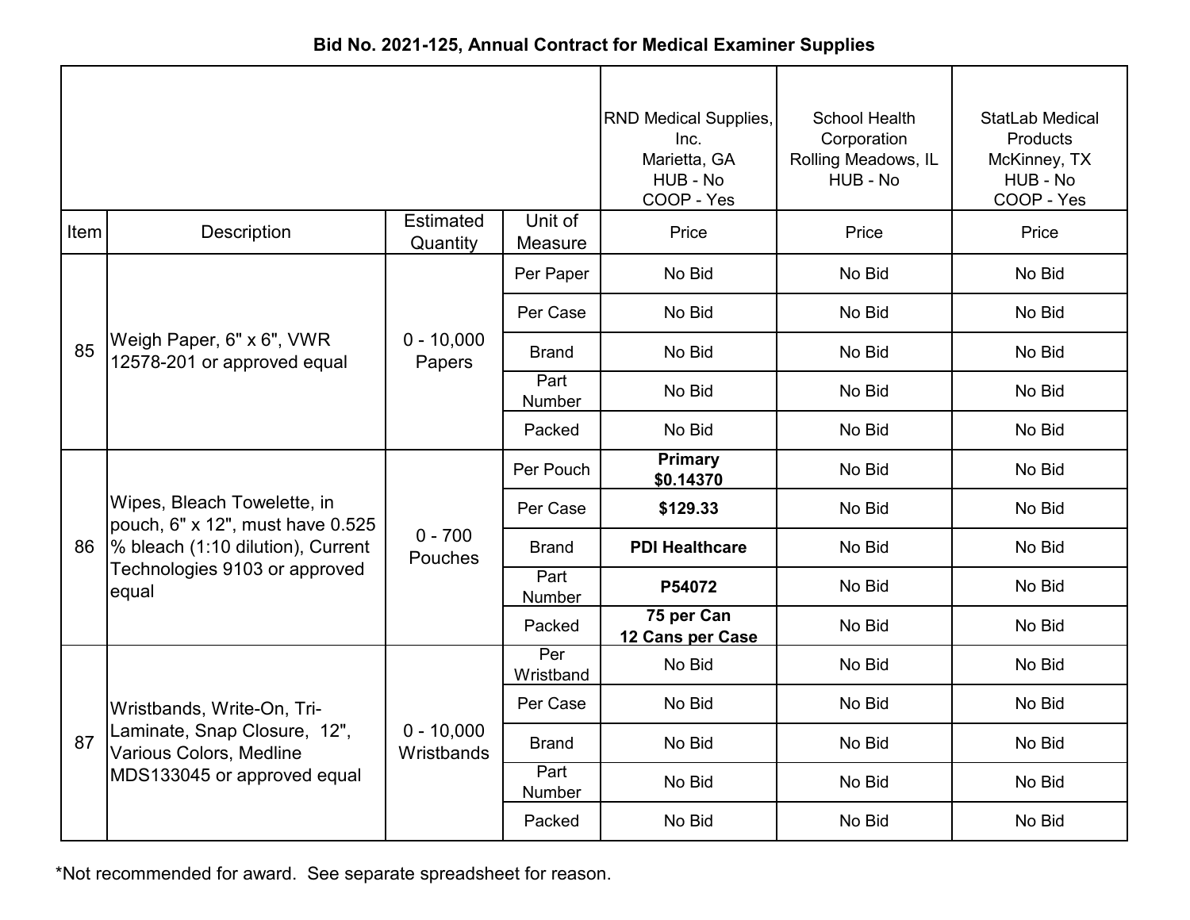# Bid No. 2021-125, Annual Contract for Medical Examiner Supplies

| | | | | RND Medical Supplies, Inc.<br>Marietta, GA<br>HUB - No<br>COOP - Yes | School Health Corporation<br>Rolling Meadows, IL<br>HUB - No | StatLab Medical Products<br>McKinney, TX<br>HUB - No<br>COOP - Yes |
|---|---|---|---|---|---|---|
| Item | Description | Estimated Quantity | Unit of Measure | Price | Price | Price |
| 85 | Weigh Paper, 6" x 6", VWR 12578-201 or approved equal | 0 - 10,000 Papers | Per Paper | No Bid | No Bid | No Bid |
| | | | Per Case | No Bid | No Bid | No Bid |
| | | | Brand | No Bid | No Bid | No Bid |
| | | | Part Number | No Bid | No Bid | No Bid |
| | | | Packed | No Bid | No Bid | No Bid |
| 86 | Wipes, Bleach Towelette, in pouch, 6" x 12", must have 0.525 % bleach (1:10 dilution), Current Technologies 9103 or approved equal | 0 - 700 Pouches | Per Pouch | **Primary $0.14370** | No Bid | No Bid |
| | | | Per Case | **$129.33** | No Bid | No Bid |
| | | | Brand | **PDI Healthcare** | No Bid | No Bid |
| | | | Part Number | **P54072** | No Bid | No Bid |
| | | | Packed | **75 per Can 12 Cans per Case** | No Bid | No Bid |
| 87 | Wristbands, Write-On, Tri-Laminate, Snap Closure, 12", Various Colors, Medline MDS133045 or approved equal | 0 - 10,000 Wristbands | Per Wristband | No Bid | No Bid | No Bid |
| | | | Per Case | No Bid | No Bid | No Bid |
| | | | Brand | No Bid | No Bid | No Bid |
| | | | Part Number | No Bid | No Bid | No Bid |
| | | | Packed | No Bid | No Bid | No Bid |

*Not recommended for award. See separate spreadsheet for reason.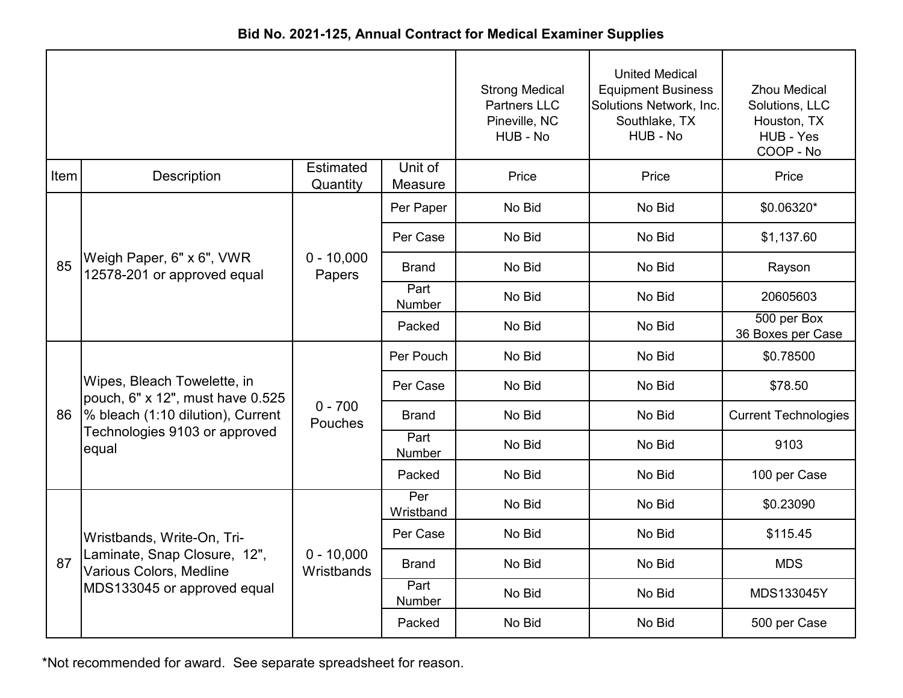## Bid No. 2021-125, Annual Contract for Medical Examiner Supplies

| | | | | Strong Medical Partners LLC Pineville, NC HUB - No | United Medical Equipment Business Solutions Network, Inc. Southlake, TX HUB - No | Zhou Medical Solutions, LLC Houston, TX HUB - Yes COOP - No |
|---|---|---|---|---|---|---|
| Item | Description | Estimated Quantity | Unit of Measure | Price | Price | Price |
| 85 | Weigh Paper, 6" x 6", VWR 12578-201 or approved equal | 0 - 10,000 Papers | Per Paper | No Bid | No Bid | $0.06320* |
| | | | Per Case | No Bid | No Bid | $1,137.60 |
| | | | Brand | No Bid | No Bid | Rayson |
| | | | Part Number | No Bid | No Bid | 20605603 |
| | | | Packed | No Bid | No Bid | 500 per Box 36 Boxes per Case |
| 86 | Wipes, Bleach Towelette, in pouch, 6" x 12", must have 0.525 % bleach (1:10 dilution), Current Technologies 9103 or approved equal | 0 - 700 Pouches | Per Pouch | No Bid | No Bid | $0.78500 |
| | | | Per Case | No Bid | No Bid | $78.50 |
| | | | Brand | No Bid | No Bid | Current Technologies |
| | | | Part Number | No Bid | No Bid | 9103 |
| | | | Packed | No Bid | No Bid | 100 per Case |
| 87 | Wristbands, Write-On, Tri-Laminate, Snap Closure, 12", Various Colors, Medline MDS133045 or approved equal | 0 - 10,000 Wristbands | Per Wristband | No Bid | No Bid | $0.23090 |
| | | | Per Case | No Bid | No Bid | $115.45 |
| | | | Brand | No Bid | No Bid | MDS |
| | | | Part Number | No Bid | No Bid | MDS133045Y |
| | | | Packed | No Bid | No Bid | 500 per Case |

*Not recommended for award. See separate spreadsheet for reason.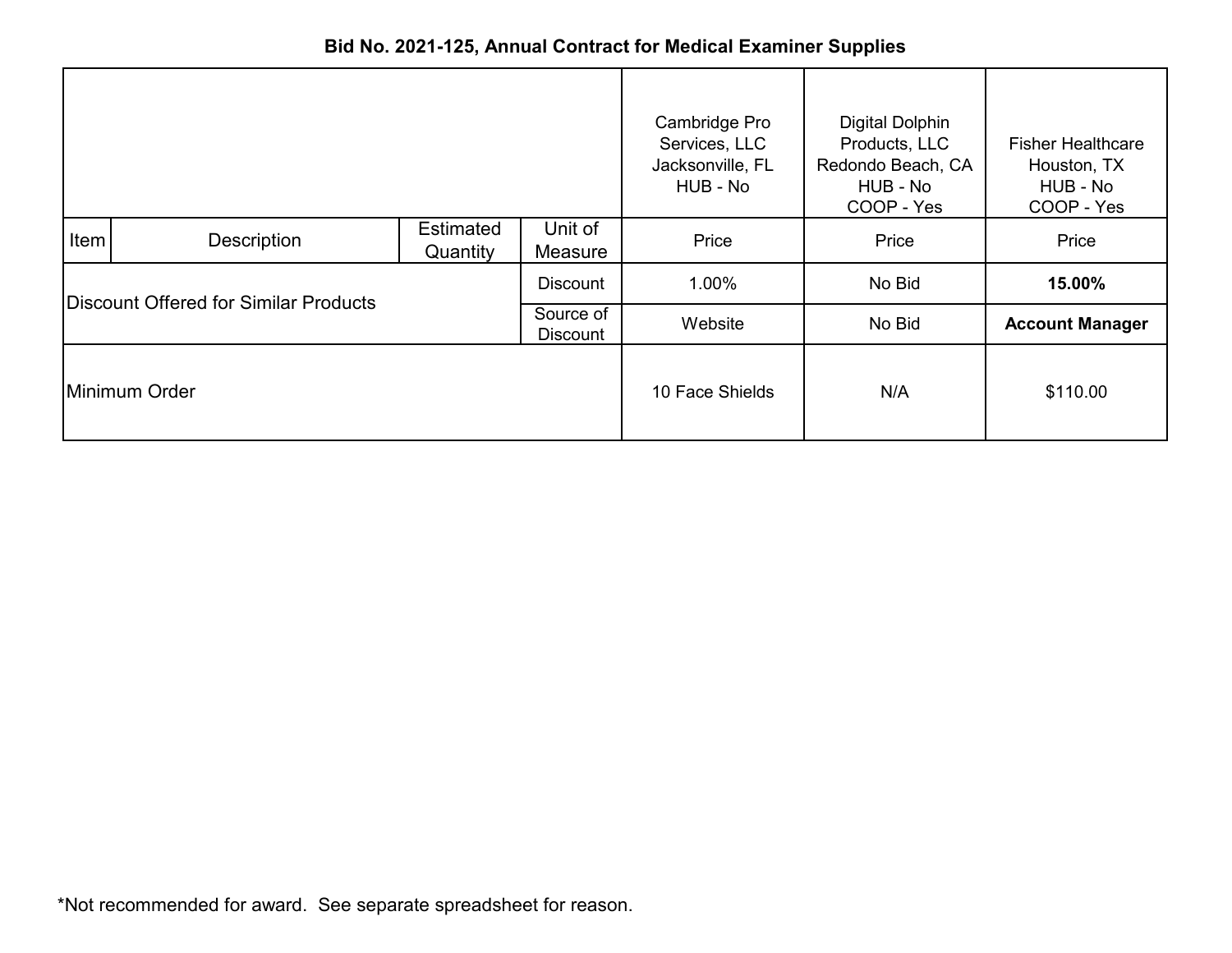**Bid No. 2021-125, Annual Contract for Medical Examiner Supplies**

| Item | Description | Estimated Quantity | Unit of Measure | Cambridge Pro Services, LLC Jacksonville, FL HUB - No | Digital Dolphin Products, LLC Redondo Beach, CA HUB - No COOP - Yes | Fisher Healthcare Houston, TX HUB - No COOP - Yes |
|---|---|---|---|---|---|---|
| | | | | Price | Price | Price |
| Discount Offered for Similar Products | | | Discount | 1.00% | No Bid | **15.00%** |
| | | | Source of Discount | Website | No Bid | **Account Manager** |
| Minimum Order | | | | 10 Face Shields | N/A | $110.00 |

*Not recommended for award. See separate spreadsheet for reason.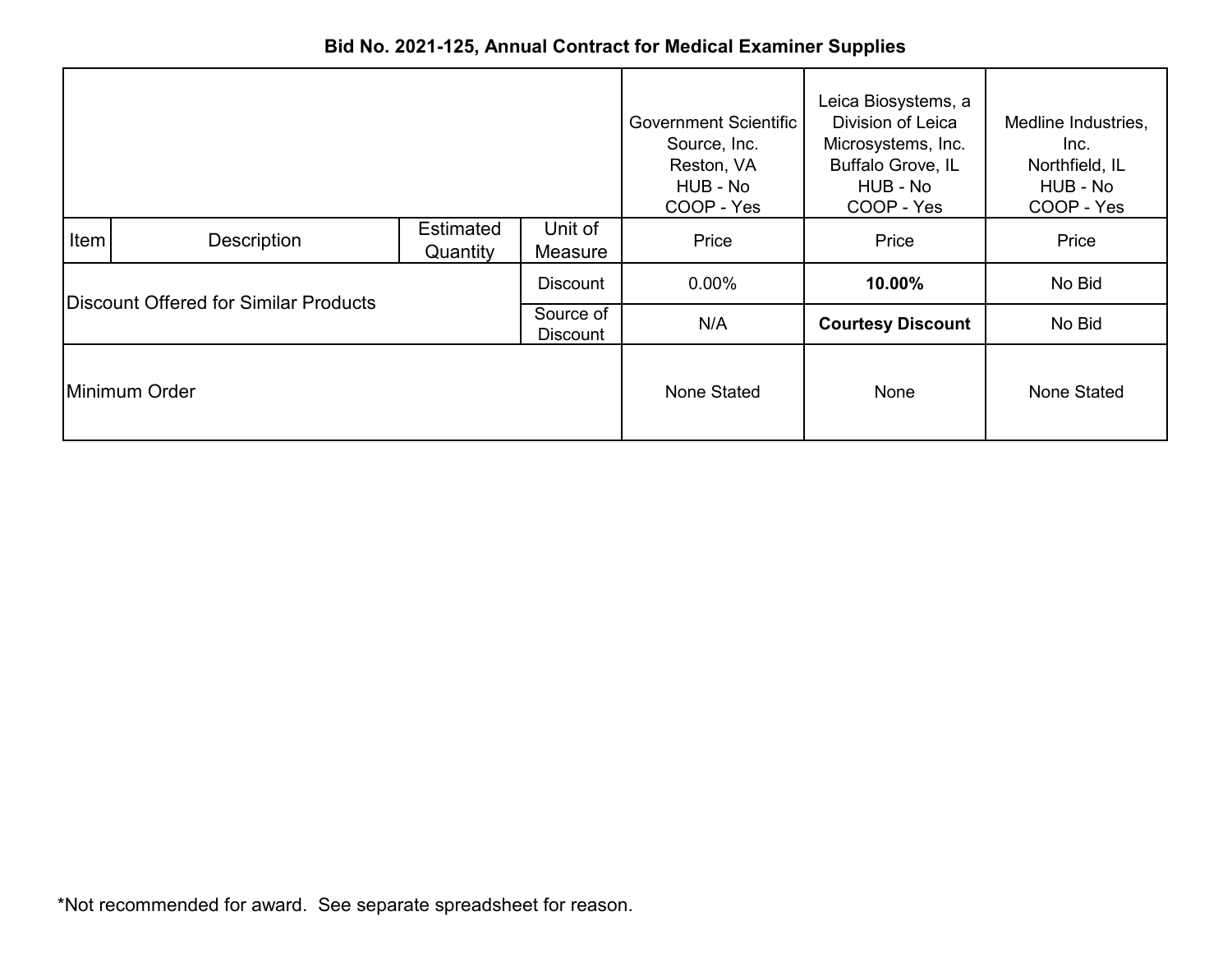**Bid No. 2021-125, Annual Contract for Medical Examiner Supplies**

| Item | Description | Estimated Quantity | Unit of Measure | Government Scientific Source, Inc. Reston, VA HUB - No COOP - Yes Price | Leica Biosystems, a Division of Leica Microsystems, Inc. Buffalo Grove, IL HUB - No COOP - Yes Price | Medline Industries, Inc. Northfield, IL HUB - No COOP - Yes Price |
|---|---|---|---|---|---|---|
| Discount Offered for Similar Products | | | Discount | 0.00% | **10.00%** | No Bid |
| | | | Source of Discount | N/A | **Courtesy Discount** | No Bid |
| Minimum Order | | | | None Stated | None | None Stated |

*Not recommended for award. See separate spreadsheet for reason.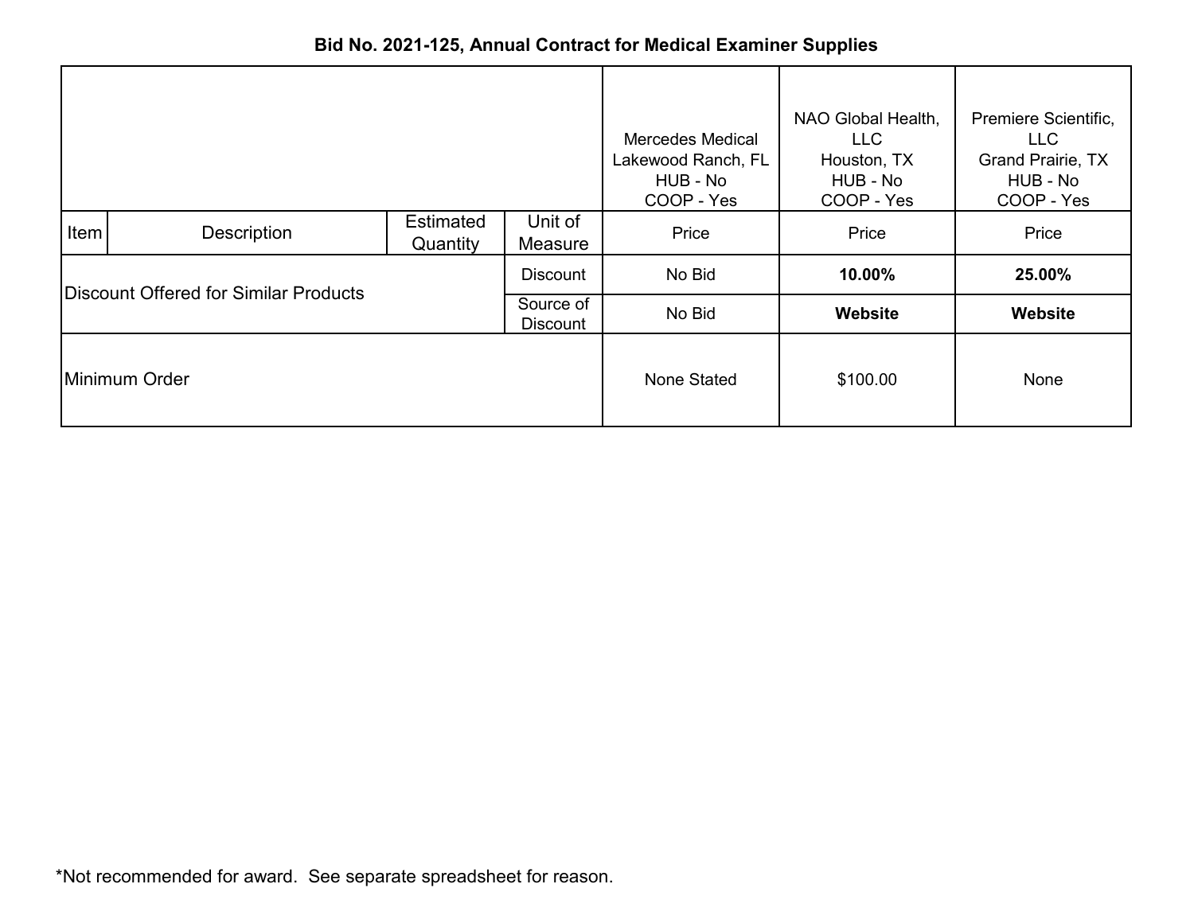**Bid No. 2021-125, Annual Contract for Medical Examiner Supplies**

| | | | | Mercedes Medical Lakewood Ranch, FL HUB - No COOP - Yes | NAO Global Health, LLC Houston, TX HUB - No COOP - Yes | Premiere Scientific, LLC Grand Prairie, TX HUB - No COOP - Yes |
|---|---|---|---|---|---|---|
| Item | Description | Estimated Quantity | Unit of Measure | Price | Price | Price |
| Discount Offered for Similar Products | | | Discount | No Bid | **10.00%** | **25.00%** |
| | | | Source of Discount | No Bid | **Website** | **Website** |
| Minimum Order | | | | None Stated | $100.00 | None |

*Not recommended for award. See separate spreadsheet for reason.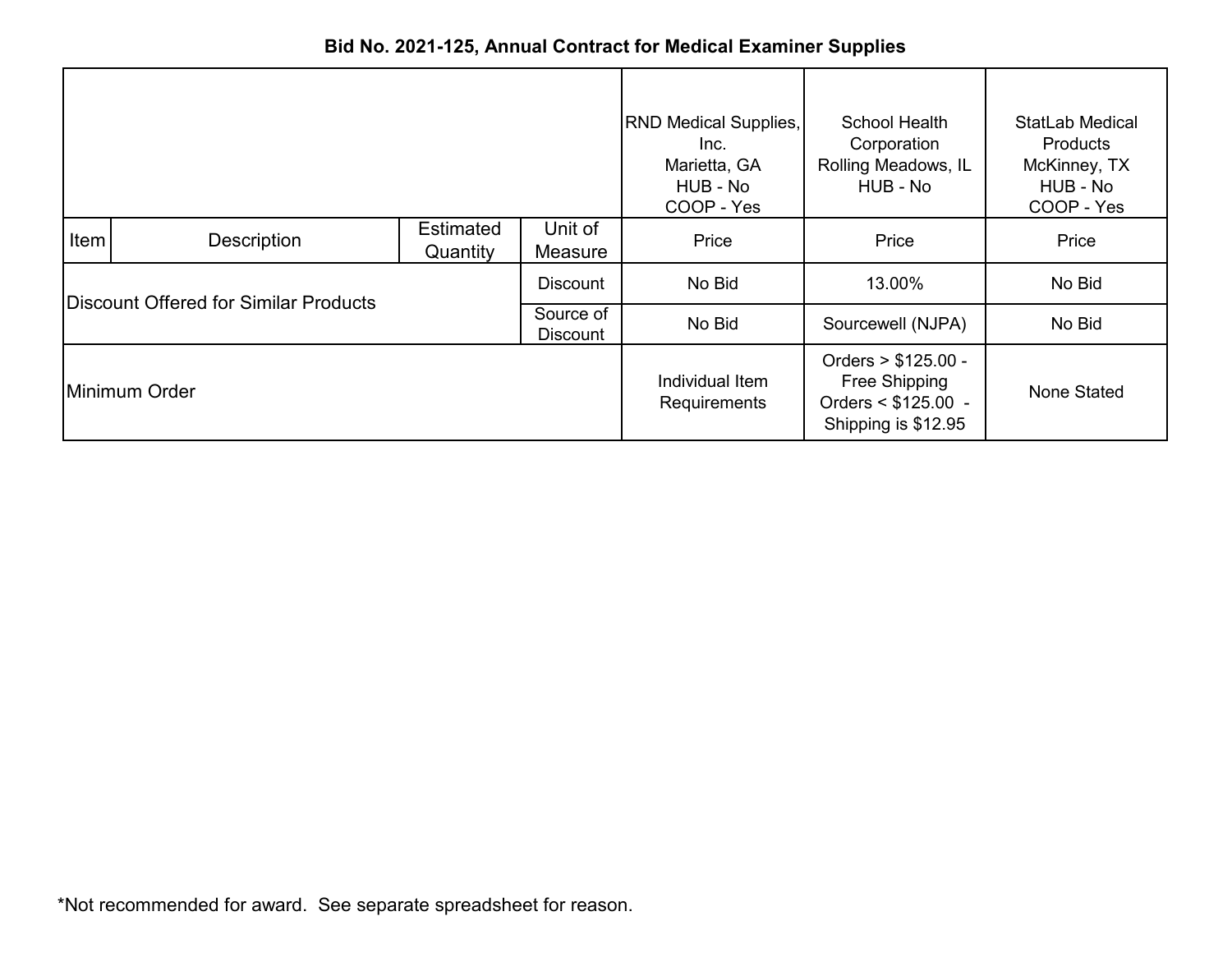**Bid No. 2021-125, Annual Contract for Medical Examiner Supplies**

| Item | Description | Estimated Quantity | Unit of Measure | RND Medical Supplies, Inc.<br>Marietta, GA<br>HUB - No<br>COOP - Yes | School Health Corporation<br>Rolling Meadows, IL<br>HUB - No | StatLab Medical Products<br>McKinney, TX<br>HUB - No<br>COOP - Yes |
|---|---|---|---|---|---|---|
| | | | | Price | Price | Price |
| Discount Offered for Similar Products | | | Discount | No Bid | 13.00% | No Bid |
| | | | Source of Discount | No Bid | Sourcewell (NJPA) | No Bid |
| Minimum Order | | | | Individual Item Requirements | Orders > $125.00 - Free Shipping<br>Orders < $125.00 - Shipping is $12.95 | None Stated |

*Not recommended for award. See separate spreadsheet for reason.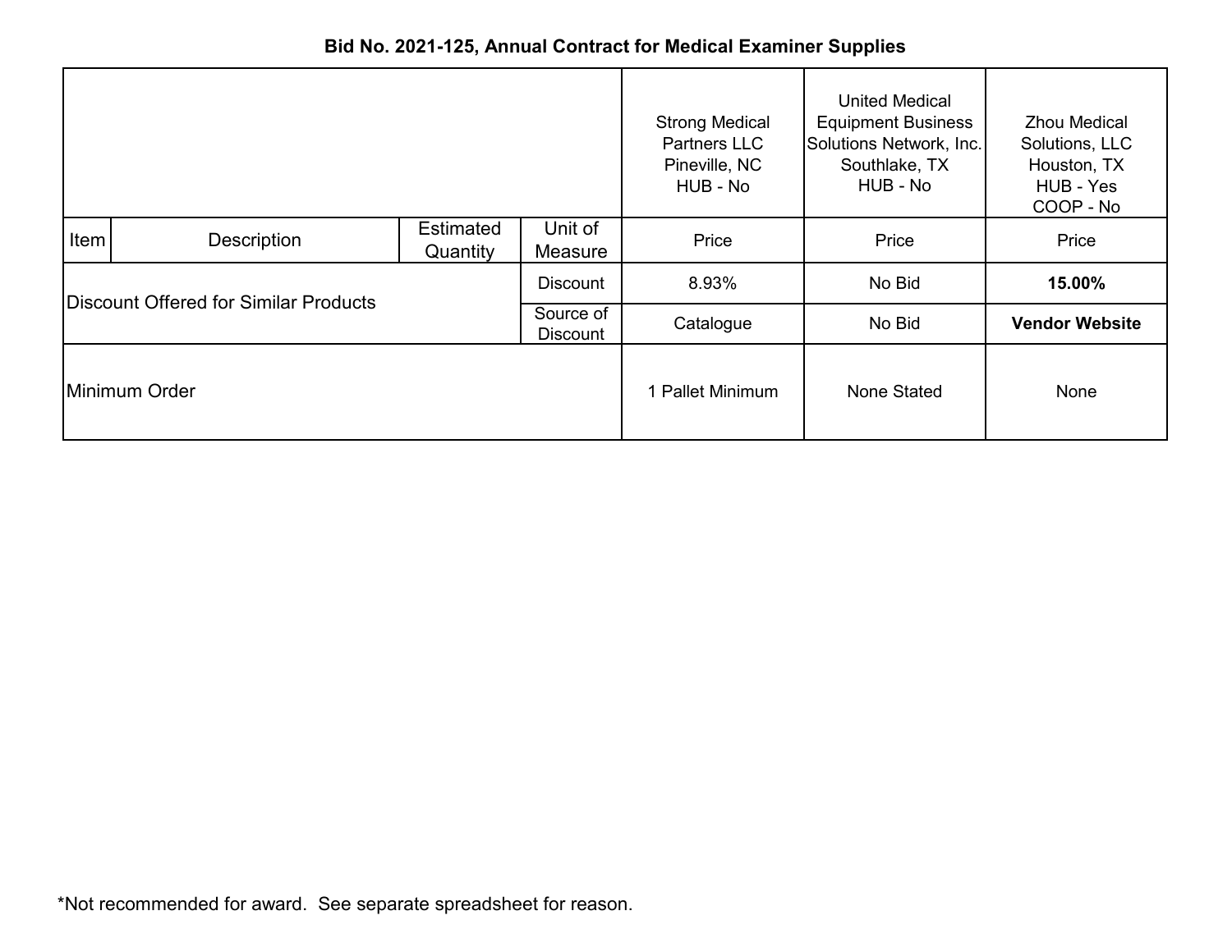**Bid No. 2021-125, Annual Contract for Medical Examiner Supplies**

| | | | | Strong Medical Partners LLC Pineville, NC HUB - No | United Medical Equipment Business Solutions Network, Inc. Southlake, TX HUB - No | Zhou Medical Solutions, LLC Houston, TX HUB - Yes COOP - No |
|---|---|---|---|---|---|---|
| Item | Description | Estimated Quantity | Unit of Measure | Price | Price | Price |
| Discount Offered for Similar Products | | | Discount | 8.93% | No Bid | **15.00%** |
| | | | Source of Discount | Catalogue | No Bid | **Vendor Website** |
| Minimum Order | | | | 1 Pallet Minimum | None Stated | None |

*Not recommended for award. See separate spreadsheet for reason.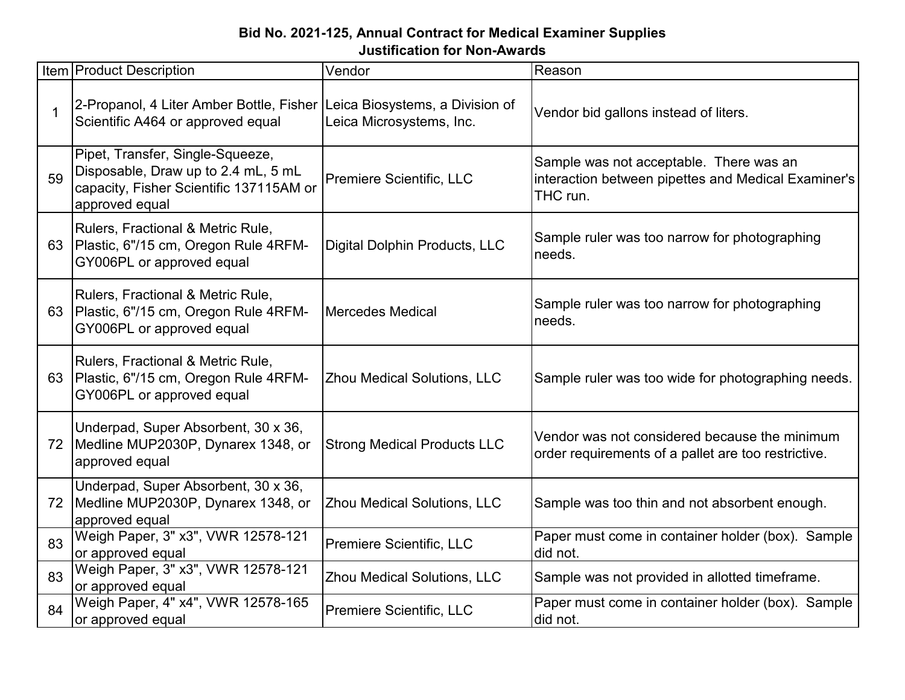**Bid No. 2021-125, Annual Contract for Medical Examiner Supplies**
**Justification for Non-Awards**

| Item | Product Description | Vendor | Reason |
|---|---|---|---|
| 1 | 2-Propanol, 4 Liter Amber Bottle, Fisher Scientific A464 or approved equal | Leica Biosystems, a Division of Leica Microsystems, Inc. | Vendor bid gallons instead of liters. |
| 59 | Pipet, Transfer, Single-Squeeze, Disposable, Draw up to 2.4 mL, 5 mL capacity, Fisher Scientific 137115AM or approved equal | Premiere Scientific, LLC | Sample was not acceptable. There was an interaction between pipettes and Medical Examiner's THC run. |
| 63 | Rulers, Fractional & Metric Rule, Plastic, 6"/15 cm, Oregon Rule 4RFM-GY006PL or approved equal | Digital Dolphin Products, LLC | Sample ruler was too narrow for photographing needs. |
| 63 | Rulers, Fractional & Metric Rule, Plastic, 6"/15 cm, Oregon Rule 4RFM-GY006PL or approved equal | Mercedes Medical | Sample ruler was too narrow for photographing needs. |
| 63 | Rulers, Fractional & Metric Rule, Plastic, 6"/15 cm, Oregon Rule 4RFM-GY006PL or approved equal | Zhou Medical Solutions, LLC | Sample ruler was too wide for photographing needs. |
| 72 | Underpad, Super Absorbent, 30 x 36, Medline MUP2030P, Dynarex 1348, or approved equal | Strong Medical Products LLC | Vendor was not considered because the minimum order requirements of a pallet are too restrictive. |
| 72 | Underpad, Super Absorbent, 30 x 36, Medline MUP2030P, Dynarex 1348, or approved equal | Zhou Medical Solutions, LLC | Sample was too thin and not absorbent enough. |
| 83 | Weigh Paper, 3" x3", VWR 12578-121 or approved equal | Premiere Scientific, LLC | Paper must come in container holder (box). Sample did not. |
| 83 | Weigh Paper, 3" x3", VWR 12578-121 or approved equal | Zhou Medical Solutions, LLC | Sample was not provided in allotted timeframe. |
| 84 | Weigh Paper, 4" x4", VWR 12578-165 or approved equal | Premiere Scientific, LLC | Paper must come in container holder (box). Sample did not. |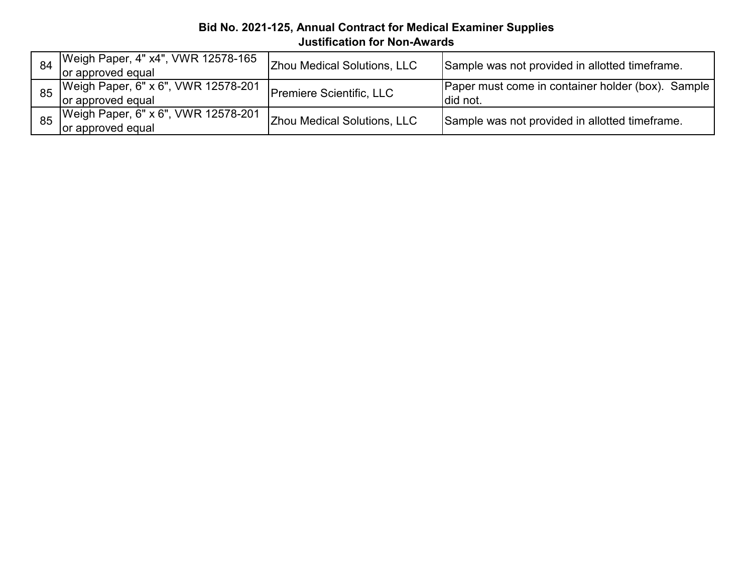**Bid No. 2021-125, Annual Contract for Medical Examiner Supplies**
**Justification for Non-Awards**

| | | | |
|---|---|---|---|
| 84 | Weigh Paper, 4" x4", VWR 12578-165 or approved equal | Zhou Medical Solutions, LLC | Sample was not provided in allotted timeframe. |
| 85 | Weigh Paper, 6" x 6", VWR 12578-201 or approved equal | Premiere Scientific, LLC | Paper must come in container holder (box). Sample did not. |
| 85 | Weigh Paper, 6" x 6", VWR 12578-201 or approved equal | Zhou Medical Solutions, LLC | Sample was not provided in allotted timeframe. |